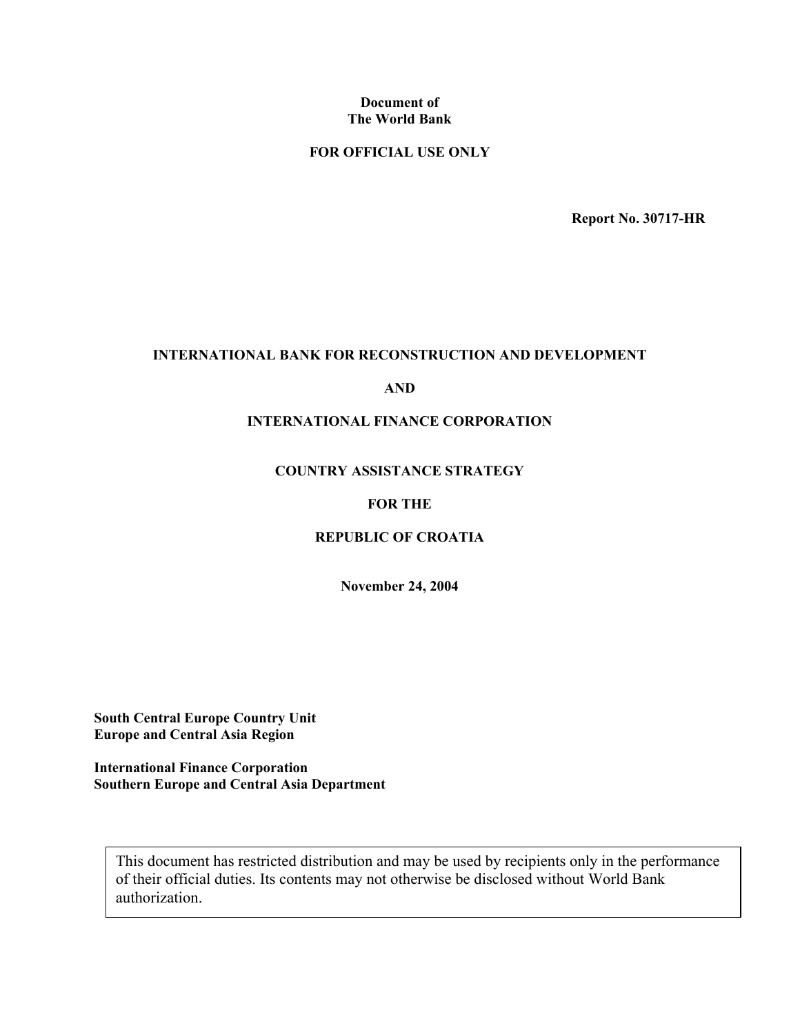**Document of**
**The World Bank**

**FOR OFFICIAL USE ONLY**

**Report No. 30717-HR**

# INTERNATIONAL BANK FOR RECONSTRUCTION AND DEVELOPMENT

# AND

# INTERNATIONAL FINANCE CORPORATION

# COUNTRY ASSISTANCE STRATEGY

# FOR THE

# REPUBLIC OF CROATIA

**November 24, 2004**

**South Central Europe Country Unit**
**Europe and Central Asia Region**

**International Finance Corporation**
**Southern Europe and Central Asia Department**

This document has restricted distribution and may be used by recipients only in the performance of their official duties. Its contents may not otherwise be disclosed without World Bank authorization.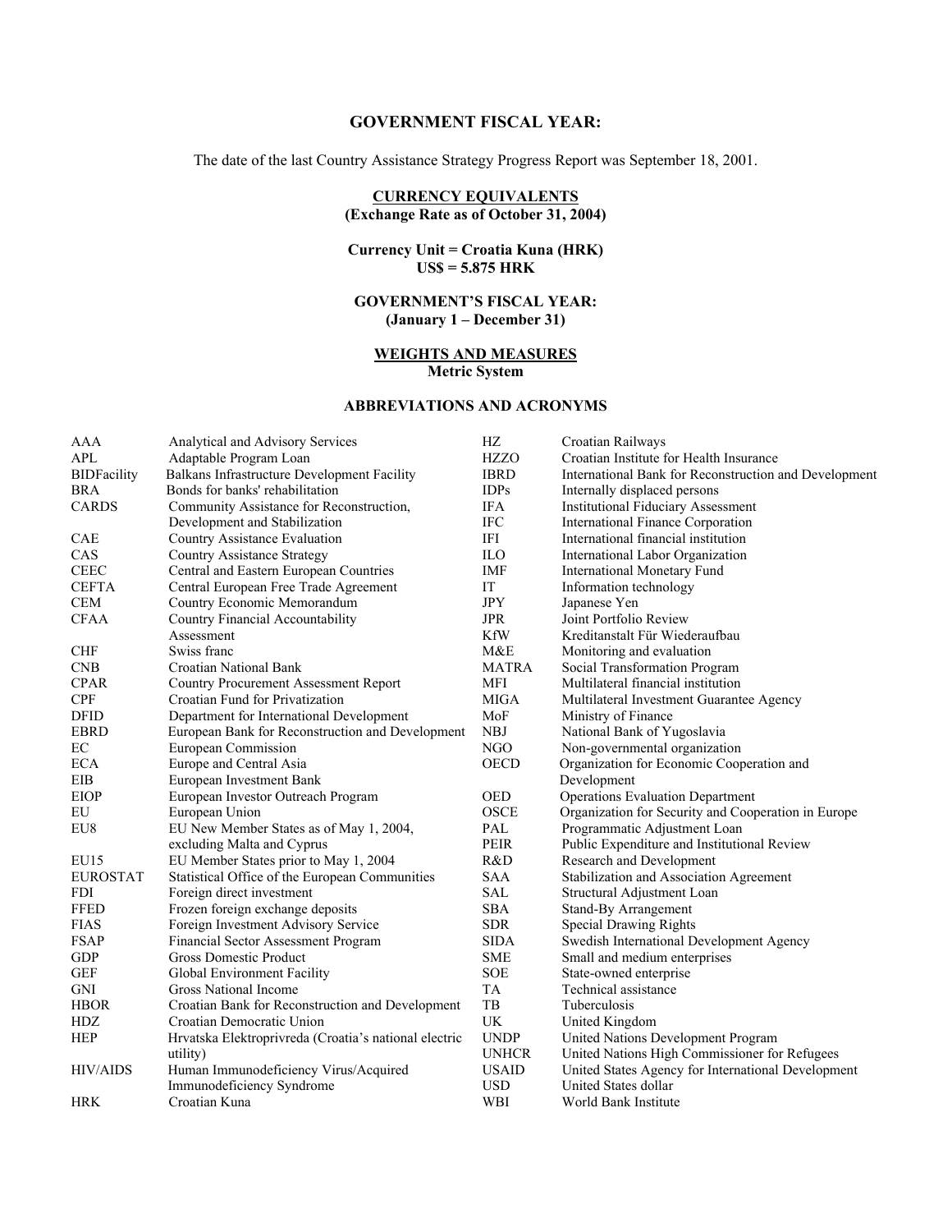**GOVERNMENT FISCAL YEAR:**

The date of the last Country Assistance Strategy Progress Report was September 18, 2001.

**CURRENCY EQUIVALENTS**
**(Exchange Rate as of October 31, 2004)**

**Currency Unit = Croatia Kuna (HRK)**
**US$ = 5.875 HRK**

**GOVERNMENT'S FISCAL YEAR:**
**(January 1 – December 31)**

**WEIGHTS AND MEASURES**
**Metric System**

**ABBREVIATIONS AND ACRONYMS**

| | |
|---|---|
| AAA | Analytical and Advisory Services |
| APL | Adaptable Program Loan |
| BIDFacility | Balkans Infrastructure Development Facility |
| BRA | Bonds for banks' rehabilitation |
| CARDS | Community Assistance for Reconstruction, Development and Stabilization |
| CAE | Country Assistance Evaluation |
| CAS | Country Assistance Strategy |
| CEEC | Central and Eastern European Countries |
| CEFTA | Central European Free Trade Agreement |
| CEM | Country Economic Memorandum |
| CFAA | Country Financial Accountability Assessment |
| CHF | Swiss franc |
| CNB | Croatian National Bank |
| CPAR | Country Procurement Assessment Report |
| CPF | Croatian Fund for Privatization |
| DFID | Department for International Development |
| EBRD | European Bank for Reconstruction and Development |
| EC | European Commission |
| ECA | Europe and Central Asia |
| EIB | European Investment Bank |
| EIOP | European Investor Outreach Program |
| EU | European Union |
| EU8 | EU New Member States as of May 1, 2004, excluding Malta and Cyprus |
| EU15 | EU Member States prior to May 1, 2004 |
| EUROSTAT | Statistical Office of the European Communities |
| FDI | Foreign direct investment |
| FFED | Frozen foreign exchange deposits |
| FIAS | Foreign Investment Advisory Service |
| FSAP | Financial Sector Assessment Program |
| GDP | Gross Domestic Product |
| GEF | Global Environment Facility |
| GNI | Gross National Income |
| HBOR | Croatian Bank for Reconstruction and Development |
| HDZ | Croatian Democratic Union |
| HEP | Hrvatska Elektroprivreda (Croatia's national electric utility) |
| HIV/AIDS | Human Immunodeficiency Virus/Acquired Immunodeficiency Syndrome |
| HRK | Croatian Kuna |
| HZ | Croatian Railways |
| HZZO | Croatian Institute for Health Insurance |
| IBRD | International Bank for Reconstruction and Development |
| IDPs | Internally displaced persons |
| IFA | Institutional Fiduciary Assessment |
| IFC | International Finance Corporation |
| IFI | International financial institution |
| ILO | International Labor Organization |
| IMF | International Monetary Fund |
| IT | Information technology |
| JPY | Japanese Yen |
| JPR | Joint Portfolio Review |
| KfW | Kreditanstalt Für Wiederaufbau |
| M&E | Monitoring and evaluation |
| MATRA | Social Transformation Program |
| MFI | Multilateral financial institution |
| MIGA | Multilateral Investment Guarantee Agency |
| MoF | Ministry of Finance |
| NBJ | National Bank of Yugoslavia |
| NGO | Non-governmental organization |
| OECD | Organization for Economic Cooperation and Development |
| OED | Operations Evaluation Department |
| OSCE | Organization for Security and Cooperation in Europe |
| PAL | Programmatic Adjustment Loan |
| PEIR | Public Expenditure and Institutional Review |
| R&D | Research and Development |
| SAA | Stabilization and Association Agreement |
| SAL | Structural Adjustment Loan |
| SBA | Stand-By Arrangement |
| SDR | Special Drawing Rights |
| SIDA | Swedish International Development Agency |
| SME | Small and medium enterprises |
| SOE | State-owned enterprise |
| TA | Technical assistance |
| TB | Tuberculosis |
| UK | United Kingdom |
| UNDP | United Nations Development Program |
| UNHCR | United Nations High Commissioner for Refugees |
| USAID | United States Agency for International Development |
| USD | United States dollar |
| WBI | World Bank Institute |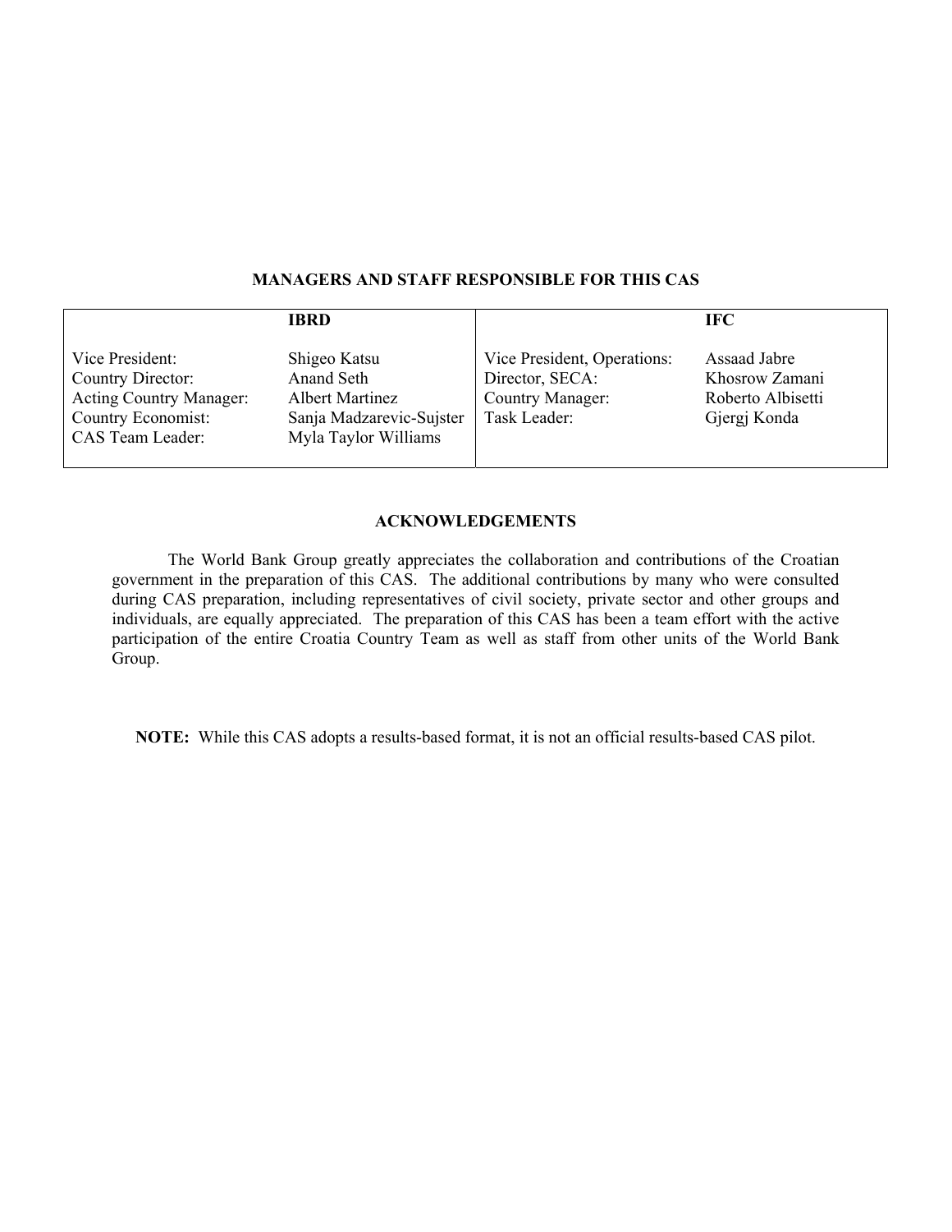**MANAGERS AND STAFF RESPONSIBLE FOR THIS CAS**

| IBRD | | IFC | |
|---|---|---|---|
| Vice President: | Shigeo Katsu | Vice President, Operations: | Assaad Jabre |
| Country Director: | Anand Seth | Director, SECA: | Khosrow Zamani |
| Acting Country Manager: | Albert Martinez | Country Manager: | Roberto Albisetti |
| Country Economist: | Sanja Madzarevic-Sujster | Task Leader: | Gjergj Konda |
| CAS Team Leader: | Myla Taylor Williams | | |

**ACKNOWLEDGEMENTS**

The World Bank Group greatly appreciates the collaboration and contributions of the Croatian government in the preparation of this CAS. The additional contributions by many who were consulted during CAS preparation, including representatives of civil society, private sector and other groups and individuals, are equally appreciated. The preparation of this CAS has been a team effort with the active participation of the entire Croatia Country Team as well as staff from other units of the World Bank Group.

**NOTE:** While this CAS adopts a results-based format, it is not an official results-based CAS pilot.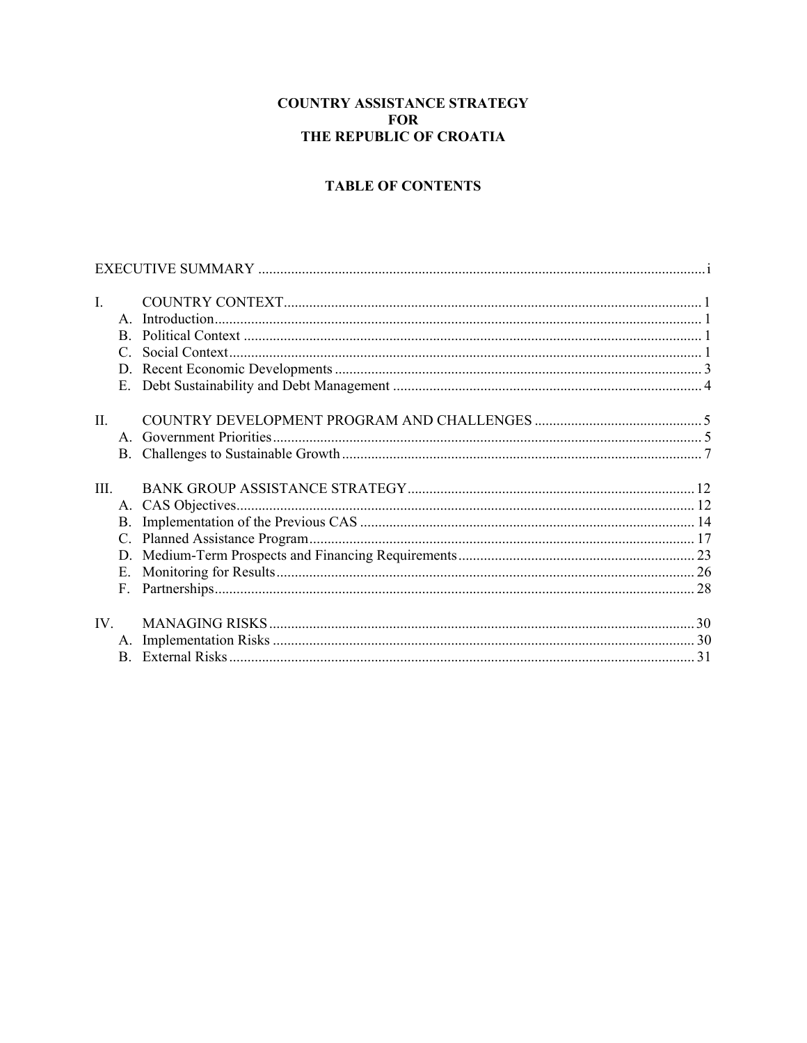**COUNTRY ASSISTANCE STRATEGY**
**FOR**
**THE REPUBLIC OF CROATIA**

**TABLE OF CONTENTS**

EXECUTIVE SUMMARY ........................................................................ i

I. COUNTRY CONTEXT ........................................................................ 1
- A. Introduction ........................................................................ 1
- B. Political Context ........................................................................ 1
- C. Social Context ........................................................................ 1
- D. Recent Economic Developments ........................................................................ 3
- E. Debt Sustainability and Debt Management ........................................................................ 4

II. COUNTRY DEVELOPMENT PROGRAM AND CHALLENGES ........................................................................ 5
- A. Government Priorities ........................................................................ 5
- B. Challenges to Sustainable Growth ........................................................................ 7

III. BANK GROUP ASSISTANCE STRATEGY ........................................................................ 12
- A. CAS Objectives ........................................................................ 12
- B. Implementation of the Previous CAS ........................................................................ 14
- C. Planned Assistance Program ........................................................................ 17
- D. Medium-Term Prospects and Financing Requirements ........................................................................ 23
- E. Monitoring for Results ........................................................................ 26
- F. Partnerships ........................................................................ 28

IV. MANAGING RISKS ........................................................................ 30
- A. Implementation Risks ........................................................................ 30
- B. External Risks ........................................................................ 31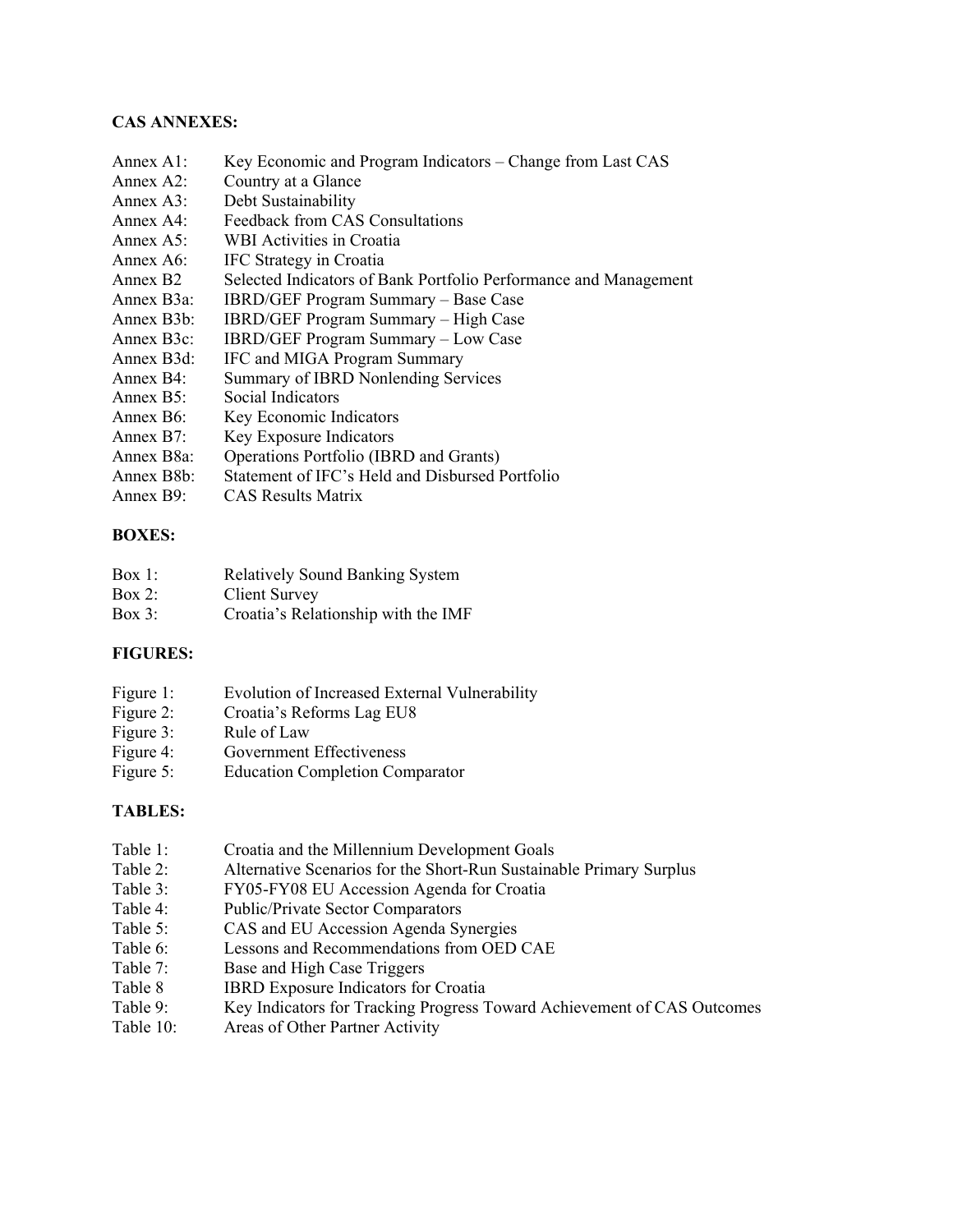**CAS ANNEXES:**

Annex A1: Key Economic and Program Indicators – Change from Last CAS
Annex A2: Country at a Glance
Annex A3: Debt Sustainability
Annex A4: Feedback from CAS Consultations
Annex A5: WBI Activities in Croatia
Annex A6: IFC Strategy in Croatia
Annex B2 Selected Indicators of Bank Portfolio Performance and Management
Annex B3a: IBRD/GEF Program Summary – Base Case
Annex B3b: IBRD/GEF Program Summary – High Case
Annex B3c: IBRD/GEF Program Summary – Low Case
Annex B3d: IFC and MIGA Program Summary
Annex B4: Summary of IBRD Nonlending Services
Annex B5: Social Indicators
Annex B6: Key Economic Indicators
Annex B7: Key Exposure Indicators
Annex B8a: Operations Portfolio (IBRD and Grants)
Annex B8b: Statement of IFC's Held and Disbursed Portfolio
Annex B9: CAS Results Matrix

**BOXES:**

Box 1: Relatively Sound Banking System
Box 2: Client Survey
Box 3: Croatia's Relationship with the IMF

**FIGURES:**

Figure 1: Evolution of Increased External Vulnerability
Figure 2: Croatia's Reforms Lag EU8
Figure 3: Rule of Law
Figure 4: Government Effectiveness
Figure 5: Education Completion Comparator

**TABLES:**

Table 1: Croatia and the Millennium Development Goals
Table 2: Alternative Scenarios for the Short-Run Sustainable Primary Surplus
Table 3: FY05-FY08 EU Accession Agenda for Croatia
Table 4: Public/Private Sector Comparators
Table 5: CAS and EU Accession Agenda Synergies
Table 6: Lessons and Recommendations from OED CAE
Table 7: Base and High Case Triggers
Table 8 IBRD Exposure Indicators for Croatia
Table 9: Key Indicators for Tracking Progress Toward Achievement of CAS Outcomes
Table 10: Areas of Other Partner Activity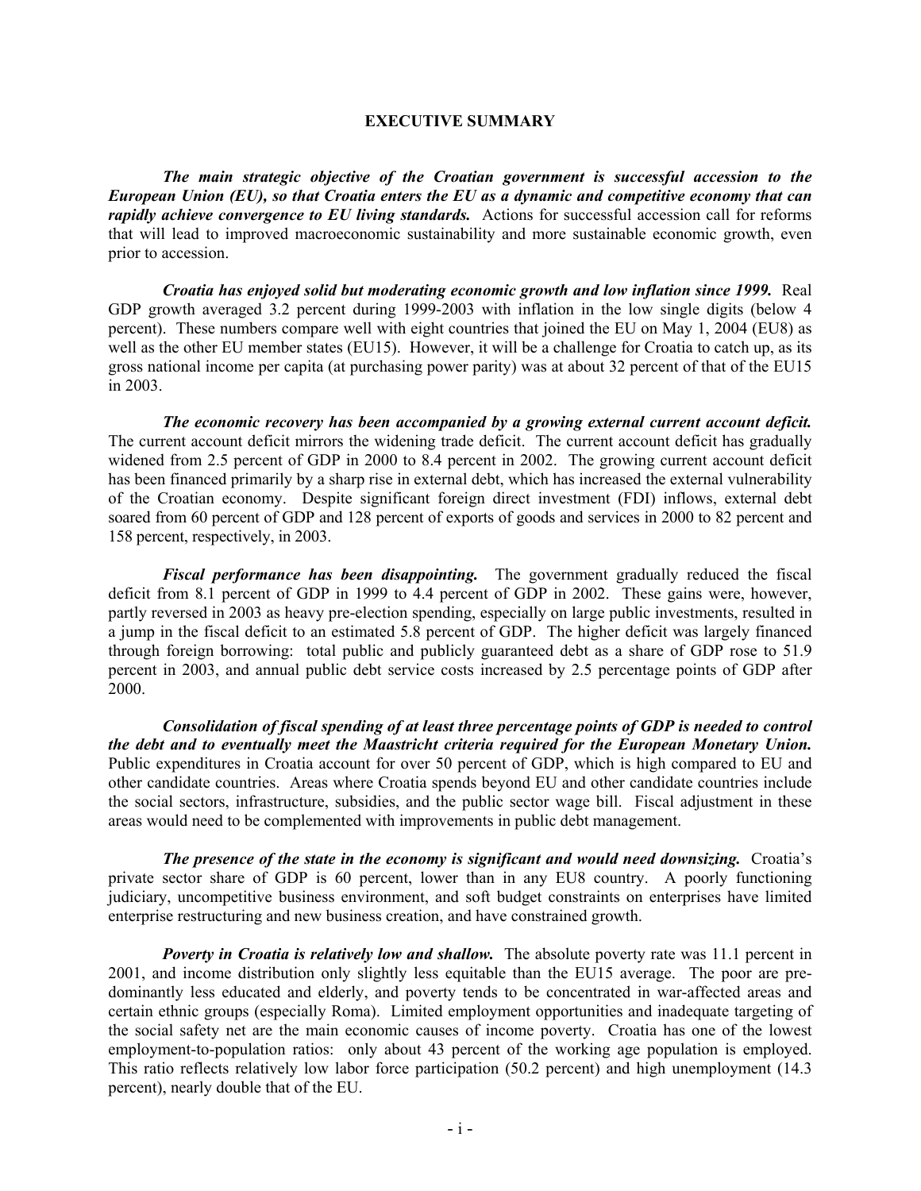## EXECUTIVE SUMMARY

***The main strategic objective of the Croatian government is successful accession to the European Union (EU), so that Croatia enters the EU as a dynamic and competitive economy that can rapidly achieve convergence to EU living standards.*** Actions for successful accession call for reforms that will lead to improved macroeconomic sustainability and more sustainable economic growth, even prior to accession.

***Croatia has enjoyed solid but moderating economic growth and low inflation since 1999.*** Real GDP growth averaged 3.2 percent during 1999-2003 with inflation in the low single digits (below 4 percent). These numbers compare well with eight countries that joined the EU on May 1, 2004 (EU8) as well as the other EU member states (EU15). However, it will be a challenge for Croatia to catch up, as its gross national income per capita (at purchasing power parity) was at about 32 percent of that of the EU15 in 2003.

***The economic recovery has been accompanied by a growing external current account deficit.*** The current account deficit mirrors the widening trade deficit. The current account deficit has gradually widened from 2.5 percent of GDP in 2000 to 8.4 percent in 2002. The growing current account deficit has been financed primarily by a sharp rise in external debt, which has increased the external vulnerability of the Croatian economy. Despite significant foreign direct investment (FDI) inflows, external debt soared from 60 percent of GDP and 128 percent of exports of goods and services in 2000 to 82 percent and 158 percent, respectively, in 2003.

***Fiscal performance has been disappointing.*** The government gradually reduced the fiscal deficit from 8.1 percent of GDP in 1999 to 4.4 percent of GDP in 2002. These gains were, however, partly reversed in 2003 as heavy pre-election spending, especially on large public investments, resulted in a jump in the fiscal deficit to an estimated 5.8 percent of GDP. The higher deficit was largely financed through foreign borrowing: total public and publicly guaranteed debt as a share of GDP rose to 51.9 percent in 2003, and annual public debt service costs increased by 2.5 percentage points of GDP after 2000.

***Consolidation of fiscal spending of at least three percentage points of GDP is needed to control the debt and to eventually meet the Maastricht criteria required for the European Monetary Union.*** Public expenditures in Croatia account for over 50 percent of GDP, which is high compared to EU and other candidate countries. Areas where Croatia spends beyond EU and other candidate countries include the social sectors, infrastructure, subsidies, and the public sector wage bill. Fiscal adjustment in these areas would need to be complemented with improvements in public debt management.

***The presence of the state in the economy is significant and would need downsizing.*** Croatia's private sector share of GDP is 60 percent, lower than in any EU8 country. A poorly functioning judiciary, uncompetitive business environment, and soft budget constraints on enterprises have limited enterprise restructuring and new business creation, and have constrained growth.

***Poverty in Croatia is relatively low and shallow.*** The absolute poverty rate was 11.1 percent in 2001, and income distribution only slightly less equitable than the EU15 average. The poor are predominantly less educated and elderly, and poverty tends to be concentrated in war-affected areas and certain ethnic groups (especially Roma). Limited employment opportunities and inadequate targeting of the social safety net are the main economic causes of income poverty. Croatia has one of the lowest employment-to-population ratios: only about 43 percent of the working age population is employed. This ratio reflects relatively low labor force participation (50.2 percent) and high unemployment (14.3 percent), nearly double that of the EU.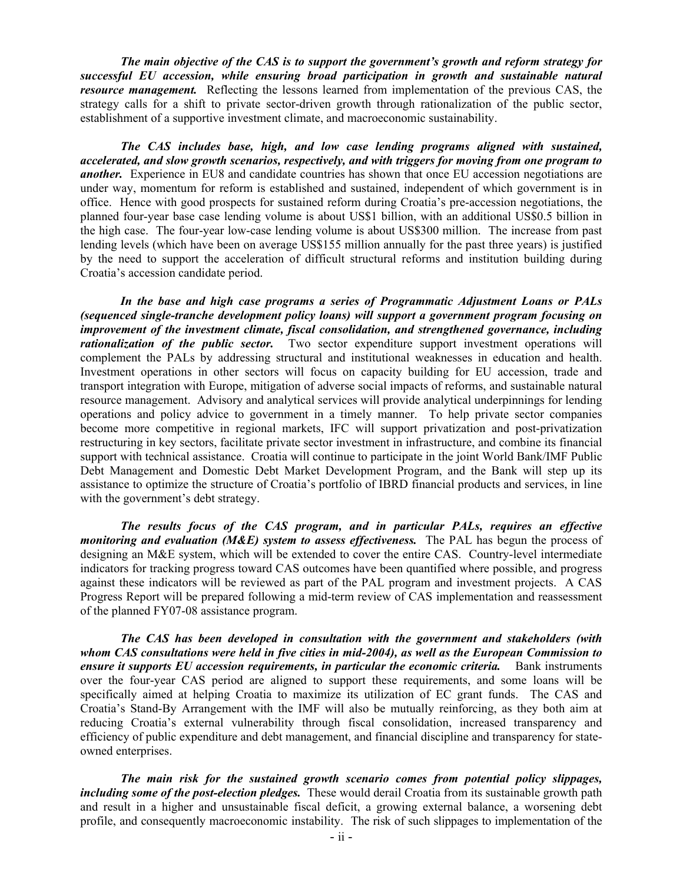***The main objective of the CAS is to support the government's growth and reform strategy for successful EU accession, while ensuring broad participation in growth and sustainable natural resource management.*** Reflecting the lessons learned from implementation of the previous CAS, the strategy calls for a shift to private sector-driven growth through rationalization of the public sector, establishment of a supportive investment climate, and macroeconomic sustainability.

***The CAS includes base, high, and low case lending programs aligned with sustained, accelerated, and slow growth scenarios, respectively, and with triggers for moving from one program to another.*** Experience in EU8 and candidate countries has shown that once EU accession negotiations are under way, momentum for reform is established and sustained, independent of which government is in office. Hence with good prospects for sustained reform during Croatia's pre-accession negotiations, the planned four-year base case lending volume is about US$1 billion, with an additional US$0.5 billion in the high case. The four-year low-case lending volume is about US$300 million. The increase from past lending levels (which have been on average US$155 million annually for the past three years) is justified by the need to support the acceleration of difficult structural reforms and institution building during Croatia's accession candidate period.

***In the base and high case programs a series of Programmatic Adjustment Loans or PALs (sequenced single-tranche development policy loans) will support a government program focusing on improvement of the investment climate, fiscal consolidation, and strengthened governance, including rationalization of the public sector.*** Two sector expenditure support investment operations will complement the PALs by addressing structural and institutional weaknesses in education and health. Investment operations in other sectors will focus on capacity building for EU accession, trade and transport integration with Europe, mitigation of adverse social impacts of reforms, and sustainable natural resource management. Advisory and analytical services will provide analytical underpinnings for lending operations and policy advice to government in a timely manner. To help private sector companies become more competitive in regional markets, IFC will support privatization and post-privatization restructuring in key sectors, facilitate private sector investment in infrastructure, and combine its financial support with technical assistance. Croatia will continue to participate in the joint World Bank/IMF Public Debt Management and Domestic Debt Market Development Program, and the Bank will step up its assistance to optimize the structure of Croatia's portfolio of IBRD financial products and services, in line with the government's debt strategy.

***The results focus of the CAS program, and in particular PALs, requires an effective monitoring and evaluation (M&E) system to assess effectiveness.*** The PAL has begun the process of designing an M&E system, which will be extended to cover the entire CAS. Country-level intermediate indicators for tracking progress toward CAS outcomes have been quantified where possible, and progress against these indicators will be reviewed as part of the PAL program and investment projects. A CAS Progress Report will be prepared following a mid-term review of CAS implementation and reassessment of the planned FY07-08 assistance program.

***The CAS has been developed in consultation with the government and stakeholders (with whom CAS consultations were held in five cities in mid-2004), as well as the European Commission to ensure it supports EU accession requirements, in particular the economic criteria.*** Bank instruments over the four-year CAS period are aligned to support these requirements, and some loans will be specifically aimed at helping Croatia to maximize its utilization of EC grant funds. The CAS and Croatia's Stand-By Arrangement with the IMF will also be mutually reinforcing, as they both aim at reducing Croatia's external vulnerability through fiscal consolidation, increased transparency and efficiency of public expenditure and debt management, and financial discipline and transparency for state-owned enterprises.

***The main risk for the sustained growth scenario comes from potential policy slippages, including some of the post-election pledges.*** These would derail Croatia from its sustainable growth path and result in a higher and unsustainable fiscal deficit, a growing external balance, a worsening debt profile, and consequently macroeconomic instability. The risk of such slippages to implementation of the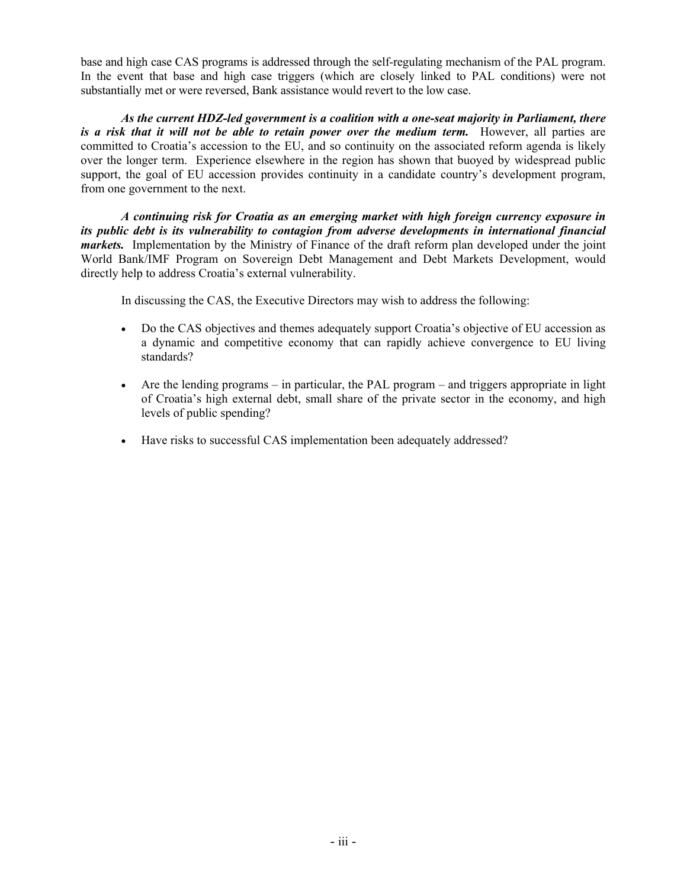base and high case CAS programs is addressed through the self-regulating mechanism of the PAL program. In the event that base and high case triggers (which are closely linked to PAL conditions) were not substantially met or were reversed, Bank assistance would revert to the low case.

***As the current HDZ-led government is a coalition with a one-seat majority in Parliament, there is a risk that it will not be able to retain power over the medium term.*** However, all parties are committed to Croatia's accession to the EU, and so continuity on the associated reform agenda is likely over the longer term. Experience elsewhere in the region has shown that buoyed by widespread public support, the goal of EU accession provides continuity in a candidate country's development program, from one government to the next.

***A continuing risk for Croatia as an emerging market with high foreign currency exposure in its public debt is its vulnerability to contagion from adverse developments in international financial markets.*** Implementation by the Ministry of Finance of the draft reform plan developed under the joint World Bank/IMF Program on Sovereign Debt Management and Debt Markets Development, would directly help to address Croatia's external vulnerability.

In discussing the CAS, the Executive Directors may wish to address the following:

- Do the CAS objectives and themes adequately support Croatia's objective of EU accession as a dynamic and competitive economy that can rapidly achieve convergence to EU living standards?
- Are the lending programs – in particular, the PAL program – and triggers appropriate in light of Croatia's high external debt, small share of the private sector in the economy, and high levels of public spending?
- Have risks to successful CAS implementation been adequately addressed?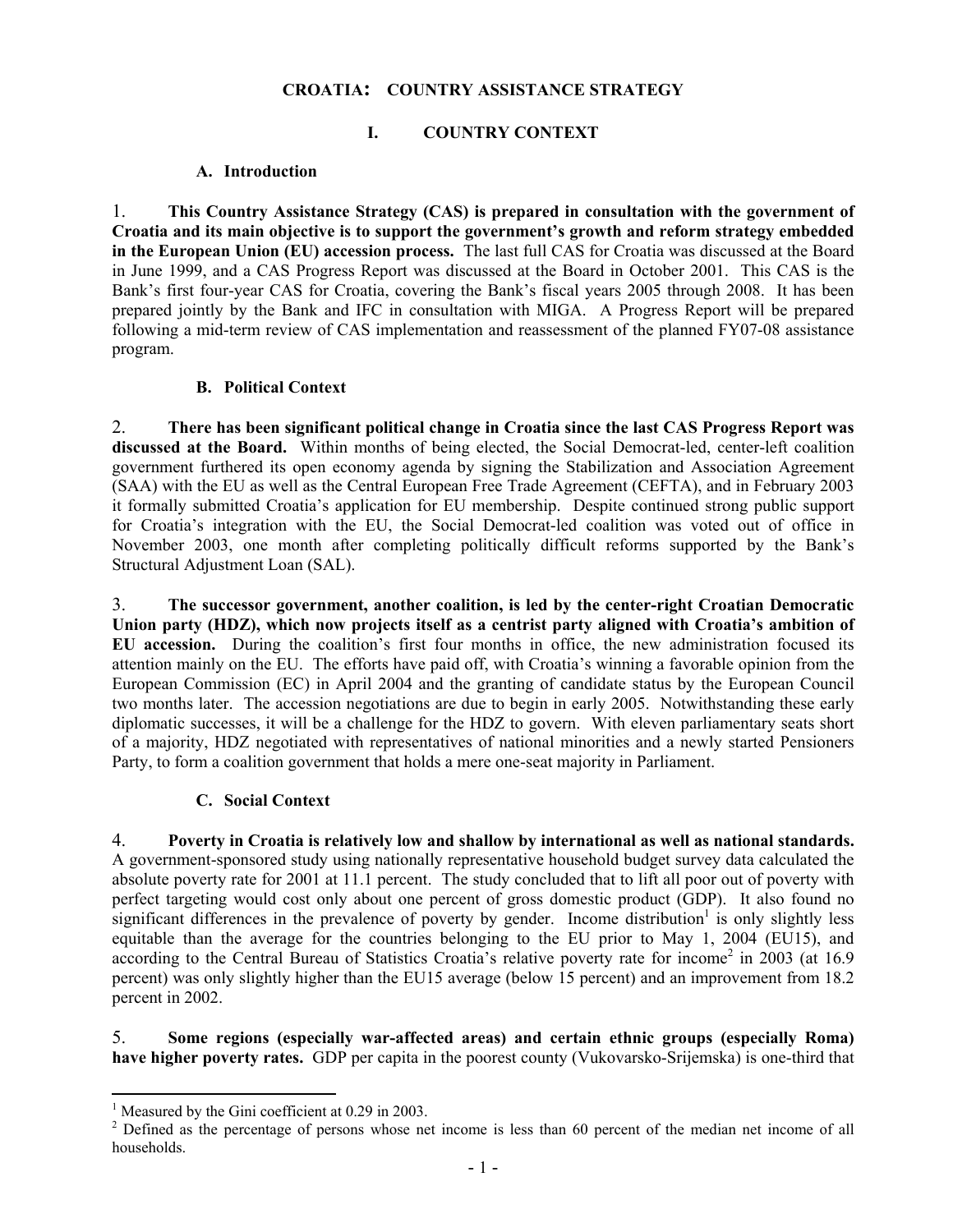# CROATIA: COUNTRY ASSISTANCE STRATEGY

## I. COUNTRY CONTEXT

### A. Introduction

1. **This Country Assistance Strategy (CAS) is prepared in consultation with the government of Croatia and its main objective is to support the government's growth and reform strategy embedded in the European Union (EU) accession process.** The last full CAS for Croatia was discussed at the Board in June 1999, and a CAS Progress Report was discussed at the Board in October 2001. This CAS is the Bank's first four-year CAS for Croatia, covering the Bank's fiscal years 2005 through 2008. It has been prepared jointly by the Bank and IFC in consultation with MIGA. A Progress Report will be prepared following a mid-term review of CAS implementation and reassessment of the planned FY07-08 assistance program.

### B. Political Context

2. **There has been significant political change in Croatia since the last CAS Progress Report was discussed at the Board.** Within months of being elected, the Social Democrat-led, center-left coalition government furthered its open economy agenda by signing the Stabilization and Association Agreement (SAA) with the EU as well as the Central European Free Trade Agreement (CEFTA), and in February 2003 it formally submitted Croatia's application for EU membership. Despite continued strong public support for Croatia's integration with the EU, the Social Democrat-led coalition was voted out of office in November 2003, one month after completing politically difficult reforms supported by the Bank's Structural Adjustment Loan (SAL).

3. **The successor government, another coalition, is led by the center-right Croatian Democratic Union party (HDZ), which now projects itself as a centrist party aligned with Croatia's ambition of EU accession.** During the coalition's first four months in office, the new administration focused its attention mainly on the EU. The efforts have paid off, with Croatia's winning a favorable opinion from the European Commission (EC) in April 2004 and the granting of candidate status by the European Council two months later. The accession negotiations are due to begin in early 2005. Notwithstanding these early diplomatic successes, it will be a challenge for the HDZ to govern. With eleven parliamentary seats short of a majority, HDZ negotiated with representatives of national minorities and a newly started Pensioners Party, to form a coalition government that holds a mere one-seat majority in Parliament.

### C. Social Context

4. **Poverty in Croatia is relatively low and shallow by international as well as national standards.** A government-sponsored study using nationally representative household budget survey data calculated the absolute poverty rate for 2001 at 11.1 percent. The study concluded that to lift all poor out of poverty with perfect targeting would cost only about one percent of gross domestic product (GDP). It also found no significant differences in the prevalence of poverty by gender. Income distribution[1] is only slightly less equitable than the average for the countries belonging to the EU prior to May 1, 2004 (EU15), and according to the Central Bureau of Statistics Croatia's relative poverty rate for income[2] in 2003 (at 16.9 percent) was only slightly higher than the EU15 average (below 15 percent) and an improvement from 18.2 percent in 2002.

5. **Some regions (especially war-affected areas) and certain ethnic groups (especially Roma) have higher poverty rates.** GDP per capita in the poorest county (Vukovarsko-Srijemska) is one-third that

---

[1] Measured by the Gini coefficient at 0.29 in 2003.

[2] Defined as the percentage of persons whose net income is less than 60 percent of the median net income of all households.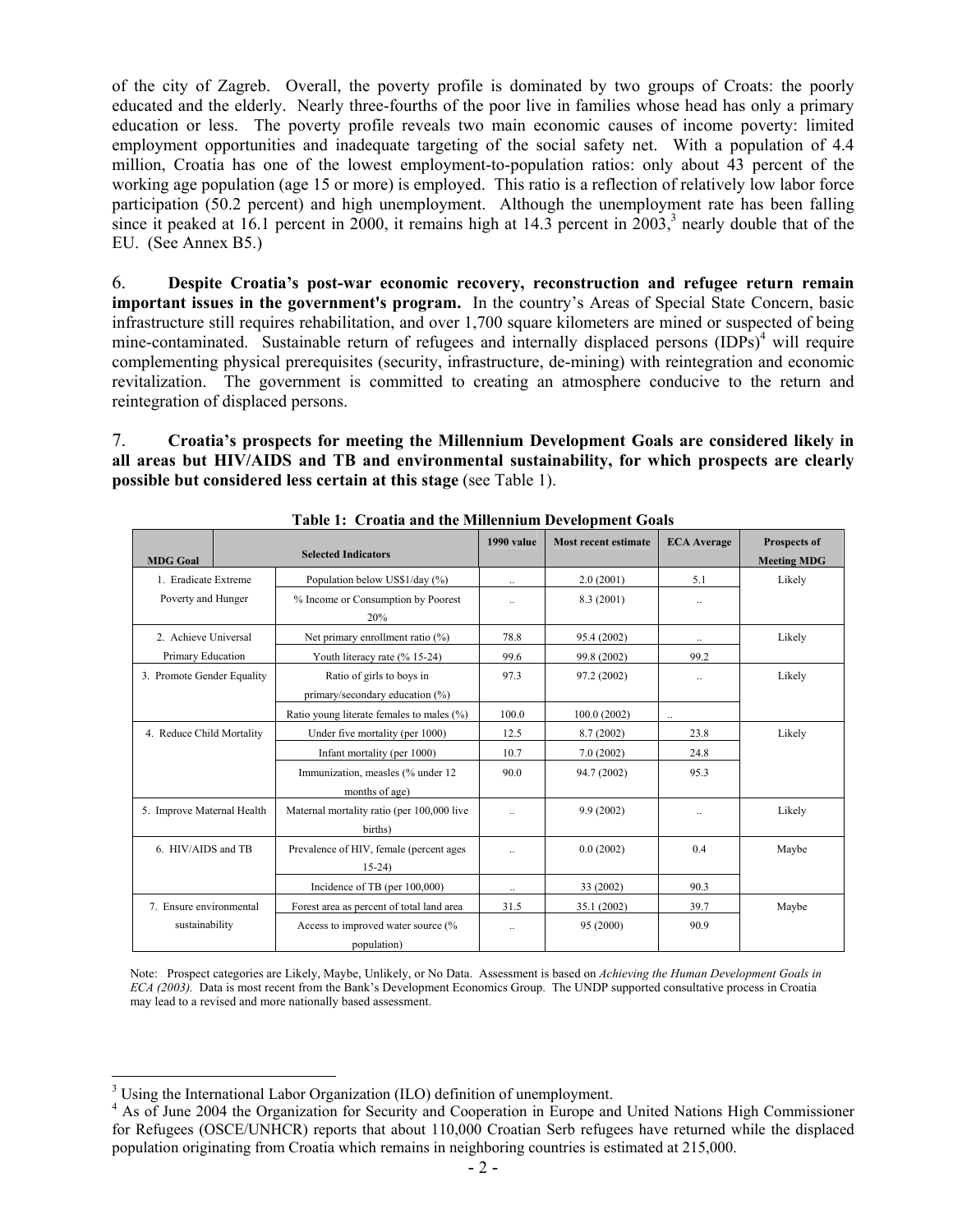of the city of Zagreb. Overall, the poverty profile is dominated by two groups of Croats: the poorly educated and the elderly. Nearly three-fourths of the poor live in families whose head has only a primary education or less. The poverty profile reveals two main economic causes of income poverty: limited employment opportunities and inadequate targeting of the social safety net. With a population of 4.4 million, Croatia has one of the lowest employment-to-population ratios: only about 43 percent of the working age population (age 15 or more) is employed. This ratio is a reflection of relatively low labor force participation (50.2 percent) and high unemployment. Although the unemployment rate has been falling since it peaked at 16.1 percent in 2000, it remains high at 14.3 percent in 2003,[3] nearly double that of the EU. (See Annex B5.)

6. **Despite Croatia's post-war economic recovery, reconstruction and refugee return remain important issues in the government's program.** In the country's Areas of Special State Concern, basic infrastructure still requires rehabilitation, and over 1,700 square kilometers are mined or suspected of being mine-contaminated. Sustainable return of refugees and internally displaced persons (IDPs)[4] will require complementing physical prerequisites (security, infrastructure, de-mining) with reintegration and economic revitalization. The government is committed to creating an atmosphere conducive to the return and reintegration of displaced persons.

7. **Croatia's prospects for meeting the Millennium Development Goals are considered likely in all areas but HIV/AIDS and TB and environmental sustainability, for which prospects are clearly possible but considered less certain at this stage** (see Table 1).

**Table 1: Croatia and the Millennium Development Goals**

| MDG Goal | Selected Indicators | 1990 value | Most recent estimate | ECA Average | Prospects of Meeting MDG |
|---|---|---|---|---|---|
| 1. Eradicate Extreme Poverty and Hunger | Population below US$1/day (%) | .. | 2.0 (2001) | 5.1 | Likely |
| | % Income or Consumption by Poorest 20% | .. | 8.3 (2001) | .. | |
| 2. Achieve Universal Primary Education | Net primary enrollment ratio (%) | 78.8 | 95.4 (2002) | .. | Likely |
| | Youth literacy rate (% 15-24) | 99.6 | 99.8 (2002) | 99.2 | |
| 3. Promote Gender Equality | Ratio of girls to boys in primary/secondary education (%) | 97.3 | 97.2 (2002) | .. | Likely |
| | Ratio young literate females to males (%) | 100.0 | 100.0 (2002) | .. | |
| 4. Reduce Child Mortality | Under five mortality (per 1000) | 12.5 | 8.7 (2002) | 23.8 | Likely |
| | Infant mortality (per 1000) | 10.7 | 7.0 (2002) | 24.8 | |
| | Immunization, measles (% under 12 months of age) | 90.0 | 94.7 (2002) | 95.3 | |
| 5. Improve Maternal Health | Maternal mortality ratio (per 100,000 live births) | .. | 9.9 (2002) | .. | Likely |
| 6. HIV/AIDS and TB | Prevalence of HIV, female (percent ages 15-24) | .. | 0.0 (2002) | 0.4 | Maybe |
| | Incidence of TB (per 100,000) | .. | 33 (2002) | 90.3 | |
| 7. Ensure environmental sustainability | Forest area as percent of total land area | 31.5 | 35.1 (2002) | 39.7 | Maybe |
| | Access to improved water source (% population) | .. | 95 (2000) | 90.9 | |

Note: Prospect categories are Likely, Maybe, Unlikely, or No Data. Assessment is based on *Achieving the Human Development Goals in ECA (2003).* Data is most recent from the Bank's Development Economics Group. The UNDP supported consultative process in Croatia may lead to a revised and more nationally based assessment.

[3] Using the International Labor Organization (ILO) definition of unemployment.

[4] As of June 2004 the Organization for Security and Cooperation in Europe and United Nations High Commissioner for Refugees (OSCE/UNHCR) reports that about 110,000 Croatian Serb refugees have returned while the displaced population originating from Croatia which remains in neighboring countries is estimated at 215,000.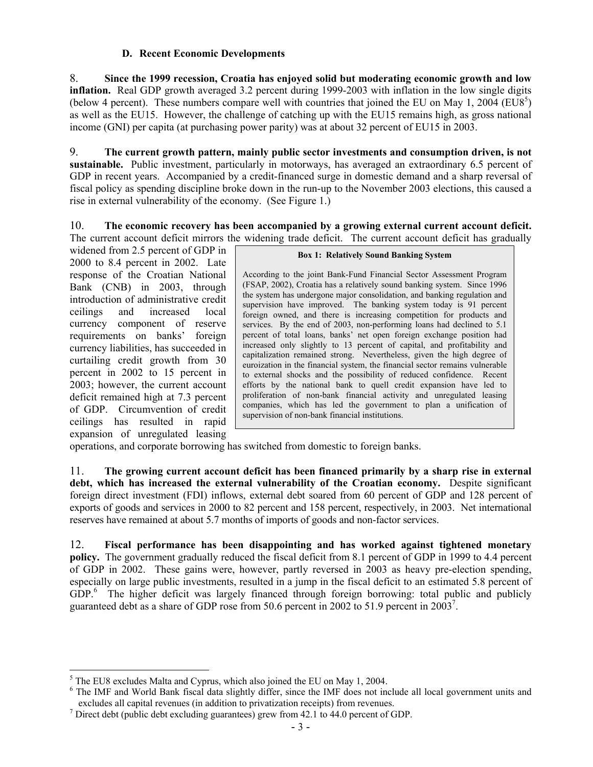### D. Recent Economic Developments

8. **Since the 1999 recession, Croatia has enjoyed solid but moderating economic growth and low inflation.** Real GDP growth averaged 3.2 percent during 1999-2003 with inflation in the low single digits (below 4 percent). These numbers compare well with countries that joined the EU on May 1, 2004 (EU8[5]) as well as the EU15. However, the challenge of catching up with the EU15 remains high, as gross national income (GNI) per capita (at purchasing power parity) was at about 32 percent of EU15 in 2003.

9. **The current growth pattern, mainly public sector investments and consumption driven, is not sustainable.** Public investment, particularly in motorways, has averaged an extraordinary 6.5 percent of GDP in recent years. Accompanied by a credit-financed surge in domestic demand and a sharp reversal of fiscal policy as spending discipline broke down in the run-up to the November 2003 elections, this caused a rise in external vulnerability of the economy. (See Figure 1.)

10. **The economic recovery has been accompanied by a growing external current account deficit.** The current account deficit mirrors the widening trade deficit. The current account deficit has gradually widened from 2.5 percent of GDP in 2000 to 8.4 percent in 2002. Late response of the Croatian National Bank (CNB) in 2003, through introduction of administrative credit ceilings and increased local currency component of reserve requirements on banks' foreign currency liabilities, has succeeded in curtailing credit growth from 30 percent in 2002 to 15 percent in 2003; however, the current account deficit remained high at 7.3 percent of GDP. Circumvention of credit ceilings has resulted in rapid expansion of unregulated leasing operations, and corporate borrowing has switched from domestic to foreign banks.

> **Box 1: Relatively Sound Banking System**
>
> According to the joint Bank-Fund Financial Sector Assessment Program (FSAP, 2002), Croatia has a relatively sound banking system. Since 1996 the system has undergone major consolidation, and banking regulation and supervision have improved. The banking system today is 91 percent foreign owned, and there is increasing competition for products and services. By the end of 2003, non-performing loans had declined to 5.1 percent of total loans, banks' net open foreign exchange position had increased only slightly to 13 percent of capital, and profitability and capitalization remained strong. Nevertheless, given the high degree of euroization in the financial system, the financial sector remains vulnerable to external shocks and the possibility of reduced confidence. Recent efforts by the national bank to quell credit expansion have led to proliferation of non-bank financial activity and unregulated leasing companies, which has led the government to plan a unification of supervision of non-bank financial institutions.

11. **The growing current account deficit has been financed primarily by a sharp rise in external debt, which has increased the external vulnerability of the Croatian economy.** Despite significant foreign direct investment (FDI) inflows, external debt soared from 60 percent of GDP and 128 percent of exports of goods and services in 2000 to 82 percent and 158 percent, respectively, in 2003. Net international reserves have remained at about 5.7 months of imports of goods and non-factor services.

12. **Fiscal performance has been disappointing and has worked against tightened monetary policy.** The government gradually reduced the fiscal deficit from 8.1 percent of GDP in 1999 to 4.4 percent of GDP in 2002. These gains were, however, partly reversed in 2003 as heavy pre-election spending, especially on large public investments, resulted in a jump in the fiscal deficit to an estimated 5.8 percent of GDP.[6] The higher deficit was largely financed through foreign borrowing: total public and publicly guaranteed debt as a share of GDP rose from 50.6 percent in 2002 to 51.9 percent in 2003[7].

---

[5] The EU8 excludes Malta and Cyprus, which also joined the EU on May 1, 2004.

[6] The IMF and World Bank fiscal data slightly differ, since the IMF does not include all local government units and excludes all capital revenues (in addition to privatization receipts) from revenues.

[7] Direct debt (public debt excluding guarantees) grew from 42.1 to 44.0 percent of GDP.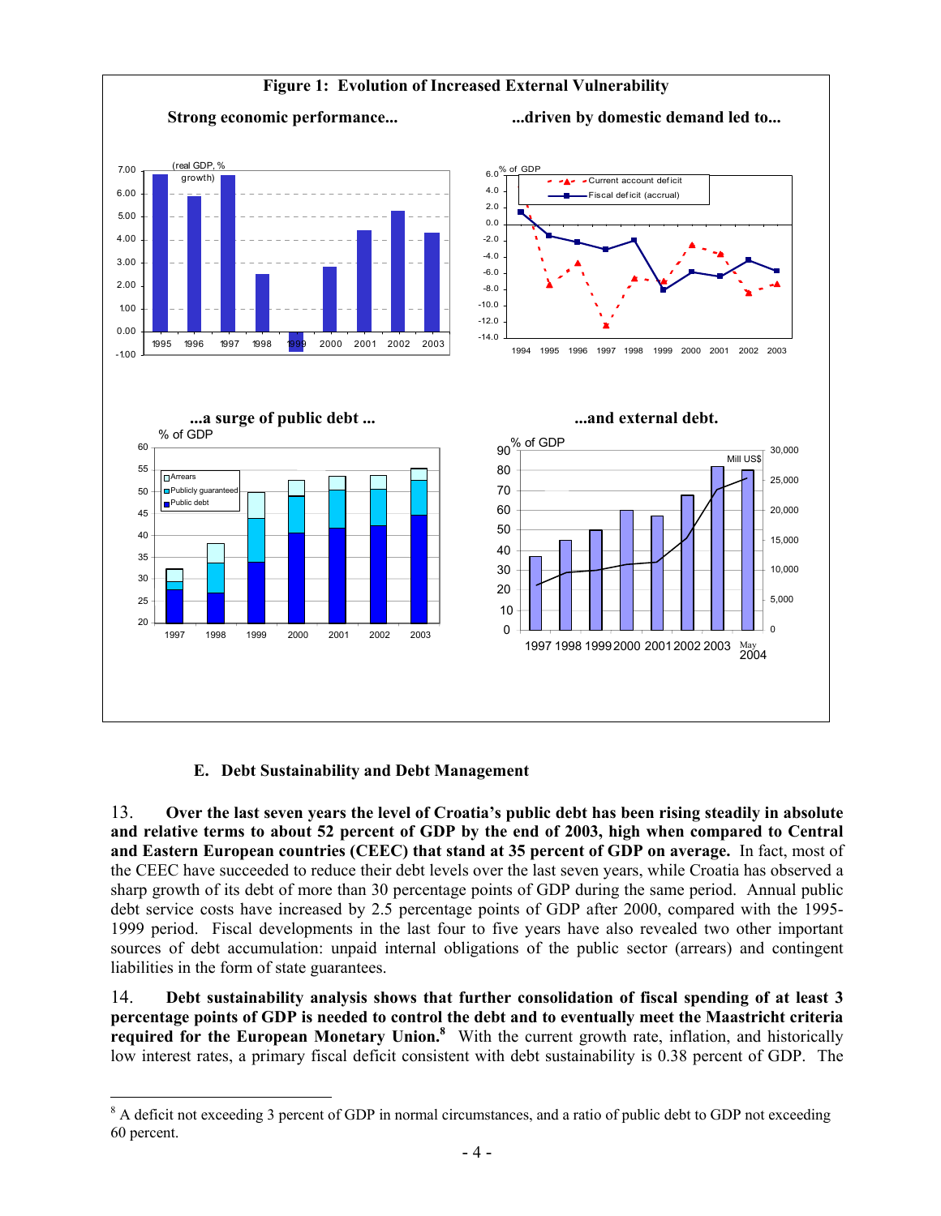**Figure 1: Evolution of Increased External Vulnerability**

**Strong economic performance...** **...driven by domestic demand led to...**

**...a surge of public debt ...** **...and external debt.**

### E. Debt Sustainability and Debt Management

13. **Over the last seven years the level of Croatia's public debt has been rising steadily in absolute and relative terms to about 52 percent of GDP by the end of 2003, high when compared to Central and Eastern European countries (CEEC) that stand at 35 percent of GDP on average.** In fact, most of the CEEC have succeeded to reduce their debt levels over the last seven years, while Croatia has observed a sharp growth of its debt of more than 30 percentage points of GDP during the same period. Annual public debt service costs have increased by 2.5 percentage points of GDP after 2000, compared with the 1995-1999 period. Fiscal developments in the last four to five years have also revealed two other important sources of debt accumulation: unpaid internal obligations of the public sector (arrears) and contingent liabilities in the form of state guarantees.

14. **Debt sustainability analysis shows that further consolidation of fiscal spending of at least 3 percentage points of GDP is needed to control the debt and to eventually meet the Maastricht criteria required for the European Monetary Union.**[8] With the current growth rate, inflation, and historically low interest rates, a primary fiscal deficit consistent with debt sustainability is 0.38 percent of GDP. The

---

[8] A deficit not exceeding 3 percent of GDP in normal circumstances, and a ratio of public debt to GDP not exceeding 60 percent.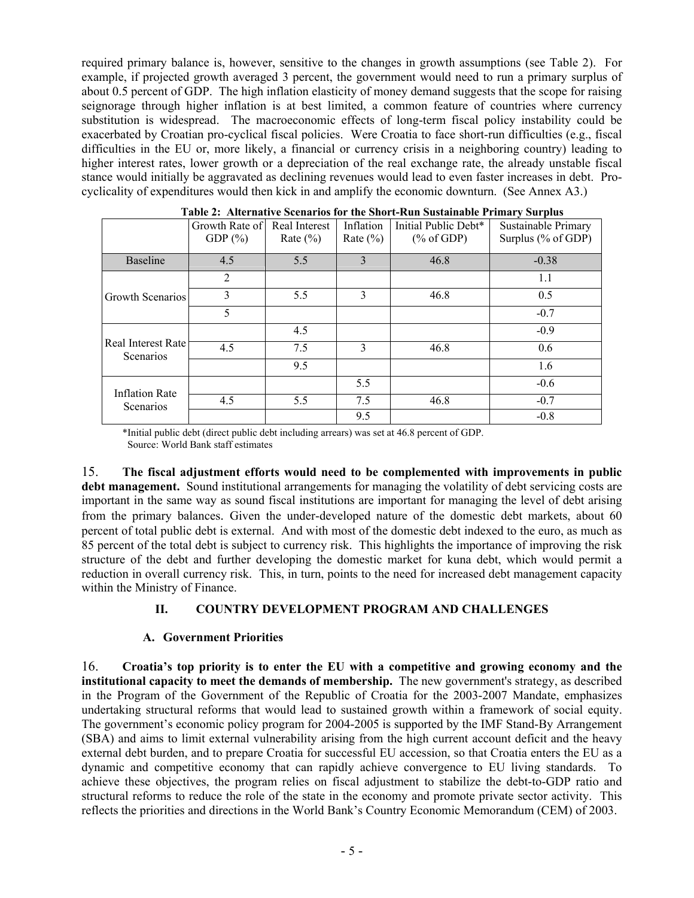required primary balance is, however, sensitive to the changes in growth assumptions (see Table 2). For example, if projected growth averaged 3 percent, the government would need to run a primary surplus of about 0.5 percent of GDP. The high inflation elasticity of money demand suggests that the scope for raising seignorage through higher inflation is at best limited, a common feature of countries where currency substitution is widespread. The macroeconomic effects of long-term fiscal policy instability could be exacerbated by Croatian pro-cyclical fiscal policies. Were Croatia to face short-run difficulties (e.g., fiscal difficulties in the EU or, more likely, a financial or currency crisis in a neighboring country) leading to higher interest rates, lower growth or a depreciation of the real exchange rate, the already unstable fiscal stance would initially be aggravated as declining revenues would lead to even faster increases in debt. Pro-cyclicality of expenditures would then kick in and amplify the economic downturn. (See Annex A3.)

**Table 2: Alternative Scenarios for the Short-Run Sustainable Primary Surplus**

| | Growth Rate of GDP (%) | Real Interest Rate (%) | Inflation Rate (%) | Initial Public Debt* (% of GDP) | Sustainable Primary Surplus (% of GDP) |
|---|---|---|---|---|---|
| Baseline | 4.5 | 5.5 | 3 | 46.8 | -0.38 |
| Growth Scenarios | 2 | | | | 1.1 |
| | 3 | 5.5 | 3 | 46.8 | 0.5 |
| | 5 | | | | -0.7 |
| Real Interest Rate Scenarios | | 4.5 | | | -0.9 |
| | 4.5 | 7.5 | 3 | 46.8 | 0.6 |
| | | 9.5 | | | 1.6 |
| Inflation Rate Scenarios | | | 5.5 | | -0.6 |
| | 4.5 | 5.5 | 7.5 | 46.8 | -0.7 |
| | | | 9.5 | | -0.8 |

*Initial public debt (direct public debt including arrears) was set at 46.8 percent of GDP.
Source: World Bank staff estimates

15. **The fiscal adjustment efforts would need to be complemented with improvements in public debt management.** Sound institutional arrangements for managing the volatility of debt servicing costs are important in the same way as sound fiscal institutions are important for managing the level of debt arising from the primary balances. Given the under-developed nature of the domestic debt markets, about 60 percent of total public debt is external. And with most of the domestic debt indexed to the euro, as much as 85 percent of the total debt is subject to currency risk. This highlights the importance of improving the risk structure of the debt and further developing the domestic market for kuna debt, which would permit a reduction in overall currency risk. This, in turn, points to the need for increased debt management capacity within the Ministry of Finance.

## II. COUNTRY DEVELOPMENT PROGRAM AND CHALLENGES

### A. Government Priorities

16. **Croatia's top priority is to enter the EU with a competitive and growing economy and the institutional capacity to meet the demands of membership.** The new government's strategy, as described in the Program of the Government of the Republic of Croatia for the 2003-2007 Mandate, emphasizes undertaking structural reforms that would lead to sustained growth within a framework of social equity. The government's economic policy program for 2004-2005 is supported by the IMF Stand-By Arrangement (SBA) and aims to limit external vulnerability arising from the high current account deficit and the heavy external debt burden, and to prepare Croatia for successful EU accession, so that Croatia enters the EU as a dynamic and competitive economy that can rapidly achieve convergence to EU living standards. To achieve these objectives, the program relies on fiscal adjustment to stabilize the debt-to-GDP ratio and structural reforms to reduce the role of the state in the economy and promote private sector activity. This reflects the priorities and directions in the World Bank's Country Economic Memorandum (CEM) of 2003.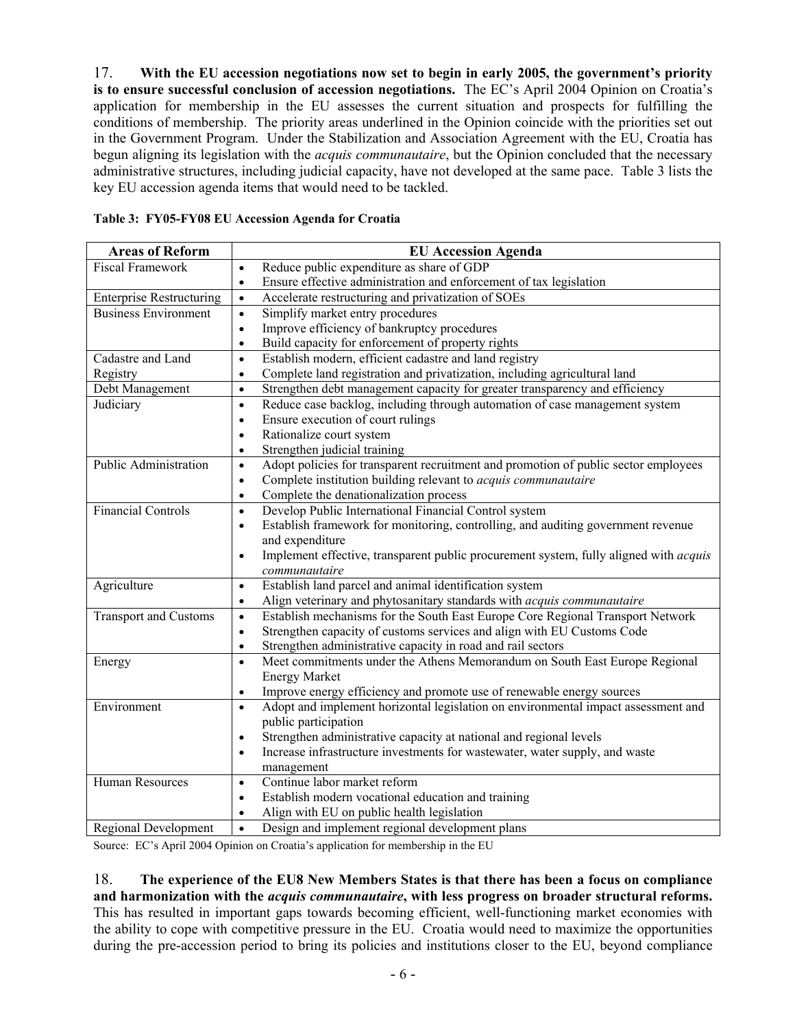17. **With the EU accession negotiations now set to begin in early 2005, the government's priority is to ensure successful conclusion of accession negotiations.** The EC's April 2004 Opinion on Croatia's application for membership in the EU assesses the current situation and prospects for fulfilling the conditions of membership. The priority areas underlined in the Opinion coincide with the priorities set out in the Government Program. Under the Stabilization and Association Agreement with the EU, Croatia has begun aligning its legislation with the *acquis communautaire*, but the Opinion concluded that the necessary administrative structures, including judicial capacity, have not developed at the same pace. Table 3 lists the key EU accession agenda items that would need to be tackled.

**Table 3: FY05-FY08 EU Accession Agenda for Croatia**

| Areas of Reform | EU Accession Agenda |
|---|---|
| Fiscal Framework | • Reduce public expenditure as share of GDP<br>• Ensure effective administration and enforcement of tax legislation |
| Enterprise Restructuring | • Accelerate restructuring and privatization of SOEs |
| Business Environment | • Simplify market entry procedures<br>• Improve efficiency of bankruptcy procedures<br>• Build capacity for enforcement of property rights |
| Cadastre and Land Registry | • Establish modern, efficient cadastre and land registry<br>• Complete land registration and privatization, including agricultural land |
| Debt Management | • Strengthen debt management capacity for greater transparency and efficiency |
| Judiciary | • Reduce case backlog, including through automation of case management system<br>• Ensure execution of court rulings<br>• Rationalize court system<br>• Strengthen judicial training |
| Public Administration | • Adopt policies for transparent recruitment and promotion of public sector employees<br>• Complete institution building relevant to *acquis communautaire*<br>• Complete the denationalization process |
| Financial Controls | • Develop Public International Financial Control system<br>• Establish framework for monitoring, controlling, and auditing government revenue and expenditure<br>• Implement effective, transparent public procurement system, fully aligned with *acquis communautaire* |
| Agriculture | • Establish land parcel and animal identification system<br>• Align veterinary and phytosanitary standards with *acquis communautaire* |
| Transport and Customs | • Establish mechanisms for the South East Europe Core Regional Transport Network<br>• Strengthen capacity of customs services and align with EU Customs Code<br>• Strengthen administrative capacity in road and rail sectors |
| Energy | • Meet commitments under the Athens Memorandum on South East Europe Regional Energy Market<br>• Improve energy efficiency and promote use of renewable energy sources |
| Environment | • Adopt and implement horizontal legislation on environmental impact assessment and public participation<br>• Strengthen administrative capacity at national and regional levels<br>• Increase infrastructure investments for wastewater, water supply, and waste management |
| Human Resources | • Continue labor market reform<br>• Establish modern vocational education and training<br>• Align with EU on public health legislation |
| Regional Development | • Design and implement regional development plans |

Source: EC's April 2004 Opinion on Croatia's application for membership in the EU

18. **The experience of the EU8 New Members States is that there has been a focus on compliance and harmonization with the *acquis communautaire*, with less progress on broader structural reforms.** This has resulted in important gaps towards becoming efficient, well-functioning market economies with the ability to cope with competitive pressure in the EU. Croatia would need to maximize the opportunities during the pre-accession period to bring its policies and institutions closer to the EU, beyond compliance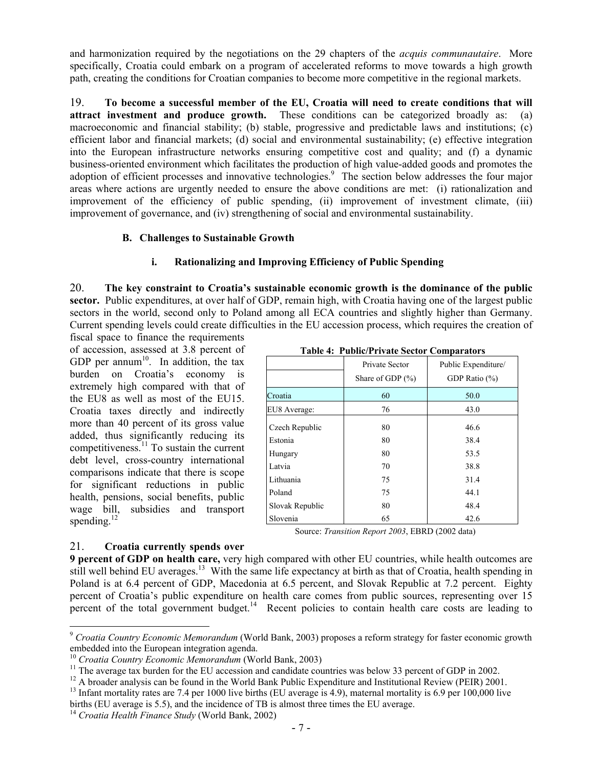and harmonization required by the negotiations on the 29 chapters of the *acquis communautaire*. More specifically, Croatia could embark on a program of accelerated reforms to move towards a high growth path, creating the conditions for Croatian companies to become more competitive in the regional markets.

19. **To become a successful member of the EU, Croatia will need to create conditions that will attract investment and produce growth.** These conditions can be categorized broadly as: (a) macroeconomic and financial stability; (b) stable, progressive and predictable laws and institutions; (c) efficient labor and financial markets; (d) social and environmental sustainability; (e) effective integration into the European infrastructure networks ensuring competitive cost and quality; and (f) a dynamic business-oriented environment which facilitates the production of high value-added goods and promotes the adoption of efficient processes and innovative technologies.[9] The section below addresses the four major areas where actions are urgently needed to ensure the above conditions are met: (i) rationalization and improvement of the efficiency of public spending, (ii) improvement of investment climate, (iii) improvement of governance, and (iv) strengthening of social and environmental sustainability.

### B. Challenges to Sustainable Growth

#### i. Rationalizing and Improving Efficiency of Public Spending

20. **The key constraint to Croatia's sustainable economic growth is the dominance of the public sector.** Public expenditures, at over half of GDP, remain high, with Croatia having one of the largest public sectors in the world, second only to Poland among all ECA countries and slightly higher than Germany. Current spending levels could create difficulties in the EU accession process, which requires the creation of fiscal space to finance the requirements of accession, assessed at 3.8 percent of GDP per annum[10]. In addition, the tax burden on Croatia's economy is extremely high compared with that of the EU8 as well as most of the EU15. Croatia taxes directly and indirectly more than 40 percent of its gross value added, thus significantly reducing its competitiveness.[11] To sustain the current debt level, cross-country international comparisons indicate that there is scope for significant reductions in public health, pensions, social benefits, public wage bill, subsidies and transport spending.[12]

**Table 4: Public/Private Sector Comparators**

| | Private Sector Share of GDP (%) | Public Expenditure/ GDP Ratio (%) |
|---|---|---|
| Croatia | 60 | 50.0 |
| EU8 Average: | 76 | 43.0 |
| Czech Republic | 80 | 46.6 |
| Estonia | 80 | 38.4 |
| Hungary | 80 | 53.5 |
| Latvia | 70 | 38.8 |
| Lithuania | 75 | 31.4 |
| Poland | 75 | 44.1 |
| Slovak Republic | 80 | 48.4 |
| Slovenia | 65 | 42.6 |

Source: *Transition Report 2003*, EBRD (2002 data)

21. **Croatia currently spends over 9 percent of GDP on health care,** very high compared with other EU countries, while health outcomes are still well behind EU averages.[13] With the same life expectancy at birth as that of Croatia, health spending in Poland is at 6.4 percent of GDP, Macedonia at 6.5 percent, and Slovak Republic at 7.2 percent. Eighty percent of Croatia's public expenditure on health care comes from public sources, representing over 15 percent of the total government budget.[14] Recent policies to contain health care costs are leading to

---

[9] *Croatia Country Economic Memorandum* (World Bank, 2003) proposes a reform strategy for faster economic growth embedded into the European integration agenda.

[10] *Croatia Country Economic Memorandum* (World Bank, 2003)

[11] The average tax burden for the EU accession and candidate countries was below 33 percent of GDP in 2002.

[12] A broader analysis can be found in the World Bank Public Expenditure and Institutional Review (PEIR) 2001.

[13] Infant mortality rates are 7.4 per 1000 live births (EU average is 4.9), maternal mortality is 6.9 per 100,000 live births (EU average is 5.5), and the incidence of TB is almost three times the EU average.

[14] *Croatia Health Finance Study* (World Bank, 2002)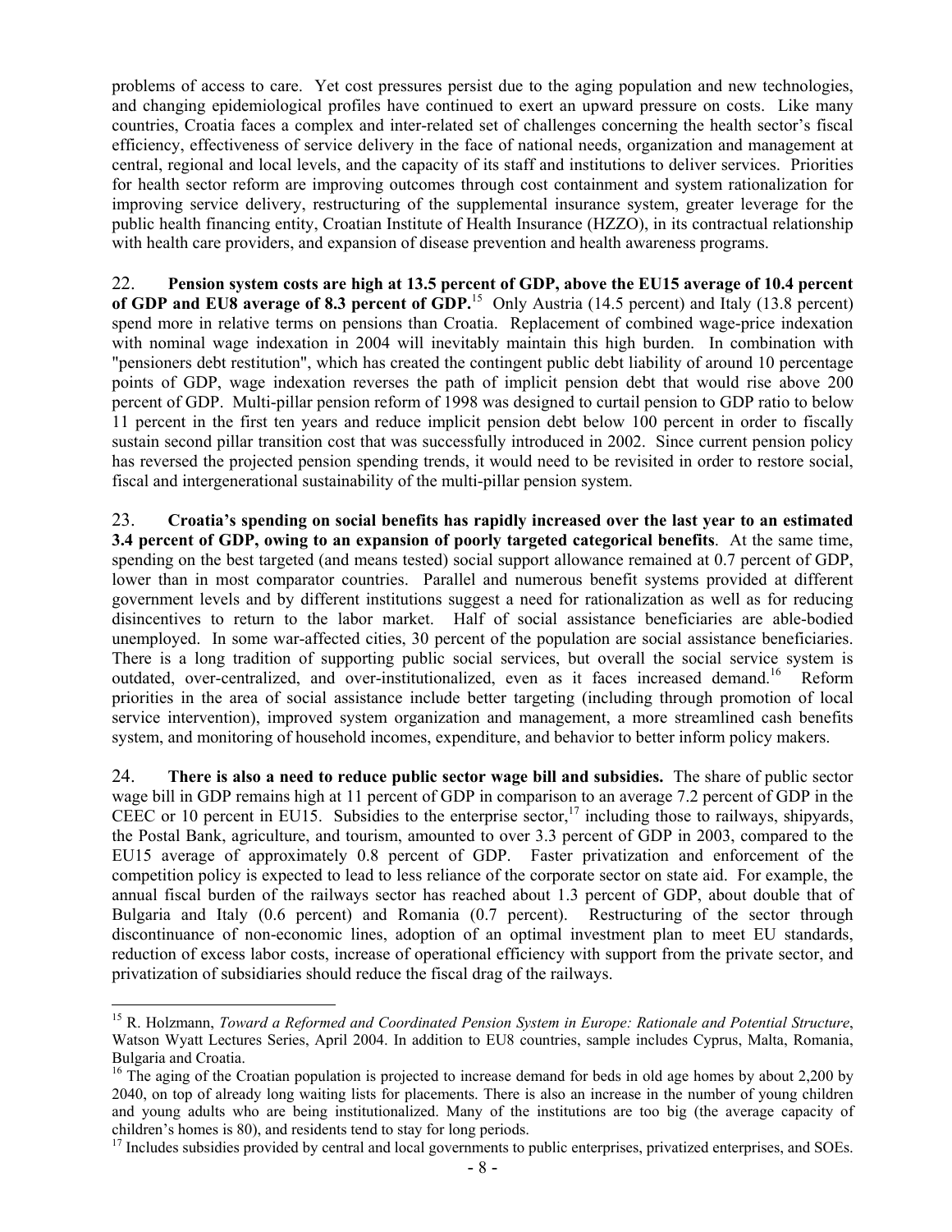problems of access to care. Yet cost pressures persist due to the aging population and new technologies, and changing epidemiological profiles have continued to exert an upward pressure on costs. Like many countries, Croatia faces a complex and inter-related set of challenges concerning the health sector's fiscal efficiency, effectiveness of service delivery in the face of national needs, organization and management at central, regional and local levels, and the capacity of its staff and institutions to deliver services. Priorities for health sector reform are improving outcomes through cost containment and system rationalization for improving service delivery, restructuring of the supplemental insurance system, greater leverage for the public health financing entity, Croatian Institute of Health Insurance (HZZO), in its contractual relationship with health care providers, and expansion of disease prevention and health awareness programs.

22. **Pension system costs are high at 13.5 percent of GDP, above the EU15 average of 10.4 percent of GDP and EU8 average of 8.3 percent of GDP.**[15] Only Austria (14.5 percent) and Italy (13.8 percent) spend more in relative terms on pensions than Croatia. Replacement of combined wage-price indexation with nominal wage indexation in 2004 will inevitably maintain this high burden. In combination with "pensioners debt restitution", which has created the contingent public debt liability of around 10 percentage points of GDP, wage indexation reverses the path of implicit pension debt that would rise above 200 percent of GDP. Multi-pillar pension reform of 1998 was designed to curtail pension to GDP ratio to below 11 percent in the first ten years and reduce implicit pension debt below 100 percent in order to fiscally sustain second pillar transition cost that was successfully introduced in 2002. Since current pension policy has reversed the projected pension spending trends, it would need to be revisited in order to restore social, fiscal and intergenerational sustainability of the multi-pillar pension system.

23. **Croatia's spending on social benefits has rapidly increased over the last year to an estimated 3.4 percent of GDP, owing to an expansion of poorly targeted categorical benefits**. At the same time, spending on the best targeted (and means tested) social support allowance remained at 0.7 percent of GDP, lower than in most comparator countries. Parallel and numerous benefit systems provided at different government levels and by different institutions suggest a need for rationalization as well as for reducing disincentives to return to the labor market. Half of social assistance beneficiaries are able-bodied unemployed. In some war-affected cities, 30 percent of the population are social assistance beneficiaries. There is a long tradition of supporting public social services, but overall the social service system is outdated, over-centralized, and over-institutionalized, even as it faces increased demand.[16] Reform priorities in the area of social assistance include better targeting (including through promotion of local service intervention), improved system organization and management, a more streamlined cash benefits system, and monitoring of household incomes, expenditure, and behavior to better inform policy makers.

24. **There is also a need to reduce public sector wage bill and subsidies.** The share of public sector wage bill in GDP remains high at 11 percent of GDP in comparison to an average 7.2 percent of GDP in the CEEC or 10 percent in EU15. Subsidies to the enterprise sector,[17] including those to railways, shipyards, the Postal Bank, agriculture, and tourism, amounted to over 3.3 percent of GDP in 2003, compared to the EU15 average of approximately 0.8 percent of GDP. Faster privatization and enforcement of the competition policy is expected to lead to less reliance of the corporate sector on state aid. For example, the annual fiscal burden of the railways sector has reached about 1.3 percent of GDP, about double that of Bulgaria and Italy (0.6 percent) and Romania (0.7 percent). Restructuring of the sector through discontinuance of non-economic lines, adoption of an optimal investment plan to meet EU standards, reduction of excess labor costs, increase of operational efficiency with support from the private sector, and privatization of subsidiaries should reduce the fiscal drag of the railways.

---

[15] R. Holzmann, *Toward a Reformed and Coordinated Pension System in Europe: Rationale and Potential Structure*, Watson Wyatt Lectures Series, April 2004. In addition to EU8 countries, sample includes Cyprus, Malta, Romania, Bulgaria and Croatia.

[16] The aging of the Croatian population is projected to increase demand for beds in old age homes by about 2,200 by 2040, on top of already long waiting lists for placements. There is also an increase in the number of young children and young adults who are being institutionalized. Many of the institutions are too big (the average capacity of children's homes is 80), and residents tend to stay for long periods.

[17] Includes subsidies provided by central and local governments to public enterprises, privatized enterprises, and SOEs.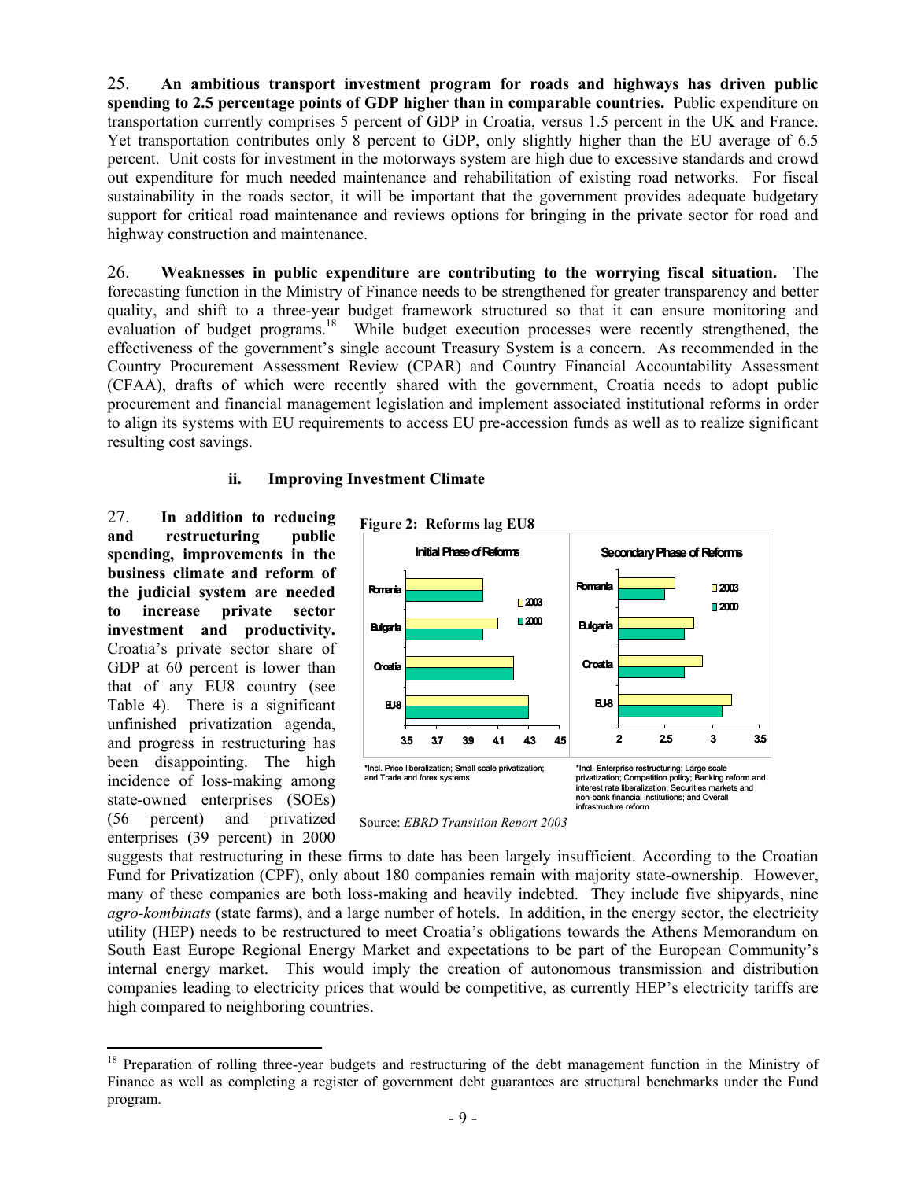25. **An ambitious transport investment program for roads and highways has driven public spending to 2.5 percentage points of GDP higher than in comparable countries.** Public expenditure on transportation currently comprises 5 percent of GDP in Croatia, versus 1.5 percent in the UK and France. Yet transportation contributes only 8 percent to GDP, only slightly higher than the EU average of 6.5 percent. Unit costs for investment in the motorways system are high due to excessive standards and crowd out expenditure for much needed maintenance and rehabilitation of existing road networks. For fiscal sustainability in the roads sector, it will be important that the government provides adequate budgetary support for critical road maintenance and reviews options for bringing in the private sector for road and highway construction and maintenance.

26. **Weaknesses in public expenditure are contributing to the worrying fiscal situation.** The forecasting function in the Ministry of Finance needs to be strengthened for greater transparency and better quality, and shift to a three-year budget framework structured so that it can ensure monitoring and evaluation of budget programs.[18] While budget execution processes were recently strengthened, the effectiveness of the government's single account Treasury System is a concern. As recommended in the Country Procurement Assessment Review (CPAR) and Country Financial Accountability Assessment (CFAA), drafts of which were recently shared with the government, Croatia needs to adopt public procurement and financial management legislation and implement associated institutional reforms in order to align its systems with EU requirements to access EU pre-accession funds as well as to realize significant resulting cost savings.

### ii. Improving Investment Climate

27. **In addition to reducing and restructuring public spending, improvements in the business climate and reform of the judicial system are needed to increase private sector investment and productivity.** Croatia's private sector share of GDP at 60 percent is lower than that of any EU8 country (see Table 4). There is a significant unfinished privatization agenda, and progress in restructuring has been disappointing. The high incidence of loss-making among state-owned enterprises (SOEs) (56 percent) and privatized enterprises (39 percent) in 2000 suggests that restructuring in these firms to date has been largely insufficient. According to the Croatian Fund for Privatization (CPF), only about 180 companies remain with majority state-ownership. However, many of these companies are both loss-making and heavily indebted. They include five shipyards, nine *agro-kombinats* (state farms), and a large number of hotels. In addition, in the energy sector, the electricity utility (HEP) needs to be restructured to meet Croatia's obligations towards the Athens Memorandum on South East Europe Regional Energy Market and expectations to be part of the European Community's internal energy market. This would imply the creation of autonomous transmission and distribution companies leading to electricity prices that would be competitive, as currently HEP's electricity tariffs are high compared to neighboring countries.

**Figure 2: Reforms lag EU8**

Initial Phase of Reforms: *Incl. Price liberalization; Small scale privatization; and Trade and forex systems

Secondary Phase of Reforms: *Incl. Enterprise restructuring; Large scale privatization; Competition policy; Banking reform and interest rate liberalization; Securities markets and non-bank financial institutions; and Overall infrastructure reform

Source: *EBRD Transition Report 2003*

---

[18] Preparation of rolling three-year budgets and restructuring of the debt management function in the Ministry of Finance as well as completing a register of government debt guarantees are structural benchmarks under the Fund program.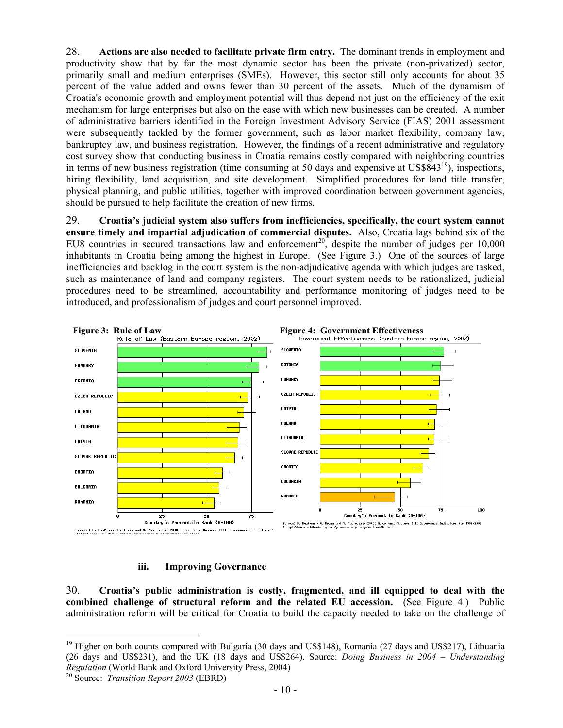28. **Actions are also needed to facilitate private firm entry.** The dominant trends in employment and productivity show that by far the most dynamic sector has been the private (non-privatized) sector, primarily small and medium enterprises (SMEs). However, this sector still only accounts for about 35 percent of the value added and owns fewer than 30 percent of the assets. Much of the dynamism of Croatia's economic growth and employment potential will thus depend not just on the efficiency of the exit mechanism for large enterprises but also on the ease with which new businesses can be created. A number of administrative barriers identified in the Foreign Investment Advisory Service (FIAS) 2001 assessment were subsequently tackled by the former government, such as labor market flexibility, company law, bankruptcy law, and business registration. However, the findings of a recent administrative and regulatory cost survey show that conducting business in Croatia remains costly compared with neighboring countries in terms of new business registration (time consuming at 50 days and expensive at US$843[19]), inspections, hiring flexibility, land acquisition, and site development. Simplified procedures for land title transfer, physical planning, and public utilities, together with improved coordination between government agencies, should be pursued to help facilitate the creation of new firms.

29. **Croatia's judicial system also suffers from inefficiencies, specifically, the court system cannot ensure timely and impartial adjudication of commercial disputes.** Also, Croatia lags behind six of the EU8 countries in secured transactions law and enforcement[20], despite the number of judges per 10,000 inhabitants in Croatia being among the highest in Europe. (See Figure 3.) One of the sources of large inefficiencies and backlog in the court system is the non-adjudicative agenda with which judges are tasked, such as maintenance of land and company registers. The court system needs to be rationalized, judicial procedures need to be streamlined, accountability and performance monitoring of judges need to be introduced, and professionalism of judges and court personnel improved.

**Figure 3: Rule of Law**

Rule of Law (Eastern Europe region, 2002)

Slovenia, Hungary, Estonia, Czech Republic, Poland, Lithuania, Latvia, Slovak Republic, Croatia, Bulgaria, Romania

Country's Percentile Rank (0-100)

Source: D. Kaufmann, A. Kraay and M. Mastruzzi 2003: Governance Matters III: Governance Indicators f...

**Figure 4: Government Effectiveness**

Government Effectiveness (Eastern Europe region, 2002)

Slovenia, Estonia, Hungary, Czech Republic, Latvia, Poland, Lithuania, Slovak Republic, Croatia, Bulgaria, Romania

Country's Percentile Rank (0-100)

Source: D. Kaufmann, A. Kraay and M. Mastruzzi 2003: Governance Matters III: Governance Indicators for 1996-2002 (http://www.worldbank.org/wbi/governance/pubs/govmatters3.html)

### iii. Improving Governance

30. **Croatia's public administration is costly, fragmented, and ill equipped to deal with the combined challenge of structural reform and the related EU accession.** (See Figure 4.) Public administration reform will be critical for Croatia to build the capacity needed to take on the challenge of

---

[19] Higher on both counts compared with Bulgaria (30 days and US$148), Romania (27 days and US$217), Lithuania (26 days and US$231), and the UK (18 days and US$264). Source: *Doing Business in 2004 – Understanding Regulation* (World Bank and Oxford University Press, 2004)

[20] Source: *Transition Report 2003* (EBRD)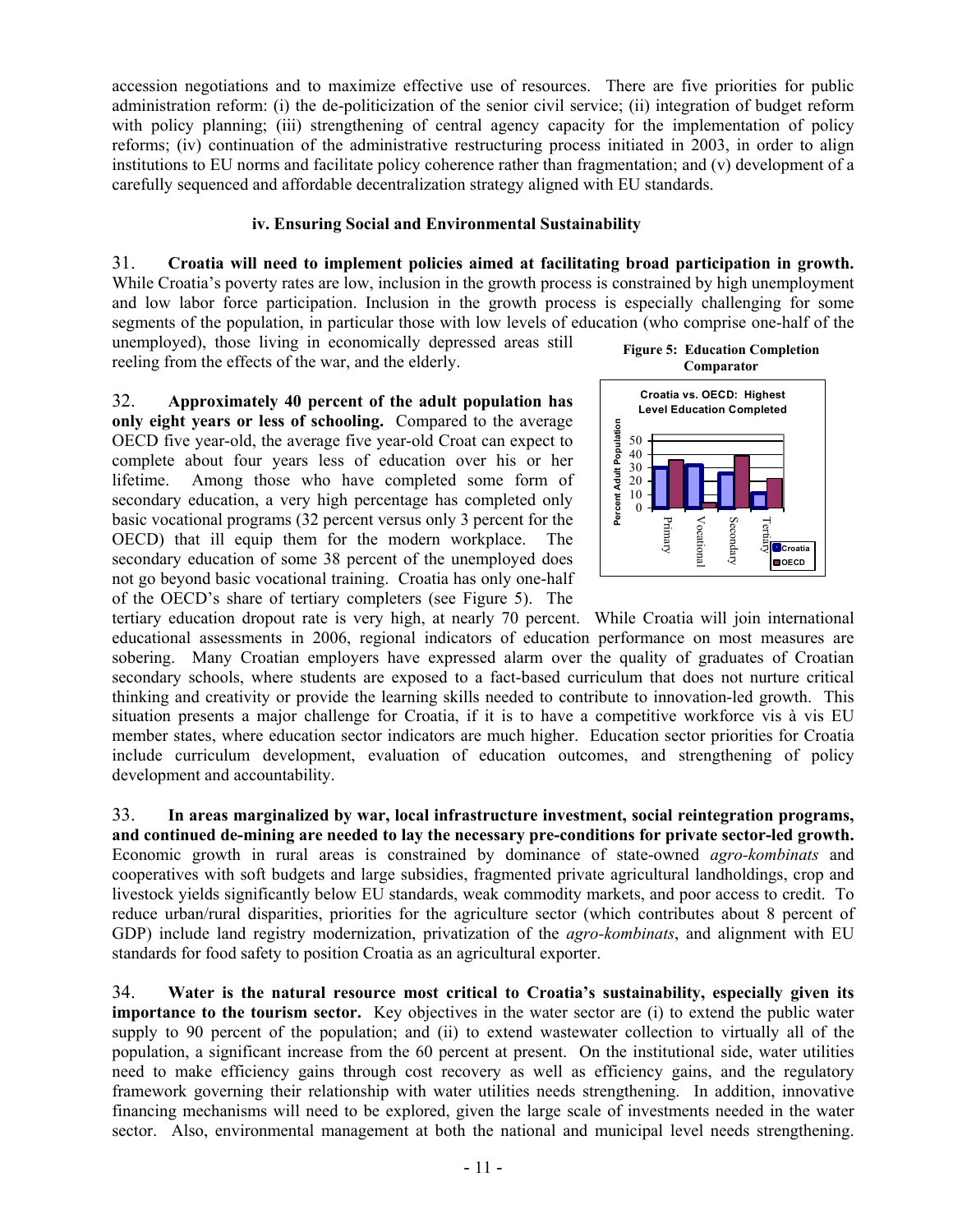accession negotiations and to maximize effective use of resources. There are five priorities for public administration reform: (i) the de-politicization of the senior civil service; (ii) integration of budget reform with policy planning; (iii) strengthening of central agency capacity for the implementation of policy reforms; (iv) continuation of the administrative restructuring process initiated in 2003, in order to align institutions to EU norms and facilitate policy coherence rather than fragmentation; and (v) development of a carefully sequenced and affordable decentralization strategy aligned with EU standards.

### iv. Ensuring Social and Environmental Sustainability

31. **Croatia will need to implement policies aimed at facilitating broad participation in growth.** While Croatia's poverty rates are low, inclusion in the growth process is constrained by high unemployment and low labor force participation. Inclusion in the growth process is especially challenging for some segments of the population, in particular those with low levels of education (who comprise one-half of the unemployed), those living in economically depressed areas still reeling from the effects of the war, and the elderly.

32. **Approximately 40 percent of the adult population has only eight years or less of schooling.** Compared to the average OECD five year-old, the average five year-old Croat can expect to complete about four years less of education over his or her lifetime. Among those who have completed some form of secondary education, a very high percentage has completed only basic vocational programs (32 percent versus only 3 percent for the OECD) that ill equip them for the modern workplace. The secondary education of some 38 percent of the unemployed does not go beyond basic vocational training. Croatia has only one-half of the OECD's share of tertiary completers (see Figure 5). The tertiary education dropout rate is very high, at nearly 70 percent. While Croatia will join international educational assessments in 2006, regional indicators of education performance on most measures are sobering. Many Croatian employers have expressed alarm over the quality of graduates of Croatian secondary schools, where students are exposed to a fact-based curriculum that does not nurture critical thinking and creativity or provide the learning skills needed to contribute to innovation-led growth. This situation presents a major challenge for Croatia, if it is to have a competitive workforce vis à vis EU member states, where education sector indicators are much higher. Education sector priorities for Croatia include curriculum development, evaluation of education outcomes, and strengthening of policy development and accountability.

**Figure 5: Education Completion Comparator**

Croatia vs. OECD: Highest Level Education Completed

33. **In areas marginalized by war, local infrastructure investment, social reintegration programs, and continued de-mining are needed to lay the necessary pre-conditions for private sector-led growth.** Economic growth in rural areas is constrained by dominance of state-owned *agro-kombinats* and cooperatives with soft budgets and large subsidies, fragmented private agricultural landholdings, crop and livestock yields significantly below EU standards, weak commodity markets, and poor access to credit. To reduce urban/rural disparities, priorities for the agriculture sector (which contributes about 8 percent of GDP) include land registry modernization, privatization of the *agro-kombinats*, and alignment with EU standards for food safety to position Croatia as an agricultural exporter.

34. **Water is the natural resource most critical to Croatia's sustainability, especially given its importance to the tourism sector.** Key objectives in the water sector are (i) to extend the public water supply to 90 percent of the population; and (ii) to extend wastewater collection to virtually all of the population, a significant increase from the 60 percent at present. On the institutional side, water utilities need to make efficiency gains through cost recovery as well as efficiency gains, and the regulatory framework governing their relationship with water utilities needs strengthening. In addition, innovative financing mechanisms will need to be explored, given the large scale of investments needed in the water sector. Also, environmental management at both the national and municipal level needs strengthening.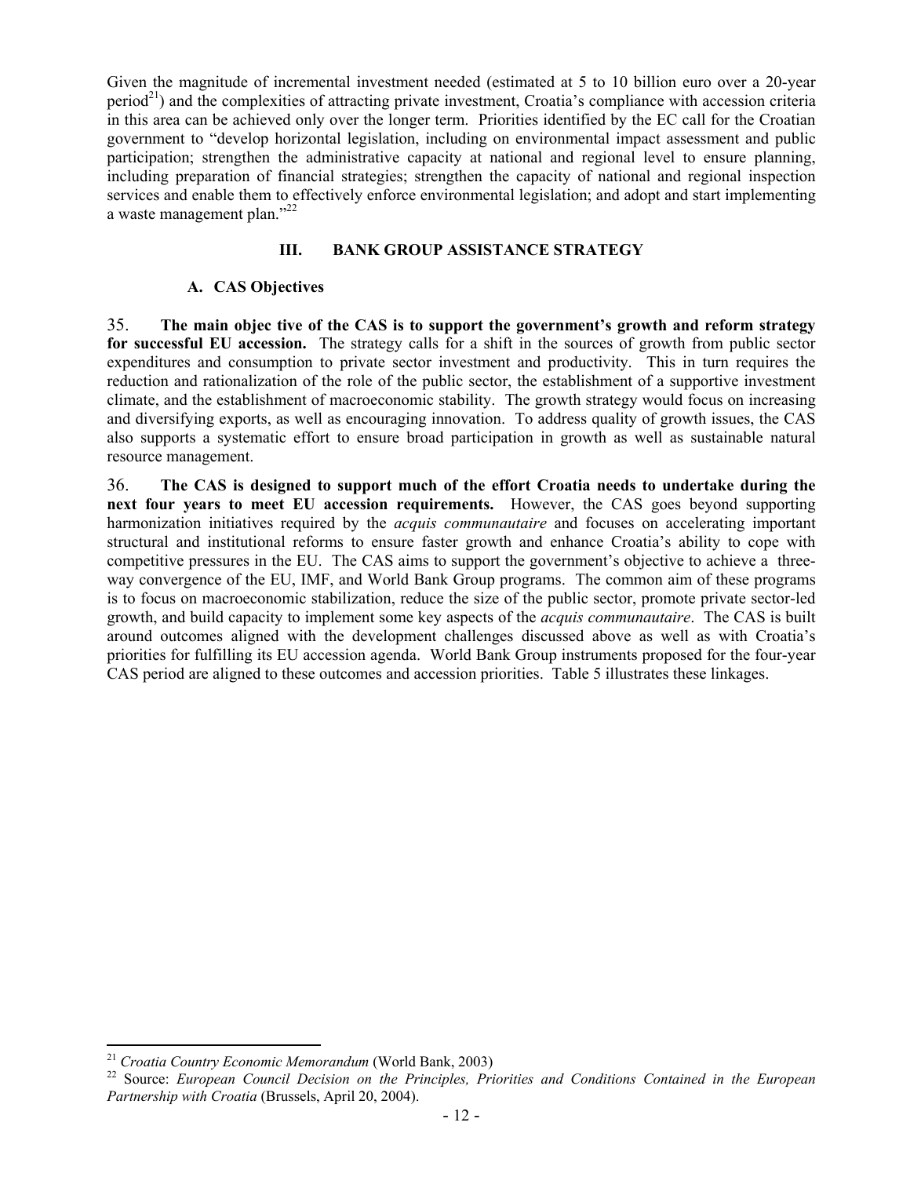Given the magnitude of incremental investment needed (estimated at 5 to 10 billion euro over a 20-year period[21]) and the complexities of attracting private investment, Croatia's compliance with accession criteria in this area can be achieved only over the longer term. Priorities identified by the EC call for the Croatian government to "develop horizontal legislation, including on environmental impact assessment and public participation; strengthen the administrative capacity at national and regional level to ensure planning, including preparation of financial strategies; strengthen the capacity of national and regional inspection services and enable them to effectively enforce environmental legislation; and adopt and start implementing a waste management plan."[22]

## III. BANK GROUP ASSISTANCE STRATEGY

### A. CAS Objectives

35. **The main objec tive of the CAS is to support the government's growth and reform strategy for successful EU accession.** The strategy calls for a shift in the sources of growth from public sector expenditures and consumption to private sector investment and productivity. This in turn requires the reduction and rationalization of the role of the public sector, the establishment of a supportive investment climate, and the establishment of macroeconomic stability. The growth strategy would focus on increasing and diversifying exports, as well as encouraging innovation. To address quality of growth issues, the CAS also supports a systematic effort to ensure broad participation in growth as well as sustainable natural resource management.

36. **The CAS is designed to support much of the effort Croatia needs to undertake during the next four years to meet EU accession requirements.** However, the CAS goes beyond supporting harmonization initiatives required by the *acquis communautaire* and focuses on accelerating important structural and institutional reforms to ensure faster growth and enhance Croatia's ability to cope with competitive pressures in the EU. The CAS aims to support the government's objective to achieve a three-way convergence of the EU, IMF, and World Bank Group programs. The common aim of these programs is to focus on macroeconomic stabilization, reduce the size of the public sector, promote private sector-led growth, and build capacity to implement some key aspects of the *acquis communautaire*. The CAS is built around outcomes aligned with the development challenges discussed above as well as with Croatia's priorities for fulfilling its EU accession agenda. World Bank Group instruments proposed for the four-year CAS period are aligned to these outcomes and accession priorities. Table 5 illustrates these linkages.

---

[21] *Croatia Country Economic Memorandum* (World Bank, 2003)

[22] Source: *European Council Decision on the Principles, Priorities and Conditions Contained in the European Partnership with Croatia* (Brussels, April 20, 2004).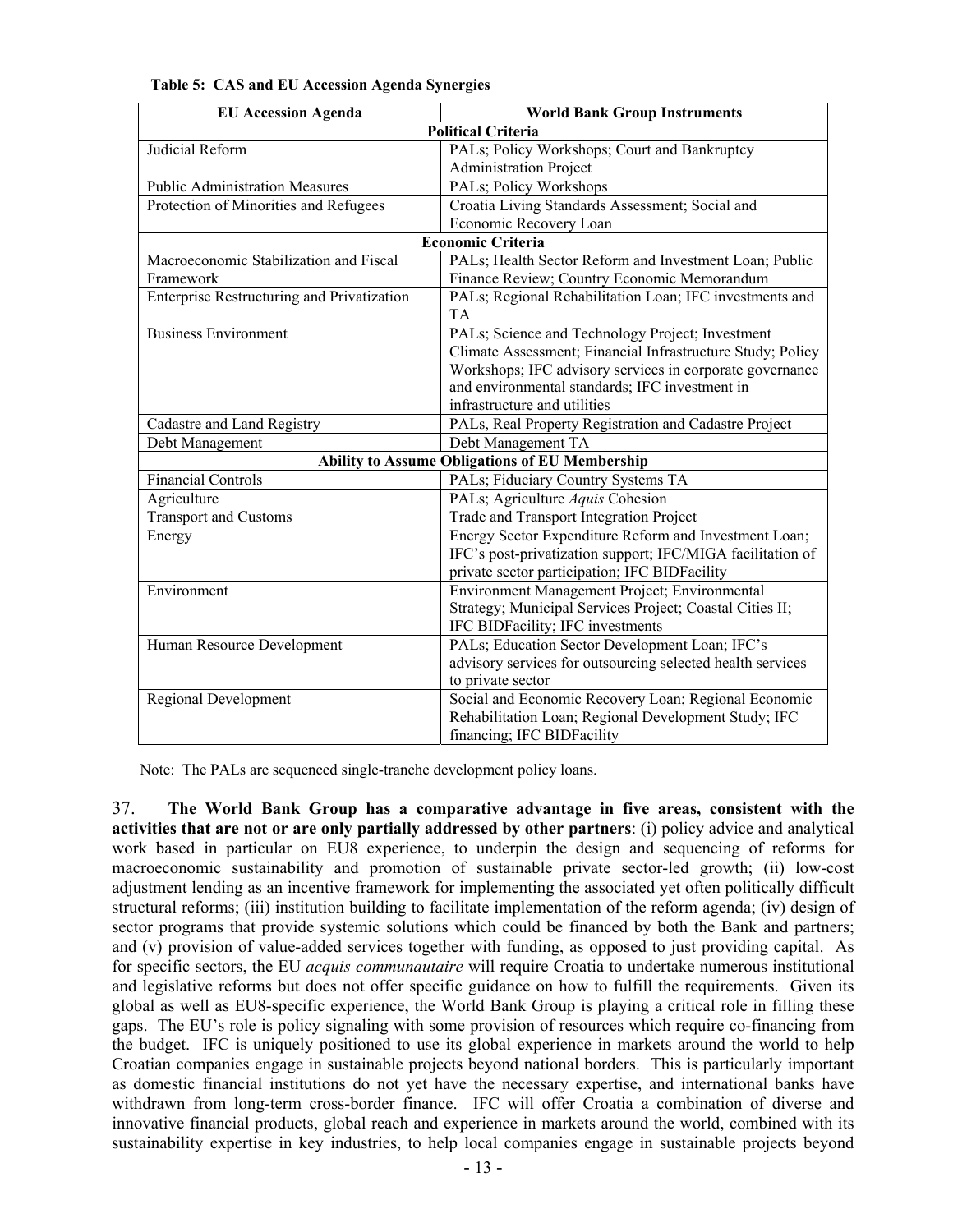**Table 5: CAS and EU Accession Agenda Synergies**

| EU Accession Agenda | World Bank Group Instruments |
|---|---|
| **Political Criteria** | |
| Judicial Reform | PALs; Policy Workshops; Court and Bankruptcy Administration Project |
| Public Administration Measures | PALs; Policy Workshops |
| Protection of Minorities and Refugees | Croatia Living Standards Assessment; Social and Economic Recovery Loan |
| **Economic Criteria** | |
| Macroeconomic Stabilization and Fiscal Framework | PALs; Health Sector Reform and Investment Loan; Public Finance Review; Country Economic Memorandum |
| Enterprise Restructuring and Privatization | PALs; Regional Rehabilitation Loan; IFC investments and TA |
| Business Environment | PALs; Science and Technology Project; Investment Climate Assessment; Financial Infrastructure Study; Policy Workshops; IFC advisory services in corporate governance and environmental standards; IFC investment in infrastructure and utilities |
| Cadastre and Land Registry | PALs, Real Property Registration and Cadastre Project |
| Debt Management | Debt Management TA |
| **Ability to Assume Obligations of EU Membership** | |
| Financial Controls | PALs; Fiduciary Country Systems TA |
| Agriculture | PALs; Agriculture *Aquis* Cohesion |
| Transport and Customs | Trade and Transport Integration Project |
| Energy | Energy Sector Expenditure Reform and Investment Loan; IFC's post-privatization support; IFC/MIGA facilitation of private sector participation; IFC BIDFacility |
| Environment | Environment Management Project; Environmental Strategy; Municipal Services Project; Coastal Cities II; IFC BIDFacility; IFC investments |
| Human Resource Development | PALs; Education Sector Development Loan; IFC's advisory services for outsourcing selected health services to private sector |
| Regional Development | Social and Economic Recovery Loan; Regional Economic Rehabilitation Loan; Regional Development Study; IFC financing; IFC BIDFacility |

Note: The PALs are sequenced single-tranche development policy loans.

37. **The World Bank Group has a comparative advantage in five areas, consistent with the activities that are not or are only partially addressed by other partners**: (i) policy advice and analytical work based in particular on EU8 experience, to underpin the design and sequencing of reforms for macroeconomic sustainability and promotion of sustainable private sector-led growth; (ii) low-cost adjustment lending as an incentive framework for implementing the associated yet often politically difficult structural reforms; (iii) institution building to facilitate implementation of the reform agenda; (iv) design of sector programs that provide systemic solutions which could be financed by both the Bank and partners; and (v) provision of value-added services together with funding, as opposed to just providing capital. As for specific sectors, the EU *acquis communautaire* will require Croatia to undertake numerous institutional and legislative reforms but does not offer specific guidance on how to fulfill the requirements. Given its global as well as EU8-specific experience, the World Bank Group is playing a critical role in filling these gaps. The EU's role is policy signaling with some provision of resources which require co-financing from the budget. IFC is uniquely positioned to use its global experience in markets around the world to help Croatian companies engage in sustainable projects beyond national borders. This is particularly important as domestic financial institutions do not yet have the necessary expertise, and international banks have withdrawn from long-term cross-border finance. IFC will offer Croatia a combination of diverse and innovative financial products, global reach and experience in markets around the world, combined with its sustainability expertise in key industries, to help local companies engage in sustainable projects beyond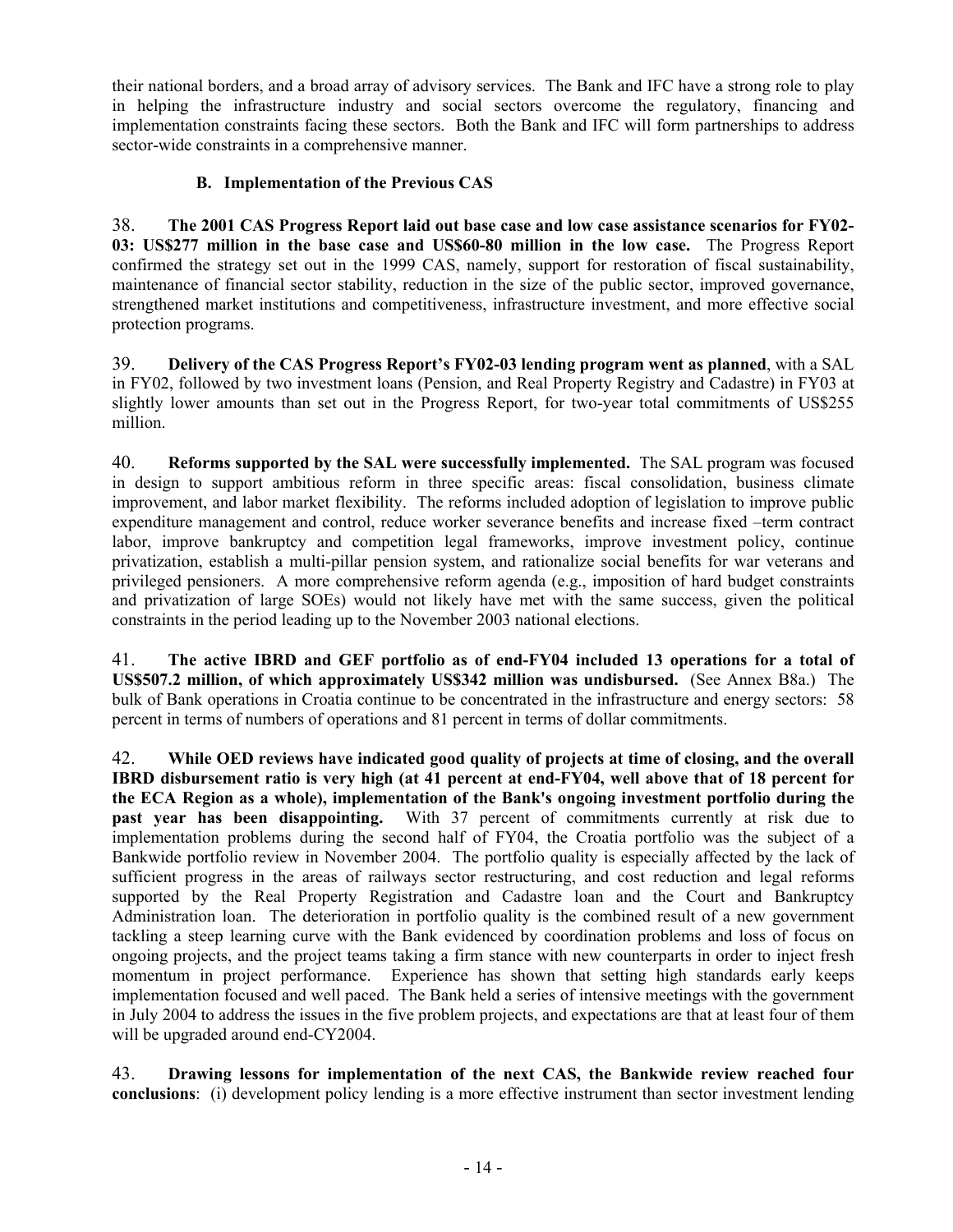their national borders, and a broad array of advisory services. The Bank and IFC have a strong role to play in helping the infrastructure industry and social sectors overcome the regulatory, financing and implementation constraints facing these sectors. Both the Bank and IFC will form partnerships to address sector-wide constraints in a comprehensive manner.

### B. Implementation of the Previous CAS

38. **The 2001 CAS Progress Report laid out base case and low case assistance scenarios for FY02-03: US$277 million in the base case and US$60-80 million in the low case.** The Progress Report confirmed the strategy set out in the 1999 CAS, namely, support for restoration of fiscal sustainability, maintenance of financial sector stability, reduction in the size of the public sector, improved governance, strengthened market institutions and competitiveness, infrastructure investment, and more effective social protection programs.

39. **Delivery of the CAS Progress Report's FY02-03 lending program went as planned**, with a SAL in FY02, followed by two investment loans (Pension, and Real Property Registry and Cadastre) in FY03 at slightly lower amounts than set out in the Progress Report, for two-year total commitments of US$255 million.

40. **Reforms supported by the SAL were successfully implemented.** The SAL program was focused in design to support ambitious reform in three specific areas: fiscal consolidation, business climate improvement, and labor market flexibility. The reforms included adoption of legislation to improve public expenditure management and control, reduce worker severance benefits and increase fixed –term contract labor, improve bankruptcy and competition legal frameworks, improve investment policy, continue privatization, establish a multi-pillar pension system, and rationalize social benefits for war veterans and privileged pensioners. A more comprehensive reform agenda (e.g., imposition of hard budget constraints and privatization of large SOEs) would not likely have met with the same success, given the political constraints in the period leading up to the November 2003 national elections.

41. **The active IBRD and GEF portfolio as of end-FY04 included 13 operations for a total of US$507.2 million, of which approximately US$342 million was undisbursed.** (See Annex B8a.) The bulk of Bank operations in Croatia continue to be concentrated in the infrastructure and energy sectors: 58 percent in terms of numbers of operations and 81 percent in terms of dollar commitments.

42. **While OED reviews have indicated good quality of projects at time of closing, and the overall IBRD disbursement ratio is very high (at 41 percent at end-FY04, well above that of 18 percent for the ECA Region as a whole), implementation of the Bank's ongoing investment portfolio during the past year has been disappointing.** With 37 percent of commitments currently at risk due to implementation problems during the second half of FY04, the Croatia portfolio was the subject of a Bankwide portfolio review in November 2004. The portfolio quality is especially affected by the lack of sufficient progress in the areas of railways sector restructuring, and cost reduction and legal reforms supported by the Real Property Registration and Cadastre loan and the Court and Bankruptcy Administration loan. The deterioration in portfolio quality is the combined result of a new government tackling a steep learning curve with the Bank evidenced by coordination problems and loss of focus on ongoing projects, and the project teams taking a firm stance with new counterparts in order to inject fresh momentum in project performance. Experience has shown that setting high standards early keeps implementation focused and well paced. The Bank held a series of intensive meetings with the government in July 2004 to address the issues in the five problem projects, and expectations are that at least four of them will be upgraded around end-CY2004.

43. **Drawing lessons for implementation of the next CAS, the Bankwide review reached four conclusions**: (i) development policy lending is a more effective instrument than sector investment lending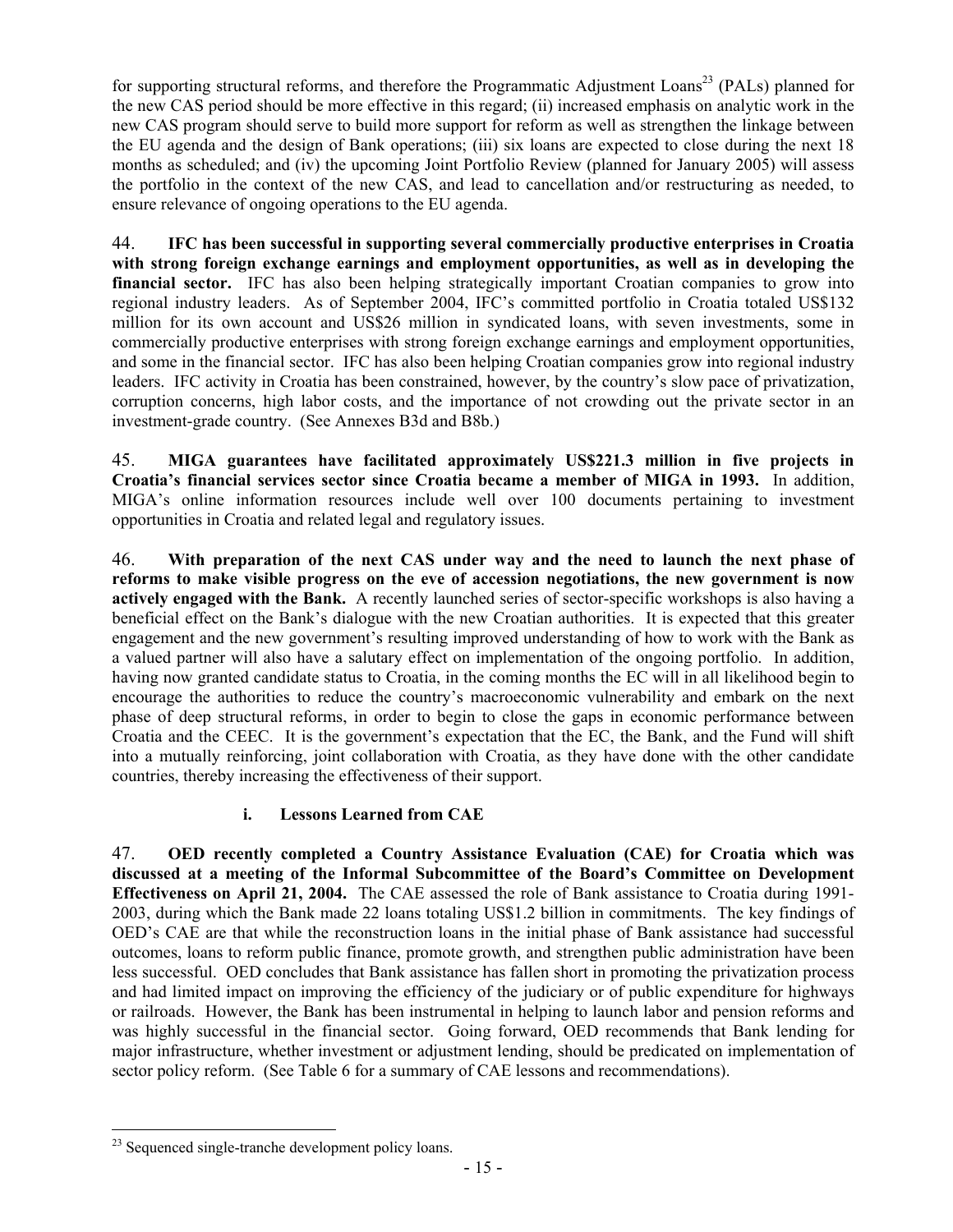for supporting structural reforms, and therefore the Programmatic Adjustment Loans[23] (PALs) planned for the new CAS period should be more effective in this regard; (ii) increased emphasis on analytic work in the new CAS program should serve to build more support for reform as well as strengthen the linkage between the EU agenda and the design of Bank operations; (iii) six loans are expected to close during the next 18 months as scheduled; and (iv) the upcoming Joint Portfolio Review (planned for January 2005) will assess the portfolio in the context of the new CAS, and lead to cancellation and/or restructuring as needed, to ensure relevance of ongoing operations to the EU agenda.

44. **IFC has been successful in supporting several commercially productive enterprises in Croatia with strong foreign exchange earnings and employment opportunities, as well as in developing the financial sector.** IFC has also been helping strategically important Croatian companies to grow into regional industry leaders. As of September 2004, IFC's committed portfolio in Croatia totaled US$132 million for its own account and US$26 million in syndicated loans, with seven investments, some in commercially productive enterprises with strong foreign exchange earnings and employment opportunities, and some in the financial sector. IFC has also been helping Croatian companies grow into regional industry leaders. IFC activity in Croatia has been constrained, however, by the country's slow pace of privatization, corruption concerns, high labor costs, and the importance of not crowding out the private sector in an investment-grade country. (See Annexes B3d and B8b.)

45. **MIGA guarantees have facilitated approximately US$221.3 million in five projects in Croatia's financial services sector since Croatia became a member of MIGA in 1993.** In addition, MIGA's online information resources include well over 100 documents pertaining to investment opportunities in Croatia and related legal and regulatory issues.

46. **With preparation of the next CAS under way and the need to launch the next phase of reforms to make visible progress on the eve of accession negotiations, the new government is now actively engaged with the Bank.** A recently launched series of sector-specific workshops is also having a beneficial effect on the Bank's dialogue with the new Croatian authorities. It is expected that this greater engagement and the new government's resulting improved understanding of how to work with the Bank as a valued partner will also have a salutary effect on implementation of the ongoing portfolio. In addition, having now granted candidate status to Croatia, in the coming months the EC will in all likelihood begin to encourage the authorities to reduce the country's macroeconomic vulnerability and embark on the next phase of deep structural reforms, in order to begin to close the gaps in economic performance between Croatia and the CEEC. It is the government's expectation that the EC, the Bank, and the Fund will shift into a mutually reinforcing, joint collaboration with Croatia, as they have done with the other candidate countries, thereby increasing the effectiveness of their support.

### i. Lessons Learned from CAE

47. **OED recently completed a Country Assistance Evaluation (CAE) for Croatia which was discussed at a meeting of the Informal Subcommittee of the Board's Committee on Development Effectiveness on April 21, 2004.** The CAE assessed the role of Bank assistance to Croatia during 1991-2003, during which the Bank made 22 loans totaling US$1.2 billion in commitments. The key findings of OED's CAE are that while the reconstruction loans in the initial phase of Bank assistance had successful outcomes, loans to reform public finance, promote growth, and strengthen public administration have been less successful. OED concludes that Bank assistance has fallen short in promoting the privatization process and had limited impact on improving the efficiency of the judiciary or of public expenditure for highways or railroads. However, the Bank has been instrumental in helping to launch labor and pension reforms and was highly successful in the financial sector. Going forward, OED recommends that Bank lending for major infrastructure, whether investment or adjustment lending, should be predicated on implementation of sector policy reform. (See Table 6 for a summary of CAE lessons and recommendations).

[23] Sequenced single-tranche development policy loans.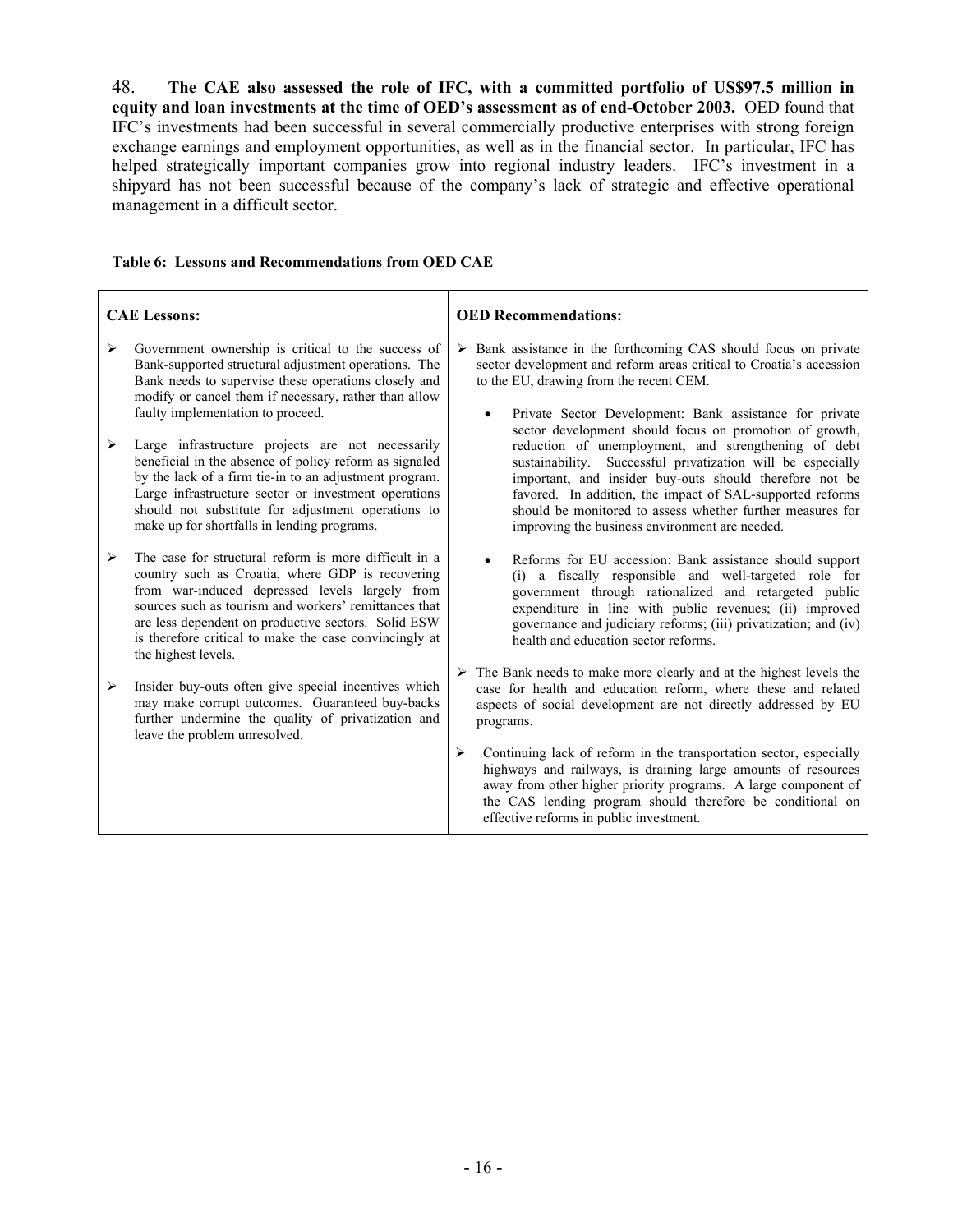48. **The CAE also assessed the role of IFC, with a committed portfolio of US$97.5 million in equity and loan investments at the time of OED's assessment as of end-October 2003.** OED found that IFC's investments had been successful in several commercially productive enterprises with strong foreign exchange earnings and employment opportunities, as well as in the financial sector. In particular, IFC has helped strategically important companies grow into regional industry leaders. IFC's investment in a shipyard has not been successful because of the company's lack of strategic and effective operational management in a difficult sector.

**Table 6: Lessons and Recommendations from OED CAE**

| **CAE Lessons:** | **OED Recommendations:** |
|---|---|
| ➢ Government ownership is critical to the success of Bank-supported structural adjustment operations. The Bank needs to supervise these operations closely and modify or cancel them if necessary, rather than allow faulty implementation to proceed.<br><br>➢ Large infrastructure projects are not necessarily beneficial in the absence of policy reform as signaled by the lack of a firm tie-in to an adjustment program. Large infrastructure sector or investment operations should not substitute for adjustment operations to make up for shortfalls in lending programs.<br><br>➢ The case for structural reform is more difficult in a country such as Croatia, where GDP is recovering from war-induced depressed levels largely from sources such as tourism and workers' remittances that are less dependent on productive sectors. Solid ESW is therefore critical to make the case convincingly at the highest levels.<br><br>➢ Insider buy-outs often give special incentives which may make corrupt outcomes. Guaranteed buy-backs further undermine the quality of privatization and leave the problem unresolved. | ➢ Bank assistance in the forthcoming CAS should focus on private sector development and reform areas critical to Croatia's accession to the EU, drawing from the recent CEM.<br><br>• Private Sector Development: Bank assistance for private sector development should focus on promotion of growth, reduction of unemployment, and strengthening of debt sustainability. Successful privatization will be especially important, and insider buy-outs should therefore not be favored. In addition, the impact of SAL-supported reforms should be monitored to assess whether further measures for improving the business environment are needed.<br><br>• Reforms for EU accession: Bank assistance should support (i) a fiscally responsible and well-targeted role for government through rationalized and retargeted public expenditure in line with public revenues; (ii) improved governance and judiciary reforms; (iii) privatization; and (iv) health and education sector reforms.<br><br>➢ The Bank needs to make more clearly and at the highest levels the case for health and education reform, where these and related aspects of social development are not directly addressed by EU programs.<br><br>➢ Continuing lack of reform in the transportation sector, especially highways and railways, is draining large amounts of resources away from other higher priority programs. A large component of the CAS lending program should therefore be conditional on effective reforms in public investment. |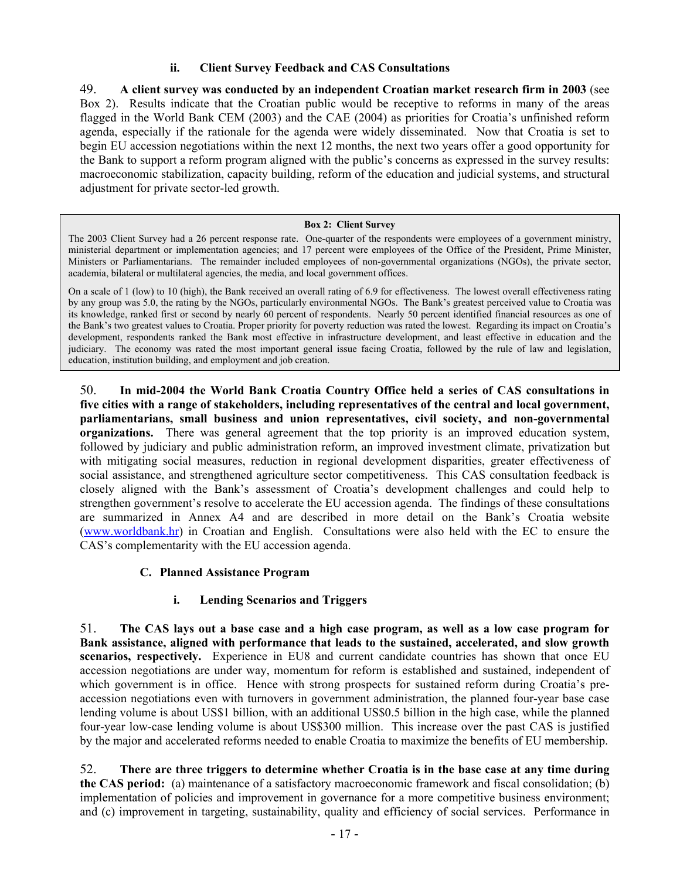### ii. Client Survey Feedback and CAS Consultations

49. **A client survey was conducted by an independent Croatian market research firm in 2003** (see Box 2). Results indicate that the Croatian public would be receptive to reforms in many of the areas flagged in the World Bank CEM (2003) and the CAE (2004) as priorities for Croatia's unfinished reform agenda, especially if the rationale for the agenda were widely disseminated. Now that Croatia is set to begin EU accession negotiations within the next 12 months, the next two years offer a good opportunity for the Bank to support a reform program aligned with the public's concerns as expressed in the survey results: macroeconomic stabilization, capacity building, reform of the education and judicial systems, and structural adjustment for private sector-led growth.

> **Box 2: Client Survey**
>
> The 2003 Client Survey had a 26 percent response rate. One-quarter of the respondents were employees of a government ministry, ministerial department or implementation agencies; and 17 percent were employees of the Office of the President, Prime Minister, Ministers or Parliamentarians. The remainder included employees of non-governmental organizations (NGOs), the private sector, academia, bilateral or multilateral agencies, the media, and local government offices.
>
> On a scale of 1 (low) to 10 (high), the Bank received an overall rating of 6.9 for effectiveness. The lowest overall effectiveness rating by any group was 5.0, the rating by the NGOs, particularly environmental NGOs. The Bank's greatest perceived value to Croatia was its knowledge, ranked first or second by nearly 60 percent of respondents. Nearly 50 percent identified financial resources as one of the Bank's two greatest values to Croatia. Proper priority for poverty reduction was rated the lowest. Regarding its impact on Croatia's development, respondents ranked the Bank most effective in infrastructure development, and least effective in education and the judiciary. The economy was rated the most important general issue facing Croatia, followed by the rule of law and legislation, education, institution building, and employment and job creation.

50. **In mid-2004 the World Bank Croatia Country Office held a series of CAS consultations in five cities with a range of stakeholders, including representatives of the central and local government, parliamentarians, small business and union representatives, civil society, and non-governmental organizations.** There was general agreement that the top priority is an improved education system, followed by judiciary and public administration reform, an improved investment climate, privatization but with mitigating social measures, reduction in regional development disparities, greater effectiveness of social assistance, and strengthened agriculture sector competitiveness. This CAS consultation feedback is closely aligned with the Bank's assessment of Croatia's development challenges and could help to strengthen government's resolve to accelerate the EU accession agenda. The findings of these consultations are summarized in Annex A4 and are described in more detail on the Bank's Croatia website (www.worldbank.hr) in Croatian and English. Consultations were also held with the EC to ensure the CAS's complementarity with the EU accession agenda.

## C. Planned Assistance Program

### i. Lending Scenarios and Triggers

51. **The CAS lays out a base case and a high case program, as well as a low case program for Bank assistance, aligned with performance that leads to the sustained, accelerated, and slow growth scenarios, respectively.** Experience in EU8 and current candidate countries has shown that once EU accession negotiations are under way, momentum for reform is established and sustained, independent of which government is in office. Hence with strong prospects for sustained reform during Croatia's pre-accession negotiations even with turnovers in government administration, the planned four-year base case lending volume is about US$1 billion, with an additional US$0.5 billion in the high case, while the planned four-year low-case lending volume is about US$300 million. This increase over the past CAS is justified by the major and accelerated reforms needed to enable Croatia to maximize the benefits of EU membership.

52. **There are three triggers to determine whether Croatia is in the base case at any time during the CAS period:** (a) maintenance of a satisfactory macroeconomic framework and fiscal consolidation; (b) implementation of policies and improvement in governance for a more competitive business environment; and (c) improvement in targeting, sustainability, quality and efficiency of social services. Performance in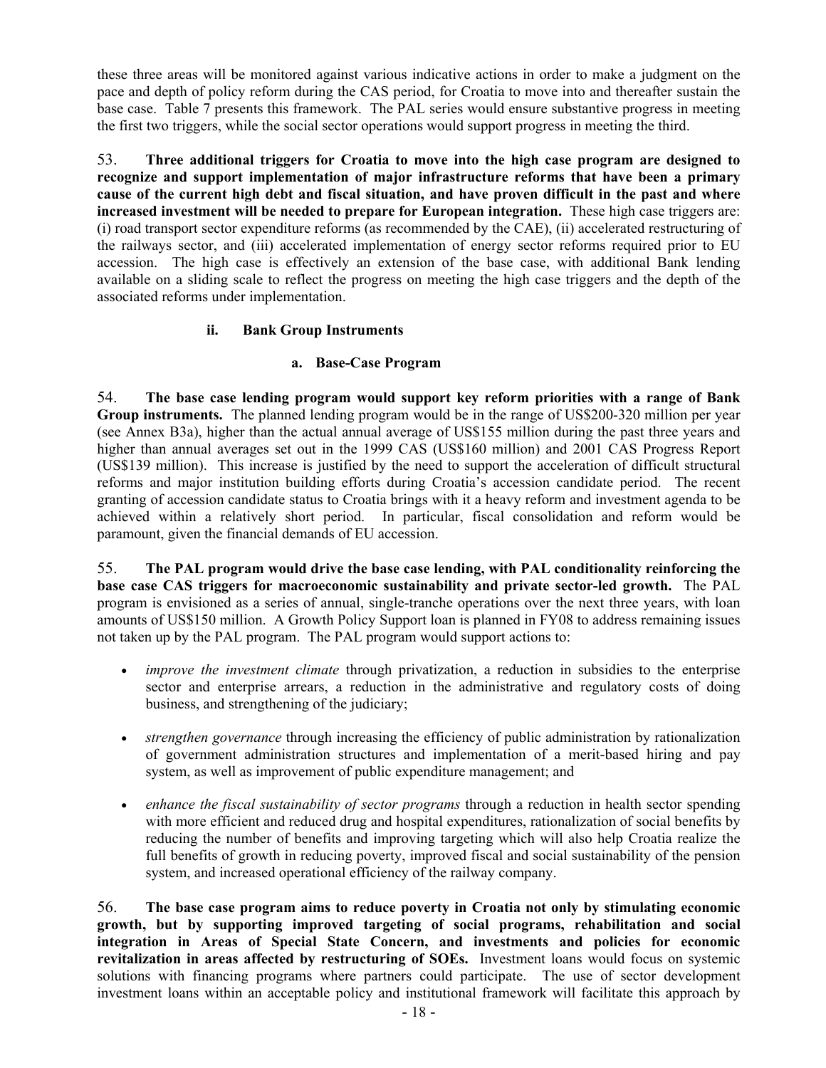these three areas will be monitored against various indicative actions in order to make a judgment on the pace and depth of policy reform during the CAS period, for Croatia to move into and thereafter sustain the base case. Table 7 presents this framework. The PAL series would ensure substantive progress in meeting the first two triggers, while the social sector operations would support progress in meeting the third.

53. **Three additional triggers for Croatia to move into the high case program are designed to recognize and support implementation of major infrastructure reforms that have been a primary cause of the current high debt and fiscal situation, and have proven difficult in the past and where increased investment will be needed to prepare for European integration.** These high case triggers are: (i) road transport sector expenditure reforms (as recommended by the CAE), (ii) accelerated restructuring of the railways sector, and (iii) accelerated implementation of energy sector reforms required prior to EU accession. The high case is effectively an extension of the base case, with additional Bank lending available on a sliding scale to reflect the progress on meeting the high case triggers and the depth of the associated reforms under implementation.

#### ii. Bank Group Instruments

##### a. Base-Case Program

54. **The base case lending program would support key reform priorities with a range of Bank Group instruments.** The planned lending program would be in the range of US$200-320 million per year (see Annex B3a), higher than the actual annual average of US$155 million during the past three years and higher than annual averages set out in the 1999 CAS (US$160 million) and 2001 CAS Progress Report (US$139 million). This increase is justified by the need to support the acceleration of difficult structural reforms and major institution building efforts during Croatia's accession candidate period. The recent granting of accession candidate status to Croatia brings with it a heavy reform and investment agenda to be achieved within a relatively short period. In particular, fiscal consolidation and reform would be paramount, given the financial demands of EU accession.

55. **The PAL program would drive the base case lending, with PAL conditionality reinforcing the base case CAS triggers for macroeconomic sustainability and private sector-led growth.** The PAL program is envisioned as a series of annual, single-tranche operations over the next three years, with loan amounts of US$150 million. A Growth Policy Support loan is planned in FY08 to address remaining issues not taken up by the PAL program. The PAL program would support actions to:

- *improve the investment climate* through privatization, a reduction in subsidies to the enterprise sector and enterprise arrears, a reduction in the administrative and regulatory costs of doing business, and strengthening of the judiciary;
- *strengthen governance* through increasing the efficiency of public administration by rationalization of government administration structures and implementation of a merit-based hiring and pay system, as well as improvement of public expenditure management; and
- *enhance the fiscal sustainability of sector programs* through a reduction in health sector spending with more efficient and reduced drug and hospital expenditures, rationalization of social benefits by reducing the number of benefits and improving targeting which will also help Croatia realize the full benefits of growth in reducing poverty, improved fiscal and social sustainability of the pension system, and increased operational efficiency of the railway company.

56. **The base case program aims to reduce poverty in Croatia not only by stimulating economic growth, but by supporting improved targeting of social programs, rehabilitation and social integration in Areas of Special State Concern, and investments and policies for economic revitalization in areas affected by restructuring of SOEs.** Investment loans would focus on systemic solutions with financing programs where partners could participate. The use of sector development investment loans within an acceptable policy and institutional framework will facilitate this approach by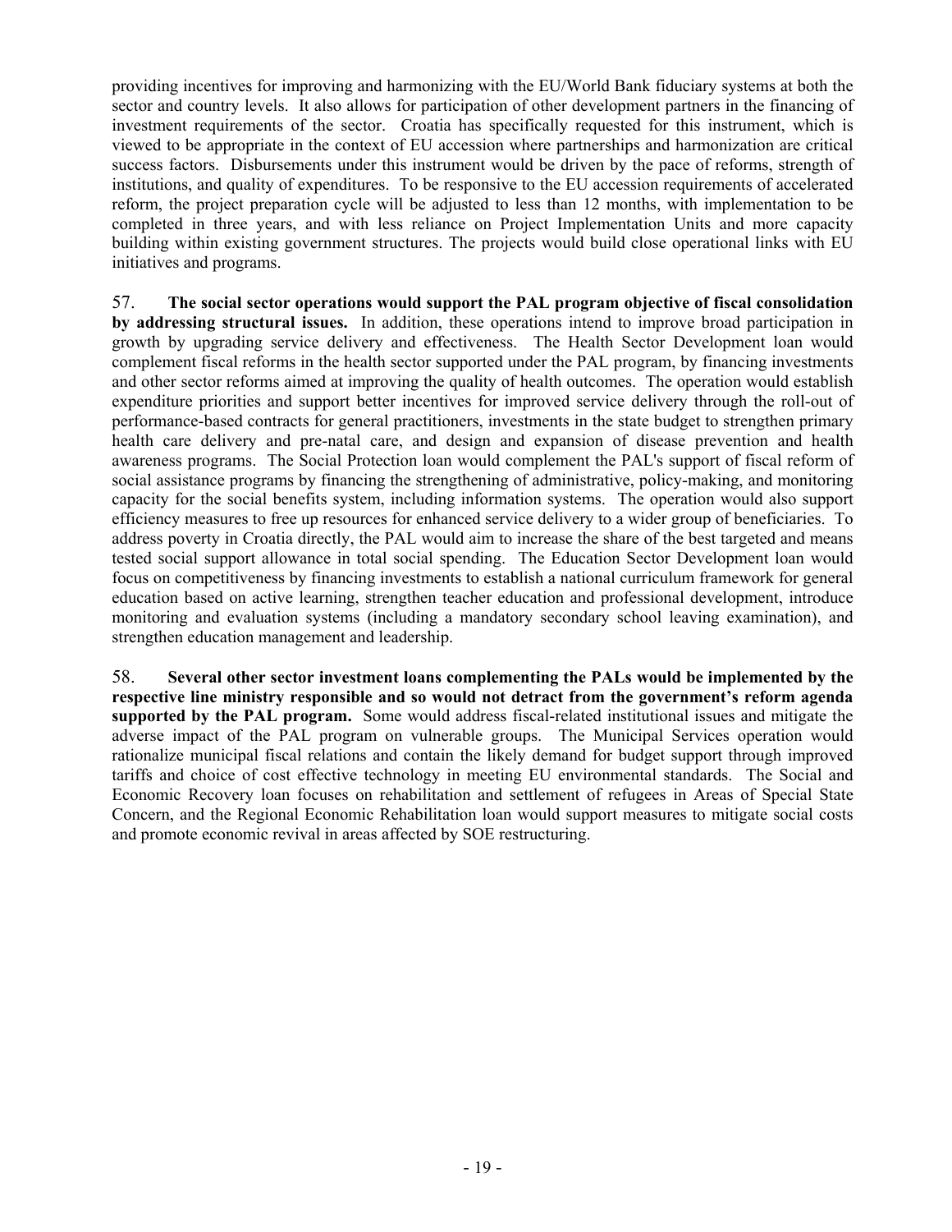providing incentives for improving and harmonizing with the EU/World Bank fiduciary systems at both the sector and country levels. It also allows for participation of other development partners in the financing of investment requirements of the sector. Croatia has specifically requested for this instrument, which is viewed to be appropriate in the context of EU accession where partnerships and harmonization are critical success factors. Disbursements under this instrument would be driven by the pace of reforms, strength of institutions, and quality of expenditures. To be responsive to the EU accession requirements of accelerated reform, the project preparation cycle will be adjusted to less than 12 months, with implementation to be completed in three years, and with less reliance on Project Implementation Units and more capacity building within existing government structures. The projects would build close operational links with EU initiatives and programs.

57. **The social sector operations would support the PAL program objective of fiscal consolidation by addressing structural issues.** In addition, these operations intend to improve broad participation in growth by upgrading service delivery and effectiveness. The Health Sector Development loan would complement fiscal reforms in the health sector supported under the PAL program, by financing investments and other sector reforms aimed at improving the quality of health outcomes. The operation would establish expenditure priorities and support better incentives for improved service delivery through the roll-out of performance-based contracts for general practitioners, investments in the state budget to strengthen primary health care delivery and pre-natal care, and design and expansion of disease prevention and health awareness programs. The Social Protection loan would complement the PAL's support of fiscal reform of social assistance programs by financing the strengthening of administrative, policy-making, and monitoring capacity for the social benefits system, including information systems. The operation would also support efficiency measures to free up resources for enhanced service delivery to a wider group of beneficiaries. To address poverty in Croatia directly, the PAL would aim to increase the share of the best targeted and means tested social support allowance in total social spending. The Education Sector Development loan would focus on competitiveness by financing investments to establish a national curriculum framework for general education based on active learning, strengthen teacher education and professional development, introduce monitoring and evaluation systems (including a mandatory secondary school leaving examination), and strengthen education management and leadership.

58. **Several other sector investment loans complementing the PALs would be implemented by the respective line ministry responsible and so would not detract from the government's reform agenda supported by the PAL program.** Some would address fiscal-related institutional issues and mitigate the adverse impact of the PAL program on vulnerable groups. The Municipal Services operation would rationalize municipal fiscal relations and contain the likely demand for budget support through improved tariffs and choice of cost effective technology in meeting EU environmental standards. The Social and Economic Recovery loan focuses on rehabilitation and settlement of refugees in Areas of Special State Concern, and the Regional Economic Rehabilitation loan would support measures to mitigate social costs and promote economic revival in areas affected by SOE restructuring.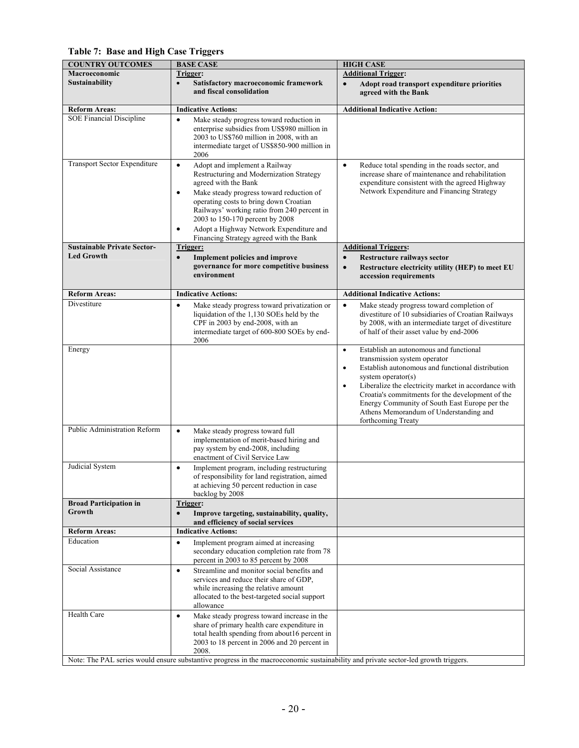**Table 7: Base and High Case Triggers**

| COUNTRY OUTCOMES | BASE CASE | HIGH CASE |
|---|---|---|
| **Macroeconomic Sustainability** | **Trigger:** <br>• **Satisfactory macroeconomic framework and fiscal consolidation** | **Additional Trigger:** <br>• **Adopt road transport expenditure priorities agreed with the Bank** |
| **Reform Areas:** | **Indicative Actions:** | **Additional Indicative Action:** |
| SOE Financial Discipline | • Make steady progress toward reduction in enterprise subsidies from US$980 million in 2003 to US$760 million in 2008, with an intermediate target of US$850-900 million in 2006 | |
| Transport Sector Expenditure | • Adopt and implement a Railway Restructuring and Modernization Strategy agreed with the Bank <br>• Make steady progress toward reduction of operating costs to bring down Croatian Railways' working ratio from 240 percent in 2003 to 150-170 percent by 2008 <br>• Adopt a Highway Network Expenditure and Financing Strategy agreed with the Bank | • Reduce total spending in the roads sector, and increase share of maintenance and rehabilitation expenditure consistent with the agreed Highway Network Expenditure and Financing Strategy |
| **Sustainable Private Sector-Led Growth** | **Trigger:** <br>• **Implement policies and improve governance for more competitive business environment** | **Additional Triggers:** <br>• **Restructure railways sector** <br>• **Restructure electricity utility (HEP) to meet EU accession requirements** |
| **Reform Areas:** | **Indicative Actions:** | **Additional Indicative Actions:** |
| Divestiture | • Make steady progress toward privatization or liquidation of the 1,130 SOEs held by the CPF in 2003 by end-2008, with an intermediate target of 600-800 SOEs by end-2006 | • Make steady progress toward completion of divestiture of 10 subsidiaries of Croatian Railways by 2008, with an intermediate target of divestiture of half of their asset value by end-2006 |
| Energy | | • Establish an autonomous and functional transmission system operator <br>• Establish autonomous and functional distribution system operator(s) <br>• Liberalize the electricity market in accordance with Croatia's commitments for the development of the Energy Community of South East Europe per the Athens Memorandum of Understanding and forthcoming Treaty |
| Public Administration Reform | • Make steady progress toward full implementation of merit-based hiring and pay system by end-2008, including enactment of Civil Service Law | |
| Judicial System | • Implement program, including restructuring of responsibility for land registration, aimed at achieving 50 percent reduction in case backlog by 2008 | |
| **Broad Participation in Growth** | **Trigger:** <br>• **Improve targeting, sustainability, quality, and efficiency of social services** | |
| **Reform Areas:** | **Indicative Actions:** | |
| Education | • Implement program aimed at increasing secondary education completion rate from 78 percent in 2003 to 85 percent by 2008 | |
| Social Assistance | • Streamline and monitor social benefits and services and reduce their share of GDP, while increasing the relative amount allocated to the best-targeted social support allowance | |
| Health Care | • Make steady progress toward increase in the share of primary health care expenditure in total health spending from about16 percent in 2003 to 18 percent in 2006 and 20 percent in 2008. | |

Note: The PAL series would ensure substantive progress in the macroeconomic sustainability and private sector-led growth triggers.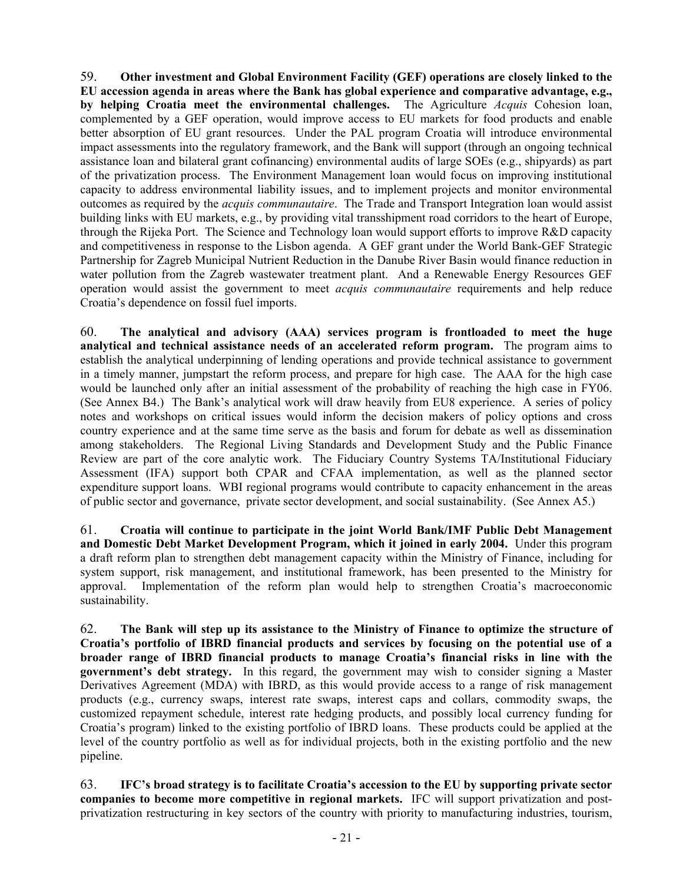59. **Other investment and Global Environment Facility (GEF) operations are closely linked to the EU accession agenda in areas where the Bank has global experience and comparative advantage, e.g., by helping Croatia meet the environmental challenges.** The Agriculture *Acquis* Cohesion loan, complemented by a GEF operation, would improve access to EU markets for food products and enable better absorption of EU grant resources. Under the PAL program Croatia will introduce environmental impact assessments into the regulatory framework, and the Bank will support (through an ongoing technical assistance loan and bilateral grant cofinancing) environmental audits of large SOEs (e.g., shipyards) as part of the privatization process. The Environment Management loan would focus on improving institutional capacity to address environmental liability issues, and to implement projects and monitor environmental outcomes as required by the *acquis communautaire*. The Trade and Transport Integration loan would assist building links with EU markets, e.g., by providing vital transshipment road corridors to the heart of Europe, through the Rijeka Port. The Science and Technology loan would support efforts to improve R&D capacity and competitiveness in response to the Lisbon agenda. A GEF grant under the World Bank-GEF Strategic Partnership for Zagreb Municipal Nutrient Reduction in the Danube River Basin would finance reduction in water pollution from the Zagreb wastewater treatment plant. And a Renewable Energy Resources GEF operation would assist the government to meet *acquis communautaire* requirements and help reduce Croatia's dependence on fossil fuel imports.

60. **The analytical and advisory (AAA) services program is frontloaded to meet the huge analytical and technical assistance needs of an accelerated reform program.** The program aims to establish the analytical underpinning of lending operations and provide technical assistance to government in a timely manner, jumpstart the reform process, and prepare for high case. The AAA for the high case would be launched only after an initial assessment of the probability of reaching the high case in FY06. (See Annex B4.) The Bank's analytical work will draw heavily from EU8 experience. A series of policy notes and workshops on critical issues would inform the decision makers of policy options and cross country experience and at the same time serve as the basis and forum for debate as well as dissemination among stakeholders. The Regional Living Standards and Development Study and the Public Finance Review are part of the core analytic work. The Fiduciary Country Systems TA/Institutional Fiduciary Assessment (IFA) support both CPAR and CFAA implementation, as well as the planned sector expenditure support loans. WBI regional programs would contribute to capacity enhancement in the areas of public sector and governance, private sector development, and social sustainability. (See Annex A5.)

61. **Croatia will continue to participate in the joint World Bank/IMF Public Debt Management and Domestic Debt Market Development Program, which it joined in early 2004.** Under this program a draft reform plan to strengthen debt management capacity within the Ministry of Finance, including for system support, risk management, and institutional framework, has been presented to the Ministry for approval. Implementation of the reform plan would help to strengthen Croatia's macroeconomic sustainability.

62. **The Bank will step up its assistance to the Ministry of Finance to optimize the structure of Croatia's portfolio of IBRD financial products and services by focusing on the potential use of a broader range of IBRD financial products to manage Croatia's financial risks in line with the government's debt strategy.** In this regard, the government may wish to consider signing a Master Derivatives Agreement (MDA) with IBRD, as this would provide access to a range of risk management products (e.g., currency swaps, interest rate swaps, interest caps and collars, commodity swaps, the customized repayment schedule, interest rate hedging products, and possibly local currency funding for Croatia's program) linked to the existing portfolio of IBRD loans. These products could be applied at the level of the country portfolio as well as for individual projects, both in the existing portfolio and the new pipeline.

63. **IFC's broad strategy is to facilitate Croatia's accession to the EU by supporting private sector companies to become more competitive in regional markets.** IFC will support privatization and post-privatization restructuring in key sectors of the country with priority to manufacturing industries, tourism,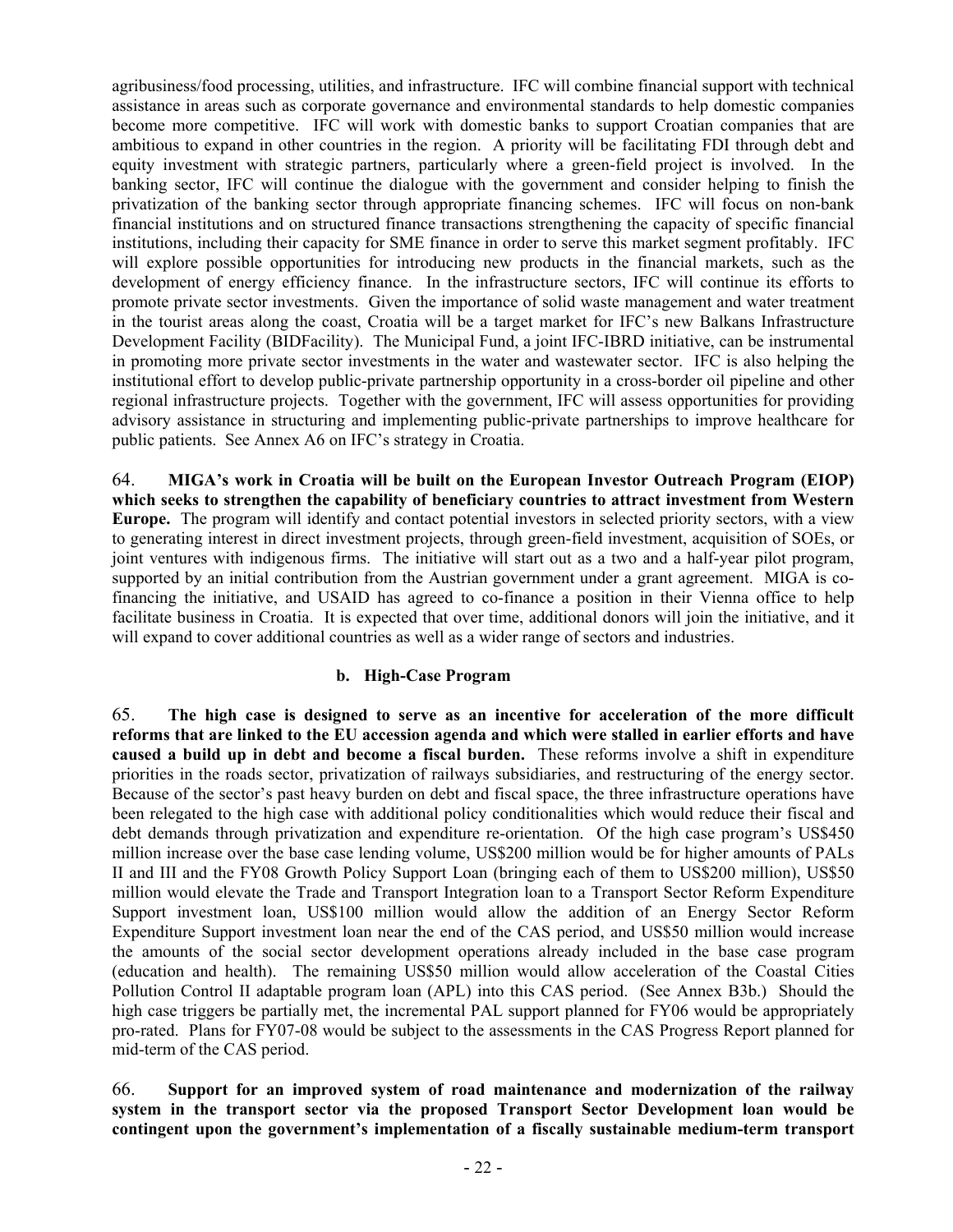agribusiness/food processing, utilities, and infrastructure. IFC will combine financial support with technical assistance in areas such as corporate governance and environmental standards to help domestic companies become more competitive. IFC will work with domestic banks to support Croatian companies that are ambitious to expand in other countries in the region. A priority will be facilitating FDI through debt and equity investment with strategic partners, particularly where a green-field project is involved. In the banking sector, IFC will continue the dialogue with the government and consider helping to finish the privatization of the banking sector through appropriate financing schemes. IFC will focus on non-bank financial institutions and on structured finance transactions strengthening the capacity of specific financial institutions, including their capacity for SME finance in order to serve this market segment profitably. IFC will explore possible opportunities for introducing new products in the financial markets, such as the development of energy efficiency finance. In the infrastructure sectors, IFC will continue its efforts to promote private sector investments. Given the importance of solid waste management and water treatment in the tourist areas along the coast, Croatia will be a target market for IFC's new Balkans Infrastructure Development Facility (BIDFacility). The Municipal Fund, a joint IFC-IBRD initiative, can be instrumental in promoting more private sector investments in the water and wastewater sector. IFC is also helping the institutional effort to develop public-private partnership opportunity in a cross-border oil pipeline and other regional infrastructure projects. Together with the government, IFC will assess opportunities for providing advisory assistance in structuring and implementing public-private partnerships to improve healthcare for public patients. See Annex A6 on IFC's strategy in Croatia.

64. **MIGA's work in Croatia will be built on the European Investor Outreach Program (EIOP) which seeks to strengthen the capability of beneficiary countries to attract investment from Western Europe.** The program will identify and contact potential investors in selected priority sectors, with a view to generating interest in direct investment projects, through green-field investment, acquisition of SOEs, or joint ventures with indigenous firms. The initiative will start out as a two and a half-year pilot program, supported by an initial contribution from the Austrian government under a grant agreement. MIGA is co-financing the initiative, and USAID has agreed to co-finance a position in their Vienna office to help facilitate business in Croatia. It is expected that over time, additional donors will join the initiative, and it will expand to cover additional countries as well as a wider range of sectors and industries.

### b. High-Case Program

65. **The high case is designed to serve as an incentive for acceleration of the more difficult reforms that are linked to the EU accession agenda and which were stalled in earlier efforts and have caused a build up in debt and become a fiscal burden.** These reforms involve a shift in expenditure priorities in the roads sector, privatization of railways subsidiaries, and restructuring of the energy sector. Because of the sector's past heavy burden on debt and fiscal space, the three infrastructure operations have been relegated to the high case with additional policy conditionalities which would reduce their fiscal and debt demands through privatization and expenditure re-orientation. Of the high case program's US$450 million increase over the base case lending volume, US$200 million would be for higher amounts of PALs II and III and the FY08 Growth Policy Support Loan (bringing each of them to US$200 million), US$50 million would elevate the Trade and Transport Integration loan to a Transport Sector Reform Expenditure Support investment loan, US$100 million would allow the addition of an Energy Sector Reform Expenditure Support investment loan near the end of the CAS period, and US$50 million would increase the amounts of the social sector development operations already included in the base case program (education and health). The remaining US$50 million would allow acceleration of the Coastal Cities Pollution Control II adaptable program loan (APL) into this CAS period. (See Annex B3b.) Should the high case triggers be partially met, the incremental PAL support planned for FY06 would be appropriately pro-rated. Plans for FY07-08 would be subject to the assessments in the CAS Progress Report planned for mid-term of the CAS period.

66. **Support for an improved system of road maintenance and modernization of the railway system in the transport sector via the proposed Transport Sector Development loan would be contingent upon the government's implementation of a fiscally sustainable medium-term transport**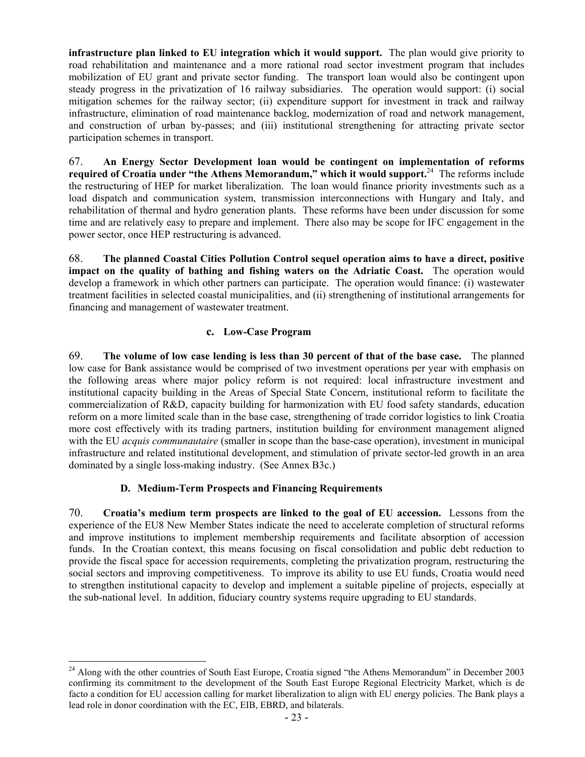**infrastructure plan linked to EU integration which it would support.** The plan would give priority to road rehabilitation and maintenance and a more rational road sector investment program that includes mobilization of EU grant and private sector funding. The transport loan would also be contingent upon steady progress in the privatization of 16 railway subsidiaries. The operation would support: (i) social mitigation schemes for the railway sector; (ii) expenditure support for investment in track and railway infrastructure, elimination of road maintenance backlog, modernization of road and network management, and construction of urban by-passes; and (iii) institutional strengthening for attracting private sector participation schemes in transport.

67. **An Energy Sector Development loan would be contingent on implementation of reforms required of Croatia under "the Athens Memorandum," which it would support.**[24] The reforms include the restructuring of HEP for market liberalization. The loan would finance priority investments such as a load dispatch and communication system, transmission interconnections with Hungary and Italy, and rehabilitation of thermal and hydro generation plants. These reforms have been under discussion for some time and are relatively easy to prepare and implement. There also may be scope for IFC engagement in the power sector, once HEP restructuring is advanced.

68. **The planned Coastal Cities Pollution Control sequel operation aims to have a direct, positive impact on the quality of bathing and fishing waters on the Adriatic Coast.** The operation would develop a framework in which other partners can participate. The operation would finance: (i) wastewater treatment facilities in selected coastal municipalities, and (ii) strengthening of institutional arrangements for financing and management of wastewater treatment.

### c. Low-Case Program

69. **The volume of low case lending is less than 30 percent of that of the base case.** The planned low case for Bank assistance would be comprised of two investment operations per year with emphasis on the following areas where major policy reform is not required: local infrastructure investment and institutional capacity building in the Areas of Special State Concern, institutional reform to facilitate the commercialization of R&D, capacity building for harmonization with EU food safety standards, education reform on a more limited scale than in the base case, strengthening of trade corridor logistics to link Croatia more cost effectively with its trading partners, institution building for environment management aligned with the EU *acquis communautaire* (smaller in scope than the base-case operation), investment in municipal infrastructure and related institutional development, and stimulation of private sector-led growth in an area dominated by a single loss-making industry. (See Annex B3c.)

## D. Medium-Term Prospects and Financing Requirements

70. **Croatia's medium term prospects are linked to the goal of EU accession.** Lessons from the experience of the EU8 New Member States indicate the need to accelerate completion of structural reforms and improve institutions to implement membership requirements and facilitate absorption of accession funds. In the Croatian context, this means focusing on fiscal consolidation and public debt reduction to provide the fiscal space for accession requirements, completing the privatization program, restructuring the social sectors and improving competitiveness. To improve its ability to use EU funds, Croatia would need to strengthen institutional capacity to develop and implement a suitable pipeline of projects, especially at the sub-national level. In addition, fiduciary country systems require upgrading to EU standards.

---

[24] Along with the other countries of South East Europe, Croatia signed "the Athens Memorandum" in December 2003 confirming its commitment to the development of the South East Europe Regional Electricity Market, which is de facto a condition for EU accession calling for market liberalization to align with EU energy policies. The Bank plays a lead role in donor coordination with the EC, EIB, EBRD, and bilaterals.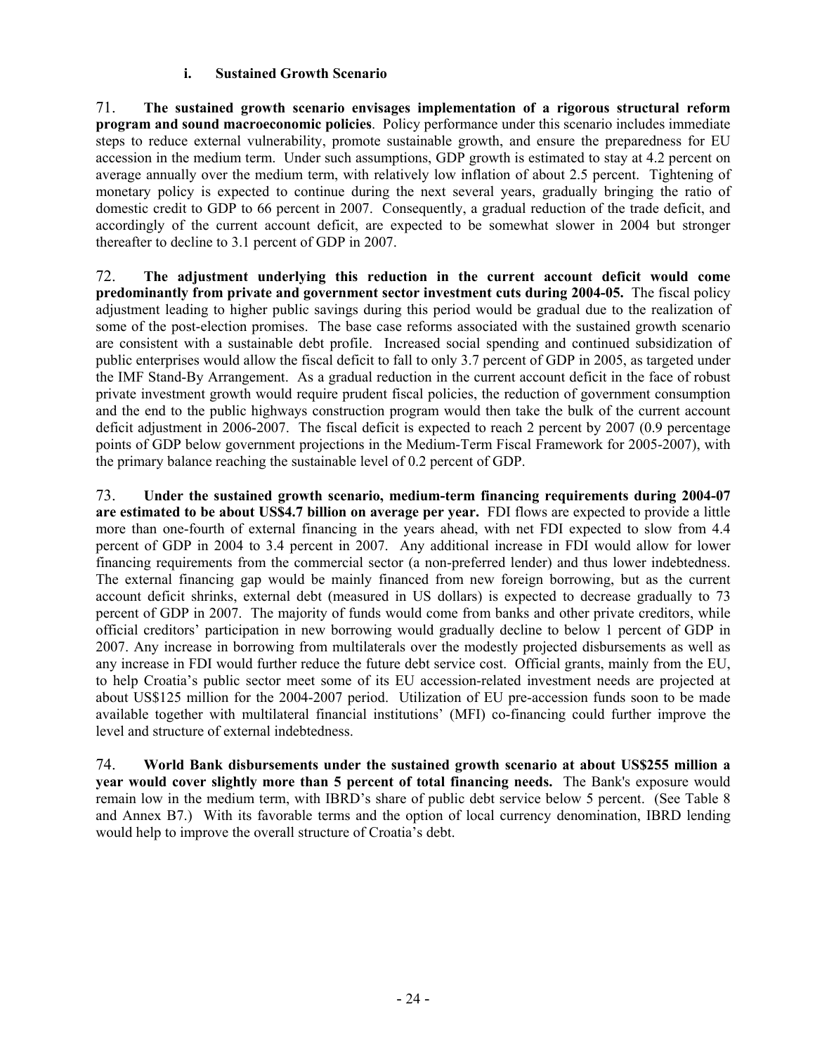### i. Sustained Growth Scenario

71. **The sustained growth scenario envisages implementation of a rigorous structural reform program and sound macroeconomic policies**. Policy performance under this scenario includes immediate steps to reduce external vulnerability, promote sustainable growth, and ensure the preparedness for EU accession in the medium term. Under such assumptions, GDP growth is estimated to stay at 4.2 percent on average annually over the medium term, with relatively low inflation of about 2.5 percent. Tightening of monetary policy is expected to continue during the next several years, gradually bringing the ratio of domestic credit to GDP to 66 percent in 2007. Consequently, a gradual reduction of the trade deficit, and accordingly of the current account deficit, are expected to be somewhat slower in 2004 but stronger thereafter to decline to 3.1 percent of GDP in 2007.

72. **The adjustment underlying this reduction in the current account deficit would come predominantly from private and government sector investment cuts during 2004-05.** The fiscal policy adjustment leading to higher public savings during this period would be gradual due to the realization of some of the post-election promises. The base case reforms associated with the sustained growth scenario are consistent with a sustainable debt profile. Increased social spending and continued subsidization of public enterprises would allow the fiscal deficit to fall to only 3.7 percent of GDP in 2005, as targeted under the IMF Stand-By Arrangement. As a gradual reduction in the current account deficit in the face of robust private investment growth would require prudent fiscal policies, the reduction of government consumption and the end to the public highways construction program would then take the bulk of the current account deficit adjustment in 2006-2007. The fiscal deficit is expected to reach 2 percent by 2007 (0.9 percentage points of GDP below government projections in the Medium-Term Fiscal Framework for 2005-2007), with the primary balance reaching the sustainable level of 0.2 percent of GDP.

73. **Under the sustained growth scenario, medium-term financing requirements during 2004-07 are estimated to be about US$4.7 billion on average per year.** FDI flows are expected to provide a little more than one-fourth of external financing in the years ahead, with net FDI expected to slow from 4.4 percent of GDP in 2004 to 3.4 percent in 2007. Any additional increase in FDI would allow for lower financing requirements from the commercial sector (a non-preferred lender) and thus lower indebtedness. The external financing gap would be mainly financed from new foreign borrowing, but as the current account deficit shrinks, external debt (measured in US dollars) is expected to decrease gradually to 73 percent of GDP in 2007. The majority of funds would come from banks and other private creditors, while official creditors' participation in new borrowing would gradually decline to below 1 percent of GDP in 2007. Any increase in borrowing from multilaterals over the modestly projected disbursements as well as any increase in FDI would further reduce the future debt service cost. Official grants, mainly from the EU, to help Croatia's public sector meet some of its EU accession-related investment needs are projected at about US$125 million for the 2004-2007 period. Utilization of EU pre-accession funds soon to be made available together with multilateral financial institutions' (MFI) co-financing could further improve the level and structure of external indebtedness.

74. **World Bank disbursements under the sustained growth scenario at about US$255 million a year would cover slightly more than 5 percent of total financing needs.** The Bank's exposure would remain low in the medium term, with IBRD's share of public debt service below 5 percent. (See Table 8 and Annex B7.) With its favorable terms and the option of local currency denomination, IBRD lending would help to improve the overall structure of Croatia's debt.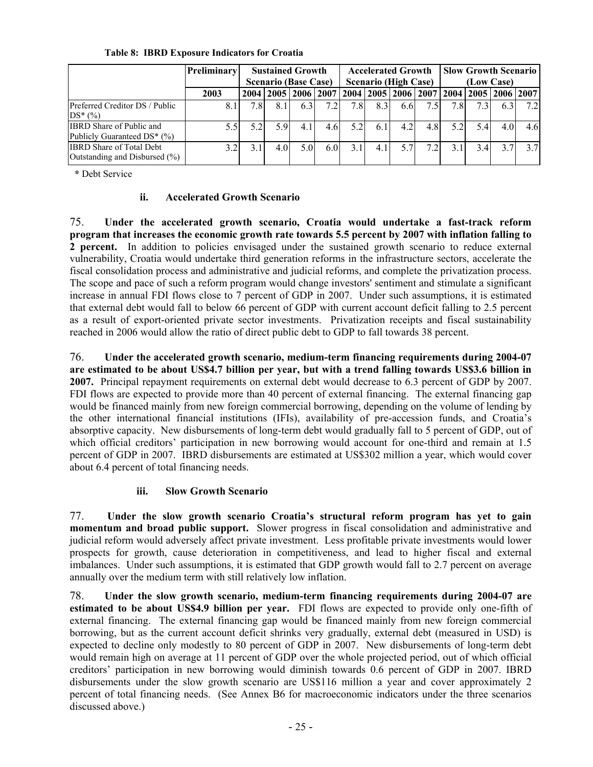**Table 8: IBRD Exposure Indicators for Croatia**

| | Preliminary | Sustained Growth Scenario (Base Case) | | | | Accelerated Growth Scenario (High Case) | | | | Slow Growth Scenario (Low Case) | | | |
|---|---|---|---|---|---|---|---|---|---|---|---|---|---|
| | 2003 | 2004 | 2005 | 2006 | 2007 | 2004 | 2005 | 2006 | 2007 | 2004 | 2005 | 2006 | 2007 |
| Preferred Creditor DS / Public DS* (%) | 8.1 | 7.8 | 8.1 | 6.3 | 7.2 | 7.8 | 8.3 | 6.6 | 7.5 | 7.8 | 7.3 | 6.3 | 7.2 |
| IBRD Share of Public and Publicly Guaranteed DS* (%) | 5.5 | 5.2 | 5.9 | 4.1 | 4.6 | 5.2 | 6.1 | 4.2 | 4.8 | 5.2 | 5.4 | 4.0 | 4.6 |
| IBRD Share of Total Debt Outstanding and Disbursed (%) | 3.2 | 3.1 | 4.0 | 5.0 | 6.0 | 3.1 | 4.1 | 5.7 | 7.2 | 3.1 | 3.4 | 3.7 | 3.7 |

**\*** Debt Service

#### ii. Accelerated Growth Scenario

75. **Under the accelerated growth scenario, Croatia would undertake a fast-track reform program that increases the economic growth rate towards 5.5 percent by 2007 with inflation falling to 2 percent.** In addition to policies envisaged under the sustained growth scenario to reduce external vulnerability, Croatia would undertake third generation reforms in the infrastructure sectors, accelerate the fiscal consolidation process and administrative and judicial reforms, and complete the privatization process. The scope and pace of such a reform program would change investors' sentiment and stimulate a significant increase in annual FDI flows close to 7 percent of GDP in 2007. Under such assumptions, it is estimated that external debt would fall to below 66 percent of GDP with current account deficit falling to 2.5 percent as a result of export-oriented private sector investments. Privatization receipts and fiscal sustainability reached in 2006 would allow the ratio of direct public debt to GDP to fall towards 38 percent.

76. **Under the accelerated growth scenario, medium-term financing requirements during 2004-07 are estimated to be about US$4.7 billion per year, but with a trend falling towards US$3.6 billion in 2007.** Principal repayment requirements on external debt would decrease to 6.3 percent of GDP by 2007. FDI flows are expected to provide more than 40 percent of external financing. The external financing gap would be financed mainly from new foreign commercial borrowing, depending on the volume of lending by the other international financial institutions (IFIs), availability of pre-accession funds, and Croatia's absorptive capacity. New disbursements of long-term debt would gradually fall to 5 percent of GDP, out of which official creditors' participation in new borrowing would account for one-third and remain at 1.5 percent of GDP in 2007. IBRD disbursements are estimated at US$302 million a year, which would cover about 6.4 percent of total financing needs.

#### iii. Slow Growth Scenario

77. **Under the slow growth scenario Croatia's structural reform program has yet to gain momentum and broad public support.** Slower progress in fiscal consolidation and administrative and judicial reform would adversely affect private investment. Less profitable private investments would lower prospects for growth, cause deterioration in competitiveness, and lead to higher fiscal and external imbalances. Under such assumptions, it is estimated that GDP growth would fall to 2.7 percent on average annually over the medium term with still relatively low inflation.

78. **Under the slow growth scenario, medium-term financing requirements during 2004-07 are estimated to be about US$4.9 billion per year.** FDI flows are expected to provide only one-fifth of external financing. The external financing gap would be financed mainly from new foreign commercial borrowing, but as the current account deficit shrinks very gradually, external debt (measured in USD) is expected to decline only modestly to 80 percent of GDP in 2007. New disbursements of long-term debt would remain high on average at 11 percent of GDP over the whole projected period, out of which official creditors' participation in new borrowing would diminish towards 0.6 percent of GDP in 2007. IBRD disbursements under the slow growth scenario are US$116 million a year and cover approximately 2 percent of total financing needs. (See Annex B6 for macroeconomic indicators under the three scenarios discussed above.)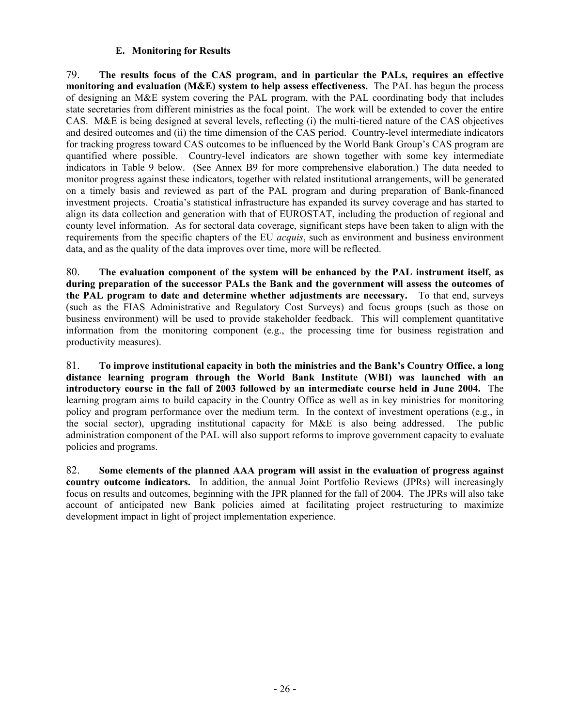### E. Monitoring for Results

79. **The results focus of the CAS program, and in particular the PALs, requires an effective monitoring and evaluation (M&E) system to help assess effectiveness.** The PAL has begun the process of designing an M&E system covering the PAL program, with the PAL coordinating body that includes state secretaries from different ministries as the focal point. The work will be extended to cover the entire CAS. M&E is being designed at several levels, reflecting (i) the multi-tiered nature of the CAS objectives and desired outcomes and (ii) the time dimension of the CAS period. Country-level intermediate indicators for tracking progress toward CAS outcomes to be influenced by the World Bank Group's CAS program are quantified where possible. Country-level indicators are shown together with some key intermediate indicators in Table 9 below. (See Annex B9 for more comprehensive elaboration.) The data needed to monitor progress against these indicators, together with related institutional arrangements, will be generated on a timely basis and reviewed as part of the PAL program and during preparation of Bank-financed investment projects. Croatia's statistical infrastructure has expanded its survey coverage and has started to align its data collection and generation with that of EUROSTAT, including the production of regional and county level information. As for sectoral data coverage, significant steps have been taken to align with the requirements from the specific chapters of the EU *acquis*, such as environment and business environment data, and as the quality of the data improves over time, more will be reflected.

80. **The evaluation component of the system will be enhanced by the PAL instrument itself, as during preparation of the successor PALs the Bank and the government will assess the outcomes of the PAL program to date and determine whether adjustments are necessary.** To that end, surveys (such as the FIAS Administrative and Regulatory Cost Surveys) and focus groups (such as those on business environment) will be used to provide stakeholder feedback. This will complement quantitative information from the monitoring component (e.g., the processing time for business registration and productivity measures).

81. **To improve institutional capacity in both the ministries and the Bank's Country Office, a long distance learning program through the World Bank Institute (WBI) was launched with an introductory course in the fall of 2003 followed by an intermediate course held in June 2004.** The learning program aims to build capacity in the Country Office as well as in key ministries for monitoring policy and program performance over the medium term. In the context of investment operations (e.g., in the social sector), upgrading institutional capacity for M&E is also being addressed. The public administration component of the PAL will also support reforms to improve government capacity to evaluate policies and programs.

82. **Some elements of the planned AAA program will assist in the evaluation of progress against country outcome indicators.** In addition, the annual Joint Portfolio Reviews (JPRs) will increasingly focus on results and outcomes, beginning with the JPR planned for the fall of 2004. The JPRs will also take account of anticipated new Bank policies aimed at facilitating project restructuring to maximize development impact in light of project implementation experience.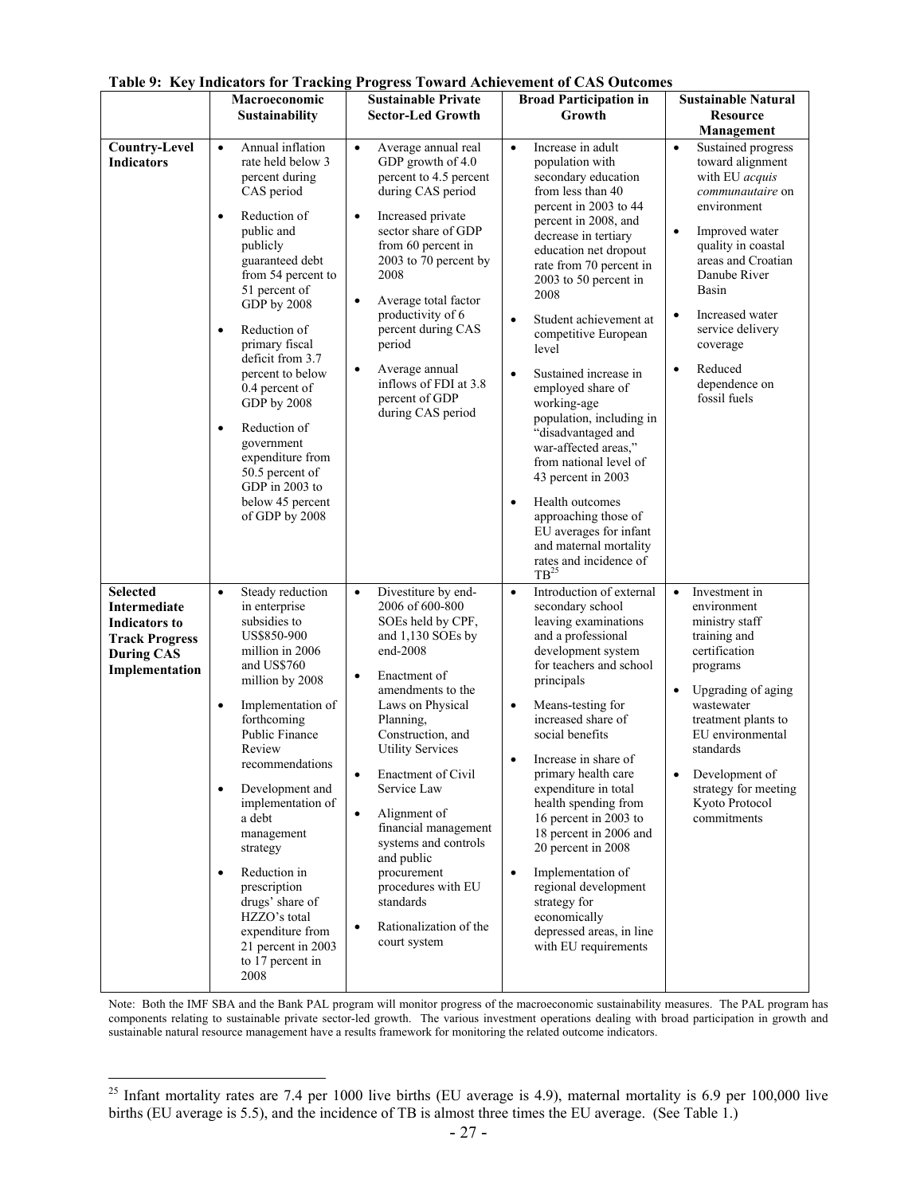**Table 9: Key Indicators for Tracking Progress Toward Achievement of CAS Outcomes**

| | Macroeconomic Sustainability | Sustainable Private Sector-Led Growth | Broad Participation in Growth | Sustainable Natural Resource Management |
|---|---|---|---|---|
| **Country-Level Indicators** | • Annual inflation rate held below 3 percent during CAS period<br>• Reduction of public and publicly guaranteed debt from 54 percent to 51 percent of GDP by 2008<br>• Reduction of primary fiscal deficit from 3.7 percent to below 0.4 percent of GDP by 2008<br>• Reduction of government expenditure from 50.5 percent of GDP in 2003 to below 45 percent of GDP by 2008 | • Average annual real GDP growth of 4.0 percent to 4.5 percent during CAS period<br>• Increased private sector share of GDP from 60 percent in 2003 to 70 percent by 2008<br>• Average total factor productivity of 6 percent during CAS period<br>• Average annual inflows of FDI at 3.8 percent of GDP during CAS period | • Increase in adult population with secondary education from less than 40 percent in 2003 to 44 percent in 2008, and decrease in tertiary education net dropout rate from 70 percent in 2003 to 50 percent in 2008<br>• Student achievement at competitive European level<br>• Sustained increase in employed share of working-age population, including in "disadvantaged and war-affected areas," from national level of 43 percent in 2003<br>• Health outcomes approaching those of EU averages for infant and maternal mortality rates and incidence of TB[25] | • Sustained progress toward alignment with EU *acquis communautaire* on environment<br>• Improved water quality in coastal areas and Croatian Danube River Basin<br>• Increased water service delivery coverage<br>• Reduced dependence on fossil fuels |
| **Selected Intermediate Indicators to Track Progress During CAS Implementation** | • Steady reduction in enterprise subsidies to US$850-900 million in 2006 and US$760 million by 2008<br>• Implementation of forthcoming Public Finance Review recommendations<br>• Development and implementation of a debt management strategy<br>• Reduction in prescription drugs' share of HZZO's total expenditure from 21 percent in 2003 to 17 percent in 2008 | • Divestiture by end-2006 of 600-800 SOEs held by CPF, and 1,130 SOEs by end-2008<br>• Enactment of amendments to the Laws on Physical Planning, Construction, and Utility Services<br>• Enactment of Civil Service Law<br>• Alignment of financial management systems and controls and public procurement procedures with EU standards<br>• Rationalization of the court system | • Introduction of external secondary school leaving examinations and a professional development system for teachers and school principals<br>• Means-testing for increased share of social benefits<br>• Increase in share of primary health care expenditure in total health spending from 16 percent in 2003 to 18 percent in 2006 and 20 percent in 2008<br>• Implementation of regional development strategy for economically depressed areas, in line with EU requirements | • Investment in environment ministry staff training and certification programs<br>• Upgrading of aging wastewater treatment plants to EU environmental standards<br>• Development of strategy for meeting Kyoto Protocol commitments |

Note: Both the IMF SBA and the Bank PAL program will monitor progress of the macroeconomic sustainability measures. The PAL program has components relating to sustainable private sector-led growth. The various investment operations dealing with broad participation in growth and sustainable natural resource management have a results framework for monitoring the related outcome indicators.

[25] Infant mortality rates are 7.4 per 1000 live births (EU average is 4.9), maternal mortality is 6.9 per 100,000 live births (EU average is 5.5), and the incidence of TB is almost three times the EU average. (See Table 1.)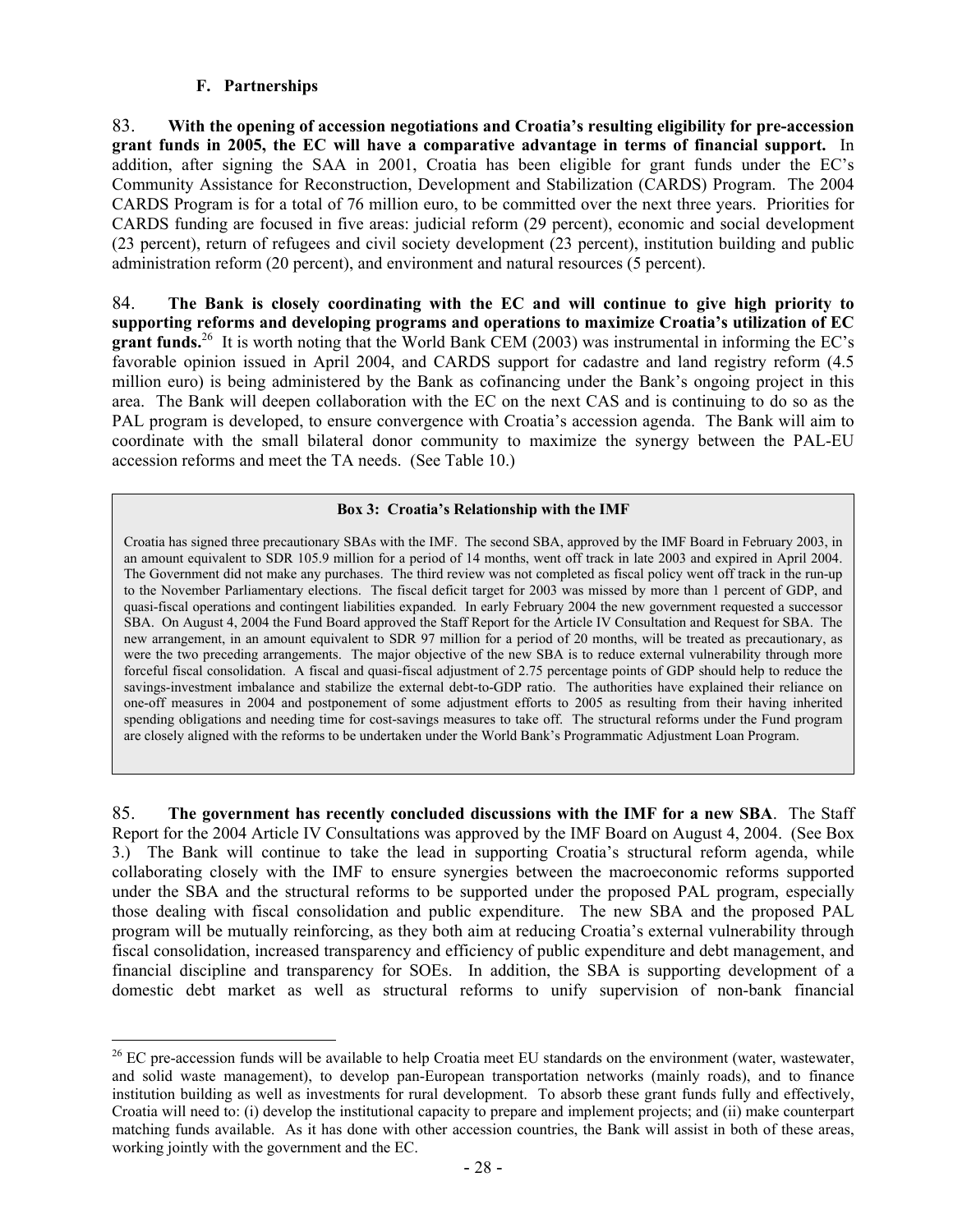### F. Partnerships

83. **With the opening of accession negotiations and Croatia's resulting eligibility for pre-accession grant funds in 2005, the EC will have a comparative advantage in terms of financial support.** In addition, after signing the SAA in 2001, Croatia has been eligible for grant funds under the EC's Community Assistance for Reconstruction, Development and Stabilization (CARDS) Program. The 2004 CARDS Program is for a total of 76 million euro, to be committed over the next three years. Priorities for CARDS funding are focused in five areas: judicial reform (29 percent), economic and social development (23 percent), return of refugees and civil society development (23 percent), institution building and public administration reform (20 percent), and environment and natural resources (5 percent).

84. **The Bank is closely coordinating with the EC and will continue to give high priority to supporting reforms and developing programs and operations to maximize Croatia's utilization of EC grant funds.**[26] It is worth noting that the World Bank CEM (2003) was instrumental in informing the EC's favorable opinion issued in April 2004, and CARDS support for cadastre and land registry reform (4.5 million euro) is being administered by the Bank as cofinancing under the Bank's ongoing project in this area. The Bank will deepen collaboration with the EC on the next CAS and is continuing to do so as the PAL program is developed, to ensure convergence with Croatia's accession agenda. The Bank will aim to coordinate with the small bilateral donor community to maximize the synergy between the PAL-EU accession reforms and meet the TA needs. (See Table 10.)

> **Box 3: Croatia's Relationship with the IMF**
>
> Croatia has signed three precautionary SBAs with the IMF. The second SBA, approved by the IMF Board in February 2003, in an amount equivalent to SDR 105.9 million for a period of 14 months, went off track in late 2003 and expired in April 2004. The Government did not make any purchases. The third review was not completed as fiscal policy went off track in the run-up to the November Parliamentary elections. The fiscal deficit target for 2003 was missed by more than 1 percent of GDP, and quasi-fiscal operations and contingent liabilities expanded. In early February 2004 the new government requested a successor SBA. On August 4, 2004 the Fund Board approved the Staff Report for the Article IV Consultation and Request for SBA. The new arrangement, in an amount equivalent to SDR 97 million for a period of 20 months, will be treated as precautionary, as were the two preceding arrangements. The major objective of the new SBA is to reduce external vulnerability through more forceful fiscal consolidation. A fiscal and quasi-fiscal adjustment of 2.75 percentage points of GDP should help to reduce the savings-investment imbalance and stabilize the external debt-to-GDP ratio. The authorities have explained their reliance on one-off measures in 2004 and postponement of some adjustment efforts to 2005 as resulting from their having inherited spending obligations and needing time for cost-savings measures to take off. The structural reforms under the Fund program are closely aligned with the reforms to be undertaken under the World Bank's Programmatic Adjustment Loan Program.

85. **The government has recently concluded discussions with the IMF for a new SBA**. The Staff Report for the 2004 Article IV Consultations was approved by the IMF Board on August 4, 2004. (See Box 3.) The Bank will continue to take the lead in supporting Croatia's structural reform agenda, while collaborating closely with the IMF to ensure synergies between the macroeconomic reforms supported under the SBA and the structural reforms to be supported under the proposed PAL program, especially those dealing with fiscal consolidation and public expenditure. The new SBA and the proposed PAL program will be mutually reinforcing, as they both aim at reducing Croatia's external vulnerability through fiscal consolidation, increased transparency and efficiency of public expenditure and debt management, and financial discipline and transparency for SOEs. In addition, the SBA is supporting development of a domestic debt market as well as structural reforms to unify supervision of non-bank financial

---

[26] EC pre-accession funds will be available to help Croatia meet EU standards on the environment (water, wastewater, and solid waste management), to develop pan-European transportation networks (mainly roads), and to finance institution building as well as investments for rural development. To absorb these grant funds fully and effectively, Croatia will need to: (i) develop the institutional capacity to prepare and implement projects; and (ii) make counterpart matching funds available. As it has done with other accession countries, the Bank will assist in both of these areas, working jointly with the government and the EC.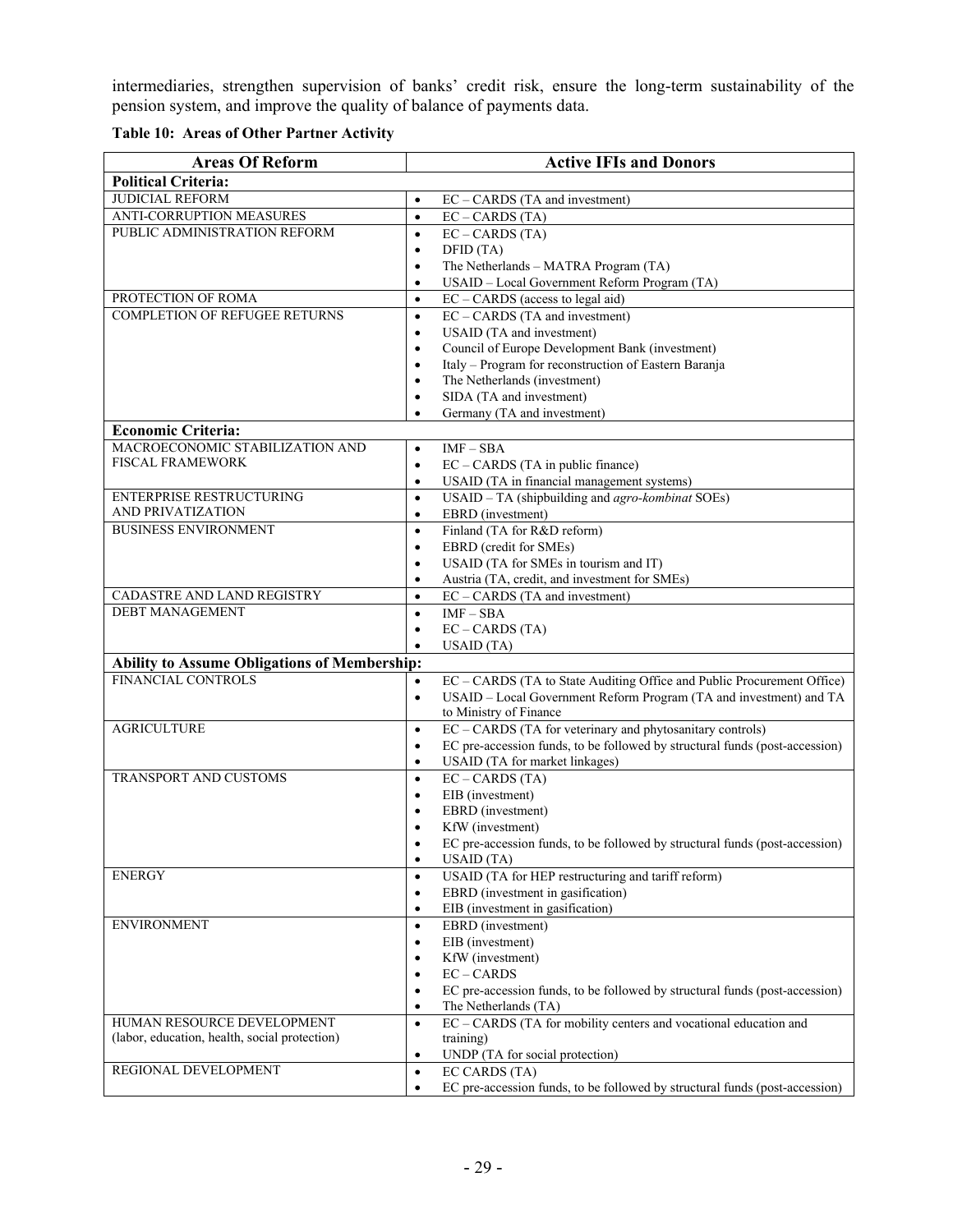intermediaries, strengthen supervision of banks' credit risk, ensure the long-term sustainability of the pension system, and improve the quality of balance of payments data.

**Table 10: Areas of Other Partner Activity**

| Areas Of Reform | Active IFIs and Donors |
|---|---|
| **Political Criteria:** | |
| JUDICIAL REFORM | • EC – CARDS (TA and investment) |
| ANTI-CORRUPTION MEASURES | • EC – CARDS (TA) |
| PUBLIC ADMINISTRATION REFORM | • EC – CARDS (TA)<br>• DFID (TA)<br>• The Netherlands – MATRA Program (TA)<br>• USAID – Local Government Reform Program (TA) |
| PROTECTION OF ROMA | • EC – CARDS (access to legal aid) |
| COMPLETION OF REFUGEE RETURNS | • EC – CARDS (TA and investment)<br>• USAID (TA and investment)<br>• Council of Europe Development Bank (investment)<br>• Italy – Program for reconstruction of Eastern Baranja<br>• The Netherlands (investment)<br>• SIDA (TA and investment)<br>• Germany (TA and investment) |
| **Economic Criteria:** | |
| MACROECONOMIC STABILIZATION AND FISCAL FRAMEWORK | • IMF – SBA<br>• EC – CARDS (TA in public finance)<br>• USAID (TA in financial management systems) |
| ENTERPRISE RESTRUCTURING AND PRIVATIZATION | • USAID – TA (shipbuilding and *agro-kombinat* SOEs)<br>• EBRD (investment) |
| BUSINESS ENVIRONMENT | • Finland (TA for R&D reform)<br>• EBRD (credit for SMEs)<br>• USAID (TA for SMEs in tourism and IT)<br>• Austria (TA, credit, and investment for SMEs) |
| CADASTRE AND LAND REGISTRY | • EC – CARDS (TA and investment) |
| DEBT MANAGEMENT | • IMF – SBA<br>• EC – CARDS (TA)<br>• USAID (TA) |
| **Ability to Assume Obligations of Membership:** | |
| FINANCIAL CONTROLS | • EC – CARDS (TA to State Auditing Office and Public Procurement Office)<br>• USAID – Local Government Reform Program (TA and investment) and TA to Ministry of Finance |
| AGRICULTURE | • EC – CARDS (TA for veterinary and phytosanitary controls)<br>• EC pre-accession funds, to be followed by structural funds (post-accession)<br>• USAID (TA for market linkages) |
| TRANSPORT AND CUSTOMS | • EC – CARDS (TA)<br>• EIB (investment)<br>• EBRD (investment)<br>• KfW (investment)<br>• EC pre-accession funds, to be followed by structural funds (post-accession)<br>• USAID (TA) |
| ENERGY | • USAID (TA for HEP restructuring and tariff reform)<br>• EBRD (investment in gasification)<br>• EIB (investment in gasification) |
| ENVIRONMENT | • EBRD (investment)<br>• EIB (investment)<br>• KfW (investment)<br>• EC – CARDS<br>• EC pre-accession funds, to be followed by structural funds (post-accession)<br>• The Netherlands (TA) |
| HUMAN RESOURCE DEVELOPMENT (labor, education, health, social protection) | • EC – CARDS (TA for mobility centers and vocational education and training)<br>• UNDP (TA for social protection) |
| REGIONAL DEVELOPMENT | • EC CARDS (TA)<br>• EC pre-accession funds, to be followed by structural funds (post-accession) |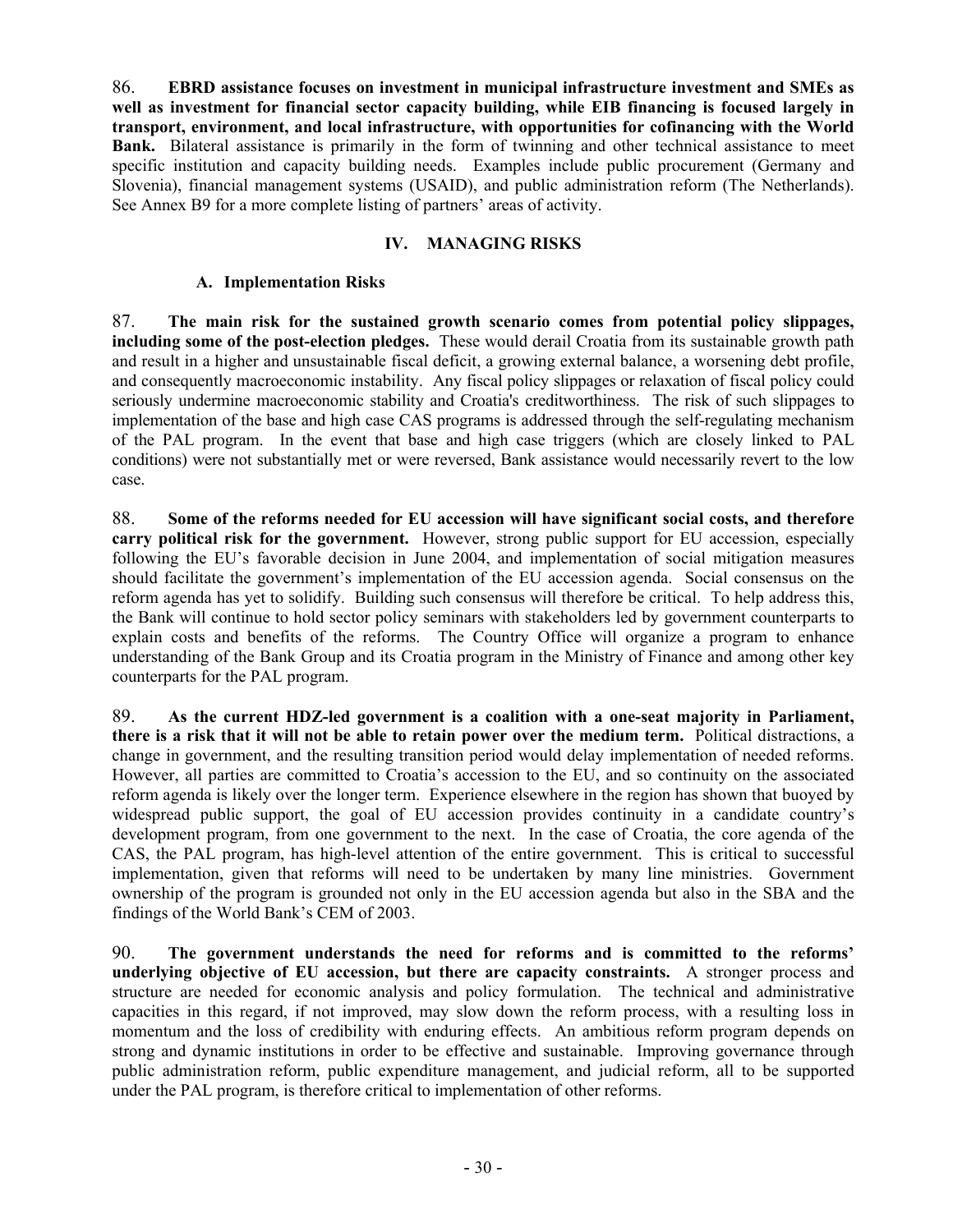86. **EBRD assistance focuses on investment in municipal infrastructure investment and SMEs as well as investment for financial sector capacity building, while EIB financing is focused largely in transport, environment, and local infrastructure, with opportunities for cofinancing with the World Bank.** Bilateral assistance is primarily in the form of twinning and other technical assistance to meet specific institution and capacity building needs. Examples include public procurement (Germany and Slovenia), financial management systems (USAID), and public administration reform (The Netherlands). See Annex B9 for a more complete listing of partners' areas of activity.

## IV. MANAGING RISKS

### A. Implementation Risks

87. **The main risk for the sustained growth scenario comes from potential policy slippages, including some of the post-election pledges.** These would derail Croatia from its sustainable growth path and result in a higher and unsustainable fiscal deficit, a growing external balance, a worsening debt profile, and consequently macroeconomic instability. Any fiscal policy slippages or relaxation of fiscal policy could seriously undermine macroeconomic stability and Croatia's creditworthiness. The risk of such slippages to implementation of the base and high case CAS programs is addressed through the self-regulating mechanism of the PAL program. In the event that base and high case triggers (which are closely linked to PAL conditions) were not substantially met or were reversed, Bank assistance would necessarily revert to the low case.

88. **Some of the reforms needed for EU accession will have significant social costs, and therefore carry political risk for the government.** However, strong public support for EU accession, especially following the EU's favorable decision in June 2004, and implementation of social mitigation measures should facilitate the government's implementation of the EU accession agenda. Social consensus on the reform agenda has yet to solidify. Building such consensus will therefore be critical. To help address this, the Bank will continue to hold sector policy seminars with stakeholders led by government counterparts to explain costs and benefits of the reforms. The Country Office will organize a program to enhance understanding of the Bank Group and its Croatia program in the Ministry of Finance and among other key counterparts for the PAL program.

89. **As the current HDZ-led government is a coalition with a one-seat majority in Parliament, there is a risk that it will not be able to retain power over the medium term.** Political distractions, a change in government, and the resulting transition period would delay implementation of needed reforms. However, all parties are committed to Croatia's accession to the EU, and so continuity on the associated reform agenda is likely over the longer term. Experience elsewhere in the region has shown that buoyed by widespread public support, the goal of EU accession provides continuity in a candidate country's development program, from one government to the next. In the case of Croatia, the core agenda of the CAS, the PAL program, has high-level attention of the entire government. This is critical to successful implementation, given that reforms will need to be undertaken by many line ministries. Government ownership of the program is grounded not only in the EU accession agenda but also in the SBA and the findings of the World Bank's CEM of 2003.

90. **The government understands the need for reforms and is committed to the reforms' underlying objective of EU accession, but there are capacity constraints.** A stronger process and structure are needed for economic analysis and policy formulation. The technical and administrative capacities in this regard, if not improved, may slow down the reform process, with a resulting loss in momentum and the loss of credibility with enduring effects. An ambitious reform program depends on strong and dynamic institutions in order to be effective and sustainable. Improving governance through public administration reform, public expenditure management, and judicial reform, all to be supported under the PAL program, is therefore critical to implementation of other reforms.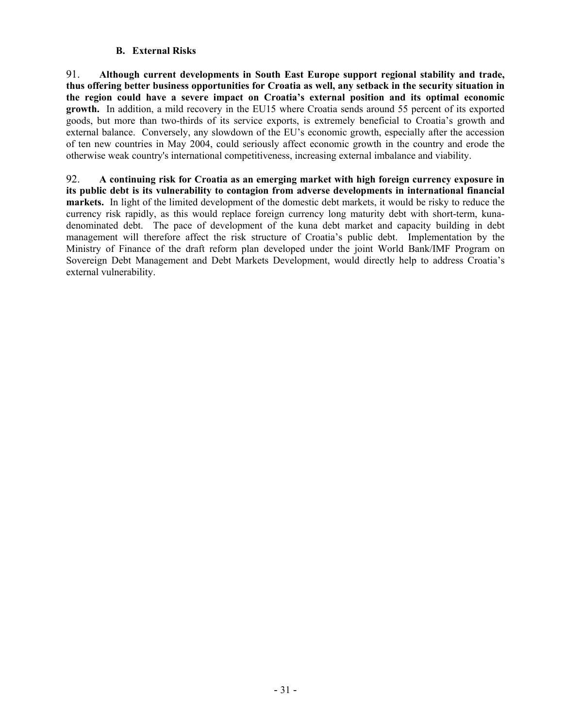### B. External Risks

91. **Although current developments in South East Europe support regional stability and trade, thus offering better business opportunities for Croatia as well, any setback in the security situation in the region could have a severe impact on Croatia's external position and its optimal economic growth.** In addition, a mild recovery in the EU15 where Croatia sends around 55 percent of its exported goods, but more than two-thirds of its service exports, is extremely beneficial to Croatia's growth and external balance. Conversely, any slowdown of the EU's economic growth, especially after the accession of ten new countries in May 2004, could seriously affect economic growth in the country and erode the otherwise weak country's international competitiveness, increasing external imbalance and viability.

92. **A continuing risk for Croatia as an emerging market with high foreign currency exposure in its public debt is its vulnerability to contagion from adverse developments in international financial markets.** In light of the limited development of the domestic debt markets, it would be risky to reduce the currency risk rapidly, as this would replace foreign currency long maturity debt with short-term, kuna-denominated debt. The pace of development of the kuna debt market and capacity building in debt management will therefore affect the risk structure of Croatia's public debt. Implementation by the Ministry of Finance of the draft reform plan developed under the joint World Bank/IMF Program on Sovereign Debt Management and Debt Markets Development, would directly help to address Croatia's external vulnerability.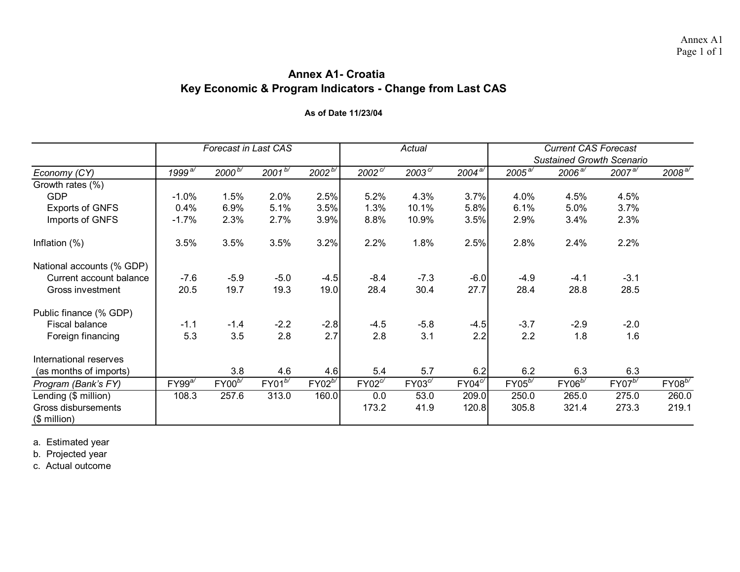# Annex A1- Croatia

## Key Economic & Program Indicators - Change from Last CAS

**As of Date 11/23/04**

| | *Forecast in Last CAS* | | | | *Actual* | | | *Current CAS Forecast Sustained Growth Scenario* | | | |
|---|---|---|---|---|---|---|---|---|---|---|---|
| *Economy (CY)* | *1999*[a/] | *2000*[b/] | *2001*[b/] | *2002*[b/] | *2002*[c/] | *2003*[c/] | *2004*[a/] | *2005*[a/] | *2006*[a/] | *2007*[a/] | *2008*[a/] |
| Growth rates (%) | | | | | | | | | | | |
| GDP | -1.0% | 1.5% | 2.0% | 2.5% | 5.2% | 4.3% | 3.7% | 4.0% | 4.5% | 4.5% | |
| Exports of GNFS | 0.4% | 6.9% | 5.1% | 3.5% | 1.3% | 10.1% | 5.8% | 6.1% | 5.0% | 3.7% | |
| Imports of GNFS | -1.7% | 2.3% | 2.7% | 3.9% | 8.8% | 10.9% | 3.5% | 2.9% | 3.4% | 2.3% | |
| Inflation (%) | 3.5% | 3.5% | 3.5% | 3.2% | 2.2% | 1.8% | 2.5% | 2.8% | 2.4% | 2.2% | |
| National accounts (% GDP) | | | | | | | | | | | |
| Current account balance | -7.6 | -5.9 | -5.0 | -4.5 | -8.4 | -7.3 | -6.0 | -4.9 | -4.1 | -3.1 | |
| Gross investment | 20.5 | 19.7 | 19.3 | 19.0 | 28.4 | 30.4 | 27.7 | 28.4 | 28.8 | 28.5 | |
| Public finance (% GDP) | | | | | | | | | | | |
| Fiscal balance | -1.1 | -1.4 | -2.2 | -2.8 | -4.5 | -5.8 | -4.5 | -3.7 | -2.9 | -2.0 | |
| Foreign financing | 5.3 | 3.5 | 2.8 | 2.7 | 2.8 | 3.1 | 2.2 | 2.2 | 1.8 | 1.6 | |
| International reserves (as months of imports) | | 3.8 | 4.6 | 4.6 | 5.4 | 5.7 | 6.2 | 6.2 | 6.3 | 6.3 | |
| *Program (Bank's FY)* | FY99[a/] | FY00[b/] | FY01[b/] | FY02[b/] | FY02[c/] | FY03[c/] | FY04[c/] | FY05[b/] | FY06[b/] | FY07[b/] | FY08[b/] |
| Lending ($ million) | 108.3 | 257.6 | 313.0 | 160.0 | 0.0 | 53.0 | 209.0 | 250.0 | 265.0 | 275.0 | 260.0 |
| Gross disbursements ($ million) | | | | | 173.2 | 41.9 | 120.8 | 305.8 | 321.4 | 273.3 | 219.1 |

a. Estimated year
b. Projected year
c. Actual outcome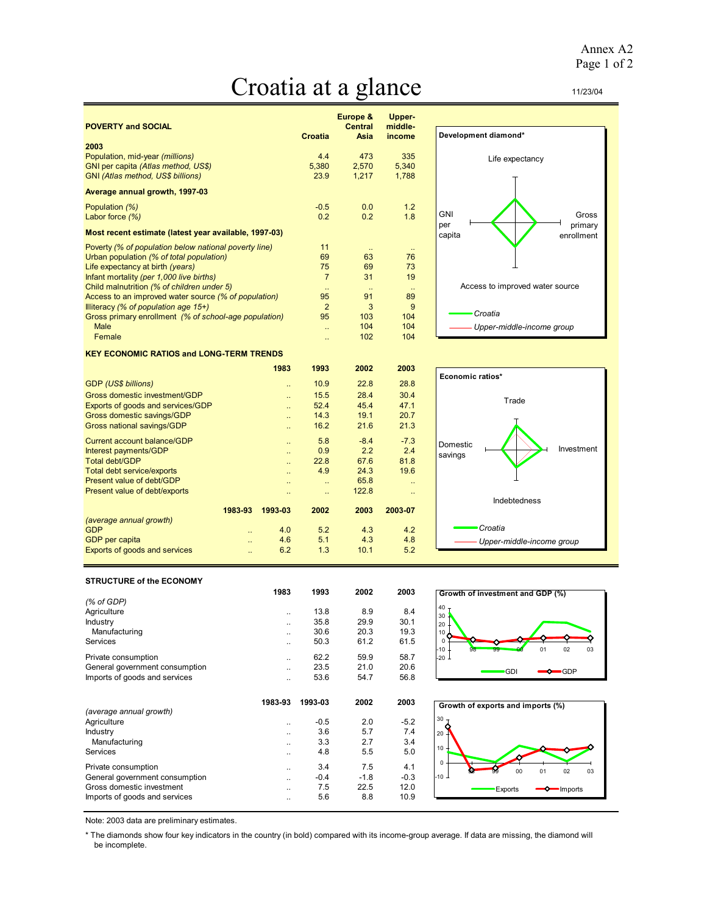Annex A2

# Croatia at a glance

11/23/04

## POVERTY and SOCIAL

| 2003 | Croatia | Europe & Central Asia | Upper-middle-income |
|---|---|---|---|
| Population, mid-year *(millions)* | 4.4 | 473 | 335 |
| GNI per capita *(Atlas method, US$)* | 5,380 | 2,570 | 5,340 |
| GNI *(Atlas method, US$ billions)* | 23.9 | 1,217 | 1,788 |
| **Average annual growth, 1997-03** | | | |
| Population *(%)* | -0.5 | 0.0 | 1.2 |
| Labor force *(%)* | 0.2 | 0.2 | 1.8 |
| **Most recent estimate (latest year available, 1997-03)** | | | |
| Poverty *(% of population below national poverty line)* | 11 | .. | .. |
| Urban population *(% of total population)* | 69 | 63 | 76 |
| Life expectancy at birth *(years)* | 75 | 69 | 73 |
| Infant mortality *(per 1,000 live births)* | 7 | 31 | 19 |
| Child malnutrition *(% of children under 5)* | .. | .. | .. |
| Access to an improved water source *(% of population)* | 95 | 91 | 89 |
| Illiteracy *(% of population age 15+)* | 2 | 3 | 9 |
| Gross primary enrollment *(% of school-age population)* | 95 | 103 | 104 |
| Male | .. | 104 | 104 |
| Female | .. | 102 | 104 |

**Development diamond***

Life expectancy; GNI per capita; Gross primary enrollment; Access to improved water source

Croatia — Upper-middle-income group

## KEY ECONOMIC RATIOS and LONG-TERM TRENDS

| | 1983 | 1993 | 2002 | 2003 |
|---|---|---|---|---|
| GDP *(US$ billions)* | .. | 10.9 | 22.8 | 28.8 |
| Gross domestic investment/GDP | .. | 15.5 | 28.4 | 30.4 |
| Exports of goods and services/GDP | .. | 52.4 | 45.4 | 47.1 |
| Gross domestic savings/GDP | .. | 14.3 | 19.1 | 20.7 |
| Gross national savings/GDP | .. | 16.2 | 21.6 | 21.3 |
| Current account balance/GDP | .. | 5.8 | -8.4 | -7.3 |
| Interest payments/GDP | .. | 0.9 | 2.2 | 2.4 |
| Total debt/GDP | .. | 22.8 | 67.6 | 81.8 |
| Total debt service/exports | .. | 4.9 | 24.3 | 19.6 |
| Present value of debt/GDP | .. | .. | 65.8 | .. |
| Present value of debt/exports | .. | .. | 122.8 | .. |

| *(average annual growth)* | 1983-93 | 1993-03 | 2002 | 2003 | 2003-07 |
|---|---|---|---|---|---|
| GDP | .. | 4.0 | 5.2 | 4.3 | 4.2 |
| GDP per capita | .. | 4.6 | 5.1 | 4.3 | 4.8 |
| Exports of goods and services | .. | 6.2 | 1.3 | 10.1 | 5.2 |

**Economic ratios***

Trade; Domestic savings; Investment; Indebtedness

Croatia — Upper-middle-income group

## STRUCTURE of the ECONOMY

| *(% of GDP)* | 1983 | 1993 | 2002 | 2003 |
|---|---|---|---|---|
| Agriculture | .. | 13.8 | 8.9 | 8.4 |
| Industry | .. | 35.8 | 29.9 | 30.1 |
| Manufacturing | .. | 30.6 | 20.3 | 19.3 |
| Services | .. | 50.3 | 61.2 | 61.5 |
| Private consumption | .. | 62.2 | 59.9 | 58.7 |
| General government consumption | .. | 23.5 | 21.0 | 20.6 |
| Imports of goods and services | .. | 53.6 | 54.7 | 56.8 |

**Growth of investment and GDP (%)**

GDI — GDP

| *(average annual growth)* | 1983-93 | 1993-03 | 2002 | 2003 |
|---|---|---|---|---|
| Agriculture | .. | -0.5 | 2.0 | -5.2 |
| Industry | .. | 3.6 | 5.7 | 7.4 |
| Manufacturing | .. | 3.3 | 2.7 | 3.4 |
| Services | .. | 4.8 | 5.5 | 5.0 |
| Private consumption | .. | 3.4 | 7.5 | 4.1 |
| General government consumption | .. | -0.4 | -1.8 | -0.3 |
| Gross domestic investment | .. | 7.5 | 22.5 | 12.0 |
| Imports of goods and services | .. | 5.6 | 8.8 | 10.9 |

**Growth of exports and imports (%)**

Exports — Imports

Note: 2003 data are preliminary estimates.

* The diamonds show four key indicators in the country (in bold) compared with its income-group average. If data are missing, the diamond will be incomplete.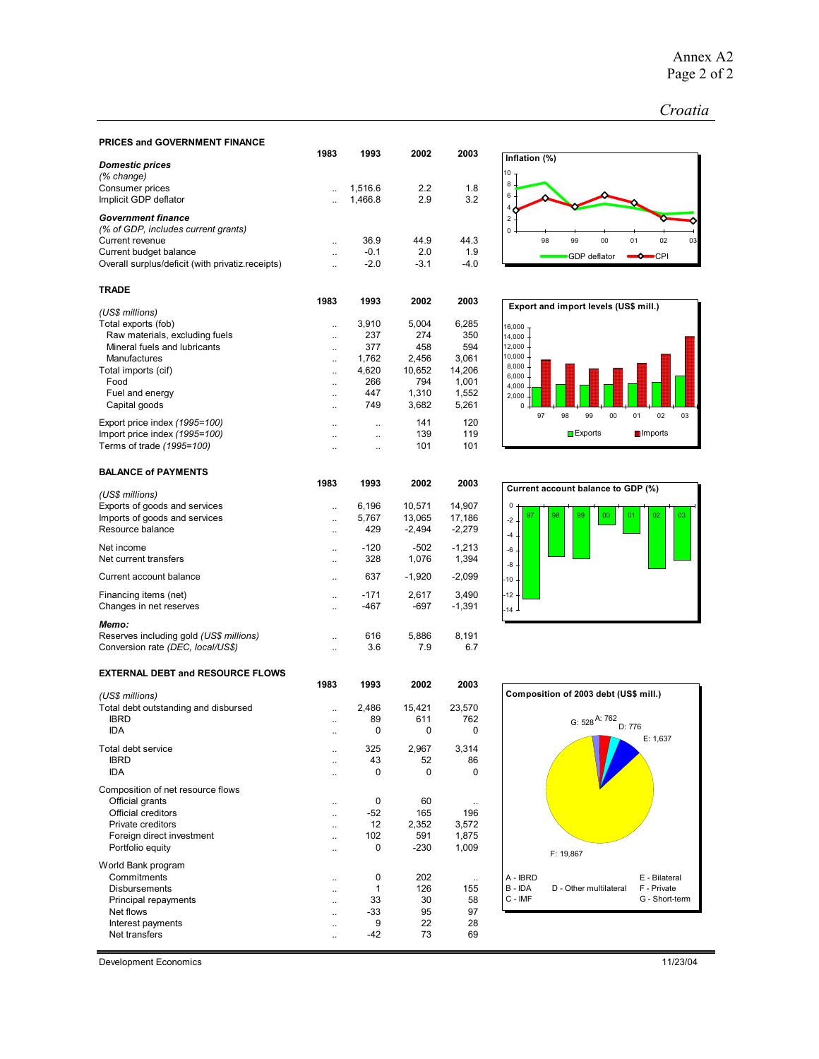## PRICES and GOVERNMENT FINANCE

| | 1983 | 1993 | 2002 | 2003 |
|---|---|---|---|---|
| ***Domestic prices*** | | | | |
| *(% change)* | | | | |
| Consumer prices | .. | 1,516.6 | 2.2 | 1.8 |
| Implicit GDP deflator | .. | 1,466.8 | 2.9 | 3.2 |
| ***Government finance*** | | | | |
| *(% of GDP, includes current grants)* | | | | |
| Current revenue | .. | 36.9 | 44.9 | 44.3 |
| Current budget balance | .. | -0.1 | 2.0 | 1.9 |
| Overall surplus/deficit (with privatiz.receipts) | .. | -2.0 | -3.1 | -4.0 |

**Inflation (%)**

## TRADE

| | 1983 | 1993 | 2002 | 2003 |
|---|---|---|---|---|
| *(US$ millions)* | | | | |
| Total exports (fob) | .. | 3,910 | 5,004 | 6,285 |
| Raw materials, excluding fuels | .. | 237 | 274 | 350 |
| Mineral fuels and lubricants | .. | 377 | 458 | 594 |
| Manufactures | .. | 1,762 | 2,456 | 3,061 |
| Total imports (cif) | .. | 4,620 | 10,652 | 14,206 |
| Food | .. | 266 | 794 | 1,001 |
| Fuel and energy | .. | 447 | 1,310 | 1,552 |
| Capital goods | .. | 749 | 3,682 | 5,261 |
| Export price index *(1995=100)* | .. | .. | 141 | 120 |
| Import price index *(1995=100)* | .. | .. | 139 | 119 |
| Terms of trade *(1995=100)* | .. | .. | 101 | 101 |

**Export and import levels (US$ mill.)**

## BALANCE of PAYMENTS

| | 1983 | 1993 | 2002 | 2003 |
|---|---|---|---|---|
| *(US$ millions)* | | | | |
| Exports of goods and services | .. | 6,196 | 10,571 | 14,907 |
| Imports of goods and services | .. | 5,767 | 13,065 | 17,186 |
| Resource balance | .. | 429 | -2,494 | -2,279 |
| Net income | .. | -120 | -502 | -1,213 |
| Net current transfers | .. | 328 | 1,076 | 1,394 |
| Current account balance | .. | 637 | -1,920 | -2,099 |
| Financing items (net) | .. | -171 | 2,617 | 3,490 |
| Changes in net reserves | .. | -467 | -697 | -1,391 |
| ***Memo:*** | | | | |
| Reserves including gold *(US$ millions)* | .. | 616 | 5,886 | 8,191 |
| Conversion rate *(DEC, local/US$)* | .. | 3.6 | 7.9 | 6.7 |

**Current account balance to GDP (%)**

## EXTERNAL DEBT and RESOURCE FLOWS

| | 1983 | 1993 | 2002 | 2003 |
|---|---|---|---|---|
| *(US$ millions)* | | | | |
| Total debt outstanding and disbursed | .. | 2,486 | 15,421 | 23,570 |
| IBRD | .. | 89 | 611 | 762 |
| IDA | .. | 0 | 0 | 0 |
| Total debt service | .. | 325 | 2,967 | 3,314 |
| IBRD | .. | 43 | 52 | 86 |
| IDA | .. | 0 | 0 | 0 |
| Composition of net resource flows | | | | |
| Official grants | .. | 0 | 60 | .. |
| Official creditors | .. | -52 | 165 | 196 |
| Private creditors | .. | 12 | 2,352 | 3,572 |
| Foreign direct investment | .. | 102 | 591 | 1,875 |
| Portfolio equity | .. | 0 | -230 | 1,009 |
| World Bank program | | | | |
| Commitments | .. | 0 | 202 | .. |
| Disbursements | .. | 1 | 126 | 155 |
| Principal repayments | .. | 33 | 30 | 58 |
| Net flows | .. | -33 | 95 | 97 |
| Interest payments | .. | 9 | 22 | 28 |
| Net transfers | .. | -42 | 73 | 69 |

**Composition of 2003 debt (US$ mill.)**

A: 762, D: 776, E: 1,637, F: 19,867, G: 528

A - IBRD, B - IDA, C - IMF, D - Other multilateral, E - Bilateral, F - Private, G - Short-term

Development Economics 11/23/04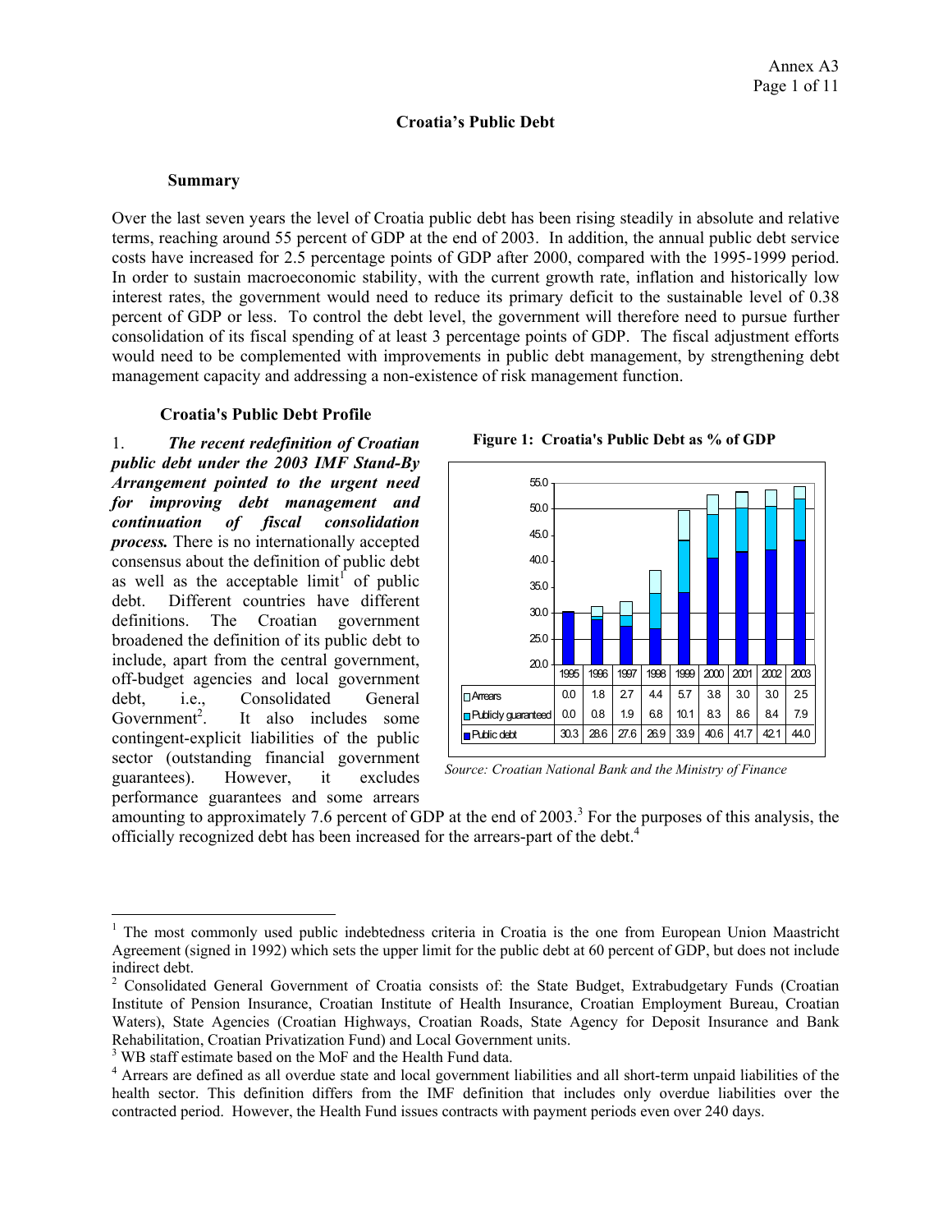# Croatia's Public Debt

## Summary

Over the last seven years the level of Croatia public debt has been rising steadily in absolute and relative terms, reaching around 55 percent of GDP at the end of 2003. In addition, the annual public debt service costs have increased for 2.5 percentage points of GDP after 2000, compared with the 1995-1999 period. In order to sustain macroeconomic stability, with the current growth rate, inflation and historically low interest rates, the government would need to reduce its primary deficit to the sustainable level of 0.38 percent of GDP or less. To control the debt level, the government will therefore need to pursue further consolidation of its fiscal spending of at least 3 percentage points of GDP. The fiscal adjustment efforts would need to be complemented with improvements in public debt management, by strengthening debt management capacity and addressing a non-existence of risk management function.

## Croatia's Public Debt Profile

1. ***The recent redefinition of Croatian public debt under the 2003 IMF Stand-By Arrangement pointed to the urgent need for improving debt management and continuation of fiscal consolidation process.*** There is no internationally accepted consensus about the definition of public debt as well as the acceptable limit[1] of public debt. Different countries have different definitions. The Croatian government broadened the definition of its public debt to include, apart from the central government, off-budget agencies and local government debt, i.e., Consolidated General Government[2]. It also includes some contingent-explicit liabilities of the public sector (outstanding financial government guarantees). However, it excludes performance guarantees and some arrears amounting to approximately 7.6 percent of GDP at the end of 2003.[3] For the purposes of this analysis, the officially recognized debt has been increased for the arrears-part of the debt.[4]

**Figure 1: Croatia's Public Debt as % of GDP**

| | 1995 | 1996 | 1997 | 1998 | 1999 | 2000 | 2001 | 2002 | 2003 |
|---|---|---|---|---|---|---|---|---|---|
| Arrears | 0.0 | 1.8 | 2.7 | 4.4 | 5.7 | 3.8 | 3.0 | 3.0 | 2.5 |
| Publicly guaranteed | 0.0 | 0.8 | 1.9 | 6.8 | 10.1 | 8.3 | 8.6 | 8.4 | 7.9 |
| Public debt | 30.3 | 28.6 | 27.6 | 26.9 | 33.9 | 40.6 | 41.7 | 42.1 | 44.0 |

*Source: Croatian National Bank and the Ministry of Finance*

---

[1] The most commonly used public indebtedness criteria in Croatia is the one from European Union Maastricht Agreement (signed in 1992) which sets the upper limit for the public debt at 60 percent of GDP, but does not include indirect debt.

[2] Consolidated General Government of Croatia consists of: the State Budget, Extrabudgetary Funds (Croatian Institute of Pension Insurance, Croatian Institute of Health Insurance, Croatian Employment Bureau, Croatian Waters), State Agencies (Croatian Highways, Croatian Roads, State Agency for Deposit Insurance and Bank Rehabilitation, Croatian Privatization Fund) and Local Government units.

[3] WB staff estimate based on the MoF and the Health Fund data.

[4] Arrears are defined as all overdue state and local government liabilities and all short-term unpaid liabilities of the health sector. This definition differs from the IMF definition that includes only overdue liabilities over the contracted period. However, the Health Fund issues contracts with payment periods even over 240 days.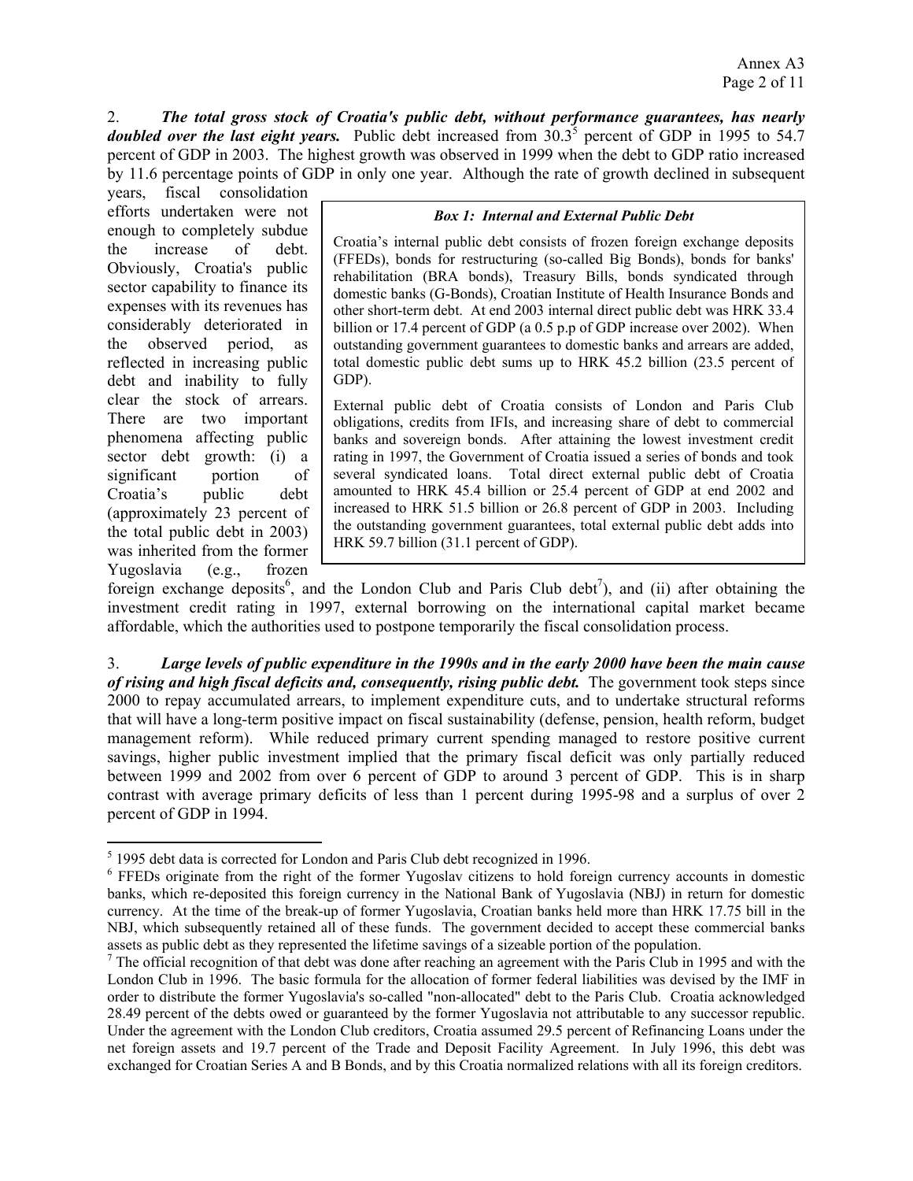2. ***The total gross stock of Croatia's public debt, without performance guarantees, has nearly doubled over the last eight years.*** Public debt increased from 30.3[5] percent of GDP in 1995 to 54.7 percent of GDP in 2003. The highest growth was observed in 1999 when the debt to GDP ratio increased by 11.6 percentage points of GDP in only one year. Although the rate of growth declined in subsequent years, fiscal consolidation efforts undertaken were not enough to completely subdue the increase of debt. Obviously, Croatia's public sector capability to finance its expenses with its revenues has considerably deteriorated in the observed period, as reflected in increasing public debt and inability to fully clear the stock of arrears. There are two important phenomena affecting public sector debt growth: (i) a significant portion of Croatia's public debt (approximately 23 percent of the total public debt in 2003) was inherited from the former Yugoslavia (e.g., frozen foreign exchange deposits[6], and the London Club and Paris Club debt[7]), and (ii) after obtaining the investment credit rating in 1997, external borrowing on the international capital market became affordable, which the authorities used to postpone temporarily the fiscal consolidation process.

> ***Box 1: Internal and External Public Debt***
>
> Croatia's internal public debt consists of frozen foreign exchange deposits (FFEDs), bonds for restructuring (so-called Big Bonds), bonds for banks' rehabilitation (BRA bonds), Treasury Bills, bonds syndicated through domestic banks (G-Bonds), Croatian Institute of Health Insurance Bonds and other short-term debt. At end 2003 internal direct public debt was HRK 33.4 billion or 17.4 percent of GDP (a 0.5 p.p of GDP increase over 2002). When outstanding government guarantees to domestic banks and arrears are added, total domestic public debt sums up to HRK 45.2 billion (23.5 percent of GDP).
>
> External public debt of Croatia consists of London and Paris Club obligations, credits from IFIs, and increasing share of debt to commercial banks and sovereign bonds. After attaining the lowest investment credit rating in 1997, the Government of Croatia issued a series of bonds and took several syndicated loans. Total direct external public debt of Croatia amounted to HRK 45.4 billion or 25.4 percent of GDP at end 2002 and increased to HRK 51.5 billion or 26.8 percent of GDP in 2003. Including the outstanding government guarantees, total external public debt adds into HRK 59.7 billion (31.1 percent of GDP).

3. ***Large levels of public expenditure in the 1990s and in the early 2000 have been the main cause of rising and high fiscal deficits and, consequently, rising public debt.*** The government took steps since 2000 to repay accumulated arrears, to implement expenditure cuts, and to undertake structural reforms that will have a long-term positive impact on fiscal sustainability (defense, pension, health reform, budget management reform). While reduced primary current spending managed to restore positive current savings, higher public investment implied that the primary fiscal deficit was only partially reduced between 1999 and 2002 from over 6 percent of GDP to around 3 percent of GDP. This is in sharp contrast with average primary deficits of less than 1 percent during 1995-98 and a surplus of over 2 percent of GDP in 1994.

---

[5] 1995 debt data is corrected for London and Paris Club debt recognized in 1996.

[6] FFEDs originate from the right of the former Yugoslav citizens to hold foreign currency accounts in domestic banks, which re-deposited this foreign currency in the National Bank of Yugoslavia (NBJ) in return for domestic currency. At the time of the break-up of former Yugoslavia, Croatian banks held more than HRK 17.75 bill in the NBJ, which subsequently retained all of these funds. The government decided to accept these commercial banks assets as public debt as they represented the lifetime savings of a sizeable portion of the population.

[7] The official recognition of that debt was done after reaching an agreement with the Paris Club in 1995 and with the London Club in 1996. The basic formula for the allocation of former federal liabilities was devised by the IMF in order to distribute the former Yugoslavia's so-called "non-allocated" debt to the Paris Club. Croatia acknowledged 28.49 percent of the debts owed or guaranteed by the former Yugoslavia not attributable to any successor republic. Under the agreement with the London Club creditors, Croatia assumed 29.5 percent of Refinancing Loans under the net foreign assets and 19.7 percent of the Trade and Deposit Facility Agreement. In July 1996, this debt was exchanged for Croatian Series A and B Bonds, and by this Croatia normalized relations with all its foreign creditors.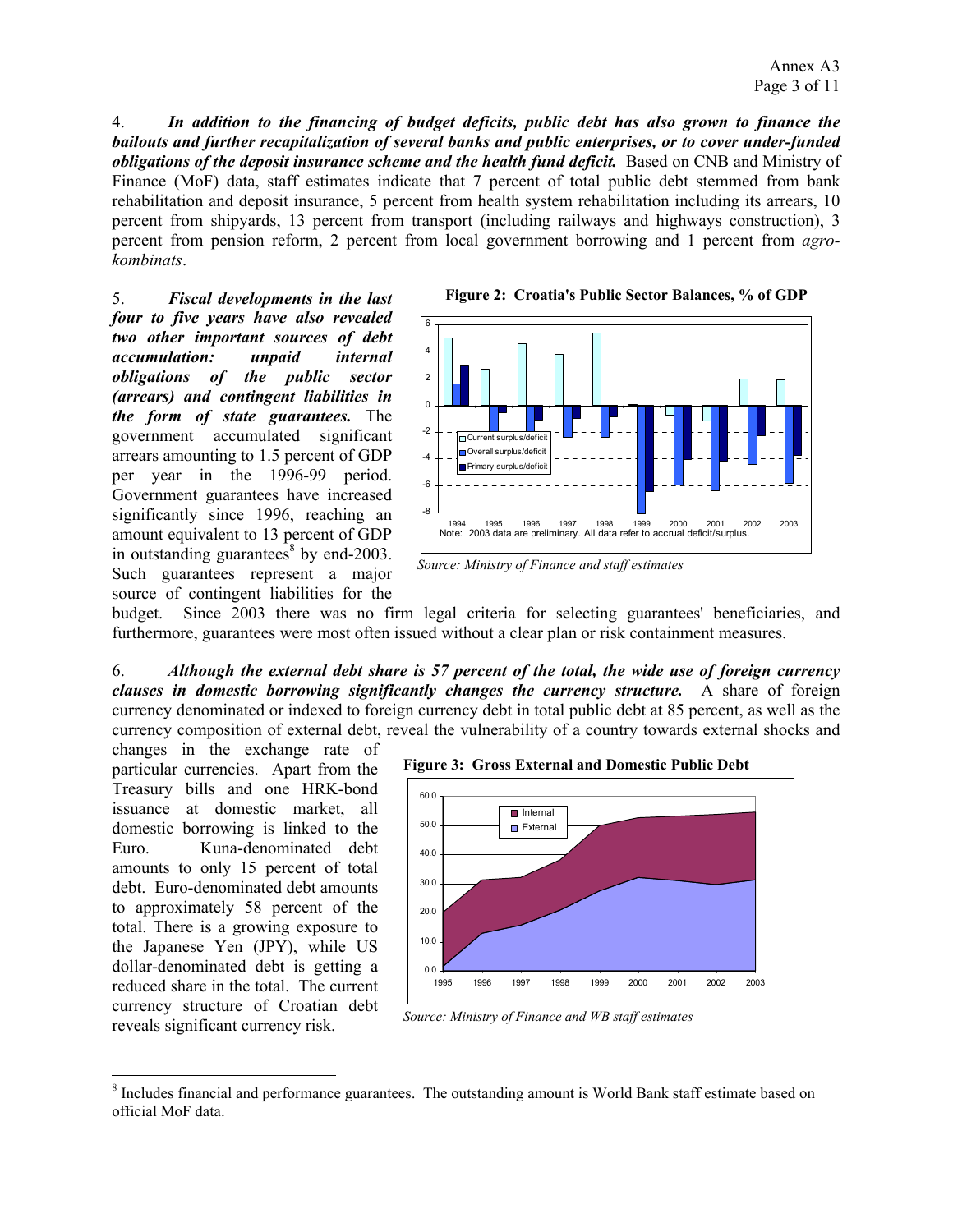4. ***In addition to the financing of budget deficits, public debt has also grown to finance the bailouts and further recapitalization of several banks and public enterprises, or to cover under-funded obligations of the deposit insurance scheme and the health fund deficit.*** Based on CNB and Ministry of Finance (MoF) data, staff estimates indicate that 7 percent of total public debt stemmed from bank rehabilitation and deposit insurance, 5 percent from health system rehabilitation including its arrears, 10 percent from shipyards, 13 percent from transport (including railways and highways construction), 3 percent from pension reform, 2 percent from local government borrowing and 1 percent from *agro-kombinats*.

5. ***Fiscal developments in the last four to five years have also revealed two other important sources of debt accumulation: unpaid internal obligations of the public sector (arrears) and contingent liabilities in the form of state guarantees.*** The government accumulated significant arrears amounting to 1.5 percent of GDP per year in the 1996-99 period. Government guarantees have increased significantly since 1996, reaching an amount equivalent to 13 percent of GDP in outstanding guarantees[8] by end-2003. Such guarantees represent a major source of contingent liabilities for the budget. Since 2003 there was no firm legal criteria for selecting guarantees' beneficiaries, and furthermore, guarantees were most often issued without a clear plan or risk containment measures.

**Figure 2: Croatia's Public Sector Balances, % of GDP**

Note: 2003 data are preliminary. All data refer to accrual deficit/surplus.

*Source: Ministry of Finance and staff estimates*

6. ***Although the external debt share is 57 percent of the total, the wide use of foreign currency clauses in domestic borrowing significantly changes the currency structure.*** A share of foreign currency denominated or indexed to foreign currency debt in total public debt at 85 percent, as well as the currency composition of external debt, reveal the vulnerability of a country towards external shocks and changes in the exchange rate of particular currencies. Apart from the Treasury bills and one HRK-bond issuance at domestic market, all domestic borrowing is linked to the Euro. Kuna-denominated debt amounts to only 15 percent of total debt. Euro-denominated debt amounts to approximately 58 percent of the total. There is a growing exposure to the Japanese Yen (JPY), while US dollar-denominated debt is getting a reduced share in the total. The current currency structure of Croatian debt reveals significant currency risk.

**Figure 3: Gross External and Domestic Public Debt**

*Source: Ministry of Finance and WB staff estimates*

[8] Includes financial and performance guarantees. The outstanding amount is World Bank staff estimate based on official MoF data.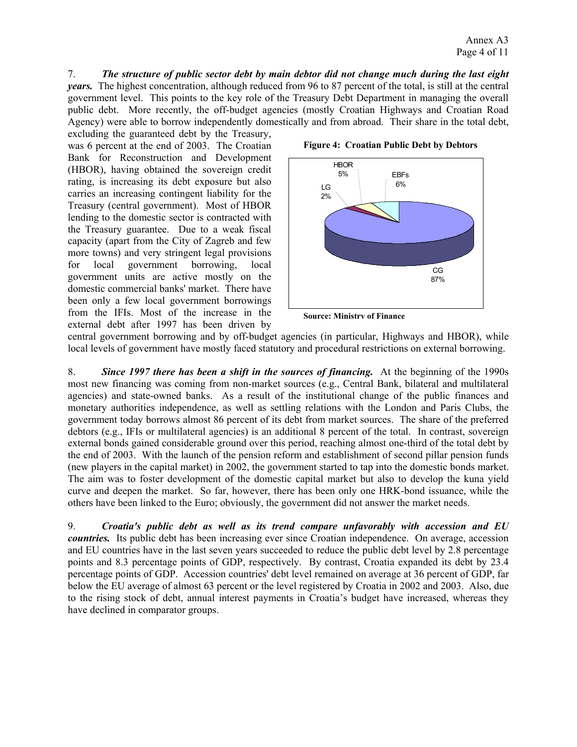7. ***The structure of public sector debt by main debtor did not change much during the last eight years.*** The highest concentration, although reduced from 96 to 87 percent of the total, is still at the central government level. This points to the key role of the Treasury Debt Department in managing the overall public debt. More recently, the off-budget agencies (mostly Croatian Highways and Croatian Road Agency) were able to borrow independently domestically and from abroad. Their share in the total debt, excluding the guaranteed debt by the Treasury, was 6 percent at the end of 2003. The Croatian Bank for Reconstruction and Development (HBOR), having obtained the sovereign credit rating, is increasing its debt exposure but also carries an increasing contingent liability for the Treasury (central government). Most of HBOR lending to the domestic sector is contracted with the Treasury guarantee. Due to a weak fiscal capacity (apart from the City of Zagreb and few more towns) and very stringent legal provisions for local government borrowing, local government units are active mostly on the domestic commercial banks' market. There have been only a few local government borrowings from the IFIs. Most of the increase in the external debt after 1997 has been driven by central government borrowing and by off-budget agencies (in particular, Highways and HBOR), while local levels of government have mostly faced statutory and procedural restrictions on external borrowing.

**Figure 4: Croatian Public Debt by Debtors**

HBOR 5%, EBFs 6%, LG 2%, CG 87%

**Source: Ministry of Finance**

8. ***Since 1997 there has been a shift in the sources of financing.*** At the beginning of the 1990s most new financing was coming from non-market sources (e.g., Central Bank, bilateral and multilateral agencies) and state-owned banks. As a result of the institutional change of the public finances and monetary authorities independence, as well as settling relations with the London and Paris Clubs, the government today borrows almost 86 percent of its debt from market sources. The share of the preferred debtors (e.g., IFIs or multilateral agencies) is an additional 8 percent of the total. In contrast, sovereign external bonds gained considerable ground over this period, reaching almost one-third of the total debt by the end of 2003. With the launch of the pension reform and establishment of second pillar pension funds (new players in the capital market) in 2002, the government started to tap into the domestic bonds market. The aim was to foster development of the domestic capital market but also to develop the kuna yield curve and deepen the market. So far, however, there has been only one HRK-bond issuance, while the others have been linked to the Euro; obviously, the government did not answer the market needs.

9. ***Croatia's public debt as well as its trend compare unfavorably with accession and EU countries.*** Its public debt has been increasing ever since Croatian independence. On average, accession and EU countries have in the last seven years succeeded to reduce the public debt level by 2.8 percentage points and 8.3 percentage points of GDP, respectively. By contrast, Croatia expanded its debt by 23.4 percentage points of GDP. Accession countries' debt level remained on average at 36 percent of GDP, far below the EU average of almost 63 percent or the level registered by Croatia in 2002 and 2003. Also, due to the rising stock of debt, annual interest payments in Croatia's budget have increased, whereas they have declined in comparator groups.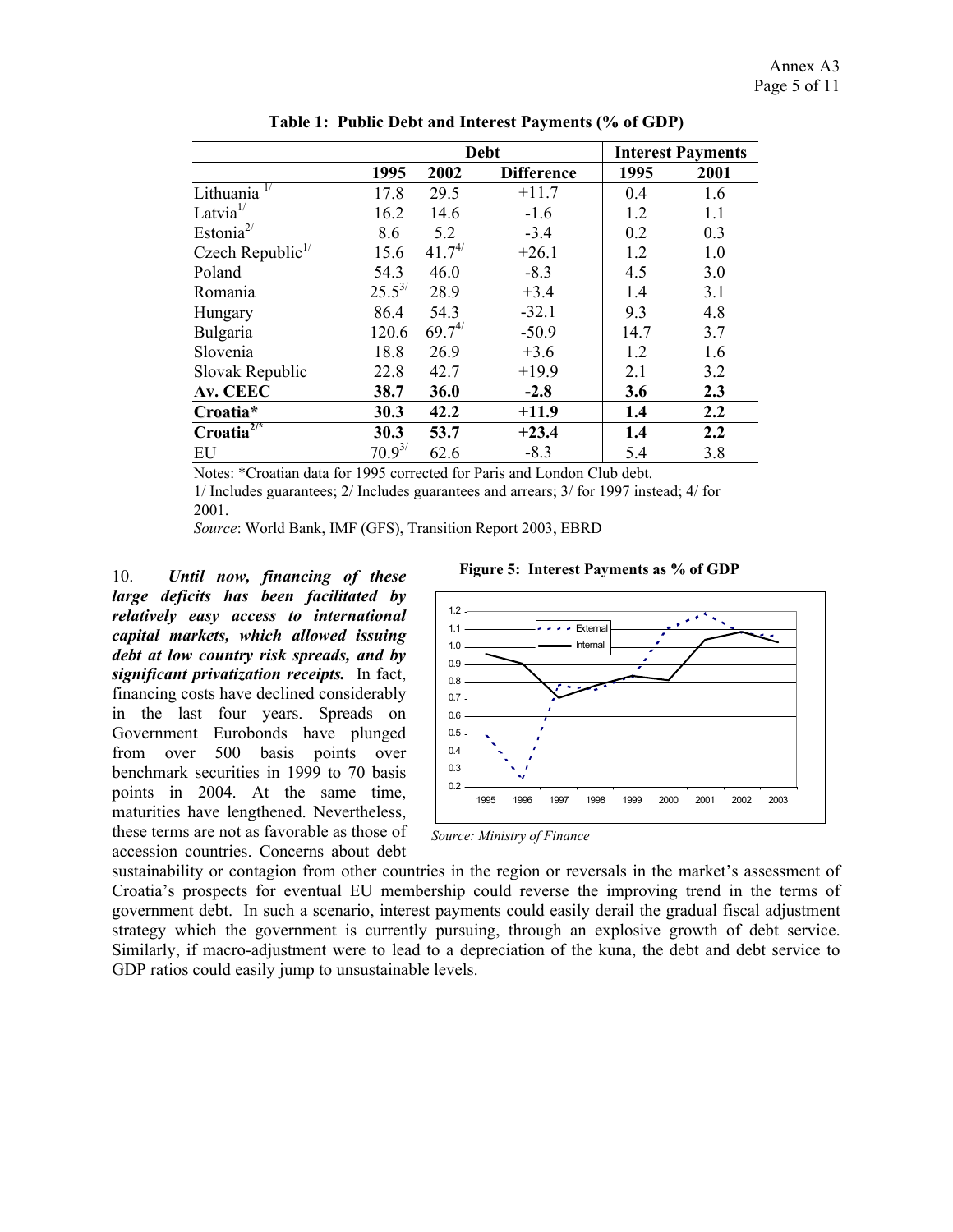**Table 1: Public Debt and Interest Payments (% of GDP)**

| | Debt | | | Interest Payments | |
|---|---|---|---|---|---|
| | 1995 | 2002 | Difference | 1995 | 2001 |
| Lithuania [1/] | 17.8 | 29.5 | +11.7 | 0.4 | 1.6 |
| Latvia[1/] | 16.2 | 14.6 | -1.6 | 1.2 | 1.1 |
| Estonia[2/] | 8.6 | 5.2 | -3.4 | 0.2 | 0.3 |
| Czech Republic[1/] | 15.6 | 41.7[4/] | +26.1 | 1.2 | 1.0 |
| Poland | 54.3 | 46.0 | -8.3 | 4.5 | 3.0 |
| Romania | 25.5[3/] | 28.9 | +3.4 | 1.4 | 3.1 |
| Hungary | 86.4 | 54.3 | -32.1 | 9.3 | 4.8 |
| Bulgaria | 120.6 | 69.7[4/] | -50.9 | 14.7 | 3.7 |
| Slovenia | 18.8 | 26.9 | +3.6 | 1.2 | 1.6 |
| Slovak Republic | 22.8 | 42.7 | +19.9 | 2.1 | 3.2 |
| **Av. CEEC** | **38.7** | **36.0** | **-2.8** | **3.6** | **2.3** |
| **Croatia*** | **30.3** | **42.2** | **+11.9** | **1.4** | **2.2** |
| **Croatia[2/*]** | **30.3** | **53.7** | **+23.4** | **1.4** | **2.2** |
| EU | 70.9[3/] | 62.6 | -8.3 | 5.4 | 3.8 |

Notes: *Croatian data for 1995 corrected for Paris and London Club debt.

1/ Includes guarantees; 2/ Includes guarantees and arrears; 3/ for 1997 instead; 4/ for 2001.

*Source*: World Bank, IMF (GFS), Transition Report 2003, EBRD

10. ***Until now, financing of these large deficits has been facilitated by relatively easy access to international capital markets, which allowed issuing debt at low country risk spreads, and by significant privatization receipts.*** In fact, financing costs have declined considerably in the last four years. Spreads on Government Eurobonds have plunged from over 500 basis points over benchmark securities in 1999 to 70 basis points in 2004. At the same time, maturities have lengthened. Nevertheless, these terms are not as favorable as those of accession countries. Concerns about debt sustainability or contagion from other countries in the region or reversals in the market's assessment of Croatia's prospects for eventual EU membership could reverse the improving trend in the terms of government debt. In such a scenario, interest payments could easily derail the gradual fiscal adjustment strategy which the government is currently pursuing, through an explosive growth of debt service. Similarly, if macro-adjustment were to lead to a depreciation of the kuna, the debt and debt service to GDP ratios could easily jump to unsustainable levels.

**Figure 5: Interest Payments as % of GDP**

*Source: Ministry of Finance*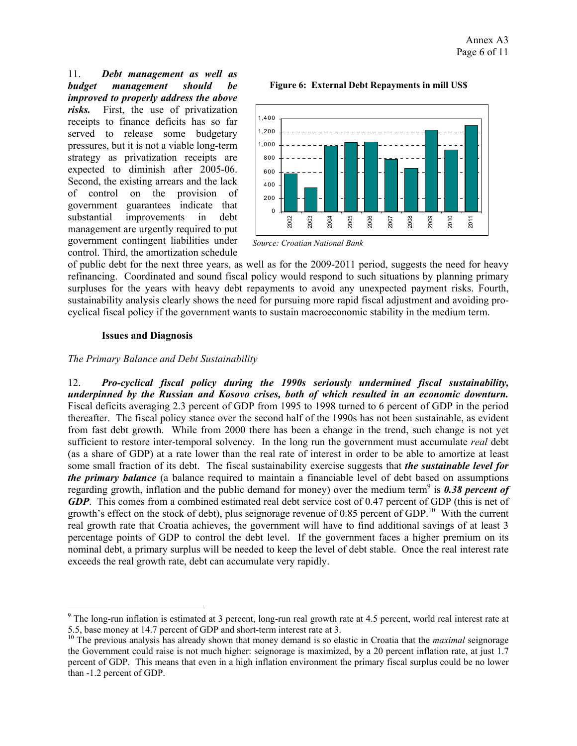11. ***Debt management as well as budget management should be improved to properly address the above risks.*** First, the use of privatization receipts to finance deficits has so far served to release some budgetary pressures, but it is not a viable long-term strategy as privatization receipts are expected to diminish after 2005-06. Second, the existing arrears and the lack of control on the provision of government guarantees indicate that substantial improvements in debt management are urgently required to put government contingent liabilities under control. Third, the amortization schedule of public debt for the next three years, as well as for the 2009-2011 period, suggests the need for heavy refinancing. Coordinated and sound fiscal policy would respond to such situations by planning primary surpluses for the years with heavy debt repayments to avoid any unexpected payment risks. Fourth, sustainability analysis clearly shows the need for pursuing more rapid fiscal adjustment and avoiding pro-cyclical fiscal policy if the government wants to sustain macroeconomic stability in the medium term.

**Figure 6: External Debt Repayments in mill US$**

*Source: Croatian National Bank*

### Issues and Diagnosis

*The Primary Balance and Debt Sustainability*

12. ***Pro-cyclical fiscal policy during the 1990s seriously undermined fiscal sustainability, underpinned by the Russian and Kosovo crises, both of which resulted in an economic downturn.*** Fiscal deficits averaging 2.3 percent of GDP from 1995 to 1998 turned to 6 percent of GDP in the period thereafter. The fiscal policy stance over the second half of the 1990s has not been sustainable, as evident from fast debt growth. While from 2000 there has been a change in the trend, such change is not yet sufficient to restore inter-temporal solvency. In the long run the government must accumulate *real* debt (as a share of GDP) at a rate lower than the real rate of interest in order to be able to amortize at least some small fraction of its debt. The fiscal sustainability exercise suggests that ***the sustainable level for the primary balance*** (a balance required to maintain a financiable level of debt based on assumptions regarding growth, inflation and the public demand for money) over the medium term[9] is ***0.38 percent of GDP***. This comes from a combined estimated real debt service cost of 0.47 percent of GDP (this is net of growth's effect on the stock of debt), plus seignorage revenue of 0.85 percent of GDP.[10] With the current real growth rate that Croatia achieves, the government will have to find additional savings of at least 3 percentage points of GDP to control the debt level. If the government faces a higher premium on its nominal debt, a primary surplus will be needed to keep the level of debt stable. Once the real interest rate exceeds the real growth rate, debt can accumulate very rapidly.

[9] The long-run inflation is estimated at 3 percent, long-run real growth rate at 4.5 percent, world real interest rate at 5.5, base money at 14.7 percent of GDP and short-term interest rate at 3.

[10] The previous analysis has already shown that money demand is so elastic in Croatia that the *maximal* seignorage the Government could raise is not much higher: seignorage is maximized, by a 20 percent inflation rate, at just 1.7 percent of GDP. This means that even in a high inflation environment the primary fiscal surplus could be no lower than -1.2 percent of GDP.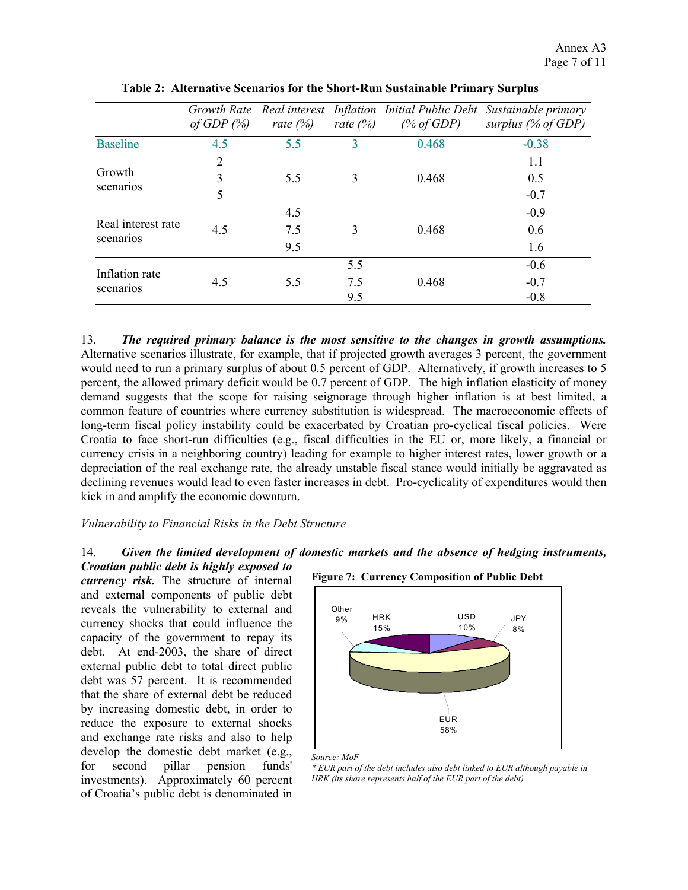**Table 2: Alternative Scenarios for the Short-Run Sustainable Primary Surplus**

| | *Growth Rate of GDP (%)* | *Real interest rate (%)* | *Inflation rate (%)* | *Initial Public Debt (% of GDP)* | *Sustainable primary surplus (% of GDP)* |
|---|---|---|---|---|---|
| Baseline | 4.5 | 5.5 | 3 | 0.468 | -0.38 |
| Growth scenarios | 2 | 5.5 | 3 | 0.468 | 1.1 |
| | 3 | | | | 0.5 |
| | 5 | | | | -0.7 |
| Real interest rate scenarios | 4.5 | 4.5 | 3 | 0.468 | -0.9 |
| | | 7.5 | | | 0.6 |
| | | 9.5 | | | 1.6 |
| Inflation rate scenarios | 4.5 | 5.5 | 5.5 | 0.468 | -0.6 |
| | | | 7.5 | | -0.7 |
| | | | 9.5 | | -0.8 |

13. ***The required primary balance is the most sensitive to the changes in growth assumptions.*** Alternative scenarios illustrate, for example, that if projected growth averages 3 percent, the government would need to run a primary surplus of about 0.5 percent of GDP. Alternatively, if growth increases to 5 percent, the allowed primary deficit would be 0.7 percent of GDP. The high inflation elasticity of money demand suggests that the scope for raising seignorage through higher inflation is at best limited, a common feature of countries where currency substitution is widespread. The macroeconomic effects of long-term fiscal policy instability could be exacerbated by Croatian pro-cyclical fiscal policies. Were Croatia to face short-run difficulties (e.g., fiscal difficulties in the EU or, more likely, a financial or currency crisis in a neighboring country) leading for example to higher interest rates, lower growth or a depreciation of the real exchange rate, the already unstable fiscal stance would initially be aggravated as declining revenues would lead to even faster increases in debt. Pro-cyclicality of expenditures would then kick in and amplify the economic downturn.

*Vulnerability to Financial Risks in the Debt Structure*

14. ***Given the limited development of domestic markets and the absence of hedging instruments, Croatian public debt is highly exposed to currency risk.*** The structure of internal and external components of public debt reveals the vulnerability to external and currency shocks that could influence the capacity of the government to repay its debt. At end-2003, the share of direct external public debt to total direct public debt was 57 percent. It is recommended that the share of external debt be reduced by increasing domestic debt, in order to reduce the exposure to external shocks and exchange rate risks and also to help develop the domestic debt market (e.g., for second pillar pension funds' investments). Approximately 60 percent of Croatia's public debt is denominated in

**Figure 7: Currency Composition of Public Debt**

Other 9%, HRK 15%, USD 10%, JPY 8%, EUR 58%

*Source: MoF*

** EUR part of the debt includes also debt linked to EUR although payable in HRK (its share represents half of the EUR part of the debt)*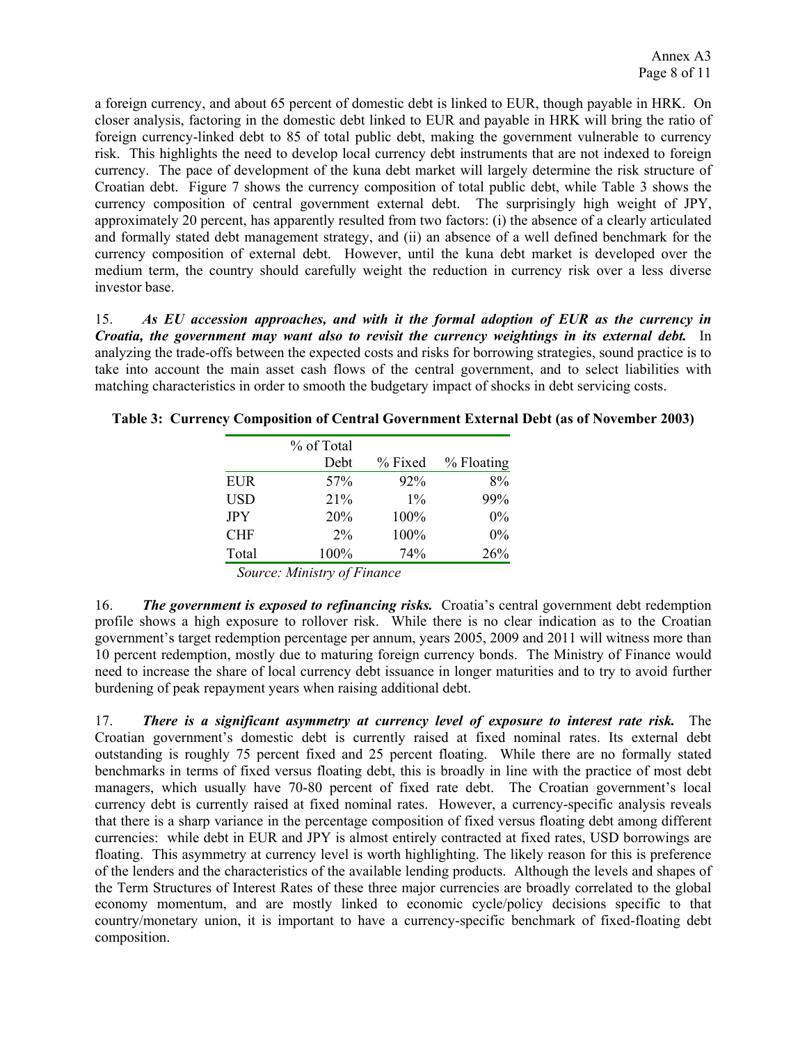a foreign currency, and about 65 percent of domestic debt is linked to EUR, though payable in HRK. On closer analysis, factoring in the domestic debt linked to EUR and payable in HRK will bring the ratio of foreign currency-linked debt to 85 of total public debt, making the government vulnerable to currency risk. This highlights the need to develop local currency debt instruments that are not indexed to foreign currency. The pace of development of the kuna debt market will largely determine the risk structure of Croatian debt. Figure 7 shows the currency composition of total public debt, while Table 3 shows the currency composition of central government external debt. The surprisingly high weight of JPY, approximately 20 percent, has apparently resulted from two factors: (i) the absence of a clearly articulated and formally stated debt management strategy, and (ii) an absence of a well defined benchmark for the currency composition of external debt. However, until the kuna debt market is developed over the medium term, the country should carefully weight the reduction in currency risk over a less diverse investor base.

15. ***As EU accession approaches, and with it the formal adoption of EUR as the currency in Croatia, the government may want also to revisit the currency weightings in its external debt.*** In analyzing the trade-offs between the expected costs and risks for borrowing strategies, sound practice is to take into account the main asset cash flows of the central government, and to select liabilities with matching characteristics in order to smooth the budgetary impact of shocks in debt servicing costs.

**Table 3: Currency Composition of Central Government External Debt (as of November 2003)**

| | % of Total Debt | % Fixed | % Floating |
|---|---|---|---|
| EUR | 57% | 92% | 8% |
| USD | 21% | 1% | 99% |
| JPY | 20% | 100% | 0% |
| CHF | 2% | 100% | 0% |
| Total | 100% | 74% | 26% |

*Source: Ministry of Finance*

16. ***The government is exposed to refinancing risks.*** Croatia's central government debt redemption profile shows a high exposure to rollover risk. While there is no clear indication as to the Croatian government's target redemption percentage per annum, years 2005, 2009 and 2011 will witness more than 10 percent redemption, mostly due to maturing foreign currency bonds. The Ministry of Finance would need to increase the share of local currency debt issuance in longer maturities and to try to avoid further burdening of peak repayment years when raising additional debt.

17. ***There is a significant asymmetry at currency level of exposure to interest rate risk.*** The Croatian government's domestic debt is currently raised at fixed nominal rates. Its external debt outstanding is roughly 75 percent fixed and 25 percent floating. While there are no formally stated benchmarks in terms of fixed versus floating debt, this is broadly in line with the practice of most debt managers, which usually have 70-80 percent of fixed rate debt. The Croatian government's local currency debt is currently raised at fixed nominal rates. However, a currency-specific analysis reveals that there is a sharp variance in the percentage composition of fixed versus floating debt among different currencies: while debt in EUR and JPY is almost entirely contracted at fixed rates, USD borrowings are floating. This asymmetry at currency level is worth highlighting. The likely reason for this is preference of the lenders and the characteristics of the available lending products. Although the levels and shapes of the Term Structures of Interest Rates of these three major currencies are broadly correlated to the global economy momentum, and are mostly linked to economic cycle/policy decisions specific to that country/monetary union, it is important to have a currency-specific benchmark of fixed-floating debt composition.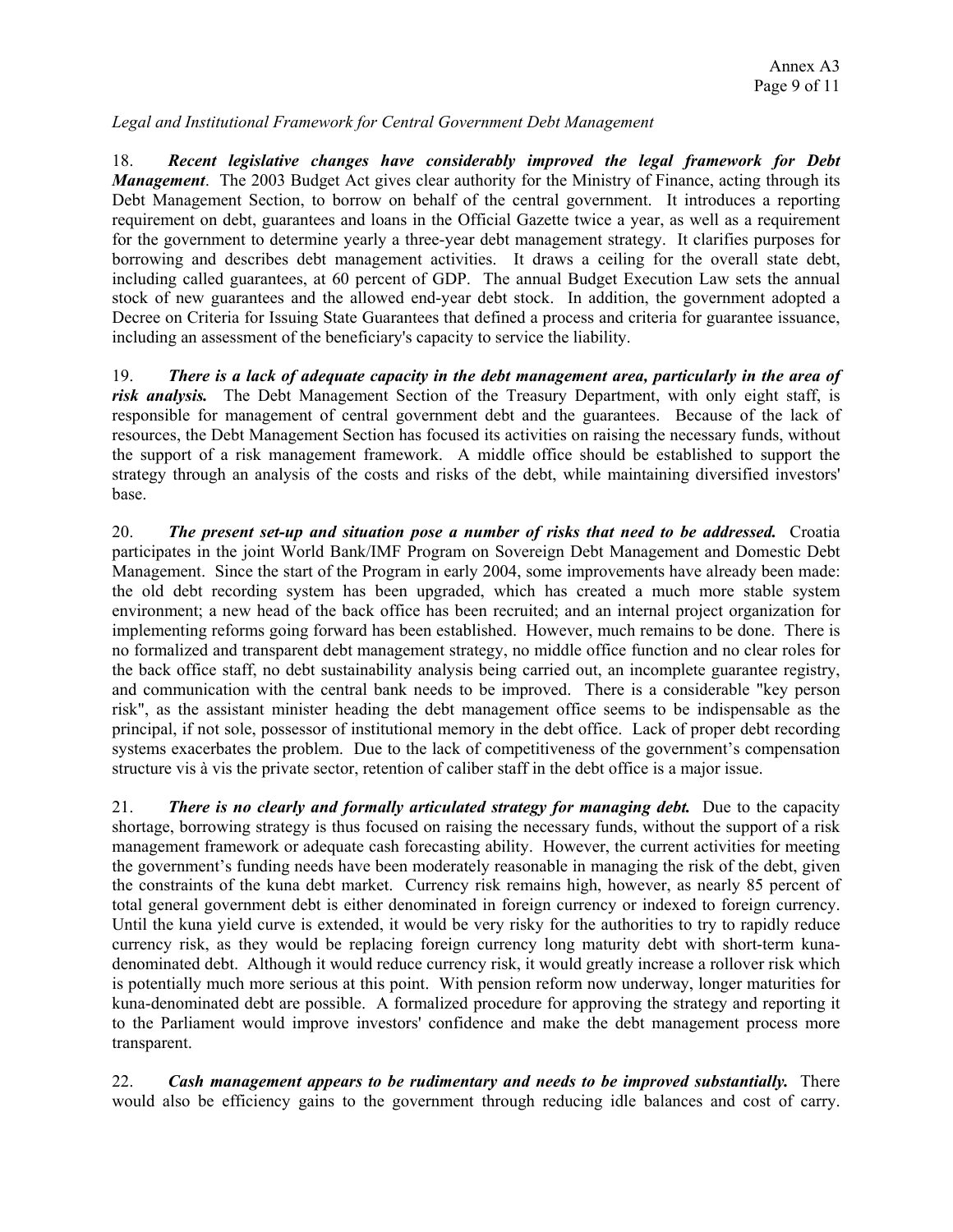*Legal and Institutional Framework for Central Government Debt Management*

18. ***Recent legislative changes have considerably improved the legal framework for Debt Management***. The 2003 Budget Act gives clear authority for the Ministry of Finance, acting through its Debt Management Section, to borrow on behalf of the central government. It introduces a reporting requirement on debt, guarantees and loans in the Official Gazette twice a year, as well as a requirement for the government to determine yearly a three-year debt management strategy. It clarifies purposes for borrowing and describes debt management activities. It draws a ceiling for the overall state debt, including called guarantees, at 60 percent of GDP. The annual Budget Execution Law sets the annual stock of new guarantees and the allowed end-year debt stock. In addition, the government adopted a Decree on Criteria for Issuing State Guarantees that defined a process and criteria for guarantee issuance, including an assessment of the beneficiary's capacity to service the liability.

19. ***There is a lack of adequate capacity in the debt management area, particularly in the area of risk analysis.*** The Debt Management Section of the Treasury Department, with only eight staff, is responsible for management of central government debt and the guarantees. Because of the lack of resources, the Debt Management Section has focused its activities on raising the necessary funds, without the support of a risk management framework. A middle office should be established to support the strategy through an analysis of the costs and risks of the debt, while maintaining diversified investors' base.

20. ***The present set-up and situation pose a number of risks that need to be addressed.*** Croatia participates in the joint World Bank/IMF Program on Sovereign Debt Management and Domestic Debt Management. Since the start of the Program in early 2004, some improvements have already been made: the old debt recording system has been upgraded, which has created a much more stable system environment; a new head of the back office has been recruited; and an internal project organization for implementing reforms going forward has been established. However, much remains to be done. There is no formalized and transparent debt management strategy, no middle office function and no clear roles for the back office staff, no debt sustainability analysis being carried out, an incomplete guarantee registry, and communication with the central bank needs to be improved. There is a considerable "key person risk", as the assistant minister heading the debt management office seems to be indispensable as the principal, if not sole, possessor of institutional memory in the debt office. Lack of proper debt recording systems exacerbates the problem. Due to the lack of competitiveness of the government's compensation structure vis à vis the private sector, retention of caliber staff in the debt office is a major issue.

21. ***There is no clearly and formally articulated strategy for managing debt.*** Due to the capacity shortage, borrowing strategy is thus focused on raising the necessary funds, without the support of a risk management framework or adequate cash forecasting ability. However, the current activities for meeting the government's funding needs have been moderately reasonable in managing the risk of the debt, given the constraints of the kuna debt market. Currency risk remains high, however, as nearly 85 percent of total general government debt is either denominated in foreign currency or indexed to foreign currency. Until the kuna yield curve is extended, it would be very risky for the authorities to try to rapidly reduce currency risk, as they would be replacing foreign currency long maturity debt with short-term kuna-denominated debt. Although it would reduce currency risk, it would greatly increase a rollover risk which is potentially much more serious at this point. With pension reform now underway, longer maturities for kuna-denominated debt are possible. A formalized procedure for approving the strategy and reporting it to the Parliament would improve investors' confidence and make the debt management process more transparent.

22. ***Cash management appears to be rudimentary and needs to be improved substantially.*** There would also be efficiency gains to the government through reducing idle balances and cost of carry.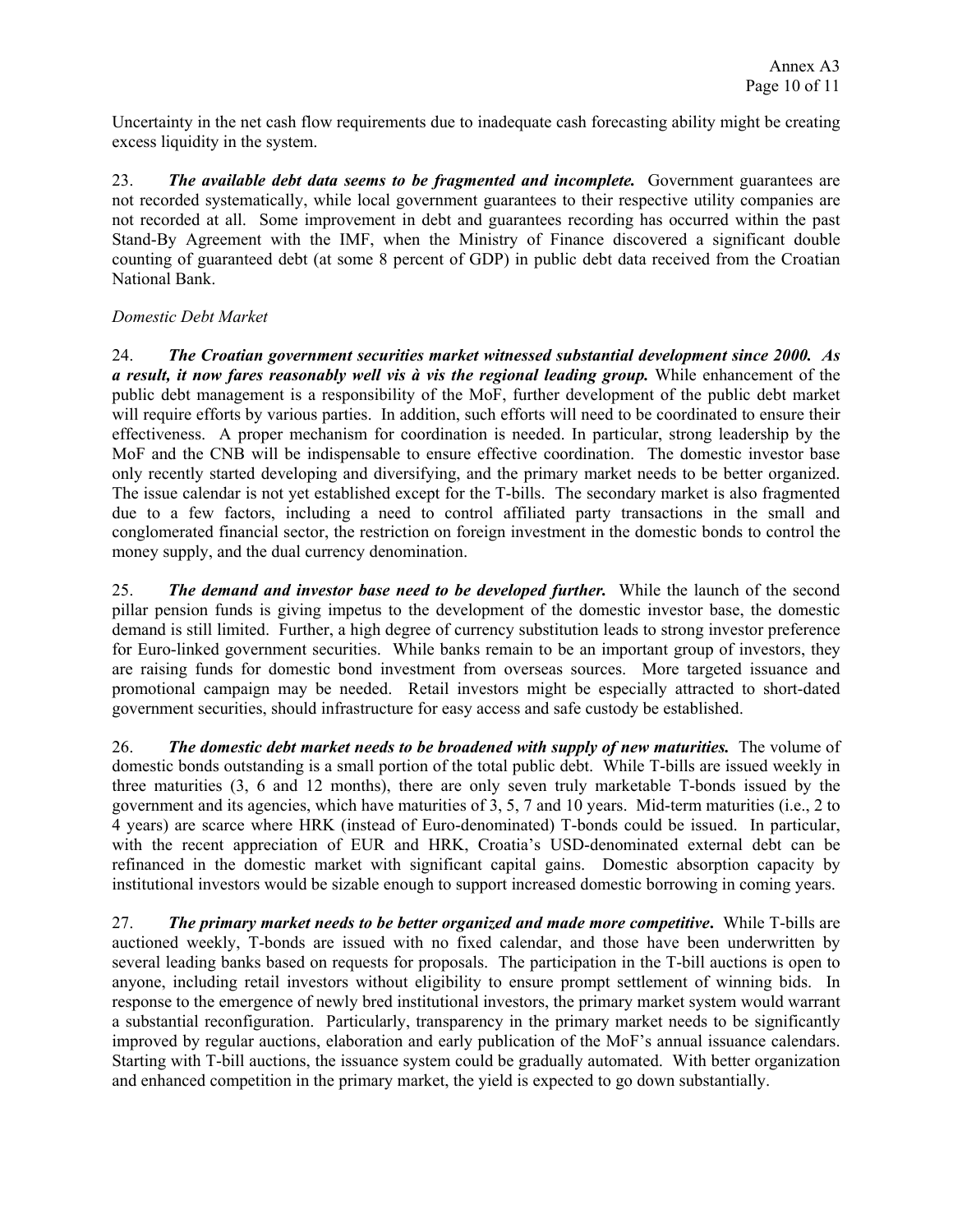Uncertainty in the net cash flow requirements due to inadequate cash forecasting ability might be creating excess liquidity in the system.

23. ***The available debt data seems to be fragmented and incomplete.*** Government guarantees are not recorded systematically, while local government guarantees to their respective utility companies are not recorded at all. Some improvement in debt and guarantees recording has occurred within the past Stand-By Agreement with the IMF, when the Ministry of Finance discovered a significant double counting of guaranteed debt (at some 8 percent of GDP) in public debt data received from the Croatian National Bank.

*Domestic Debt Market*

24. ***The Croatian government securities market witnessed substantial development since 2000. As a result, it now fares reasonably well vis à vis the regional leading group.*** While enhancement of the public debt management is a responsibility of the MoF, further development of the public debt market will require efforts by various parties. In addition, such efforts will need to be coordinated to ensure their effectiveness. A proper mechanism for coordination is needed. In particular, strong leadership by the MoF and the CNB will be indispensable to ensure effective coordination. The domestic investor base only recently started developing and diversifying, and the primary market needs to be better organized. The issue calendar is not yet established except for the T-bills. The secondary market is also fragmented due to a few factors, including a need to control affiliated party transactions in the small and conglomerated financial sector, the restriction on foreign investment in the domestic bonds to control the money supply, and the dual currency denomination.

25. ***The demand and investor base need to be developed further.*** While the launch of the second pillar pension funds is giving impetus to the development of the domestic investor base, the domestic demand is still limited. Further, a high degree of currency substitution leads to strong investor preference for Euro-linked government securities. While banks remain to be an important group of investors, they are raising funds for domestic bond investment from overseas sources. More targeted issuance and promotional campaign may be needed. Retail investors might be especially attracted to short-dated government securities, should infrastructure for easy access and safe custody be established.

26. ***The domestic debt market needs to be broadened with supply of new maturities.*** The volume of domestic bonds outstanding is a small portion of the total public debt. While T-bills are issued weekly in three maturities (3, 6 and 12 months), there are only seven truly marketable T-bonds issued by the government and its agencies, which have maturities of 3, 5, 7 and 10 years. Mid-term maturities (i.e., 2 to 4 years) are scarce where HRK (instead of Euro-denominated) T-bonds could be issued. In particular, with the recent appreciation of EUR and HRK, Croatia's USD-denominated external debt can be refinanced in the domestic market with significant capital gains. Domestic absorption capacity by institutional investors would be sizable enough to support increased domestic borrowing in coming years.

27. ***The primary market needs to be better organized and made more competitive*****.** While T-bills are auctioned weekly, T-bonds are issued with no fixed calendar, and those have been underwritten by several leading banks based on requests for proposals. The participation in the T-bill auctions is open to anyone, including retail investors without eligibility to ensure prompt settlement of winning bids. In response to the emergence of newly bred institutional investors, the primary market system would warrant a substantial reconfiguration. Particularly, transparency in the primary market needs to be significantly improved by regular auctions, elaboration and early publication of the MoF's annual issuance calendars. Starting with T-bill auctions, the issuance system could be gradually automated. With better organization and enhanced competition in the primary market, the yield is expected to go down substantially.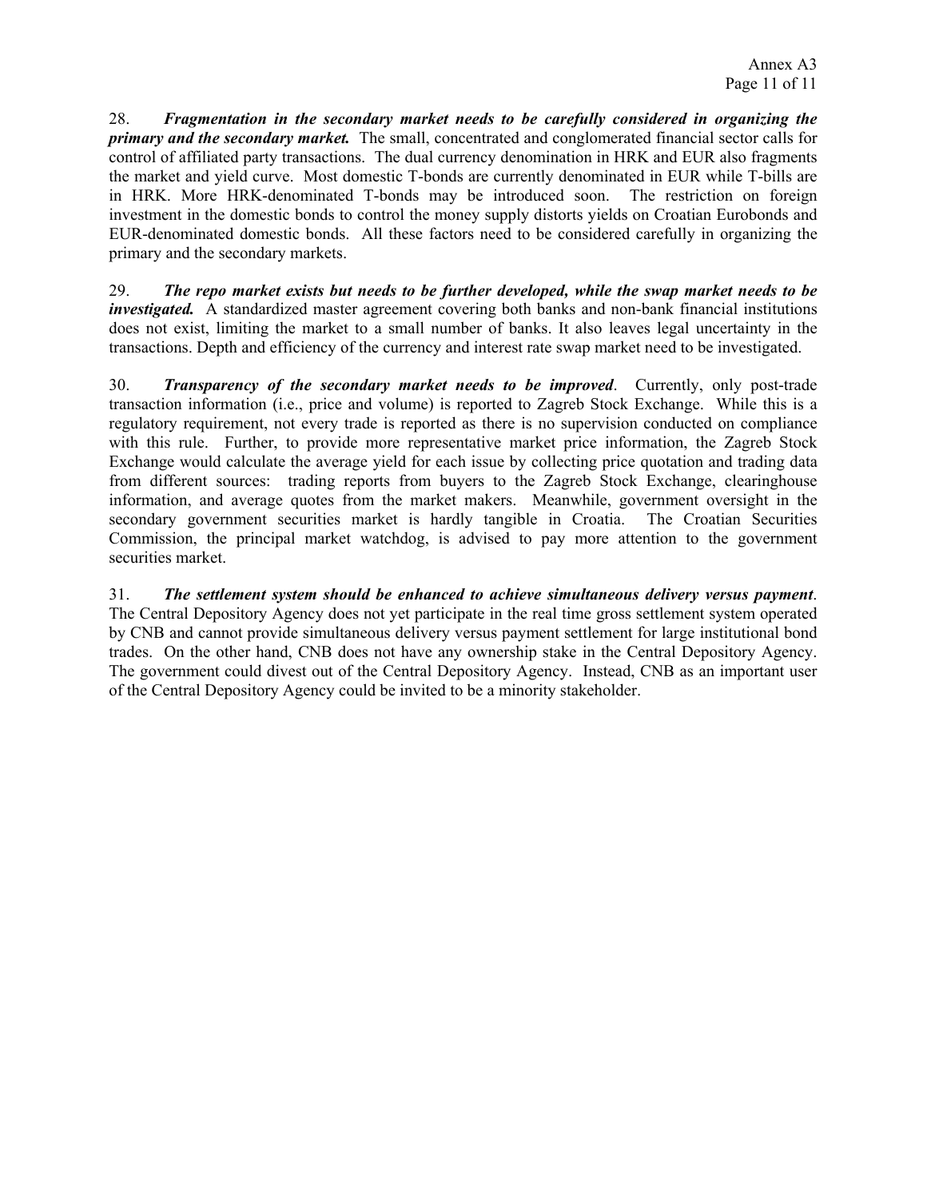28. ***Fragmentation in the secondary market needs to be carefully considered in organizing the primary and the secondary market.*** The small, concentrated and conglomerated financial sector calls for control of affiliated party transactions. The dual currency denomination in HRK and EUR also fragments the market and yield curve. Most domestic T-bonds are currently denominated in EUR while T-bills are in HRK. More HRK-denominated T-bonds may be introduced soon. The restriction on foreign investment in the domestic bonds to control the money supply distorts yields on Croatian Eurobonds and EUR-denominated domestic bonds. All these factors need to be considered carefully in organizing the primary and the secondary markets.

29. ***The repo market exists but needs to be further developed, while the swap market needs to be investigated.*** A standardized master agreement covering both banks and non-bank financial institutions does not exist, limiting the market to a small number of banks. It also leaves legal uncertainty in the transactions. Depth and efficiency of the currency and interest rate swap market need to be investigated.

30. ***Transparency of the secondary market needs to be improved***. Currently, only post-trade transaction information (i.e., price and volume) is reported to Zagreb Stock Exchange. While this is a regulatory requirement, not every trade is reported as there is no supervision conducted on compliance with this rule. Further, to provide more representative market price information, the Zagreb Stock Exchange would calculate the average yield for each issue by collecting price quotation and trading data from different sources: trading reports from buyers to the Zagreb Stock Exchange, clearinghouse information, and average quotes from the market makers. Meanwhile, government oversight in the secondary government securities market is hardly tangible in Croatia. The Croatian Securities Commission, the principal market watchdog, is advised to pay more attention to the government securities market.

31. ***The settlement system should be enhanced to achieve simultaneous delivery versus payment***. The Central Depository Agency does not yet participate in the real time gross settlement system operated by CNB and cannot provide simultaneous delivery versus payment settlement for large institutional bond trades. On the other hand, CNB does not have any ownership stake in the Central Depository Agency. The government could divest out of the Central Depository Agency. Instead, CNB as an important user of the Central Depository Agency could be invited to be a minority stakeholder.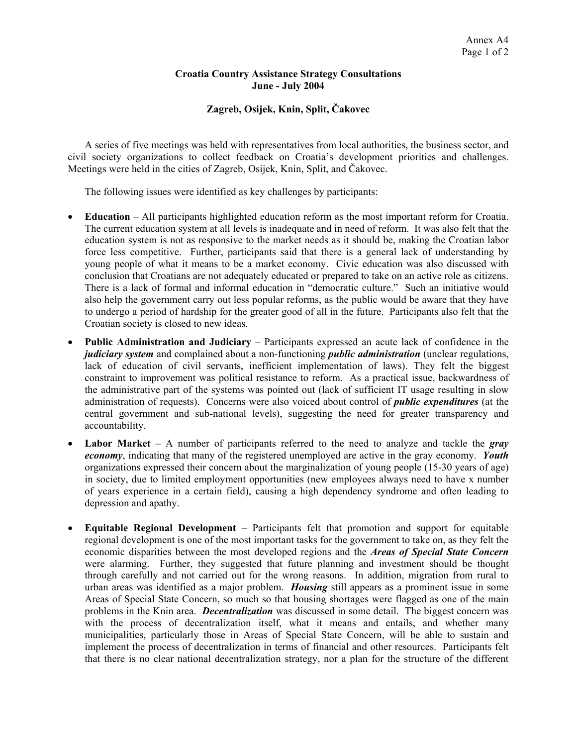**Croatia Country Assistance Strategy Consultations**
**June - July 2004**

**Zagreb, Osijek, Knin, Split, Čakovec**

A series of five meetings was held with representatives from local authorities, the business sector, and civil society organizations to collect feedback on Croatia's development priorities and challenges. Meetings were held in the cities of Zagreb, Osijek, Knin, Split, and Čakovec.

The following issues were identified as key challenges by participants:

- **Education** – All participants highlighted education reform as the most important reform for Croatia. The current education system at all levels is inadequate and in need of reform. It was also felt that the education system is not as responsive to the market needs as it should be, making the Croatian labor force less competitive. Further, participants said that there is a general lack of understanding by young people of what it means to be a market economy. Civic education was also discussed with conclusion that Croatians are not adequately educated or prepared to take on an active role as citizens. There is a lack of formal and informal education in "democratic culture." Such an initiative would also help the government carry out less popular reforms, as the public would be aware that they have to undergo a period of hardship for the greater good of all in the future. Participants also felt that the Croatian society is closed to new ideas.

- **Public Administration and Judiciary** – Participants expressed an acute lack of confidence in the ***judiciary system*** and complained about a non-functioning ***public administration*** (unclear regulations, lack of education of civil servants, inefficient implementation of laws). They felt the biggest constraint to improvement was political resistance to reform. As a practical issue, backwardness of the administrative part of the systems was pointed out (lack of sufficient IT usage resulting in slow administration of requests). Concerns were also voiced about control of ***public expenditures*** (at the central government and sub-national levels), suggesting the need for greater transparency and accountability.

- **Labor Market** – A number of participants referred to the need to analyze and tackle the ***gray economy***, indicating that many of the registered unemployed are active in the gray economy. ***Youth*** organizations expressed their concern about the marginalization of young people (15-30 years of age) in society, due to limited employment opportunities (new employees always need to have x number of years experience in a certain field), causing a high dependency syndrome and often leading to depression and apathy.

- **Equitable Regional Development –** Participants felt that promotion and support for equitable regional development is one of the most important tasks for the government to take on, as they felt the economic disparities between the most developed regions and the ***Areas of Special State Concern*** were alarming. Further, they suggested that future planning and investment should be thought through carefully and not carried out for the wrong reasons. In addition, migration from rural to urban areas was identified as a major problem. ***Housing*** still appears as a prominent issue in some Areas of Special State Concern, so much so that housing shortages were flagged as one of the main problems in the Knin area. ***Decentralization*** was discussed in some detail. The biggest concern was with the process of decentralization itself, what it means and entails, and whether many municipalities, particularly those in Areas of Special State Concern, will be able to sustain and implement the process of decentralization in terms of financial and other resources. Participants felt that there is no clear national decentralization strategy, nor a plan for the structure of the different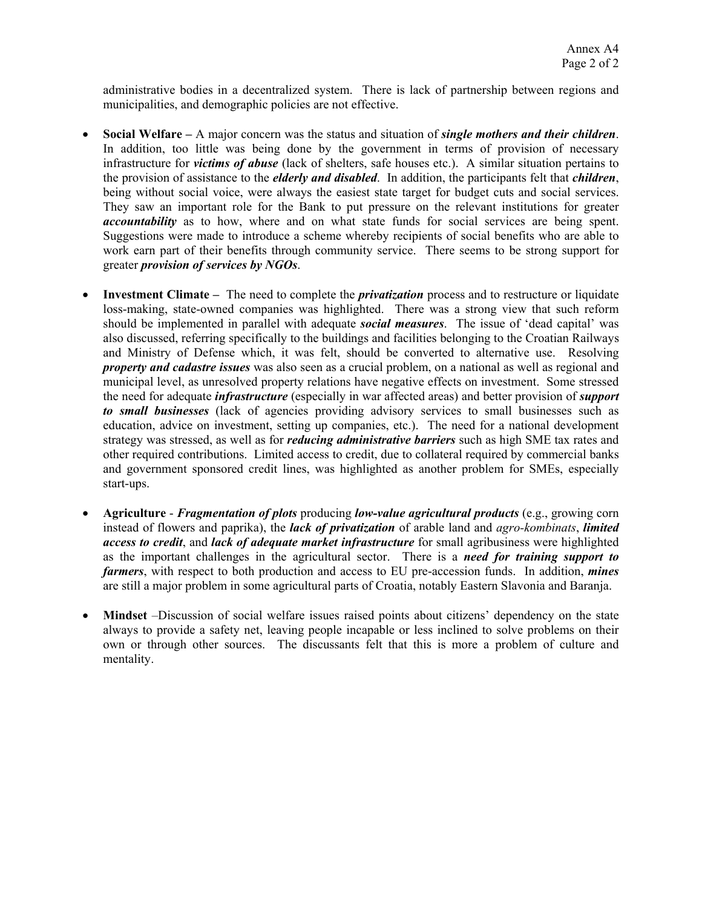administrative bodies in a decentralized system. There is lack of partnership between regions and municipalities, and demographic policies are not effective.

- **Social Welfare –** A major concern was the status and situation of ***single mothers and their children***. In addition, too little was being done by the government in terms of provision of necessary infrastructure for ***victims of abuse*** (lack of shelters, safe houses etc.). A similar situation pertains to the provision of assistance to the ***elderly and disabled***. In addition, the participants felt that ***children***, being without social voice, were always the easiest state target for budget cuts and social services. They saw an important role for the Bank to put pressure on the relevant institutions for greater ***accountability*** as to how, where and on what state funds for social services are being spent. Suggestions were made to introduce a scheme whereby recipients of social benefits who are able to work earn part of their benefits through community service. There seems to be strong support for greater ***provision of services by NGOs***.

- **Investment Climate –** The need to complete the ***privatization*** process and to restructure or liquidate loss-making, state-owned companies was highlighted. There was a strong view that such reform should be implemented in parallel with adequate ***social measures***. The issue of 'dead capital' was also discussed, referring specifically to the buildings and facilities belonging to the Croatian Railways and Ministry of Defense which, it was felt, should be converted to alternative use. Resolving ***property and cadastre issues*** was also seen as a crucial problem, on a national as well as regional and municipal level, as unresolved property relations have negative effects on investment. Some stressed the need for adequate ***infrastructure*** (especially in war affected areas) and better provision of ***support to small businesses*** (lack of agencies providing advisory services to small businesses such as education, advice on investment, setting up companies, etc.). The need for a national development strategy was stressed, as well as for ***reducing administrative barriers*** such as high SME tax rates and other required contributions. Limited access to credit, due to collateral required by commercial banks and government sponsored credit lines, was highlighted as another problem for SMEs, especially start-ups.

- **Agriculture** - ***Fragmentation of plots*** producing ***low-value agricultural products*** (e.g., growing corn instead of flowers and paprika), the ***lack of privatization*** of arable land and *agro-kombinats*, ***limited access to credit***, and ***lack of adequate market infrastructure*** for small agribusiness were highlighted as the important challenges in the agricultural sector. There is a ***need for training support to farmers***, with respect to both production and access to EU pre-accession funds. In addition, ***mines*** are still a major problem in some agricultural parts of Croatia, notably Eastern Slavonia and Baranja.

- **Mindset** –Discussion of social welfare issues raised points about citizens' dependency on the state always to provide a safety net, leaving people incapable or less inclined to solve problems on their own or through other sources. The discussants felt that this is more a problem of culture and mentality.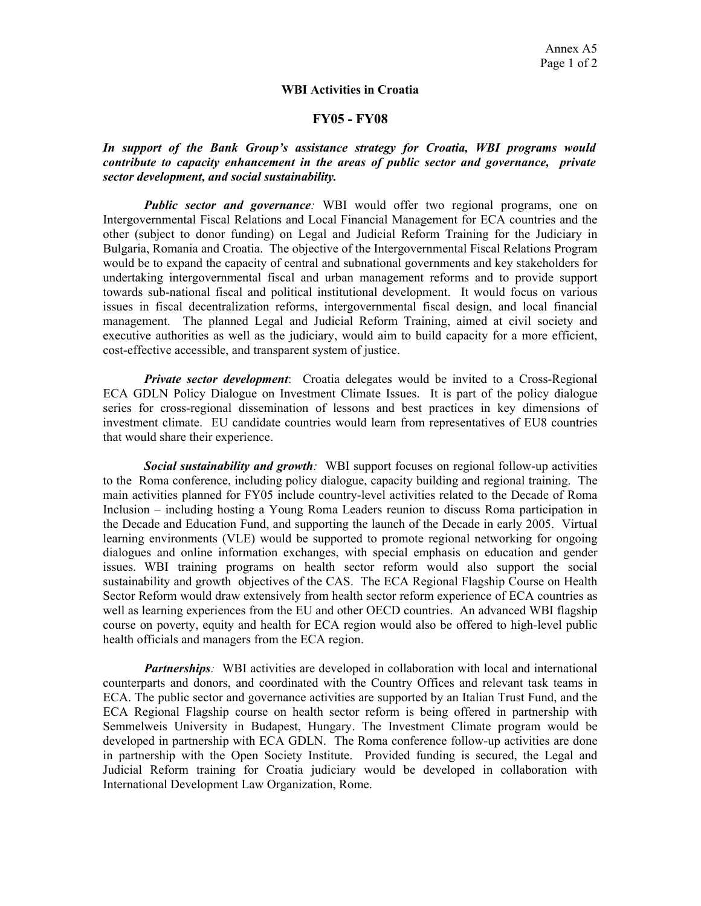Annex A5

**WBI Activities in Croatia**

**FY05 - FY08**

***In support of the Bank Group's assistance strategy for Croatia, WBI programs would contribute to capacity enhancement in the areas of public sector and governance, private sector development, and social sustainability.***

***Public sector and governance:*** WBI would offer two regional programs, one on Intergovernmental Fiscal Relations and Local Financial Management for ECA countries and the other (subject to donor funding) on Legal and Judicial Reform Training for the Judiciary in Bulgaria, Romania and Croatia. The objective of the Intergovernmental Fiscal Relations Program would be to expand the capacity of central and subnational governments and key stakeholders for undertaking intergovernmental fiscal and urban management reforms and to provide support towards sub-national fiscal and political institutional development. It would focus on various issues in fiscal decentralization reforms, intergovernmental fiscal design, and local financial management. The planned Legal and Judicial Reform Training, aimed at civil society and executive authorities as well as the judiciary, would aim to build capacity for a more efficient, cost-effective accessible, and transparent system of justice.

***Private sector development***: Croatia delegates would be invited to a Cross-Regional ECA GDLN Policy Dialogue on Investment Climate Issues. It is part of the policy dialogue series for cross-regional dissemination of lessons and best practices in key dimensions of investment climate. EU candidate countries would learn from representatives of EU8 countries that would share their experience.

***Social sustainability and growth:*** WBI support focuses on regional follow-up activities to the Roma conference, including policy dialogue, capacity building and regional training. The main activities planned for FY05 include country-level activities related to the Decade of Roma Inclusion – including hosting a Young Roma Leaders reunion to discuss Roma participation in the Decade and Education Fund, and supporting the launch of the Decade in early 2005. Virtual learning environments (VLE) would be supported to promote regional networking for ongoing dialogues and online information exchanges, with special emphasis on education and gender issues. WBI training programs on health sector reform would also support the social sustainability and growth objectives of the CAS. The ECA Regional Flagship Course on Health Sector Reform would draw extensively from health sector reform experience of ECA countries as well as learning experiences from the EU and other OECD countries. An advanced WBI flagship course on poverty, equity and health for ECA region would also be offered to high-level public health officials and managers from the ECA region.

***Partnerships:*** WBI activities are developed in collaboration with local and international counterparts and donors, and coordinated with the Country Offices and relevant task teams in ECA. The public sector and governance activities are supported by an Italian Trust Fund, and the ECA Regional Flagship course on health sector reform is being offered in partnership with Semmelweis University in Budapest, Hungary. The Investment Climate program would be developed in partnership with ECA GDLN. The Roma conference follow-up activities are done in partnership with the Open Society Institute. Provided funding is secured, the Legal and Judicial Reform training for Croatia judiciary would be developed in collaboration with International Development Law Organization, Rome.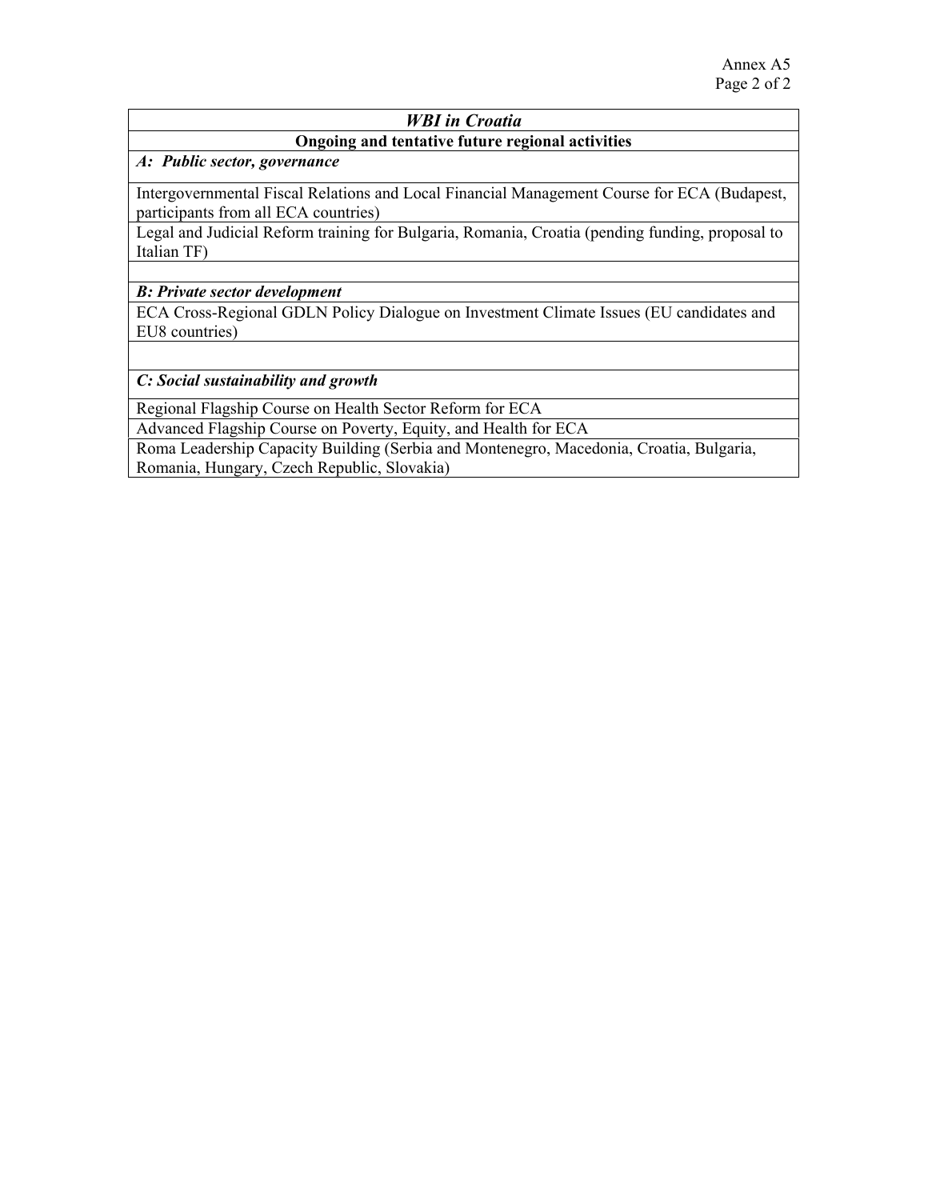| *WBI in Croatia* |
|---|
| **Ongoing and tentative future regional activities** |
| ***A: Public sector, governance*** |
| Intergovernmental Fiscal Relations and Local Financial Management Course for ECA (Budapest, participants from all ECA countries) |
| Legal and Judicial Reform training for Bulgaria, Romania, Croatia (pending funding, proposal to Italian TF) |
| |
| ***B: Private sector development*** |
| ECA Cross-Regional GDLN Policy Dialogue on Investment Climate Issues (EU candidates and EU8 countries) |
| |
| ***C: Social sustainability and growth*** |
| Regional Flagship Course on Health Sector Reform for ECA |
| Advanced Flagship Course on Poverty, Equity, and Health for ECA |
| Roma Leadership Capacity Building (Serbia and Montenegro, Macedonia, Croatia, Bulgaria, Romania, Hungary, Czech Republic, Slovakia) |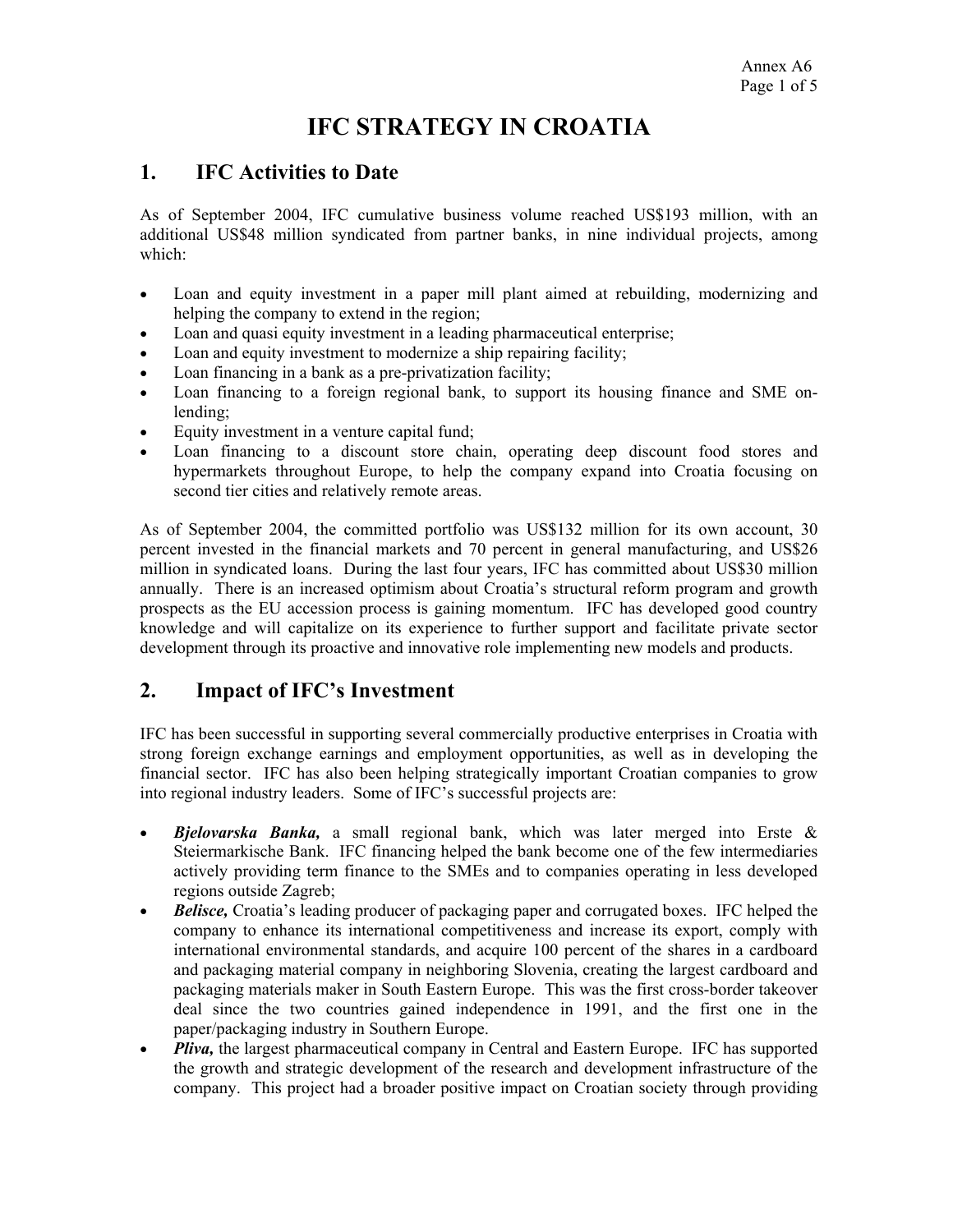# IFC STRATEGY IN CROATIA

## 1. IFC Activities to Date

As of September 2004, IFC cumulative business volume reached US$193 million, with an additional US$48 million syndicated from partner banks, in nine individual projects, among which:

- Loan and equity investment in a paper mill plant aimed at rebuilding, modernizing and helping the company to extend in the region;
- Loan and quasi equity investment in a leading pharmaceutical enterprise;
- Loan and equity investment to modernize a ship repairing facility;
- Loan financing in a bank as a pre-privatization facility;
- Loan financing to a foreign regional bank, to support its housing finance and SME on-lending;
- Equity investment in a venture capital fund;
- Loan financing to a discount store chain, operating deep discount food stores and hypermarkets throughout Europe, to help the company expand into Croatia focusing on second tier cities and relatively remote areas.

As of September 2004, the committed portfolio was US$132 million for its own account, 30 percent invested in the financial markets and 70 percent in general manufacturing, and US$26 million in syndicated loans. During the last four years, IFC has committed about US$30 million annually. There is an increased optimism about Croatia's structural reform program and growth prospects as the EU accession process is gaining momentum. IFC has developed good country knowledge and will capitalize on its experience to further support and facilitate private sector development through its proactive and innovative role implementing new models and products.

## 2. Impact of IFC's Investment

IFC has been successful in supporting several commercially productive enterprises in Croatia with strong foreign exchange earnings and employment opportunities, as well as in developing the financial sector. IFC has also been helping strategically important Croatian companies to grow into regional industry leaders. Some of IFC's successful projects are:

- ***Bjelovarska Banka,*** a small regional bank, which was later merged into Erste & Steiermarkische Bank. IFC financing helped the bank become one of the few intermediaries actively providing term finance to the SMEs and to companies operating in less developed regions outside Zagreb;
- ***Belisce,*** Croatia's leading producer of packaging paper and corrugated boxes. IFC helped the company to enhance its international competitiveness and increase its export, comply with international environmental standards, and acquire 100 percent of the shares in a cardboard and packaging material company in neighboring Slovenia, creating the largest cardboard and packaging materials maker in South Eastern Europe. This was the first cross-border takeover deal since the two countries gained independence in 1991, and the first one in the paper/packaging industry in Southern Europe.
- ***Pliva,*** the largest pharmaceutical company in Central and Eastern Europe. IFC has supported the growth and strategic development of the research and development infrastructure of the company. This project had a broader positive impact on Croatian society through providing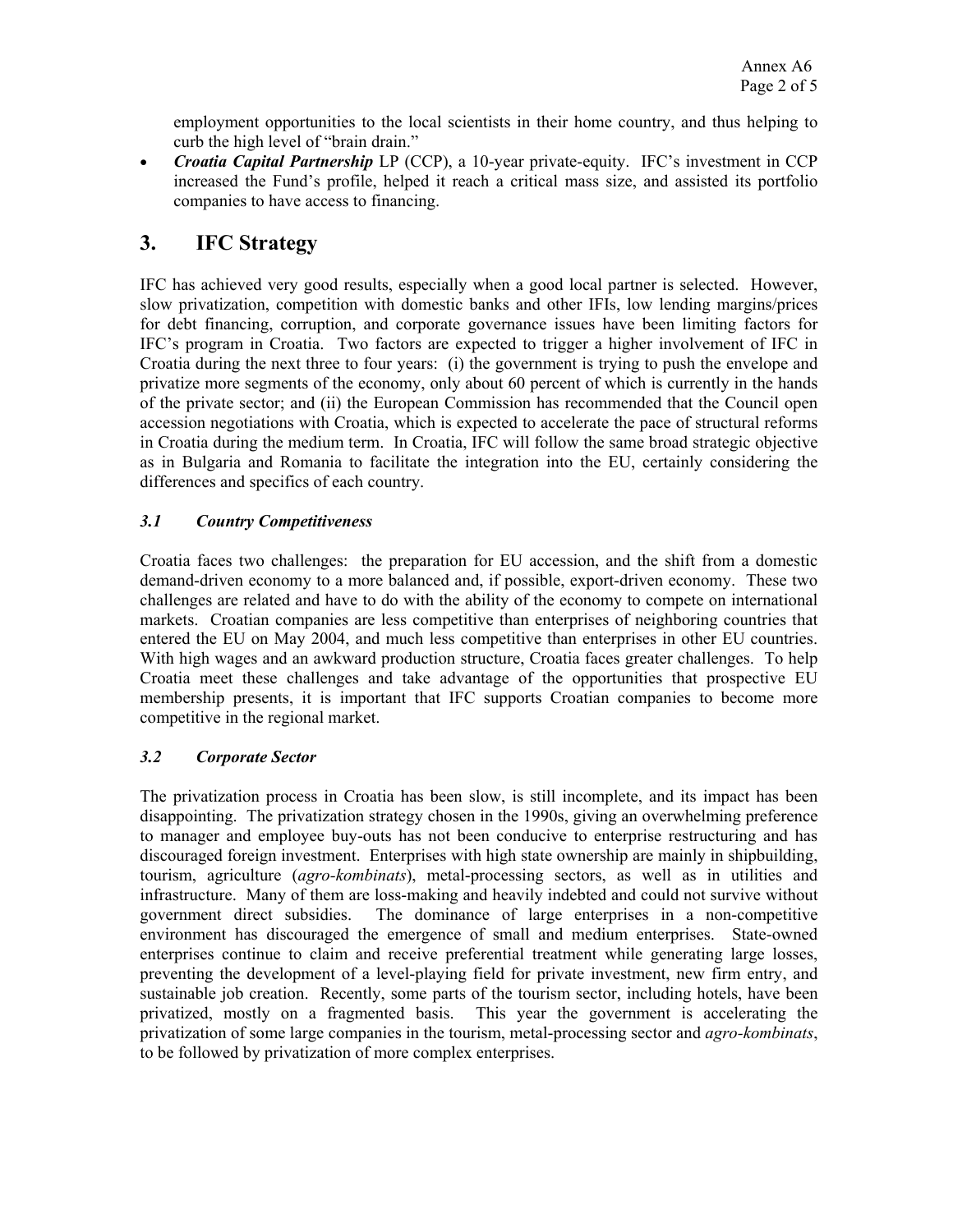employment opportunities to the local scientists in their home country, and thus helping to curb the high level of "brain drain."

- ***Croatia Capital Partnership*** LP (CCP), a 10-year private-equity. IFC's investment in CCP increased the Fund's profile, helped it reach a critical mass size, and assisted its portfolio companies to have access to financing.

## 3. IFC Strategy

IFC has achieved very good results, especially when a good local partner is selected. However, slow privatization, competition with domestic banks and other IFIs, low lending margins/prices for debt financing, corruption, and corporate governance issues have been limiting factors for IFC's program in Croatia. Two factors are expected to trigger a higher involvement of IFC in Croatia during the next three to four years: (i) the government is trying to push the envelope and privatize more segments of the economy, only about 60 percent of which is currently in the hands of the private sector; and (ii) the European Commission has recommended that the Council open accession negotiations with Croatia, which is expected to accelerate the pace of structural reforms in Croatia during the medium term. In Croatia, IFC will follow the same broad strategic objective as in Bulgaria and Romania to facilitate the integration into the EU, certainly considering the differences and specifics of each country.

### *3.1 Country Competitiveness*

Croatia faces two challenges: the preparation for EU accession, and the shift from a domestic demand-driven economy to a more balanced and, if possible, export-driven economy. These two challenges are related and have to do with the ability of the economy to compete on international markets. Croatian companies are less competitive than enterprises of neighboring countries that entered the EU on May 2004, and much less competitive than enterprises in other EU countries. With high wages and an awkward production structure, Croatia faces greater challenges. To help Croatia meet these challenges and take advantage of the opportunities that prospective EU membership presents, it is important that IFC supports Croatian companies to become more competitive in the regional market.

### *3.2 Corporate Sector*

The privatization process in Croatia has been slow, is still incomplete, and its impact has been disappointing. The privatization strategy chosen in the 1990s, giving an overwhelming preference to manager and employee buy-outs has not been conducive to enterprise restructuring and has discouraged foreign investment. Enterprises with high state ownership are mainly in shipbuilding, tourism, agriculture (*agro-kombinats*), metal-processing sectors, as well as in utilities and infrastructure. Many of them are loss-making and heavily indebted and could not survive without government direct subsidies. The dominance of large enterprises in a non-competitive environment has discouraged the emergence of small and medium enterprises. State-owned enterprises continue to claim and receive preferential treatment while generating large losses, preventing the development of a level-playing field for private investment, new firm entry, and sustainable job creation. Recently, some parts of the tourism sector, including hotels, have been privatized, mostly on a fragmented basis. This year the government is accelerating the privatization of some large companies in the tourism, metal-processing sector and *agro-kombinats*, to be followed by privatization of more complex enterprises.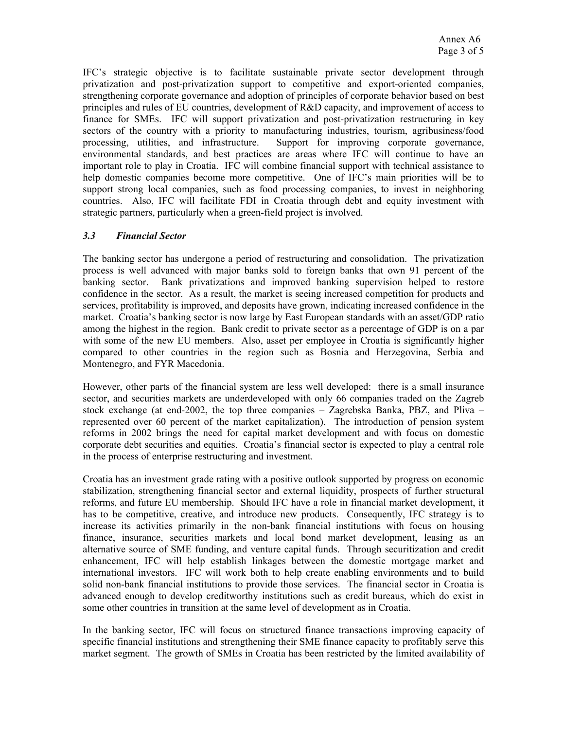IFC's strategic objective is to facilitate sustainable private sector development through privatization and post-privatization support to competitive and export-oriented companies, strengthening corporate governance and adoption of principles of corporate behavior based on best principles and rules of EU countries, development of R&D capacity, and improvement of access to finance for SMEs. IFC will support privatization and post-privatization restructuring in key sectors of the country with a priority to manufacturing industries, tourism, agribusiness/food processing, utilities, and infrastructure. Support for improving corporate governance, environmental standards, and best practices are areas where IFC will continue to have an important role to play in Croatia. IFC will combine financial support with technical assistance to help domestic companies become more competitive. One of IFC's main priorities will be to support strong local companies, such as food processing companies, to invest in neighboring countries. Also, IFC will facilitate FDI in Croatia through debt and equity investment with strategic partners, particularly when a green-field project is involved.

### *3.3 Financial Sector*

The banking sector has undergone a period of restructuring and consolidation. The privatization process is well advanced with major banks sold to foreign banks that own 91 percent of the banking sector. Bank privatizations and improved banking supervision helped to restore confidence in the sector. As a result, the market is seeing increased competition for products and services, profitability is improved, and deposits have grown, indicating increased confidence in the market. Croatia's banking sector is now large by East European standards with an asset/GDP ratio among the highest in the region. Bank credit to private sector as a percentage of GDP is on a par with some of the new EU members. Also, asset per employee in Croatia is significantly higher compared to other countries in the region such as Bosnia and Herzegovina, Serbia and Montenegro, and FYR Macedonia.

However, other parts of the financial system are less well developed: there is a small insurance sector, and securities markets are underdeveloped with only 66 companies traded on the Zagreb stock exchange (at end-2002, the top three companies – Zagrebska Banka, PBZ, and Pliva – represented over 60 percent of the market capitalization). The introduction of pension system reforms in 2002 brings the need for capital market development and with focus on domestic corporate debt securities and equities. Croatia's financial sector is expected to play a central role in the process of enterprise restructuring and investment.

Croatia has an investment grade rating with a positive outlook supported by progress on economic stabilization, strengthening financial sector and external liquidity, prospects of further structural reforms, and future EU membership. Should IFC have a role in financial market development, it has to be competitive, creative, and introduce new products. Consequently, IFC strategy is to increase its activities primarily in the non-bank financial institutions with focus on housing finance, insurance, securities markets and local bond market development, leasing as an alternative source of SME funding, and venture capital funds. Through securitization and credit enhancement, IFC will help establish linkages between the domestic mortgage market and international investors. IFC will work both to help create enabling environments and to build solid non-bank financial institutions to provide those services. The financial sector in Croatia is advanced enough to develop creditworthy institutions such as credit bureaus, which do exist in some other countries in transition at the same level of development as in Croatia.

In the banking sector, IFC will focus on structured finance transactions improving capacity of specific financial institutions and strengthening their SME finance capacity to profitably serve this market segment. The growth of SMEs in Croatia has been restricted by the limited availability of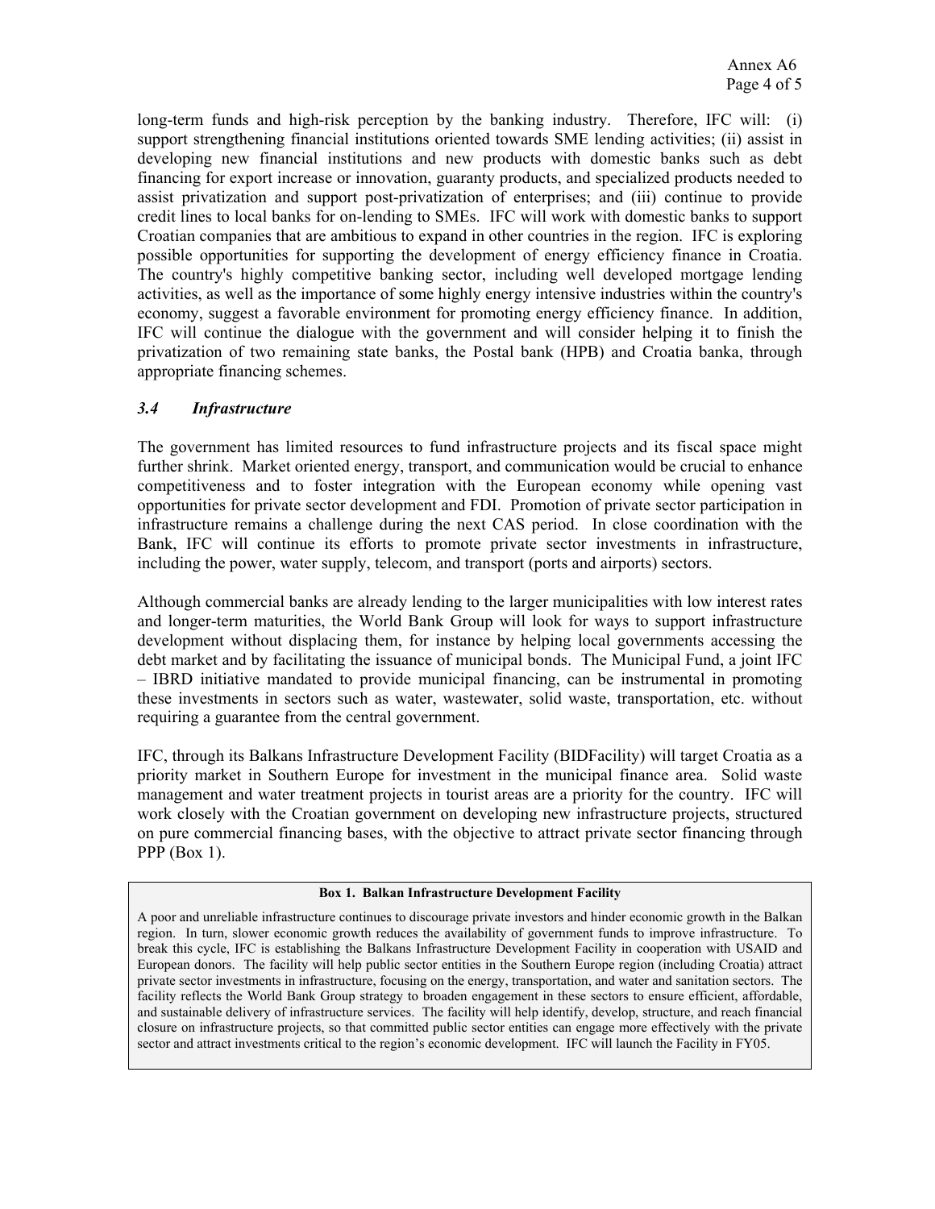long-term funds and high-risk perception by the banking industry. Therefore, IFC will: (i) support strengthening financial institutions oriented towards SME lending activities; (ii) assist in developing new financial institutions and new products with domestic banks such as debt financing for export increase or innovation, guaranty products, and specialized products needed to assist privatization and support post-privatization of enterprises; and (iii) continue to provide credit lines to local banks for on-lending to SMEs. IFC will work with domestic banks to support Croatian companies that are ambitious to expand in other countries in the region. IFC is exploring possible opportunities for supporting the development of energy efficiency finance in Croatia. The country's highly competitive banking sector, including well developed mortgage lending activities, as well as the importance of some highly energy intensive industries within the country's economy, suggest a favorable environment for promoting energy efficiency finance. In addition, IFC will continue the dialogue with the government and will consider helping it to finish the privatization of two remaining state banks, the Postal bank (HPB) and Croatia banka, through appropriate financing schemes.

### *3.4 Infrastructure*

The government has limited resources to fund infrastructure projects and its fiscal space might further shrink. Market oriented energy, transport, and communication would be crucial to enhance competitiveness and to foster integration with the European economy while opening vast opportunities for private sector development and FDI. Promotion of private sector participation in infrastructure remains a challenge during the next CAS period. In close coordination with the Bank, IFC will continue its efforts to promote private sector investments in infrastructure, including the power, water supply, telecom, and transport (ports and airports) sectors.

Although commercial banks are already lending to the larger municipalities with low interest rates and longer-term maturities, the World Bank Group will look for ways to support infrastructure development without displacing them, for instance by helping local governments accessing the debt market and by facilitating the issuance of municipal bonds. The Municipal Fund, a joint IFC – IBRD initiative mandated to provide municipal financing, can be instrumental in promoting these investments in sectors such as water, wastewater, solid waste, transportation, etc. without requiring a guarantee from the central government.

IFC, through its Balkans Infrastructure Development Facility (BIDFacility) will target Croatia as a priority market in Southern Europe for investment in the municipal finance area. Solid waste management and water treatment projects in tourist areas are a priority for the country. IFC will work closely with the Croatian government on developing new infrastructure projects, structured on pure commercial financing bases, with the objective to attract private sector financing through PPP (Box 1).

**Box 1. Balkan Infrastructure Development Facility**

A poor and unreliable infrastructure continues to discourage private investors and hinder economic growth in the Balkan region. In turn, slower economic growth reduces the availability of government funds to improve infrastructure. To break this cycle, IFC is establishing the Balkans Infrastructure Development Facility in cooperation with USAID and European donors. The facility will help public sector entities in the Southern Europe region (including Croatia) attract private sector investments in infrastructure, focusing on the energy, transportation, and water and sanitation sectors. The facility reflects the World Bank Group strategy to broaden engagement in these sectors to ensure efficient, affordable, and sustainable delivery of infrastructure services. The facility will help identify, develop, structure, and reach financial closure on infrastructure projects, so that committed public sector entities can engage more effectively with the private sector and attract investments critical to the region's economic development. IFC will launch the Facility in FY05.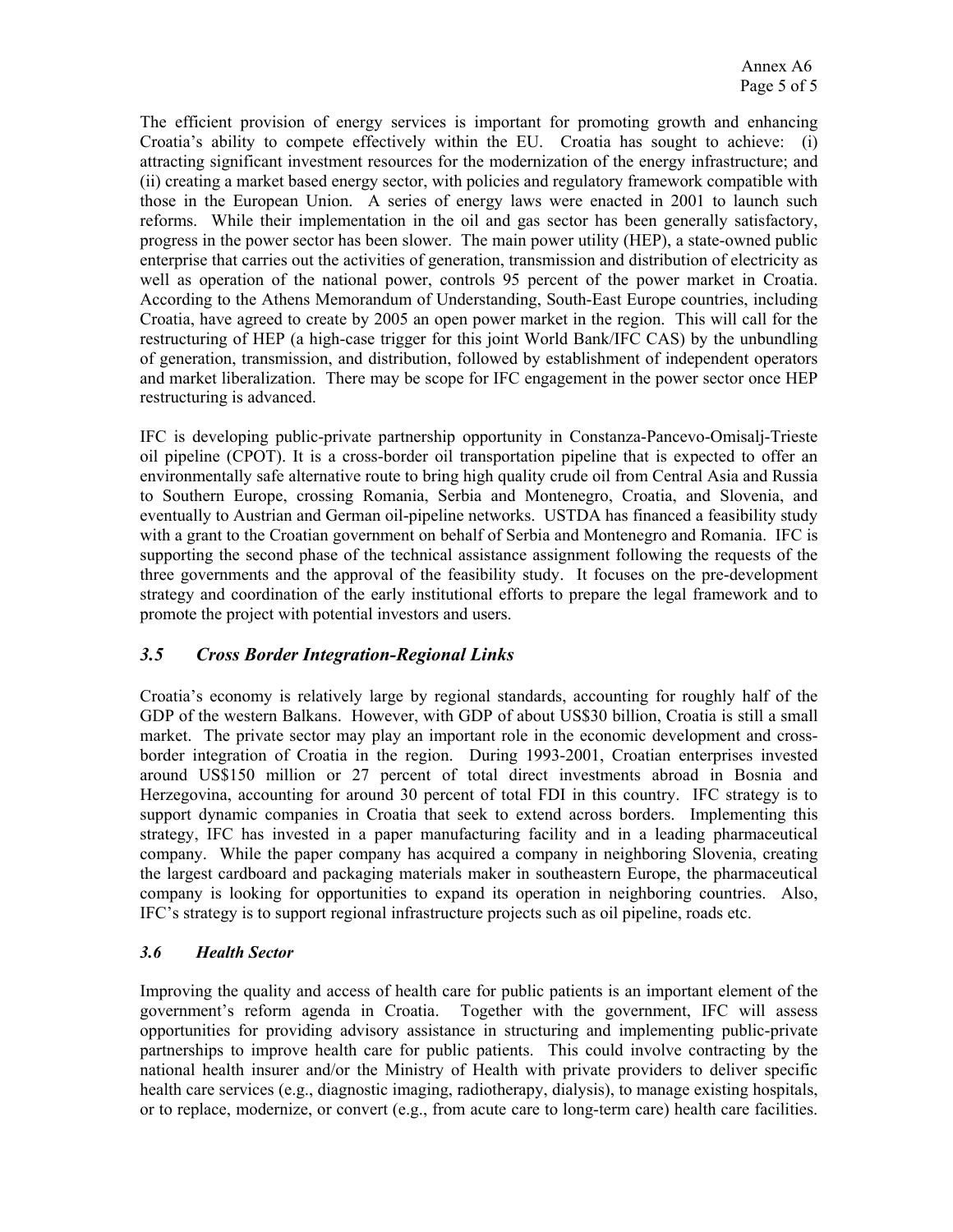The efficient provision of energy services is important for promoting growth and enhancing Croatia's ability to compete effectively within the EU. Croatia has sought to achieve: (i) attracting significant investment resources for the modernization of the energy infrastructure; and (ii) creating a market based energy sector, with policies and regulatory framework compatible with those in the European Union. A series of energy laws were enacted in 2001 to launch such reforms. While their implementation in the oil and gas sector has been generally satisfactory, progress in the power sector has been slower. The main power utility (HEP), a state-owned public enterprise that carries out the activities of generation, transmission and distribution of electricity as well as operation of the national power, controls 95 percent of the power market in Croatia. According to the Athens Memorandum of Understanding, South-East Europe countries, including Croatia, have agreed to create by 2005 an open power market in the region. This will call for the restructuring of HEP (a high-case trigger for this joint World Bank/IFC CAS) by the unbundling of generation, transmission, and distribution, followed by establishment of independent operators and market liberalization. There may be scope for IFC engagement in the power sector once HEP restructuring is advanced.

IFC is developing public-private partnership opportunity in Constanza-Pancevo-Omisalj-Trieste oil pipeline (CPOT). It is a cross-border oil transportation pipeline that is expected to offer an environmentally safe alternative route to bring high quality crude oil from Central Asia and Russia to Southern Europe, crossing Romania, Serbia and Montenegro, Croatia, and Slovenia, and eventually to Austrian and German oil-pipeline networks. USTDA has financed a feasibility study with a grant to the Croatian government on behalf of Serbia and Montenegro and Romania. IFC is supporting the second phase of the technical assistance assignment following the requests of the three governments and the approval of the feasibility study. It focuses on the pre-development strategy and coordination of the early institutional efforts to prepare the legal framework and to promote the project with potential investors and users.

### *3.5 Cross Border Integration-Regional Links*

Croatia's economy is relatively large by regional standards, accounting for roughly half of the GDP of the western Balkans. However, with GDP of about US$30 billion, Croatia is still a small market. The private sector may play an important role in the economic development and cross-border integration of Croatia in the region. During 1993-2001, Croatian enterprises invested around US$150 million or 27 percent of total direct investments abroad in Bosnia and Herzegovina, accounting for around 30 percent of total FDI in this country. IFC strategy is to support dynamic companies in Croatia that seek to extend across borders. Implementing this strategy, IFC has invested in a paper manufacturing facility and in a leading pharmaceutical company. While the paper company has acquired a company in neighboring Slovenia, creating the largest cardboard and packaging materials maker in southeastern Europe, the pharmaceutical company is looking for opportunities to expand its operation in neighboring countries. Also, IFC's strategy is to support regional infrastructure projects such as oil pipeline, roads etc.

### *3.6 Health Sector*

Improving the quality and access of health care for public patients is an important element of the government's reform agenda in Croatia. Together with the government, IFC will assess opportunities for providing advisory assistance in structuring and implementing public-private partnerships to improve health care for public patients. This could involve contracting by the national health insurer and/or the Ministry of Health with private providers to deliver specific health care services (e.g., diagnostic imaging, radiotherapy, dialysis), to manage existing hospitals, or to replace, modernize, or convert (e.g., from acute care to long-term care) health care facilities.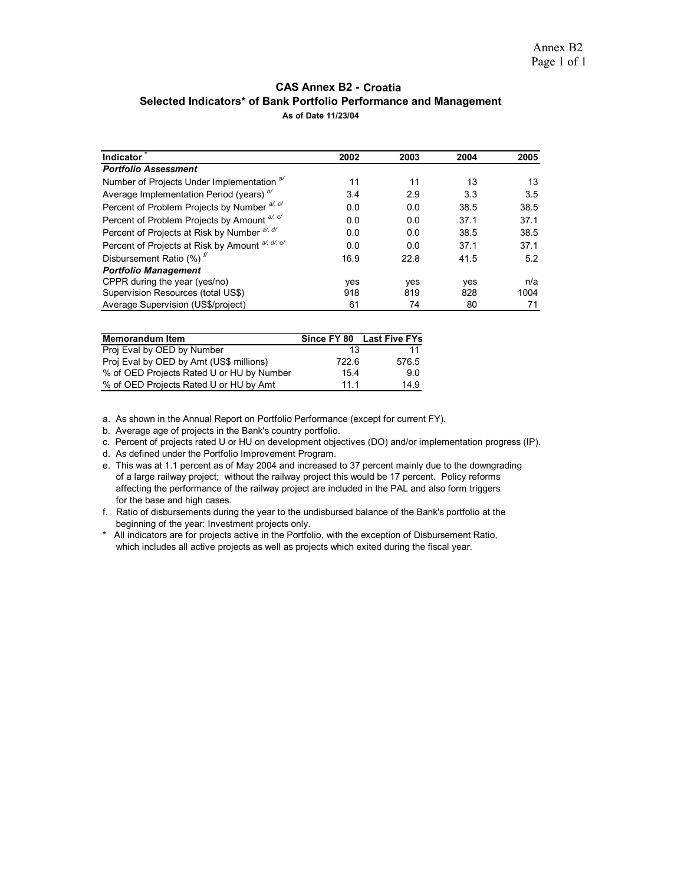# CAS Annex B2 - Croatia

## Selected Indicators* of Bank Portfolio Performance and Management

**As of Date 11/23/04**

| Indicator * | 2002 | 2003 | 2004 | 2005 |
|---|---|---|---|---|
| ***Portfolio Assessment*** | | | | |
| Number of Projects Under Implementation [a/] | 11 | 11 | 13 | 13 |
| Average Implementation Period (years) [b/] | 3.4 | 2.9 | 3.3 | 3.5 |
| Percent of Problem Projects by Number [a/, c/] | 0.0 | 0.0 | 38.5 | 38.5 |
| Percent of Problem Projects by Amount [a/, c/] | 0.0 | 0.0 | 37.1 | 37.1 |
| Percent of Projects at Risk by Number [a/, d/] | 0.0 | 0.0 | 38.5 | 38.5 |
| Percent of Projects at Risk by Amount [a/, d/, e/] | 0.0 | 0.0 | 37.1 | 37.1 |
| Disbursement Ratio (%) [f/] | 16.9 | 22.8 | 41.5 | 5.2 |
| ***Portfolio Management*** | | | | |
| CPPR during the year (yes/no) | yes | yes | yes | n/a |
| Supervision Resources (total US$) | 918 | 819 | 828 | 1004 |
| Average Supervision (US$/project) | 61 | 74 | 80 | 71 |

| Memorandum Item | Since FY 80 | Last Five FYs |
|---|---|---|
| Proj Eval by OED by Number | 13 | 11 |
| Proj Eval by OED by Amt (US$ millions) | 722.6 | 576.5 |
| % of OED Projects Rated U or HU by Number | 15.4 | 9.0 |
| % of OED Projects Rated U or HU by Amt | 11.1 | 14.9 |

a. As shown in the Annual Report on Portfolio Performance (except for current FY).

b. Average age of projects in the Bank's country portfolio.

c. Percent of projects rated U or HU on development objectives (DO) and/or implementation progress (IP).

d. As defined under the Portfolio Improvement Program.

e. This was at 1.1 percent as of May 2004 and increased to 37 percent mainly due to the downgrading of a large railway project; without the railway project this would be 17 percent. Policy reforms affecting the performance of the railway project are included in the PAL and also form triggers for the base and high cases.

f. Ratio of disbursements during the year to the undisbursed balance of the Bank's portfolio at the beginning of the year: Investment projects only.

\* All indicators are for projects active in the Portfolio, with the exception of Disbursement Ratio, which includes all active projects as well as projects which exited during the fiscal year.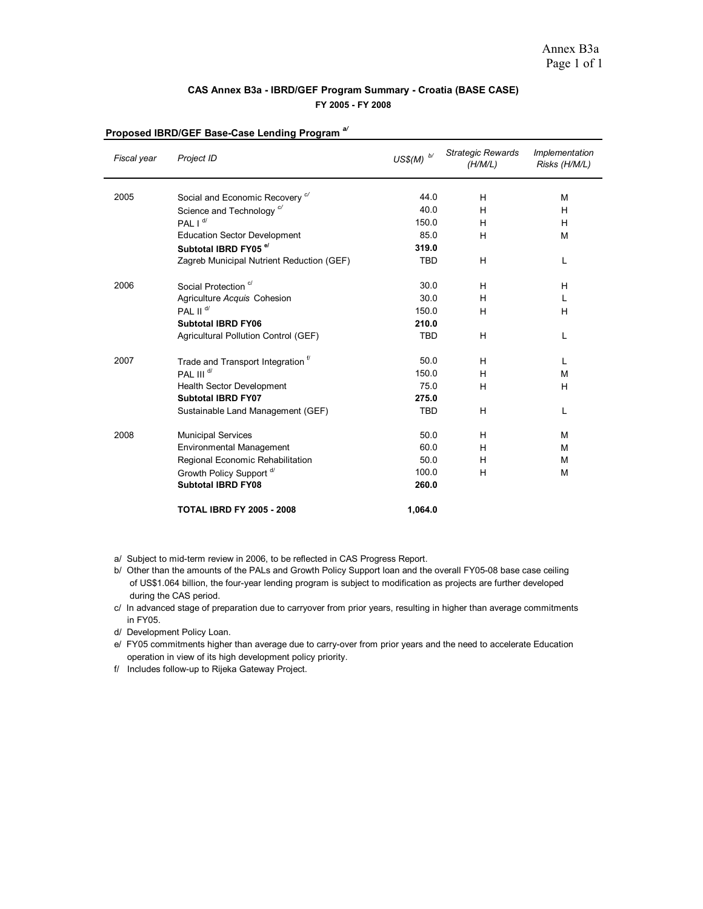### CAS Annex B3a - IBRD/GEF Program Summary - Croatia (BASE CASE)

**FY 2005 - FY 2008**

**Proposed IBRD/GEF Base-Case Lending Program** [a/]

| *Fiscal year* | *Project ID* | *US$(M)* [b/] | *Strategic Rewards (H/M/L)* | *Implementation Risks (H/M/L)* |
|---|---|---|---|---|
| 2005 | Social and Economic Recovery [c/] | 44.0 | H | M |
| | Science and Technology [c/] | 40.0 | H | H |
| | PAL I [d/] | 150.0 | H | H |
| | Education Sector Development | 85.0 | H | M |
| | **Subtotal IBRD FY05** [e/] | **319.0** | | |
| | Zagreb Municipal Nutrient Reduction (GEF) | TBD | H | L |
| 2006 | Social Protection [c/] | 30.0 | H | H |
| | Agriculture *Acquis* Cohesion | 30.0 | H | L |
| | PAL II [d/] | 150.0 | H | H |
| | **Subtotal IBRD FY06** | **210.0** | | |
| | Agricultural Pollution Control (GEF) | TBD | H | L |
| 2007 | Trade and Transport Integration [f/] | 50.0 | H | L |
| | PAL III [d/] | 150.0 | H | M |
| | Health Sector Development | 75.0 | H | H |
| | **Subtotal IBRD FY07** | **275.0** | | |
| | Sustainable Land Management (GEF) | TBD | H | L |
| 2008 | Municipal Services | 50.0 | H | M |
| | Environmental Management | 60.0 | H | M |
| | Regional Economic Rehabilitation | 50.0 | H | M |
| | Growth Policy Support [d/] | 100.0 | H | M |
| | **Subtotal IBRD FY08** | **260.0** | | |
| | **TOTAL IBRD FY 2005 - 2008** | **1,064.0** | | |

a/ Subject to mid-term review in 2006, to be reflected in CAS Progress Report.

b/ Other than the amounts of the PALs and Growth Policy Support loan and the overall FY05-08 base case ceiling of US$1.064 billion, the four-year lending program is subject to modification as projects are further developed during the CAS period.

c/ In advanced stage of preparation due to carryover from prior years, resulting in higher than average commitments in FY05.

d/ Development Policy Loan.

e/ FY05 commitments higher than average due to carry-over from prior years and the need to accelerate Education operation in view of its high development policy priority.

f/ Includes follow-up to Rijeka Gateway Project.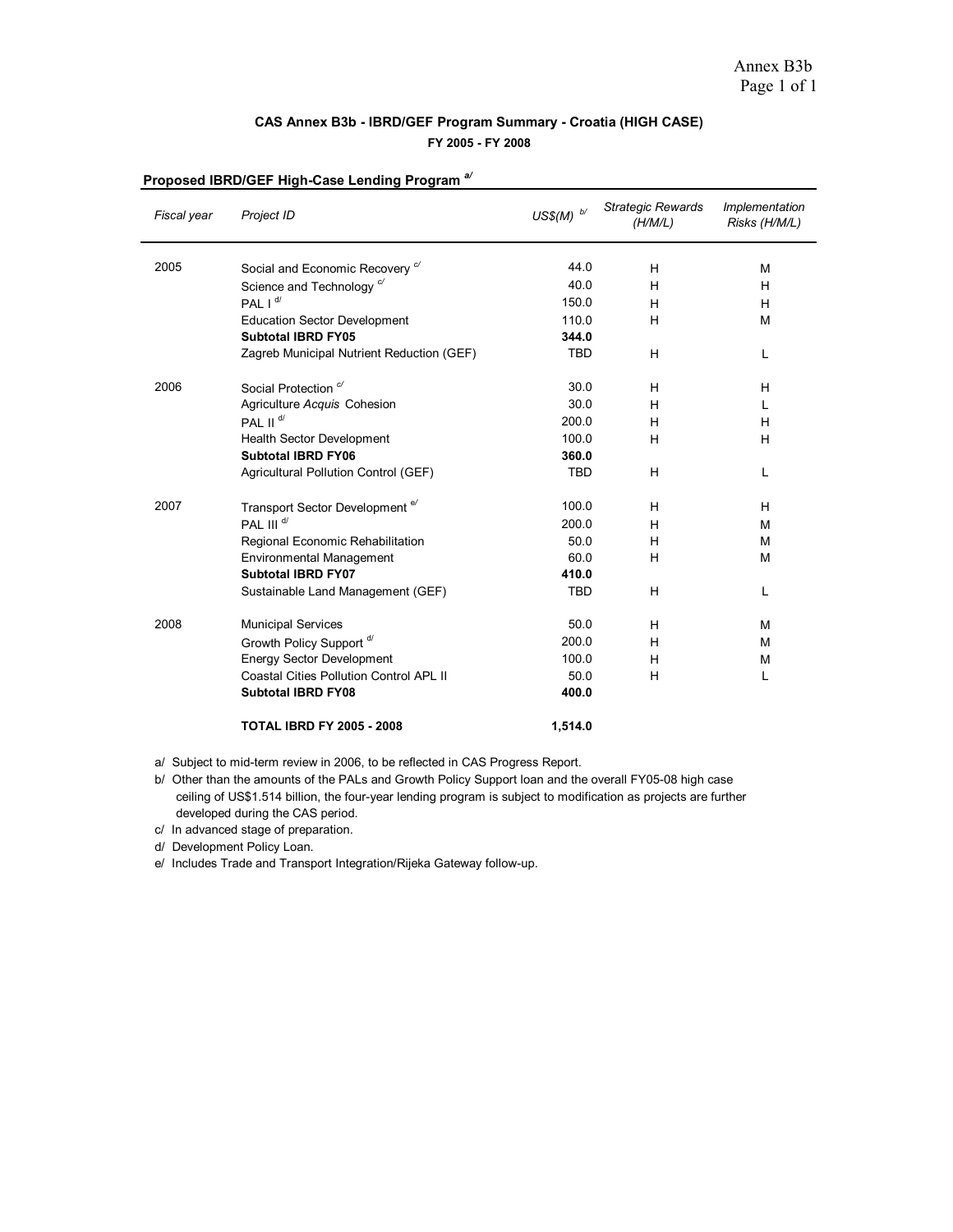Annex B3b

## CAS Annex B3b - IBRD/GEF Program Summary - Croatia (HIGH CASE)

**FY 2005 - FY 2008**

### Proposed IBRD/GEF High-Case Lending Program [a/]

| *Fiscal year* | *Project ID* | *US$(M)* [b/] | *Strategic Rewards (H/M/L)* | *Implementation Risks (H/M/L)* |
|---|---|---|---|---|
| 2005 | Social and Economic Recovery [c/] | 44.0 | H | M |
| | Science and Technology [c/] | 40.0 | H | H |
| | PAL I [d/] | 150.0 | H | H |
| | Education Sector Development | 110.0 | H | M |
| | **Subtotal IBRD FY05** | **344.0** | | |
| | Zagreb Municipal Nutrient Reduction (GEF) | TBD | H | L |
| 2006 | Social Protection [c/] | 30.0 | H | H |
| | Agriculture *Acquis* Cohesion | 30.0 | H | L |
| | PAL II [d/] | 200.0 | H | H |
| | Health Sector Development | 100.0 | H | H |
| | **Subtotal IBRD FY06** | **360.0** | | |
| | Agricultural Pollution Control (GEF) | TBD | H | L |
| 2007 | Transport Sector Development [e/] | 100.0 | H | H |
| | PAL III [d/] | 200.0 | H | M |
| | Regional Economic Rehabilitation | 50.0 | H | M |
| | Environmental Management | 60.0 | H | M |
| | **Subtotal IBRD FY07** | **410.0** | | |
| | Sustainable Land Management (GEF) | TBD | H | L |
| 2008 | Municipal Services | 50.0 | H | M |
| | Growth Policy Support [d/] | 200.0 | H | M |
| | Energy Sector Development | 100.0 | H | M |
| | Coastal Cities Pollution Control APL II | 50.0 | H | L |
| | **Subtotal IBRD FY08** | **400.0** | | |
| | **TOTAL IBRD FY 2005 - 2008** | **1,514.0** | | |

a/ Subject to mid-term review in 2006, to be reflected in CAS Progress Report.

b/ Other than the amounts of the PALs and Growth Policy Support loan and the overall FY05-08 high case ceiling of US$1.514 billion, the four-year lending program is subject to modification as projects are further developed during the CAS period.

c/ In advanced stage of preparation.

d/ Development Policy Loan.

e/ Includes Trade and Transport Integration/Rijeka Gateway follow-up.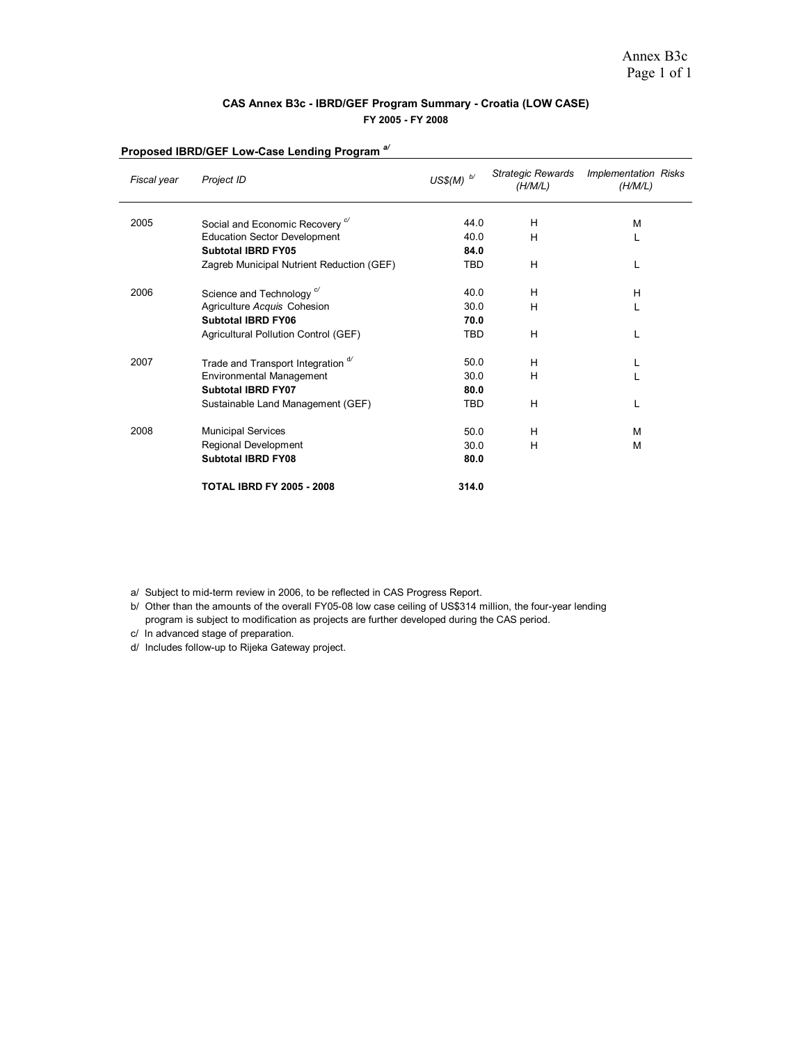Annex B3c

**CAS Annex B3c - IBRD/GEF Program Summary - Croatia (LOW CASE)**

**FY 2005 - FY 2008**

**Proposed IBRD/GEF Low-Case Lending Program [a/]**

| *Fiscal year* | *Project ID* | *US$(M)* [b/] | *Strategic Rewards (H/M/L)* | *Implementation Risks (H/M/L)* |
|---|---|---|---|---|
| 2005 | Social and Economic Recovery [c/] | 44.0 | H | M |
| | Education Sector Development | 40.0 | H | L |
| | **Subtotal IBRD FY05** | **84.0** | | |
| | Zagreb Municipal Nutrient Reduction (GEF) | TBD | H | L |
| 2006 | Science and Technology [c/] | 40.0 | H | H |
| | Agriculture *Acquis* Cohesion | 30.0 | H | L |
| | **Subtotal IBRD FY06** | **70.0** | | |
| | Agricultural Pollution Control (GEF) | TBD | H | L |
| 2007 | Trade and Transport Integration [d/] | 50.0 | H | L |
| | Environmental Management | 30.0 | H | L |
| | **Subtotal IBRD FY07** | **80.0** | | |
| | Sustainable Land Management (GEF) | TBD | H | L |
| 2008 | Municipal Services | 50.0 | H | M |
| | Regional Development | 30.0 | H | M |
| | **Subtotal IBRD FY08** | **80.0** | | |
| | **TOTAL IBRD FY 2005 - 2008** | **314.0** | | |

a/ Subject to mid-term review in 2006, to be reflected in CAS Progress Report.

b/ Other than the amounts of the overall FY05-08 low case ceiling of US$314 million, the four-year lending program is subject to modification as projects are further developed during the CAS period.

c/ In advanced stage of preparation.

d/ Includes follow-up to Rijeka Gateway project.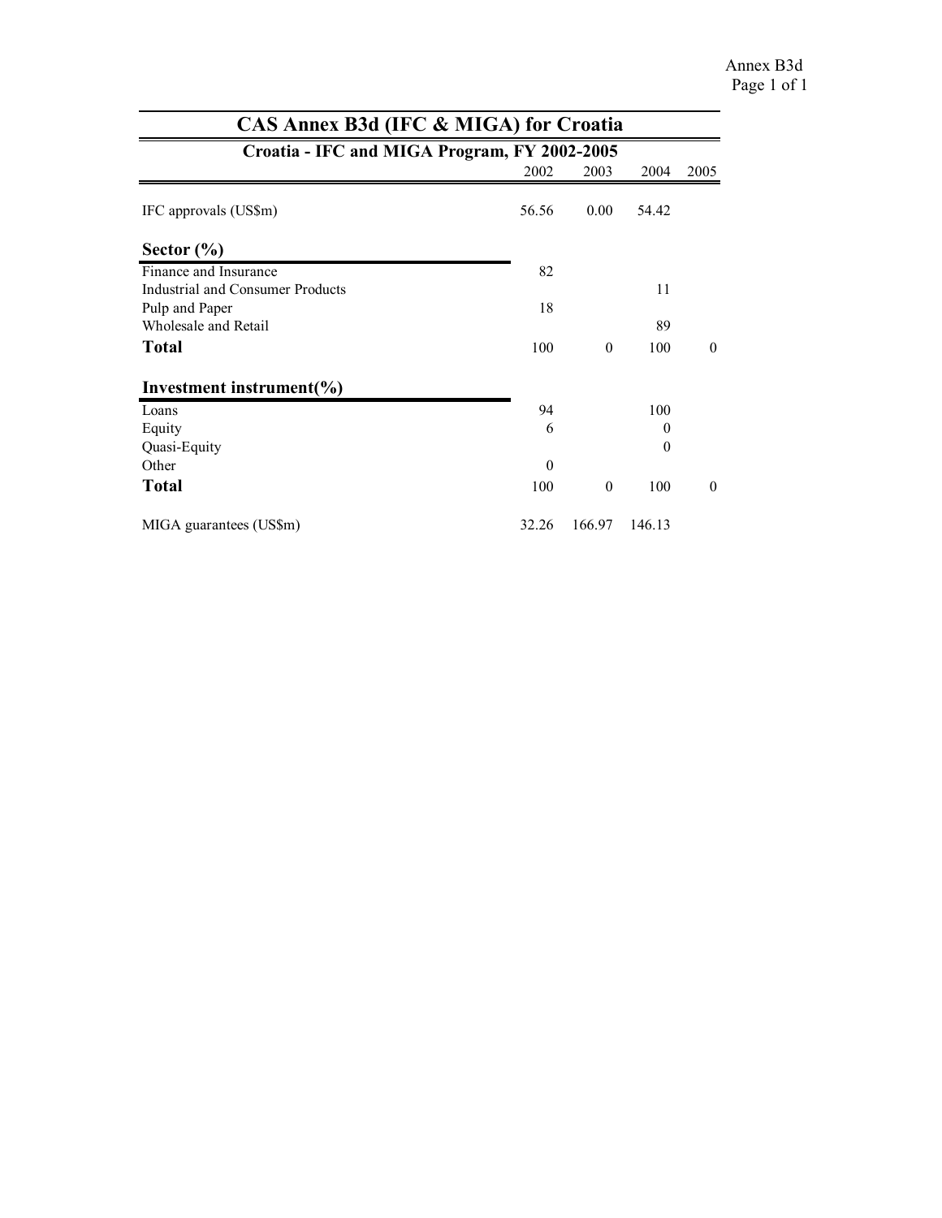# CAS Annex B3d (IFC & MIGA) for Croatia

## Croatia - IFC and MIGA Program, FY 2002-2005

| | 2002 | 2003 | 2004 | 2005 |
|---|---|---|---|---|
| IFC approvals (US$m) | 56.56 | 0.00 | 54.42 | |
| **Sector (%)** | | | | |
| Finance and Insurance | 82 | | | |
| Industrial and Consumer Products | | | 11 | |
| Pulp and Paper | 18 | | | |
| Wholesale and Retail | | | 89 | |
| **Total** | 100 | 0 | 100 | 0 |
| **Investment instrument(%)** | | | | |
| Loans | 94 | | 100 | |
| Equity | 6 | | 0 | |
| Quasi-Equity | | | 0 | |
| Other | 0 | | | |
| **Total** | 100 | 0 | 100 | 0 |
| MIGA guarantees (US$m) | 32.26 | 166.97 | 146.13 | |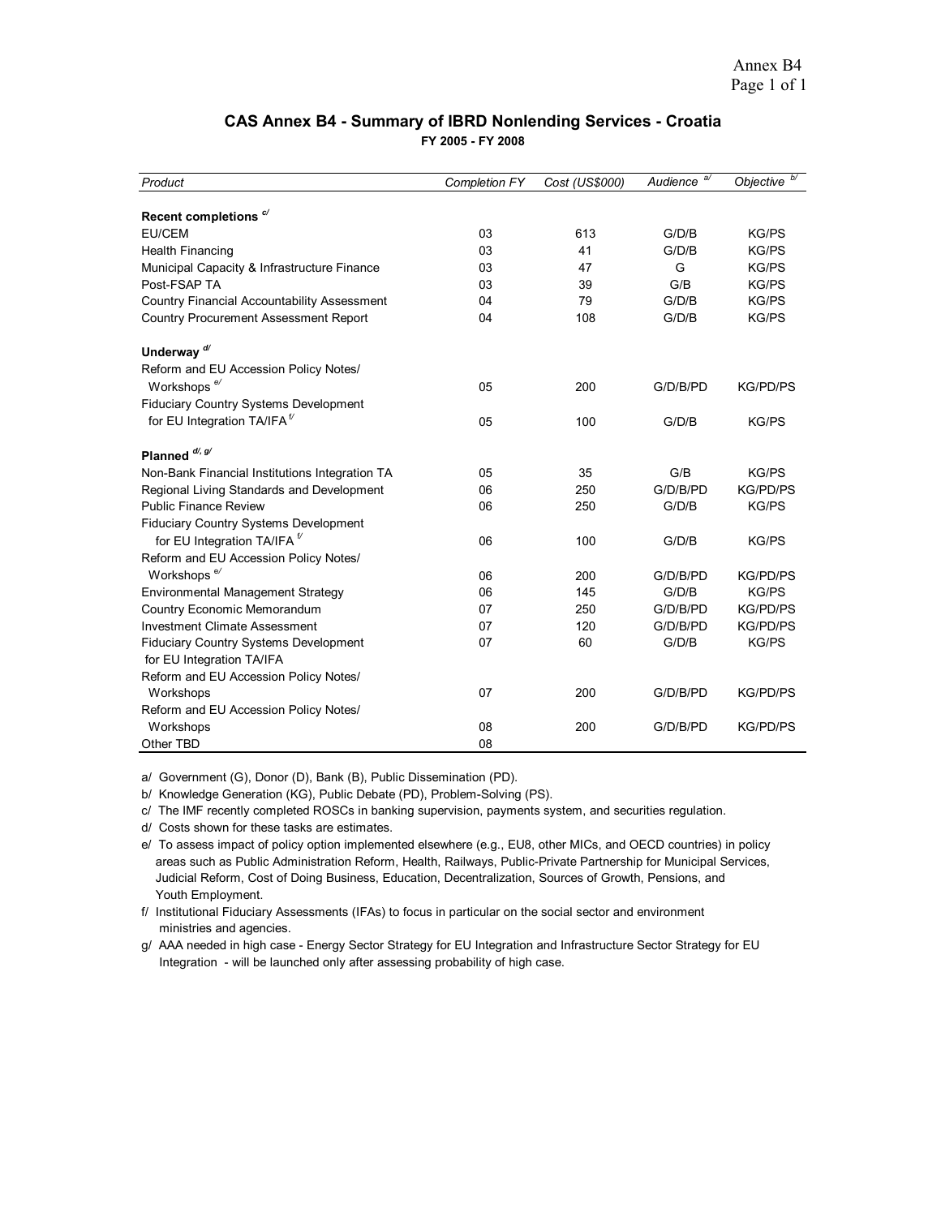## CAS Annex B4 - Summary of IBRD Nonlending Services - Croatia

**FY 2005 - FY 2008**

| *Product* | *Completion FY* | *Cost (US$000)* | *Audience* [a/] | *Objective* [b/] |
|---|---|---|---|---|
| **Recent completions** [c/] | | | | |
| EU/CEM | 03 | 613 | G/D/B | KG/PS |
| Health Financing | 03 | 41 | G/D/B | KG/PS |
| Municipal Capacity & Infrastructure Finance | 03 | 47 | G | KG/PS |
| Post-FSAP TA | 03 | 39 | G/B | KG/PS |
| Country Financial Accountability Assessment | 04 | 79 | G/D/B | KG/PS |
| Country Procurement Assessment Report | 04 | 108 | G/D/B | KG/PS |
| **Underway** [d/] | | | | |
| Reform and EU Accession Policy Notes/ Workshops [e/] | 05 | 200 | G/D/B/PD | KG/PD/PS |
| Fiduciary Country Systems Development for EU Integration TA/IFA [f/] | 05 | 100 | G/D/B | KG/PS |
| **Planned** [d/, g/] | | | | |
| Non-Bank Financial Institutions Integration TA | 05 | 35 | G/B | KG/PS |
| Regional Living Standards and Development | 06 | 250 | G/D/B/PD | KG/PD/PS |
| Public Finance Review | 06 | 250 | G/D/B | KG/PS |
| Fiduciary Country Systems Development for EU Integration TA/IFA [f/] | 06 | 100 | G/D/B | KG/PS |
| Reform and EU Accession Policy Notes/ Workshops [e/] | 06 | 200 | G/D/B/PD | KG/PD/PS |
| Environmental Management Strategy | 06 | 145 | G/D/B | KG/PS |
| Country Economic Memorandum | 07 | 250 | G/D/B/PD | KG/PD/PS |
| Investment Climate Assessment | 07 | 120 | G/D/B/PD | KG/PD/PS |
| Fiduciary Country Systems Development for EU Integration TA/IFA | 07 | 60 | G/D/B | KG/PS |
| Reform and EU Accession Policy Notes/ Workshops | 07 | 200 | G/D/B/PD | KG/PD/PS |
| Reform and EU Accession Policy Notes/ Workshops | 08 | 200 | G/D/B/PD | KG/PD/PS |
| Other TBD | 08 | | | |

a/ Government (G), Donor (D), Bank (B), Public Dissemination (PD).

b/ Knowledge Generation (KG), Public Debate (PD), Problem-Solving (PS).

c/ The IMF recently completed ROSCs in banking supervision, payments system, and securities regulation.

d/ Costs shown for these tasks are estimates.

e/ To assess impact of policy option implemented elsewhere (e.g., EU8, other MICs, and OECD countries) in policy areas such as Public Administration Reform, Health, Railways, Public-Private Partnership for Municipal Services, Judicial Reform, Cost of Doing Business, Education, Decentralization, Sources of Growth, Pensions, and Youth Employment.

f/ Institutional Fiduciary Assessments (IFAs) to focus in particular on the social sector and environment ministries and agencies.

g/ AAA needed in high case - Energy Sector Strategy for EU Integration and Infrastructure Sector Strategy for EU Integration - will be launched only after assessing probability of high case.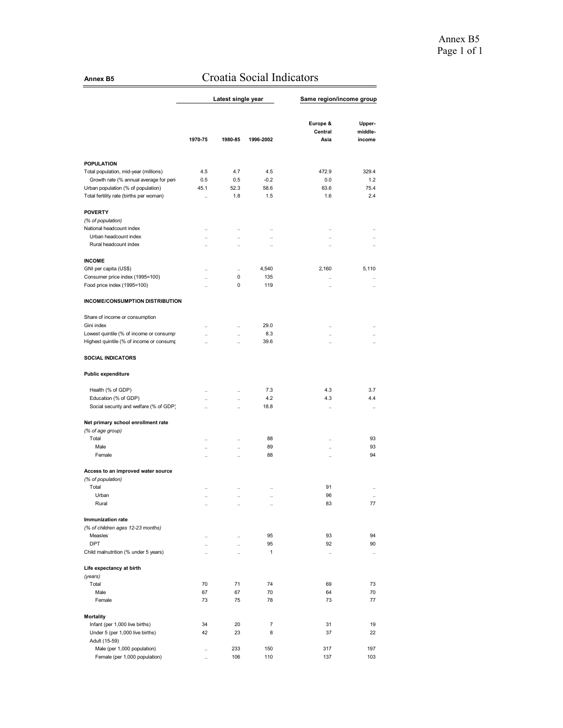**Annex B5**

# Croatia Social Indicators

| | Latest single year | | | Same region/income group | |
|---|---|---|---|---|---|
| | 1970-75 | 1980-85 | 1996-2002 | Europe & Central Asia | Upper-middle-income |
| **POPULATION** | | | | | |
| Total population, mid-year (millions) | 4.5 | 4.7 | 4.5 | 472.9 | 329.4 |
| Growth rate (% annual average for peri | 0.5 | 0.5 | -0.2 | 0.0 | 1.2 |
| Urban population (% of population) | 45.1 | 52.3 | 58.6 | 63.6 | 75.4 |
| Total fertility rate (births per woman) | .. | 1.8 | 1.5 | 1.6 | 2.4 |
| **POVERTY** | | | | | |
| *(% of population)* | | | | | |
| National headcount index | .. | .. | .. | .. | .. |
| Urban headcount index | .. | .. | .. | .. | .. |
| Rural headcount index | .. | .. | .. | .. | .. |
| **INCOME** | | | | | |
| GNI per capita (US$) | .. | .. | 4,540 | 2,160 | 5,110 |
| Consumer price index (1995=100) | .. | 0 | 135 | .. | .. |
| Food price index (1995=100) | .. | 0 | 119 | .. | .. |
| **INCOME/CONSUMPTION DISTRIBUTION** | | | | | |
| Share of income or consumption | | | | | |
| Gini index | .. | .. | 29.0 | .. | .. |
| Lowest quintile (% of income or consump | .. | .. | 8.3 | .. | .. |
| Highest quintile (% of income or consump | .. | .. | 39.6 | .. | .. |
| **SOCIAL INDICATORS** | | | | | |
| **Public expenditure** | | | | | |
| Health (% of GDP) | .. | .. | 7.3 | 4.3 | 3.7 |
| Education (% of GDP) | .. | .. | 4.2 | 4.3 | 4.4 |
| Social security and welfare (% of GDP) | .. | .. | 18.8 | .. | .. |
| **Net primary school enrollment rate** | | | | | |
| *(% of age group)* | | | | | |
| Total | .. | .. | 88 | .. | 93 |
| Male | .. | .. | 89 | .. | 93 |
| Female | .. | .. | 88 | .. | 94 |
| **Access to an improved water source** | | | | | |
| *(% of population)* | | | | | |
| Total | .. | .. | .. | 91 | .. |
| Urban | .. | .. | .. | 96 | .. |
| Rural | .. | .. | .. | 83 | 77 |
| **Immunization rate** | | | | | |
| *(% of children ages 12-23 months)* | | | | | |
| Measles | .. | .. | 95 | 93 | 94 |
| DPT | .. | .. | 95 | 92 | 90 |
| Child malnutrition (% under 5 years) | .. | .. | 1 | .. | .. |
| **Life expectancy at birth** | | | | | |
| *(years)* | | | | | |
| Total | 70 | 71 | 74 | 69 | 73 |
| Male | 67 | 67 | 70 | 64 | 70 |
| Female | 73 | 75 | 78 | 73 | 77 |
| **Mortality** | | | | | |
| Infant (per 1,000 live births) | 34 | 20 | 7 | 31 | 19 |
| Under 5 (per 1,000 live births) | 42 | 23 | 8 | 37 | 22 |
| Adult (15-59) | | | | | |
| Male (per 1,000 population) | .. | 233 | 150 | 317 | 197 |
| Female (per 1,000 population) | .. | 106 | 110 | 137 | 103 |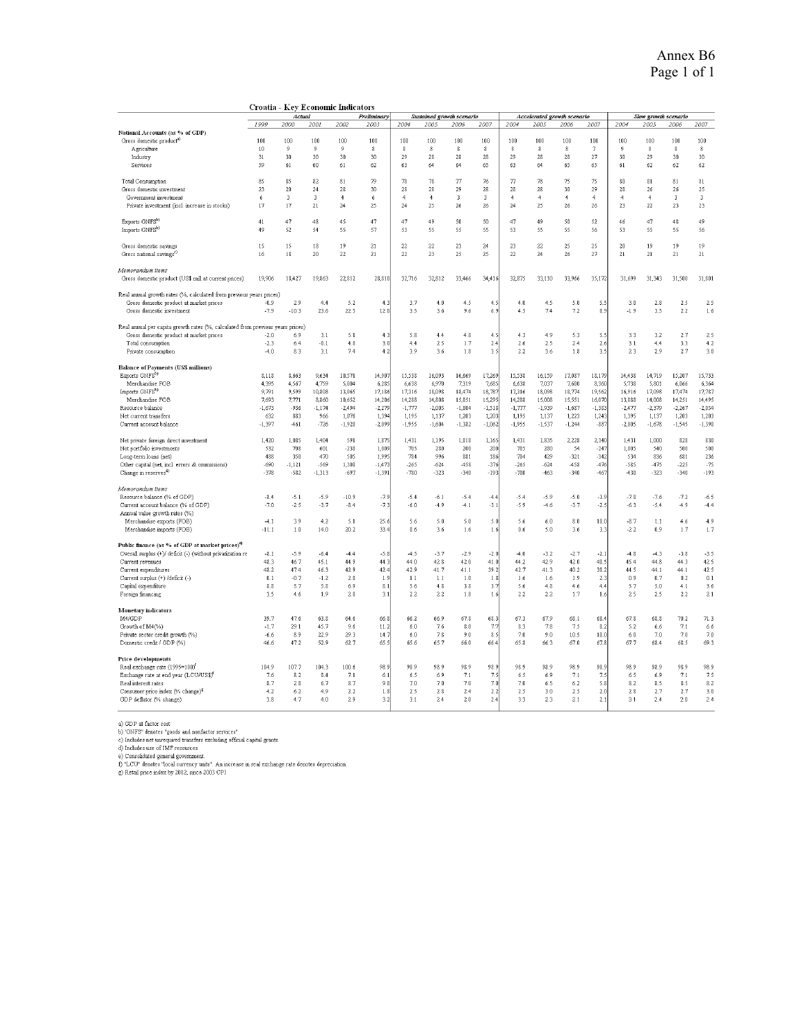# Annex B6

## Croatia - Key Economic Indicators

| | Actual | | | | Preliminary | Sustained growth scenario | | | | Accelerated growth scenario | | | | Slow growth scenario | | | |
|---|---|---|---|---|---|---|---|---|---|---|---|---|---|---|---|---|---|
| | 1999 | 2000 | 2001 | 2002 | 2003 | 2004 | 2005 | 2006 | 2007 | 2004 | 2005 | 2006 | 2007 | 2004 | 2005 | 2006 | 2007 |
| **National Accounts (as % of GDP)** | | | | | | | | | | | | | | | | | |
| Gross domestic product[a] | 100 | 100 | 100 | 100 | 100 | 100 | 100 | 100 | 100 | 100 | 100 | 100 | 100 | 100 | 100 | 100 | 100 |
| Agriculture | 10 | 9 | 9 | 9 | 8 | 8 | 8 | 8 | 8 | 8 | 8 | 8 | 7 | 9 | 8 | 8 | 8 |
| Industry | 31 | 30 | 30 | 30 | 30 | 29 | 28 | 28 | 28 | 29 | 28 | 28 | 27 | 30 | 29 | 30 | 30 |
| Services | 59 | 61 | 60 | 61 | 62 | 63 | 64 | 64 | 65 | 63 | 64 | 65 | 65 | 61 | 62 | 62 | 62 |
| Total Consumption | 85 | 85 | 82 | 81 | 79 | 78 | 78 | 77 | 76 | 77 | 78 | 75 | 75 | 80 | 81 | 81 | 81 |
| Gross domestic investment | 23 | 20 | 24 | 28 | 30 | 28 | 28 | 29 | 28 | 28 | 28 | 30 | 29 | 28 | 26 | 26 | 25 |
| Government investment | 6 | 3 | 3 | 4 | 6 | 4 | 4 | 3 | 3 | 4 | 4 | 4 | 4 | 4 | 4 | 3 | 3 |
| Private investment (incl. increase in stocks) | 17 | 17 | 21 | 24 | 25 | 24 | 25 | 26 | 26 | 24 | 25 | 26 | 26 | 23 | 22 | 23 | 23 |
| Exports GNFS[b] | 41 | 47 | 48 | 45 | 47 | 47 | 49 | 50 | 50 | 47 | 49 | 50 | 52 | 46 | 47 | 48 | 49 |
| Imports GNFS[b] | 49 | 52 | 54 | 55 | 57 | 53 | 55 | 55 | 55 | 53 | 55 | 55 | 56 | 53 | 55 | 55 | 56 |
| Gross domestic savings | 15 | 15 | 18 | 19 | 21 | 22 | 22 | 23 | 24 | 23 | 22 | 25 | 25 | 20 | 19 | 19 | 19 |
| Gross national savings[c] | 16 | 18 | 20 | 22 | 21 | 22 | 23 | 25 | 25 | 22 | 24 | 26 | 27 | 21 | 21 | 21 | 21 |
| *Memorandum items* | | | | | | | | | | | | | | | | | |
| Gross domestic product (US$ mill at current prices) | 19,906 | 18,427 | 19,863 | 22,812 | 28,810 | 32,716 | 32,812 | 33,466 | 34,416 | 32,875 | 33,110 | 33,966 | 35,172 | 31,699 | 31,343 | 31,500 | 31,801 |
| Real annual growth rates (%, calculated from previous years prices) | | | | | | | | | | | | | | | | | |
| Gross domestic product at market prices | -0.9 | 2.9 | 4.4 | 5.2 | 4.3 | 3.7 | 4.0 | 4.5 | 4.5 | 4.0 | 4.5 | 5.0 | 5.5 | 3.0 | 2.8 | 2.5 | 2.5 |
| Gross domestic investment | -7.9 | -10.3 | 23.6 | 22.5 | 12.0 | 3.5 | 3.6 | 9.6 | 6.9 | 4.5 | 7.4 | 7.2 | 8.9 | -1.9 | 3.5 | 2.2 | 1.6 |
| Real annual per capita growth rates (%, calculated from previous years prices) | | | | | | | | | | | | | | | | | |
| Gross domestic product at market prices | -2.0 | 6.9 | 3.1 | 5.1 | 4.3 | 5.8 | 4.4 | 4.8 | 4.5 | 4.3 | 4.9 | 5.3 | 5.5 | 3.3 | 3.2 | 2.7 | 2.5 |
| Total consumption | -2.3 | 6.4 | -0.1 | 4.8 | 3.0 | 4.4 | 2.5 | 1.7 | 2.4 | 2.6 | 2.5 | 2.4 | 2.6 | 3.1 | 4.4 | 3.3 | 4.2 |
| Private consumption | -4.0 | 8.3 | 3.1 | 7.4 | 4.2 | 3.9 | 3.6 | 1.8 | 3.5 | 2.2 | 3.6 | 1.8 | 3.5 | 2.3 | 2.9 | 2.7 | 3.0 |
| **Balance of Payments (US$ millions)** | | | | | | | | | | | | | | | | | |
| Exports GNFS[b] | 8,118 | 8,663 | 9,634 | 10,571 | 14,907 | 15,538 | 16,093 | 16,669 | 17,269 | 15,538 | 16,159 | 17,087 | 18,179 | 14,438 | 14,719 | 15,207 | 15,733 |
| Merchandise FOB | 4,395 | 4,567 | 4,759 | 5,004 | 6,285 | 6,638 | 6,970 | 7,319 | 7,685 | 6,638 | 7,037 | 7,600 | 8,360 | 5,738 | 5,801 | 6,066 | 6,364 |
| Imports GNFS[b] | 9,791 | 9,599 | 10,808 | 13,065 | 17,186 | 17,316 | 18,098 | 18,474 | 18,787 | 17,316 | 18,098 | 18,774 | 19,562 | 16,916 | 17,098 | 17,474 | 17,787 |
| Merchandise FOB | 7,693 | 7,771 | 8,860 | 10,652 | 14,206 | 14,288 | 14,808 | 15,051 | 15,295 | 14,288 | 15,008 | 15,551 | 16,070 | 13,888 | 14,008 | 14,251 | 14,495 |
| Resource balance | -1,673 | -936 | -1,174 | -2,494 | -2,279 | -1,777 | -2,005 | -1,804 | -1,518 | -1,777 | -1,939 | -1,687 | -1,383 | -2,477 | -2,379 | -2,267 | -2,054 |
| Net current transfers | 632 | 883 | 966 | 1,076 | 1,394 | 1,195 | 1,137 | 1,203 | 1,203 | 1,195 | 1,137 | 1,223 | 1,243 | 1,395 | 1,137 | 1,203 | 1,203 |
| Current account balance | -1,397 | -461 | -726 | -1,920 | -2,099 | -1,955 | -1,604 | -1,382 | -1,082 | -1,955 | -1,537 | -1,244 | -887 | -2,005 | -1,678 | -1,545 | -1,398 |
| Net private foreign direct investment | 1,420 | 1,085 | 1,404 | 591 | 1,875 | 1,431 | 1,195 | 1,018 | 1,165 | 1,431 | 1,835 | 2,228 | 2,340 | 1,431 | 1,000 | 828 | 830 |
| Net portfolio investments | 532 | 708 | 601 | -230 | 1,009 | 705 | 280 | 200 | 200 | 705 | 280 | 54 | -247 | 1,005 | 540 | 500 | 500 |
| Long-term loans (net) | 488 | 350 | 470 | 505 | 1,995 | 784 | 996 | 881 | 186 | 784 | 429 | -321 | -342 | 534 | 836 | 681 | 236 |
| Other capital (net, incl. errors & commissions) | -690 | -1,121 | -569 | 1,308 | -1,473 | -265 | -624 | -458 | -376 | -265 | -624 | -458 | -476 | -585 | -475 | -225 | -75 |
| Change in reserves[d] | -378 | -582 | -1,313 | -697 | -1,391 | -780 | -323 | -340 | -193 | -780 | -463 | -340 | -467 | -430 | -323 | -340 | -193 |
| *Memorandum items* | | | | | | | | | | | | | | | | | |
| Resource balance (% of GDP) | -8.4 | -5.1 | -5.9 | -10.9 | -7.9 | -5.4 | -6.1 | -5.4 | -4.4 | -5.4 | -5.9 | -5.0 | -3.9 | -7.8 | -7.6 | -7.2 | -6.5 |
| Current account balance (% of GDP) | -7.0 | -2.5 | -3.7 | -8.4 | -7.3 | -6.0 | -4.9 | -4.1 | -3.1 | -5.9 | -4.6 | -3.7 | -2.5 | -6.3 | -5.4 | -4.9 | -4.4 |
| Annual value growth rates (%) | | | | | | | | | | | | | | | | | |
| Merchandise exports (FOB) | -4.1 | 3.9 | 4.2 | 5.1 | 25.6 | 5.6 | 5.0 | 5.0 | 5.0 | 5.6 | 6.0 | 8.0 | 10.0 | -8.7 | 1.1 | 4.6 | 4.9 |
| Merchandise imports (FOB) | -11.1 | 1.0 | 14.0 | 20.2 | 33.4 | 0.6 | 3.6 | 1.6 | 1.6 | 0.6 | 5.0 | 3.6 | 3.3 | -2.2 | 0.9 | 1.7 | 1.7 |
| **Public finance (as % of GDP at market prices)[e]** | | | | | | | | | | | | | | | | | |
| Overall surplus (+)/ deficit (-) (without privatization re | -8.1 | -5.9 | -6.4 | -4.4 | -5.8 | -4.5 | -3.7 | -2.9 | -2.0 | -4.0 | -3.2 | -2.7 | -2.1 | -4.8 | -4.3 | -3.8 | -3.5 |
| Current revenues | 48.3 | 46.7 | 45.1 | 44.9 | 44.3 | 44.0 | 42.8 | 42.0 | 41.0 | 44.2 | 42.9 | 42.0 | 40.5 | 45.4 | 44.8 | 44.3 | 42.5 |
| Current expenditures | 48.2 | 47.4 | 46.3 | 42.9 | 42.4 | 42.9 | 41.7 | 41.1 | 39.2 | 42.7 | 41.3 | 40.2 | 38.2 | 44.5 | 44.1 | 44.1 | 42.5 |
| Current surplus (+) /deficit (-) | 0.1 | -0.7 | -1.2 | 2.0 | 1.9 | 1.1 | 1.1 | 1.0 | 1.8 | 1.6 | 1.6 | 1.9 | 2.3 | 0.9 | 0.7 | 0.2 | 0.1 |
| Capital expenditure | 8.8 | 5.7 | 5.8 | 6.9 | 8.1 | 5.6 | 4.8 | 3.8 | 3.7 | 5.6 | 4.8 | 4.6 | 4.4 | 5.7 | 5.0 | 4.1 | 3.6 |
| Foreign financing | 3.5 | 4.6 | 1.9 | 2.8 | 3.1 | 2.2 | 2.2 | 1.8 | 1.6 | 2.2 | 2.2 | 1.7 | 1.6 | 2.5 | 2.5 | 2.2 | 2.1 |
| **Monetary indicators** | | | | | | | | | | | | | | | | | |
| M4/GDP | 39.7 | 47.0 | 63.8 | 64.6 | 66.8 | 66.2 | 66.9 | 67.8 | 68.3 | 67.3 | 67.9 | 68.1 | 68.4 | 67.8 | 68.8 | 70.2 | 71.3 |
| Growth of M4(%) | -1.7 | 29.1 | 45.7 | 9.6 | 11.2 | 6.0 | 7.6 | 8.0 | 7.7 | 8.3 | 7.8 | 7.5 | 8.2 | 5.2 | 6.6 | 7.1 | 6.6 |
| Private sector credit growth (%) | -6.6 | 8.9 | 22.9 | 29.3 | 14.7 | 6.0 | 7.8 | 9.0 | 8.5 | 7.0 | 9.0 | 10.5 | 10.0 | 6.0 | 7.0 | 7.0 | 7.0 |
| Domestic credit / GDP (%) | 46.6 | 47.2 | 52.9 | 62.7 | 65.5 | 65.6 | 65.7 | 66.0 | 66.4 | 65.8 | 66.3 | 67.0 | 67.8 | 67.7 | 68.4 | 68.5 | 69.3 |
| **Price developments** | | | | | | | | | | | | | | | | | |
| Real exchange rate (1995=100)[f] | 104.9 | 107.7 | 104.3 | 100.6 | 98.9 | 98.9 | 98.9 | 98.9 | 98.9 | 98.9 | 98.9 | 98.9 | 98.9 | 98.9 | 98.9 | 98.9 | 98.9 |
| Exchange rate at end year (LCU/US$)[f] | 7.6 | 8.2 | 8.4 | 7.1 | 6.1 | 6.5 | 6.9 | 7.1 | 7.5 | 6.5 | 6.9 | 7.1 | 7.5 | 6.5 | 6.9 | 7.1 | 7.5 |
| Real interest rates | 8.7 | 2.8 | 6.7 | 8.7 | 9.8 | 7.0 | 7.0 | 7.0 | 7.0 | 7.0 | 6.5 | 6.2 | 5.8 | 8.2 | 8.5 | 8.5 | 8.2 |
| Consumer price index (% change)[g] | 4.2 | 6.2 | 4.9 | 2.2 | 1.8 | 2.5 | 2.8 | 2.4 | 2.2 | 2.5 | 3.0 | 2.5 | 2.0 | 2.8 | 2.7 | 2.7 | 3.0 |
| GDP deflator (% change) | 3.8 | 4.7 | 4.0 | 2.9 | 3.2 | 3.1 | 2.4 | 2.0 | 2.4 | 3.3 | 2.3 | 2.1 | 2.1 | 3.1 | 2.4 | 2.0 | 2.4 |

a) GDP at factor cost.
b) "GNFS" denotes "goods and nonfactor services"
c) Includes net unrequited transfers excluding official capital grants.
d) Includes use of IMF resources.
e) Consolidated general government.
f) "LCU" denotes "local currency units". An increase in real exchange rate denotes depreciation.
g) Retail price index by 2002; since 2003 CPI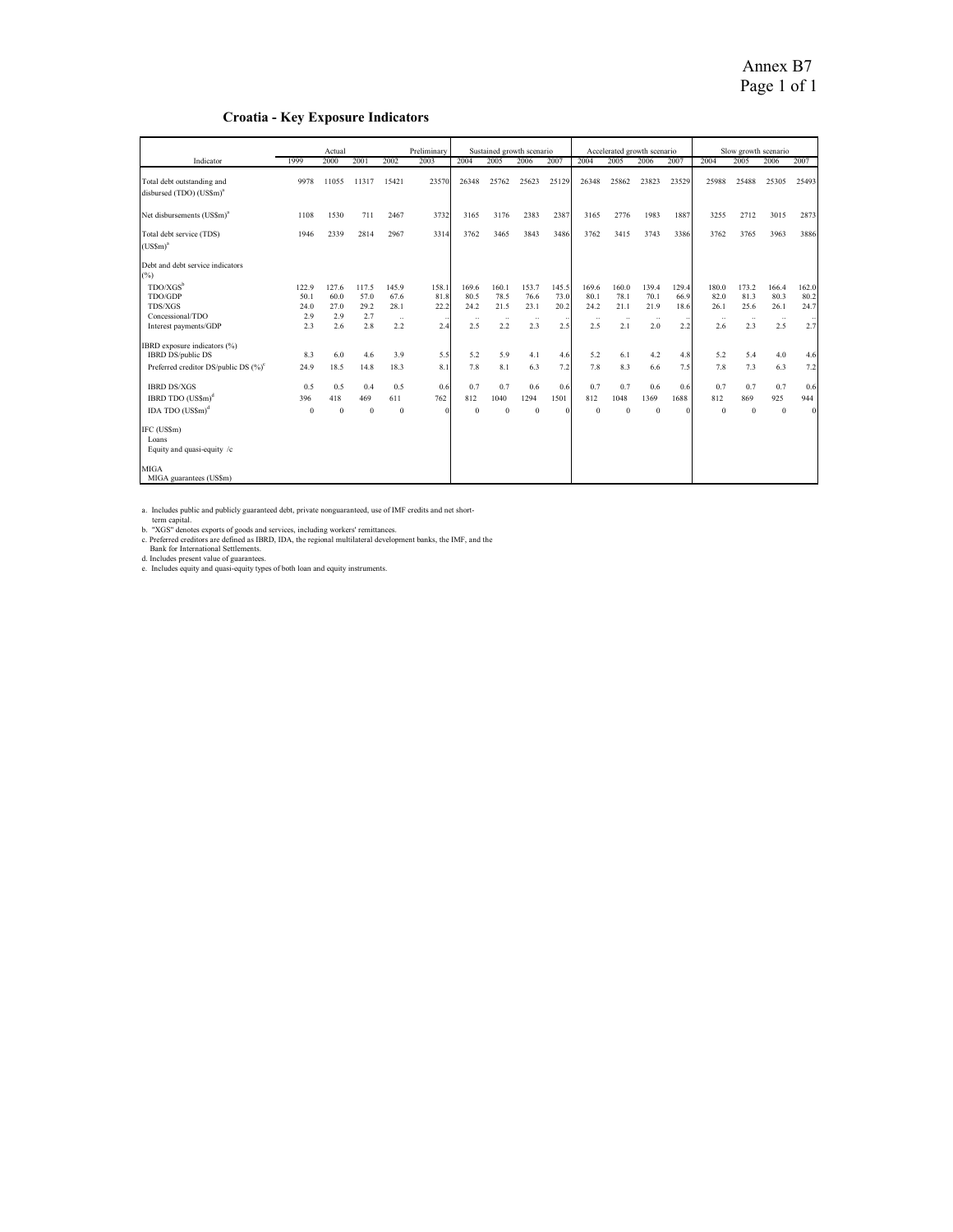## Croatia - Key Exposure Indicators

| Indicator | Actual | | | | Preliminary | Sustained growth scenario | | | | Accelerated growth scenario | | | | Slow growth scenario | | | |
|---|---|---|---|---|---|---|---|---|---|---|---|---|---|---|---|---|---|
| | 1999 | 2000 | 2001 | 2002 | 2003 | 2004 | 2005 | 2006 | 2007 | 2004 | 2005 | 2006 | 2007 | 2004 | 2005 | 2006 | 2007 |
| Total debt outstanding and disbursed (TDO) (US$m)[a] | 9978 | 11055 | 11317 | 15421 | 23570 | 26348 | 25762 | 25623 | 25129 | 26348 | 25862 | 23823 | 23529 | 25988 | 25488 | 25305 | 25493 |
| Net disbursements (US$m)[a] | 1108 | 1530 | 711 | 2467 | 3732 | 3165 | 3176 | 2383 | 2387 | 3165 | 2776 | 1983 | 1887 | 3255 | 2712 | 3015 | 2873 |
| Total debt service (TDS) (US$m)[a] | 1946 | 2339 | 2814 | 2967 | 3314 | 3762 | 3465 | 3843 | 3486 | 3762 | 3415 | 3743 | 3386 | 3762 | 3765 | 3963 | 3886 |
| Debt and debt service indicators (%) | | | | | | | | | | | | | | | | | |
| TDO/XGS[b] | 122.9 | 127.6 | 117.5 | 145.9 | 158.1 | 169.6 | 160.1 | 153.7 | 145.5 | 169.6 | 160.0 | 139.4 | 129.4 | 180.0 | 173.2 | 166.4 | 162.0 |
| TDO/GDP | 50.1 | 60.0 | 57.0 | 67.6 | 81.8 | 80.5 | 78.5 | 76.6 | 73.0 | 80.1 | 78.1 | 70.1 | 66.9 | 82.0 | 81.3 | 80.3 | 80.2 |
| TDS/XGS | 24.0 | 27.0 | 29.2 | 28.1 | 22.2 | 24.2 | 21.5 | 23.1 | 20.2 | 24.2 | 21.1 | 21.9 | 18.6 | 26.1 | 25.6 | 26.1 | 24.7 |
| Concessional/TDO | 2.9 | 2.9 | 2.7 | .. | .. | .. | .. | .. | .. | .. | .. | .. | .. | .. | .. | .. | .. |
| Interest payments/GDP | 2.3 | 2.6 | 2.8 | 2.2 | 2.4 | 2.5 | 2.2 | 2.3 | 2.5 | 2.5 | 2.1 | 2.0 | 2.2 | 2.6 | 2.3 | 2.5 | 2.7 |
| IBRD exposure indicators (%) | | | | | | | | | | | | | | | | | |
| IBRD DS/public DS | 8.3 | 6.0 | 4.6 | 3.9 | 5.5 | 5.2 | 5.9 | 4.1 | 4.6 | 5.2 | 6.1 | 4.2 | 4.8 | 5.2 | 5.4 | 4.0 | 4.6 |
| Preferred creditor DS/public DS (%)[c] | 24.9 | 18.5 | 14.8 | 18.3 | 8.1 | 7.8 | 8.1 | 6.3 | 7.2 | 7.8 | 8.3 | 6.6 | 7.5 | 7.8 | 7.3 | 6.3 | 7.2 |
| IBRD DS/XGS | 0.5 | 0.5 | 0.4 | 0.5 | 0.6 | 0.7 | 0.7 | 0.6 | 0.6 | 0.7 | 0.7 | 0.6 | 0.6 | 0.7 | 0.7 | 0.7 | 0.6 |
| IBRD TDO (US$m)[d] | 396 | 418 | 469 | 611 | 762 | 812 | 1040 | 1294 | 1501 | 812 | 1048 | 1369 | 1688 | 812 | 869 | 925 | 944 |
| IDA TDO (US$m)[d] | 0 | 0 | 0 | 0 | 0 | 0 | 0 | 0 | 0 | 0 | 0 | 0 | 0 | 0 | 0 | 0 | 0 |
| IFC (US$m) | | | | | | | | | | | | | | | | | |
| Loans | | | | | | | | | | | | | | | | | |
| Equity and quasi-equity /c | | | | | | | | | | | | | | | | | |
| MIGA | | | | | | | | | | | | | | | | | |
| MIGA guarantees (US$m) | | | | | | | | | | | | | | | | | |

a. Includes public and publicly guaranteed debt, private nonguaranteed, use of IMF credits and net short-term capital.
b. "XGS" denotes exports of goods and services, including workers' remittances.
c. Preferred creditors are defined as IBRD, IDA, the regional multilateral development banks, the IMF, and the Bank for International Settlements.
d. Includes present value of guarantees.
e. Includes equity and quasi-equity types of both loan and equity instruments.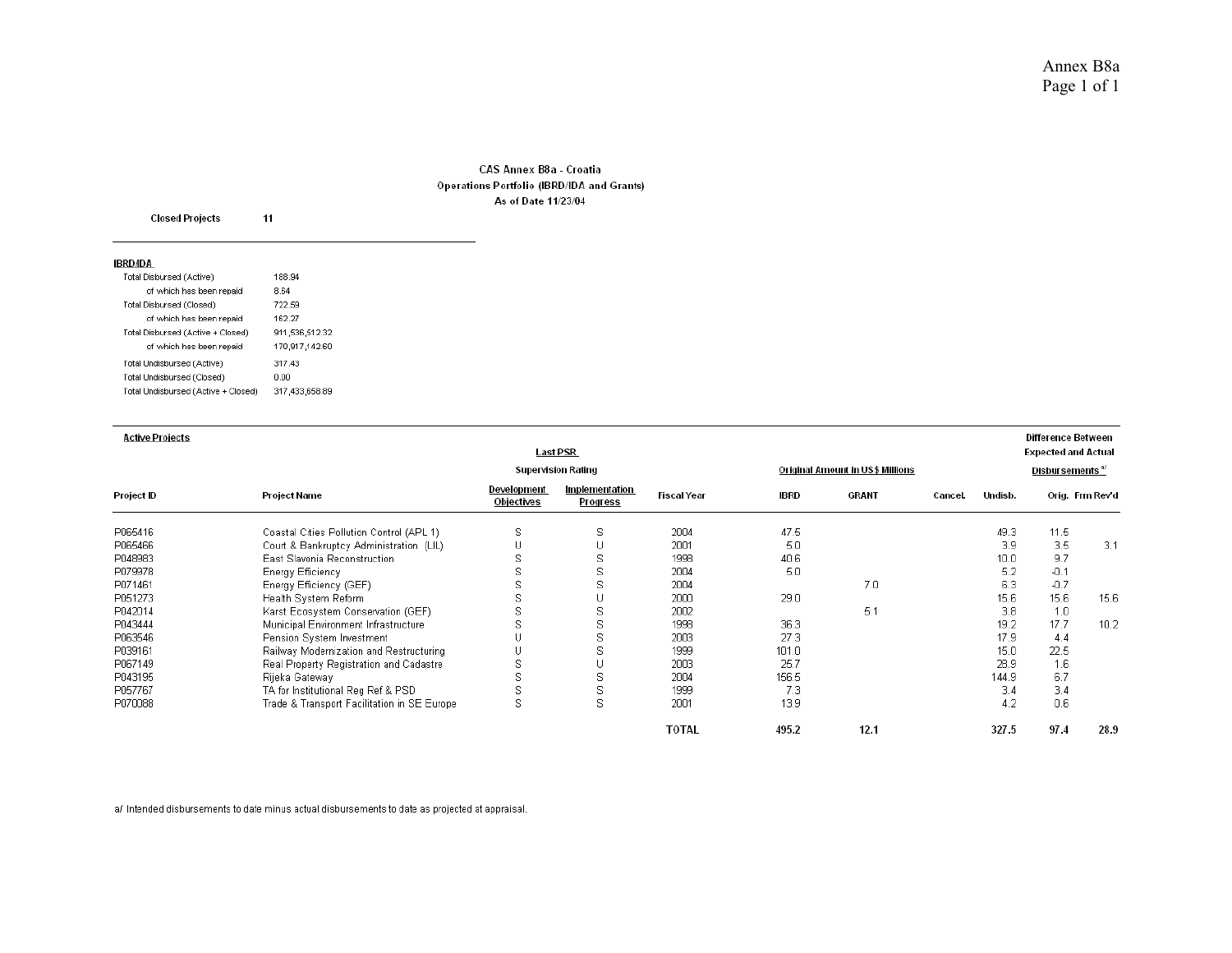Annex B8a

**CAS Annex B8a - Croatia**
**Operations Portfolio (IBRD/IDA and Grants)**
**As of Date 11/23/04**

**Closed Projects** **11**

**IBRD/IDA**

| | |
|---|---|
| Total Disbursed (Active) | 188.94 |
| of which has been repaid | 8.64 |
| Total Disbursed (Closed) | 722.59 |
| of which has been repaid | 162.27 |
| Total Disbursed (Active + Closed) | 911,536,512.32 |
| of which has been repaid | 170,917,142.60 |
| Total Undisbursed (Active) | 317.43 |
| Total Undisbursed (Closed) | 0.00 |
| Total Undisbursed (Active + Closed) | 317,433,658.89 |

**Active Projects**

| Project ID | Project Name | Last PSR Supervision Rating: Development Objectives | Last PSR Supervision Rating: Implementation Progress | Fiscal Year | Original Amount in US$ Millions: IBRD | Original Amount in US$ Millions: GRANT | Cancel. | Undisb. | Difference Between Expected and Actual Disbursements [a/]: Orig. | Difference Between Expected and Actual Disbursements [a/]: Frm Rev'd |
|---|---|---|---|---|---|---|---|---|---|---|
| P065416 | Coastal Cities Pollution Control (APL 1) | S | S | 2004 | 47.5 | | | 49.3 | 11.5 | |
| P065466 | Court & Bankruptcy Administration (LIL) | U | U | 2001 | 5.0 | | | 3.9 | 3.5 | 3.1 |
| P048983 | East Slavonia Reconstruction | S | S | 1998 | 40.6 | | | 10.0 | 9.7 | |
| P079978 | Energy Efficiency | S | S | 2004 | 5.0 | | | 5.2 | -0.1 | |
| P071461 | Energy Efficiency (GEF) | S | S | 2004 | | 7.0 | | 6.3 | -0.7 | |
| P051273 | Health System Reform | S | U | 2000 | 29.0 | | | 15.6 | 15.6 | 15.6 |
| P042014 | Karst Ecosystem Conservation (GEF) | S | S | 2002 | | 5.1 | | 3.8 | 1.0 | |
| P043444 | Municipal Environment Infrastructure | S | S | 1998 | 36.3 | | | 19.2 | 17.7 | 10.2 |
| P063546 | Pension System Investment | U | S | 2003 | 27.3 | | | 17.9 | 4.4 | |
| P039161 | Railway Modernization and Restructuring | U | S | 1999 | 101.0 | | | 15.0 | 22.5 | |
| P067149 | Real Property Registration and Cadastre | S | U | 2003 | 25.7 | | | 28.9 | 1.6 | |
| P043195 | Rijeka Gateway | S | S | 2004 | 156.5 | | | 144.9 | 6.7 | |
| P057767 | TA for Institutional Reg Ref & PSD | S | S | 1999 | 7.3 | | | 3.4 | 3.4 | |
| P070088 | Trade & Transport Facilitation in SE Europe | S | S | 2001 | 13.9 | | | 4.2 | 0.6 | |
| | | | | **TOTAL** | **495.2** | **12.1** | | **327.5** | **97.4** | **28.9** |

a/ Intended disbursements to date minus actual disbursements to date as projected at appraisal.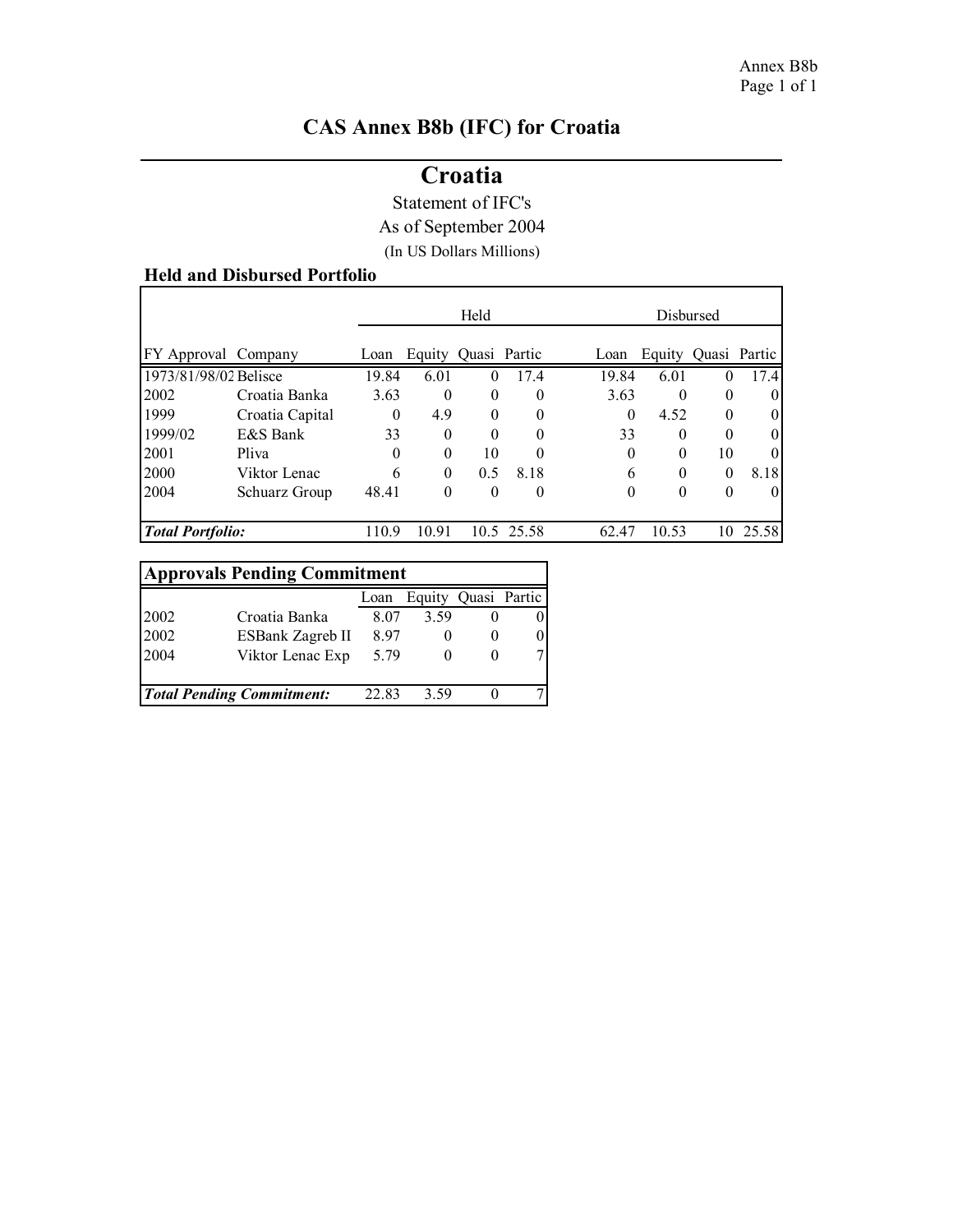# CAS Annex B8b (IFC) for Croatia

## Croatia

Statement of IFC's

As of September 2004

(In US Dollars Millions)

### Held and Disbursed Portfolio

| | | Held | | | | Disbursed | | | |
|---|---|---|---|---|---|---|---|---|---|
| FY Approval | Company | Loan | Equity | Quasi | Partic | Loan | Equity | Quasi | Partic |
| 1973/81/98/02 | Belisce | 19.84 | 6.01 | 0 | 17.4 | 19.84 | 6.01 | 0 | 17.4 |
| 2002 | Croatia Banka | 3.63 | 0 | 0 | 0 | 3.63 | 0 | 0 | 0 |
| 1999 | Croatia Capital | 0 | 4.9 | 0 | 0 | 0 | 4.52 | 0 | 0 |
| 1999/02 | E&S Bank | 33 | 0 | 0 | 0 | 33 | 0 | 0 | 0 |
| 2001 | Pliva | 0 | 0 | 10 | 0 | 0 | 0 | 10 | 0 |
| 2000 | Viktor Lenac | 6 | 0 | 0.5 | 8.18 | 6 | 0 | 0 | 8.18 |
| 2004 | Schuarz Group | 48.41 | 0 | 0 | 0 | 0 | 0 | 0 | 0 |
| ***Total Portfolio:*** | | 110.9 | 10.91 | 10.5 | 25.58 | 62.47 | 10.53 | 10 | 25.58 |

### Approvals Pending Commitment

| | | Loan | Equity | Quasi | Partic |
|---|---|---|---|---|---|
| 2002 | Croatia Banka | 8.07 | 3.59 | 0 | 0 |
| 2002 | ESBank Zagreb II | 8.97 | 0 | 0 | 0 |
| 2004 | Viktor Lenac Exp | 5.79 | 0 | 0 | 7 |
| ***Total Pending Commitment:*** | | 22.83 | 3.59 | 0 | 7 |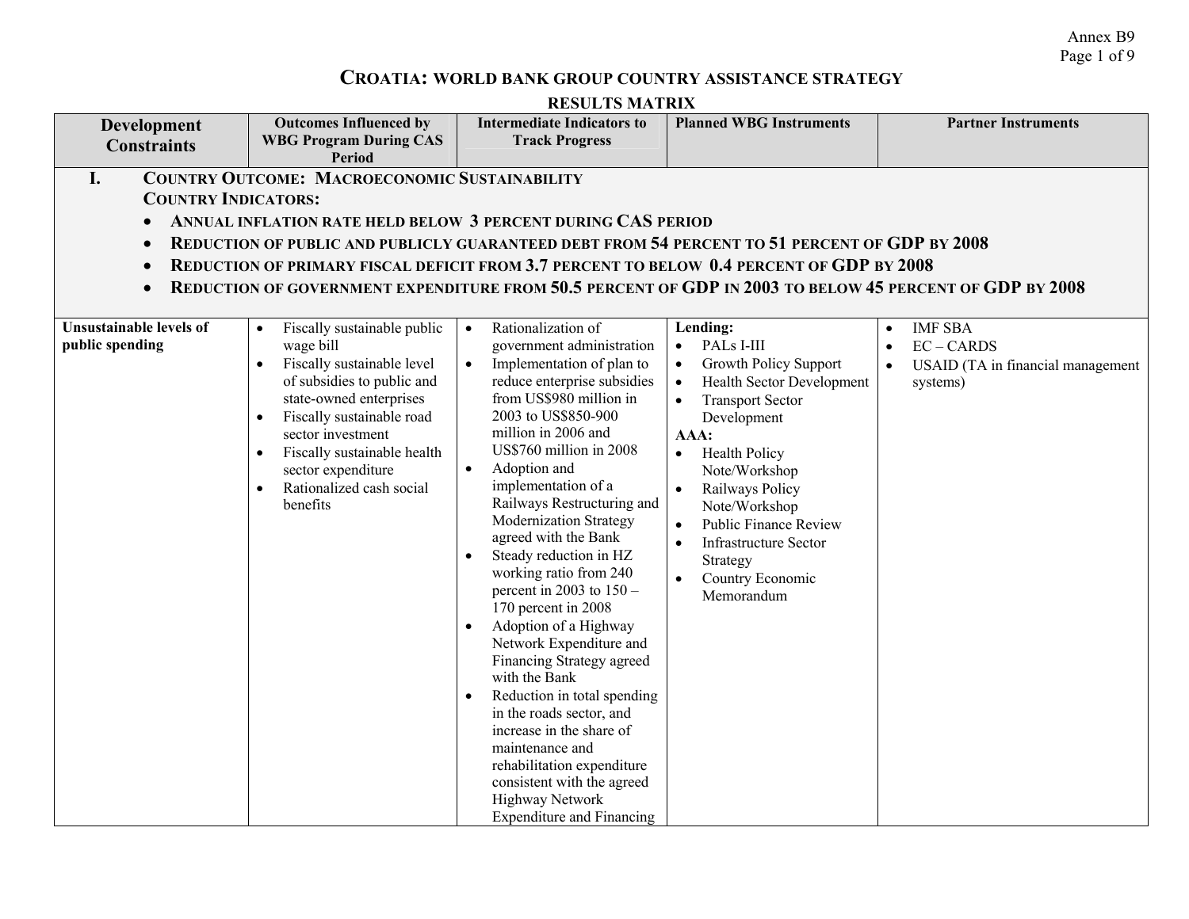Annex B9

# CROATIA: WORLD BANK GROUP COUNTRY ASSISTANCE STRATEGY

## RESULTS MATRIX

| Development Constraints | Outcomes Influenced by WBG Program During CAS Period | Intermediate Indicators to Track Progress | Planned WBG Instruments | Partner Instruments |
|---|---|---|---|---|
| **I. COUNTRY OUTCOME: MACROECONOMIC SUSTAINABILITY**<br>**COUNTRY INDICATORS:**<br>• **ANNUAL INFLATION RATE HELD BELOW 3 PERCENT DURING CAS PERIOD**<br>• **REDUCTION OF PUBLIC AND PUBLICLY GUARANTEED DEBT FROM 54 PERCENT TO 51 PERCENT OF GDP BY 2008**<br>• **REDUCTION OF PRIMARY FISCAL DEFICIT FROM 3.7 PERCENT TO BELOW 0.4 PERCENT OF GDP BY 2008**<br>• **REDUCTION OF GOVERNMENT EXPENDITURE FROM 50.5 PERCENT OF GDP IN 2003 TO BELOW 45 PERCENT OF GDP BY 2008** | | | | |
| **Unsustainable levels of public spending** | • Fiscally sustainable public wage bill<br>• Fiscally sustainable level of subsidies to public and state-owned enterprises<br>• Fiscally sustainable road sector investment<br>• Fiscally sustainable health sector expenditure<br>• Rationalized cash social benefits | • Rationalization of government administration<br>• Implementation of plan to reduce enterprise subsidies from US$980 million in 2003 to US$850-900 million in 2006 and US$760 million in 2008<br>• Adoption and implementation of a Railways Restructuring and Modernization Strategy agreed with the Bank<br>• Steady reduction in HZ working ratio from 240 percent in 2003 to 150 – 170 percent in 2008<br>• Adoption of a Highway Network Expenditure and Financing Strategy agreed with the Bank<br>• Reduction in total spending in the roads sector, and increase in the share of maintenance and rehabilitation expenditure consistent with the agreed Highway Network Expenditure and Financing | **Lending:**<br>• PALs I-III<br>• Growth Policy Support<br>• Health Sector Development<br>• Transport Sector Development<br>**AAA:**<br>• Health Policy Note/Workshop<br>• Railways Policy Note/Workshop<br>• Public Finance Review<br>• Infrastructure Sector Strategy<br>• Country Economic Memorandum | • IMF SBA<br>• EC – CARDS<br>• USAID (TA in financial management systems) |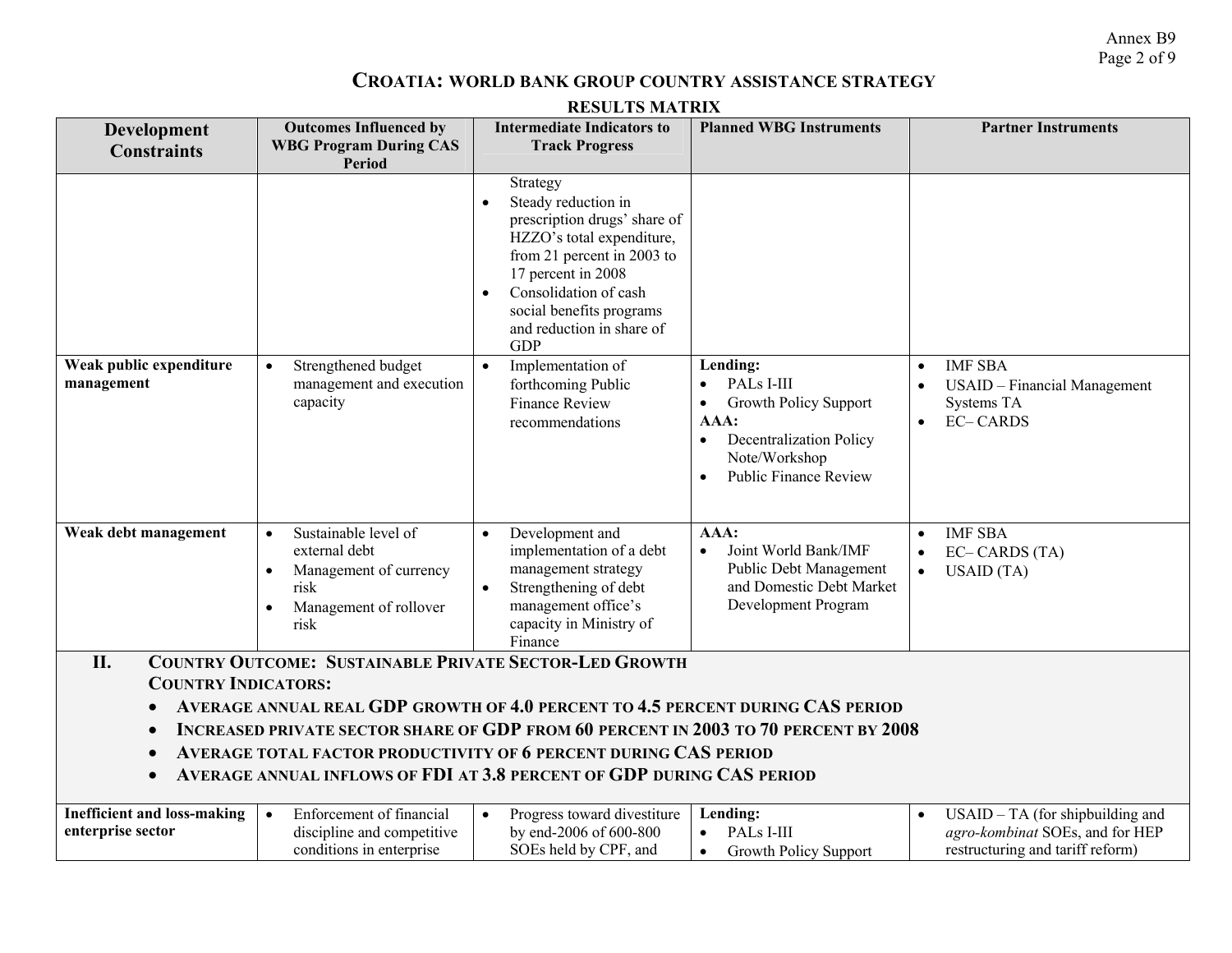# CROATIA: WORLD BANK GROUP COUNTRY ASSISTANCE STRATEGY

## RESULTS MATRIX

| Development Constraints | Outcomes Influenced by WBG Program During CAS Period | Intermediate Indicators to Track Progress | Planned WBG Instruments | Partner Instruments |
|---|---|---|---|---|
| | | Strategy<br>• Steady reduction in prescription drugs' share of HZZO's total expenditure, from 21 percent in 2003 to 17 percent in 2008<br>• Consolidation of cash social benefits programs and reduction in share of GDP | | |
| **Weak public expenditure management** | • Strengthened budget management and execution capacity | • Implementation of forthcoming Public Finance Review recommendations | **Lending:**<br>• PALs I-III<br>• Growth Policy Support<br>**AAA:**<br>• Decentralization Policy Note/Workshop<br>• Public Finance Review | • IMF SBA<br>• USAID – Financial Management Systems TA<br>• EC– CARDS |
| **Weak debt management** | • Sustainable level of external debt<br>• Management of currency risk<br>• Management of rollover risk | • Development and implementation of a debt management strategy<br>• Strengthening of debt management office's capacity in Ministry of Finance | **AAA:**<br>• Joint World Bank/IMF Public Debt Management and Domestic Debt Market Development Program | • IMF SBA<br>• EC– CARDS (TA)<br>• USAID (TA) |
| **II. COUNTRY OUTCOME: SUSTAINABLE PRIVATE SECTOR-LED GROWTH**<br>**COUNTRY INDICATORS:**<br>• **AVERAGE ANNUAL REAL GDP GROWTH OF 4.0 PERCENT TO 4.5 PERCENT DURING CAS PERIOD**<br>• **INCREASED PRIVATE SECTOR SHARE OF GDP FROM 60 PERCENT IN 2003 TO 70 PERCENT BY 2008**<br>• **AVERAGE TOTAL FACTOR PRODUCTIVITY OF 6 PERCENT DURING CAS PERIOD**<br>• **AVERAGE ANNUAL INFLOWS OF FDI AT 3.8 PERCENT OF GDP DURING CAS PERIOD** | | | | |
| **Inefficient and loss-making enterprise sector** | • Enforcement of financial discipline and competitive conditions in enterprise | • Progress toward divestiture by end-2006 of 600-800 SOEs held by CPF, and | **Lending:**<br>• PALs I-III<br>• Growth Policy Support | • USAID – TA (for shipbuilding and *agro-kombinat* SOEs, and for HEP restructuring and tariff reform) |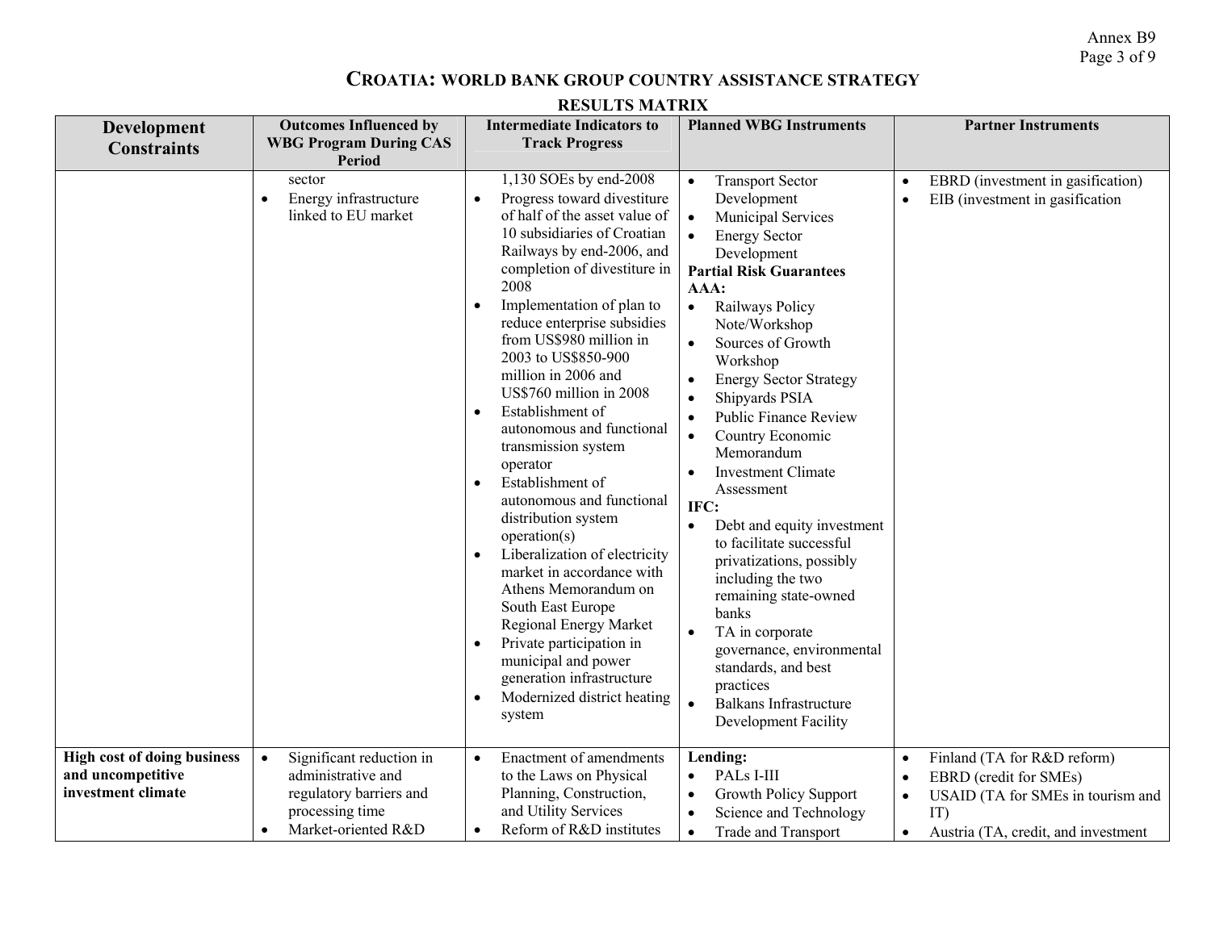# CROATIA: WORLD BANK GROUP COUNTRY ASSISTANCE STRATEGY

## RESULTS MATRIX

| Development Constraints | Outcomes Influenced by WBG Program During CAS Period | Intermediate Indicators to Track Progress | Planned WBG Instruments | Partner Instruments |
|---|---|---|---|---|
| | sector<br>• Energy infrastructure linked to EU market | 1,130 SOEs by end-2008<br>• Progress toward divestiture of half of the asset value of 10 subsidiaries of Croatian Railways by end-2006, and completion of divestiture in 2008<br>• Implementation of plan to reduce enterprise subsidies from US$980 million in 2003 to US$850-900 million in 2006 and US$760 million in 2008<br>• Establishment of autonomous and functional transmission system operator<br>• Establishment of autonomous and functional distribution system operation(s)<br>• Liberalization of electricity market in accordance with Athens Memorandum on South East Europe Regional Energy Market<br>• Private participation in municipal and power generation infrastructure<br>• Modernized district heating system | • Transport Sector Development<br>• Municipal Services<br>• Energy Sector Development<br>**Partial Risk Guarantees**<br>**AAA:**<br>• Railways Policy Note/Workshop<br>• Sources of Growth Workshop<br>• Energy Sector Strategy<br>• Shipyards PSIA<br>• Public Finance Review<br>• Country Economic Memorandum<br>• Investment Climate Assessment<br>**IFC:**<br>• Debt and equity investment to facilitate successful privatizations, possibly including the two remaining state-owned banks<br>• TA in corporate governance, environmental standards, and best practices<br>• Balkans Infrastructure Development Facility | • EBRD (investment in gasification)<br>• EIB (investment in gasification |
| **High cost of doing business and uncompetitive investment climate** | • Significant reduction in administrative and regulatory barriers and processing time<br>• Market-oriented R&D | • Enactment of amendments to the Laws on Physical Planning, Construction, and Utility Services<br>• Reform of R&D institutes | **Lending:**<br>• PALs I-III<br>• Growth Policy Support<br>• Science and Technology<br>• Trade and Transport | • Finland (TA for R&D reform)<br>• EBRD (credit for SMEs)<br>• USAID (TA for SMEs in tourism and IT)<br>• Austria (TA, credit, and investment |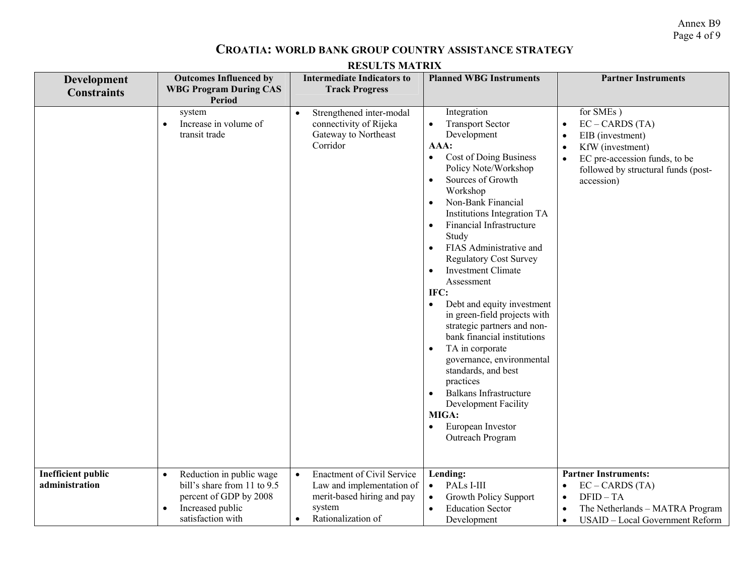# CROATIA: WORLD BANK GROUP COUNTRY ASSISTANCE STRATEGY

## RESULTS MATRIX

| Development Constraints | Outcomes Influenced by WBG Program During CAS Period | Intermediate Indicators to Track Progress | Planned WBG Instruments | Partner Instruments |
|---|---|---|---|---|
| | system<br>• Increase in volume of transit trade | • Strengthened inter-modal connectivity of Rijeka Gateway to Northeast Corridor | Integration<br>• Transport Sector Development<br>**AAA:**<br>• Cost of Doing Business Policy Note/Workshop<br>• Sources of Growth Workshop<br>• Non-Bank Financial Institutions Integration TA<br>• Financial Infrastructure Study<br>• FIAS Administrative and Regulatory Cost Survey<br>• Investment Climate Assessment<br>**IFC:**<br>• Debt and equity investment in green-field projects with strategic partners and non-bank financial institutions<br>• TA in corporate governance, environmental standards, and best practices<br>• Balkans Infrastructure Development Facility<br>**MIGA:**<br>• European Investor Outreach Program | for SMEs )<br>• EC – CARDS (TA)<br>• EIB (investment)<br>• KfW (investment)<br>• EC pre-accession funds, to be followed by structural funds (post-accession) |
| **Inefficient public administration** | • Reduction in public wage bill's share from 11 to 9.5 percent of GDP by 2008<br>• Increased public satisfaction with | • Enactment of Civil Service Law and implementation of merit-based hiring and pay system<br>• Rationalization of | **Lending:**<br>• PALs I-III<br>• Growth Policy Support<br>• Education Sector Development | **Partner Instruments:**<br>• EC – CARDS (TA)<br>• DFID – TA<br>• The Netherlands – MATRA Program<br>• USAID – Local Government Reform |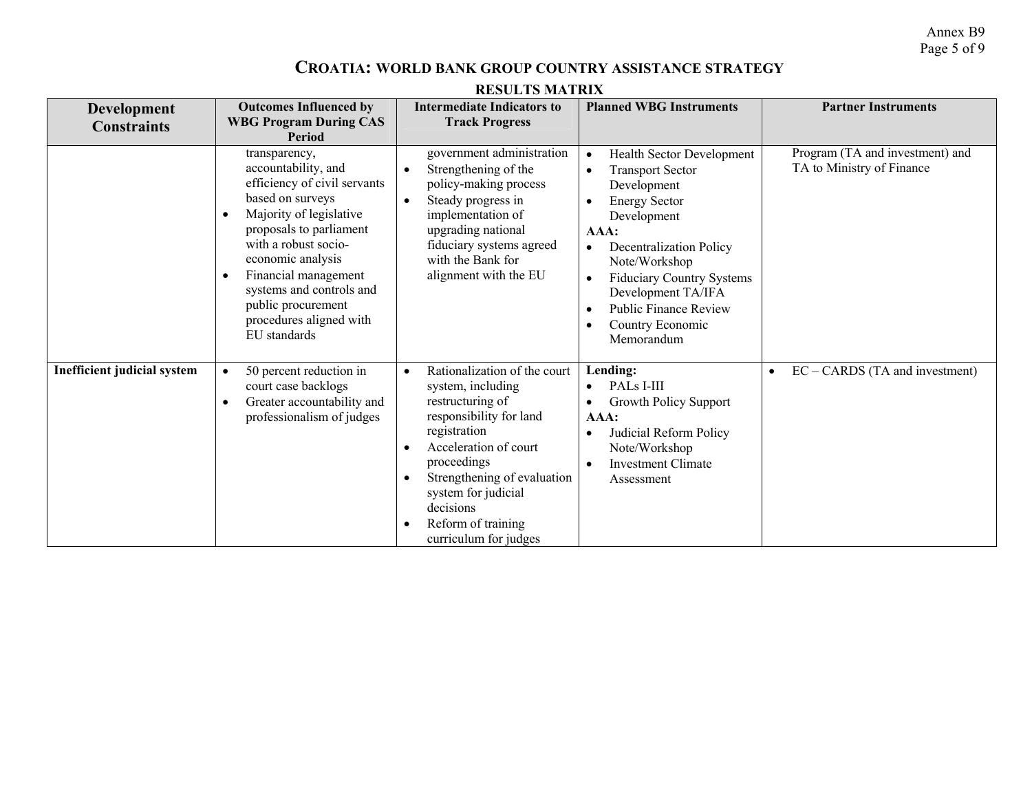# CROATIA: WORLD BANK GROUP COUNTRY ASSISTANCE STRATEGY

## RESULTS MATRIX

| Development Constraints | Outcomes Influenced by WBG Program During CAS Period | Intermediate Indicators to Track Progress | Planned WBG Instruments | Partner Instruments |
|---|---|---|---|---|
| | transparency, accountability, and efficiency of civil servants based on surveys<br>• Majority of legislative proposals to parliament with a robust socio-economic analysis<br>• Financial management systems and controls and public procurement procedures aligned with EU standards | government administration<br>• Strengthening of the policy-making process<br>• Steady progress in implementation of upgrading national fiduciary systems agreed with the Bank for alignment with the EU | • Health Sector Development<br>• Transport Sector Development<br>• Energy Sector Development<br>**AAA:**<br>• Decentralization Policy Note/Workshop<br>• Fiduciary Country Systems Development TA/IFA<br>• Public Finance Review<br>• Country Economic Memorandum | Program (TA and investment) and TA to Ministry of Finance |
| **Inefficient judicial system** | • 50 percent reduction in court case backlogs<br>• Greater accountability and professionalism of judges | • Rationalization of the court system, including restructuring of responsibility for land registration<br>• Acceleration of court proceedings<br>• Strengthening of evaluation system for judicial decisions<br>• Reform of training curriculum for judges | **Lending:**<br>• PALs I-III<br>• Growth Policy Support<br>**AAA:**<br>• Judicial Reform Policy Note/Workshop<br>• Investment Climate Assessment | • EC – CARDS (TA and investment) |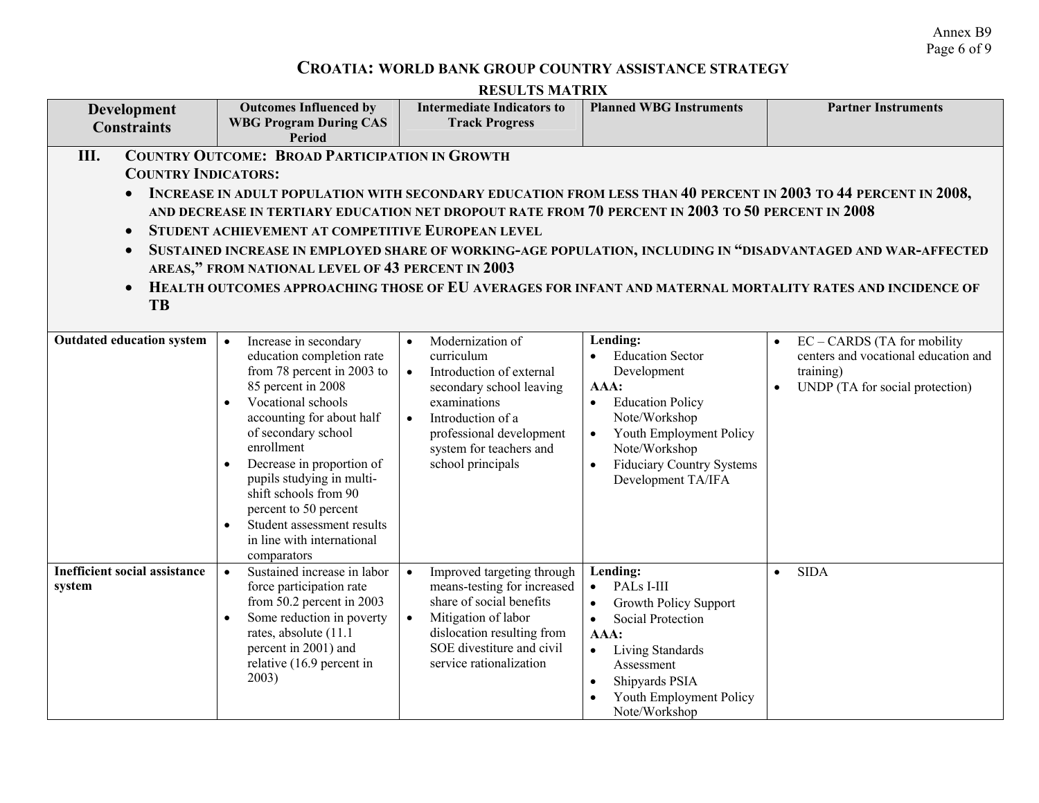# CROATIA: WORLD BANK GROUP COUNTRY ASSISTANCE STRATEGY

## RESULTS MATRIX

| Development Constraints | Outcomes Influenced by WBG Program During CAS Period | Intermediate Indicators to Track Progress | Planned WBG Instruments | Partner Instruments |
|---|---|---|---|---|
| **III. COUNTRY OUTCOME: BROAD PARTICIPATION IN GROWTH**<br>**COUNTRY INDICATORS:**<br>• **INCREASE IN ADULT POPULATION WITH SECONDARY EDUCATION FROM LESS THAN 40 PERCENT IN 2003 TO 44 PERCENT IN 2008, AND DECREASE IN TERTIARY EDUCATION NET DROPOUT RATE FROM 70 PERCENT IN 2003 TO 50 PERCENT IN 2008**<br>• **STUDENT ACHIEVEMENT AT COMPETITIVE EUROPEAN LEVEL**<br>• **SUSTAINED INCREASE IN EMPLOYED SHARE OF WORKING-AGE POPULATION, INCLUDING IN "DISADVANTAGED AND WAR-AFFECTED AREAS," FROM NATIONAL LEVEL OF 43 PERCENT IN 2003**<br>• **HEALTH OUTCOMES APPROACHING THOSE OF EU AVERAGES FOR INFANT AND MATERNAL MORTALITY RATES AND INCIDENCE OF TB** | | | | |
| **Outdated education system** | • Increase in secondary education completion rate from 78 percent in 2003 to 85 percent in 2008<br>• Vocational schools accounting for about half of secondary school enrollment<br>• Decrease in proportion of pupils studying in multi-shift schools from 90 percent to 50 percent<br>• Student assessment results in line with international comparators | • Modernization of curriculum<br>• Introduction of external secondary school leaving examinations<br>• Introduction of a professional development system for teachers and school principals | **Lending:**<br>• Education Sector Development<br>**AAA:**<br>• Education Policy Note/Workshop<br>• Youth Employment Policy Note/Workshop<br>• Fiduciary Country Systems Development TA/IFA | • EC – CARDS (TA for mobility centers and vocational education and training)<br>• UNDP (TA for social protection) |
| **Inefficient social assistance system** | • Sustained increase in labor force participation rate from 50.2 percent in 2003<br>• Some reduction in poverty rates, absolute (11.1 percent in 2001) and relative (16.9 percent in 2003) | • Improved targeting through means-testing for increased share of social benefits<br>• Mitigation of labor dislocation resulting from SOE divestiture and civil service rationalization | **Lending:**<br>• PALs I-III<br>• Growth Policy Support<br>• Social Protection<br>**AAA:**<br>• Living Standards Assessment<br>• Shipyards PSIA<br>• Youth Employment Policy Note/Workshop | • SIDA |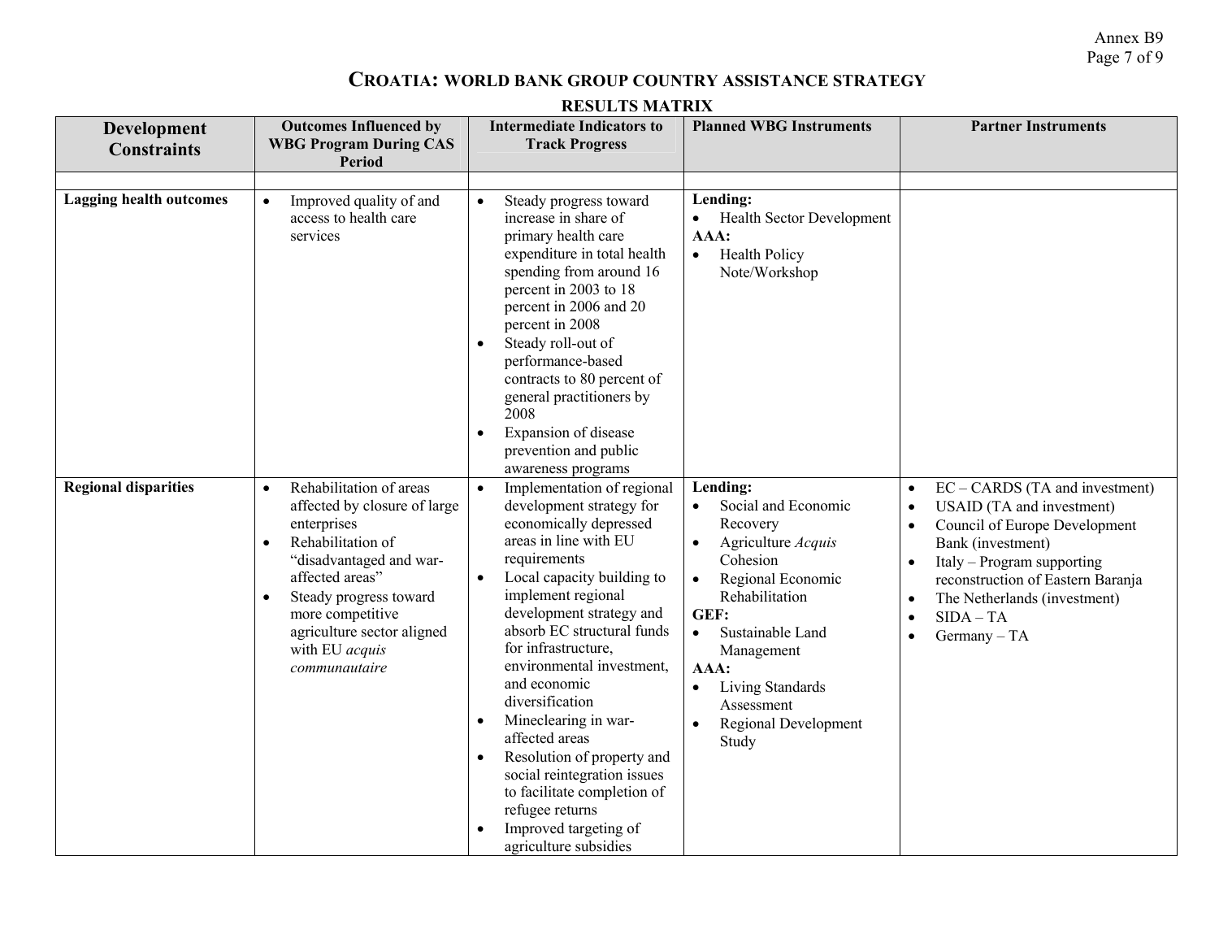# CROATIA: WORLD BANK GROUP COUNTRY ASSISTANCE STRATEGY

## RESULTS MATRIX

| Development Constraints | Outcomes Influenced by WBG Program During CAS Period | Intermediate Indicators to Track Progress | Planned WBG Instruments | Partner Instruments |
|---|---|---|---|---|
| | | | | |
| **Lagging health outcomes** | • Improved quality of and access to health care services | • Steady progress toward increase in share of primary health care expenditure in total health spending from around 16 percent in 2003 to 18 percent in 2006 and 20 percent in 2008<br>• Steady roll-out of performance-based contracts to 80 percent of general practitioners by 2008<br>• Expansion of disease prevention and public awareness programs | **Lending:**<br>• Health Sector Development<br>**AAA:**<br>• Health Policy Note/Workshop | |
| **Regional disparities** | • Rehabilitation of areas affected by closure of large enterprises<br>• Rehabilitation of "disadvantaged and war-affected areas"<br>• Steady progress toward more competitive agriculture sector aligned with EU *acquis communautaire* | • Implementation of regional development strategy for economically depressed areas in line with EU requirements<br>• Local capacity building to implement regional development strategy and absorb EC structural funds for infrastructure, environmental investment, and economic diversification<br>• Mineclearing in war-affected areas<br>• Resolution of property and social reintegration issues to facilitate completion of refugee returns<br>• Improved targeting of agriculture subsidies | **Lending:**<br>• Social and Economic Recovery<br>• Agriculture *Acquis* Cohesion<br>• Regional Economic Rehabilitation<br>**GEF:**<br>• Sustainable Land Management<br>**AAA:**<br>• Living Standards Assessment<br>• Regional Development Study | • EC – CARDS (TA and investment)<br>• USAID (TA and investment)<br>• Council of Europe Development Bank (investment)<br>• Italy – Program supporting reconstruction of Eastern Baranja<br>• The Netherlands (investment)<br>• SIDA – TA<br>• Germany – TA |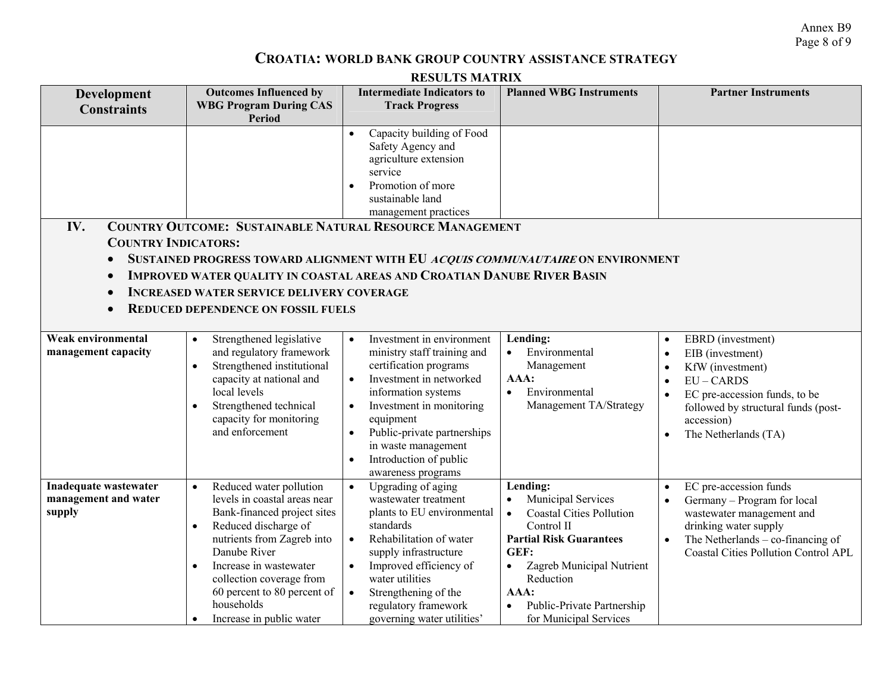# CROATIA: WORLD BANK GROUP COUNTRY ASSISTANCE STRATEGY

## RESULTS MATRIX

| Development Constraints | Outcomes Influenced by WBG Program During CAS Period | Intermediate Indicators to Track Progress | Planned WBG Instruments | Partner Instruments |
|---|---|---|---|---|
| | | • Capacity building of Food Safety Agency and agriculture extension service<br>• Promotion of more sustainable land management practices | | |
| **IV. COUNTRY OUTCOME: SUSTAINABLE NATURAL RESOURCE MANAGEMENT**<br>**COUNTRY INDICATORS:**<br>• **SUSTAINED PROGRESS TOWARD ALIGNMENT WITH EU *ACQUIS COMMUNAUTAIRE* ON ENVIRONMENT**<br>• **IMPROVED WATER QUALITY IN COASTAL AREAS AND CROATIAN DANUBE RIVER BASIN**<br>• **INCREASED WATER SERVICE DELIVERY COVERAGE**<br>• **REDUCED DEPENDENCE ON FOSSIL FUELS** | | | | |
| **Weak environmental management capacity** | • Strengthened legislative and regulatory framework<br>• Strengthened institutional capacity at national and local levels<br>• Strengthened technical capacity for monitoring and enforcement | • Investment in environment ministry staff training and certification programs<br>• Investment in networked information systems<br>• Investment in monitoring equipment<br>• Public-private partnerships in waste management<br>• Introduction of public awareness programs | **Lending:**<br>• Environmental Management<br>**AAA:**<br>• Environmental Management TA/Strategy | • EBRD (investment)<br>• EIB (investment)<br>• KfW (investment)<br>• EU – CARDS<br>• EC pre-accession funds, to be followed by structural funds (post-accession)<br>• The Netherlands (TA) |
| **Inadequate wastewater management and water supply** | • Reduced water pollution levels in coastal areas near Bank-financed project sites<br>• Reduced discharge of nutrients from Zagreb into Danube River<br>• Increase in wastewater collection coverage from 60 percent to 80 percent of households<br>• Increase in public water | • Upgrading of aging wastewater treatment plants to EU environmental standards<br>• Rehabilitation of water supply infrastructure<br>• Improved efficiency of water utilities<br>• Strengthening of the regulatory framework governing water utilities' | **Lending:**<br>• Municipal Services<br>• Coastal Cities Pollution Control II<br>**Partial Risk Guarantees**<br>**GEF:**<br>• Zagreb Municipal Nutrient Reduction<br>**AAA:**<br>• Public-Private Partnership for Municipal Services | • EC pre-accession funds<br>• Germany – Program for local wastewater management and drinking water supply<br>• The Netherlands – co-financing of Coastal Cities Pollution Control APL |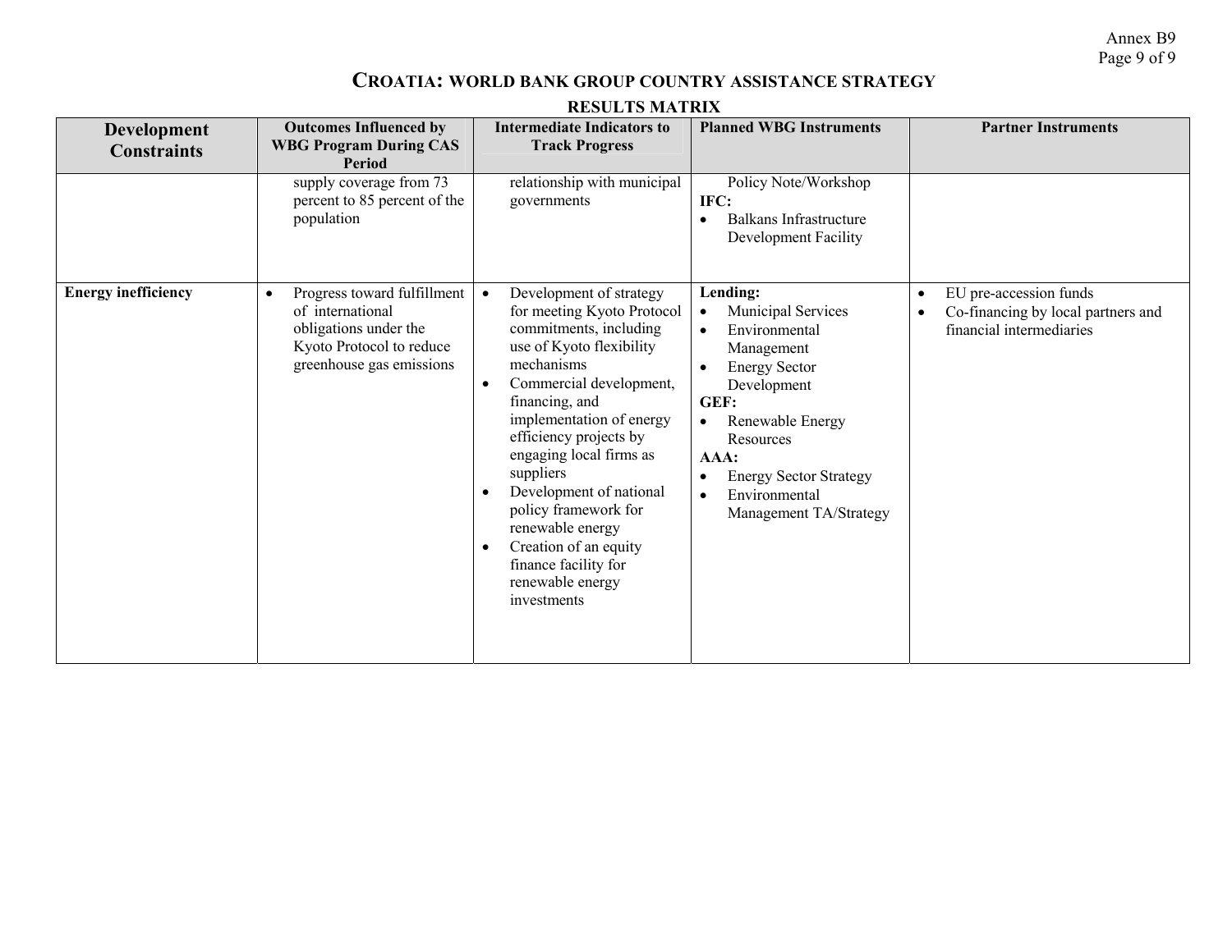## CROATIA: WORLD BANK GROUP COUNTRY ASSISTANCE STRATEGY

### RESULTS MATRIX

| Development Constraints | Outcomes Influenced by WBG Program During CAS Period | Intermediate Indicators to Track Progress | Planned WBG Instruments | Partner Instruments |
|---|---|---|---|---|
| | supply coverage from 73 percent to 85 percent of the population | relationship with municipal governments | Policy Note/Workshop<br>**IFC:**<br>• Balkans Infrastructure Development Facility | |
| **Energy inefficiency** | • Progress toward fulfillment of international obligations under the Kyoto Protocol to reduce greenhouse gas emissions | • Development of strategy for meeting Kyoto Protocol commitments, including use of Kyoto flexibility mechanisms<br>• Commercial development, financing, and implementation of energy efficiency projects by engaging local firms as suppliers<br>• Development of national policy framework for renewable energy<br>• Creation of an equity finance facility for renewable energy investments | **Lending:**<br>• Municipal Services<br>• Environmental Management<br>• Energy Sector Development<br>**GEF:**<br>• Renewable Energy Resources<br>**AAA:**<br>• Energy Sector Strategy<br>• Environmental Management TA/Strategy | • EU pre-accession funds<br>• Co-financing by local partners and financial intermediaries |